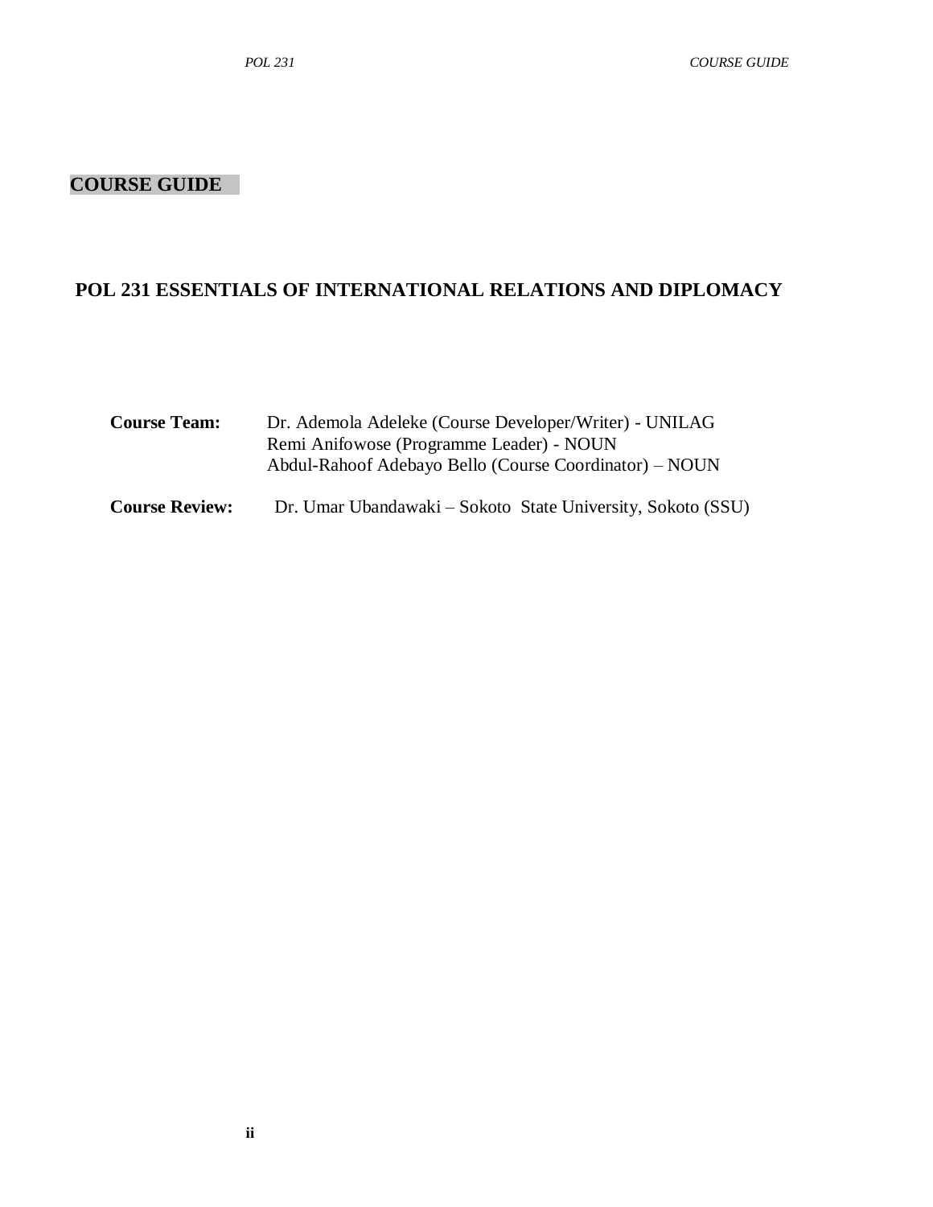# COURSE GUIDE

## POL 231 ESSENTIALS OF INTERNATIONAL RELATIONS AND DIPLOMACY

**Course Team:** Dr. Ademola Adeleke (Course Developer/Writer) - UNILAG
Remi Anifowose (Programme Leader) - NOUN
Abdul-Rahoof Adebayo Bello (Course Coordinator) – NOUN

**Course Review:** Dr. Umar Ubandawaki – Sokoto State University, Sokoto (SSU)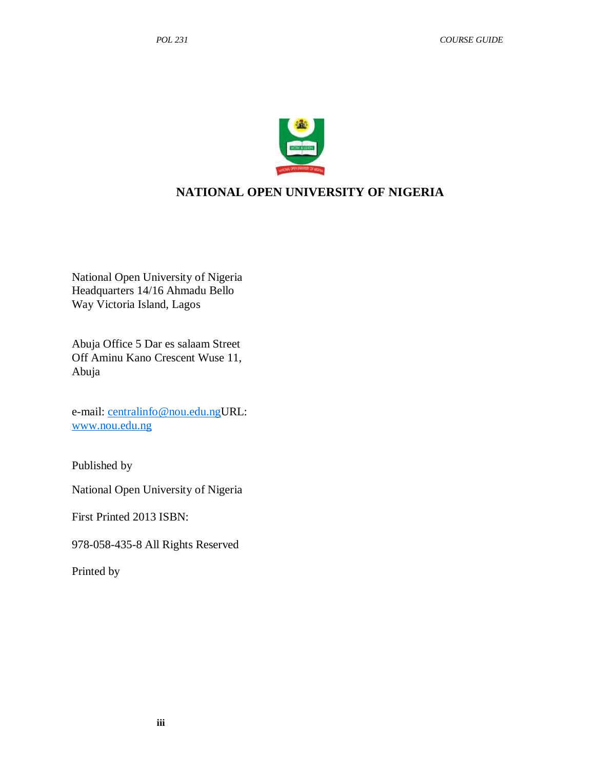# NATIONAL OPEN UNIVERSITY OF NIGERIA

National Open University of Nigeria
Headquarters 14/16 Ahmadu Bello
Way Victoria Island, Lagos

Abuja Office 5 Dar es salaam Street
Off Aminu Kano Crescent Wuse 11,
Abuja

e-mail: centralinfo@nou.edu.ngURL:
www.nou.edu.ng

Published by

National Open University of Nigeria

First Printed 2013 ISBN:

978-058-435-8 All Rights Reserved

Printed by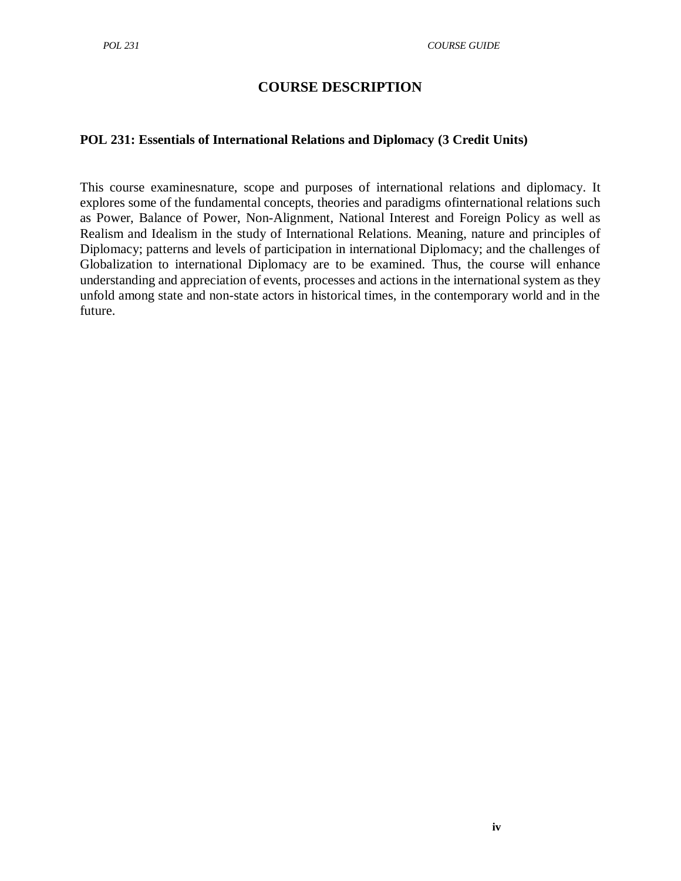# COURSE DESCRIPTION

**POL 231: Essentials of International Relations and Diplomacy (3 Credit Units)**

This course examinesnature, scope and purposes of international relations and diplomacy. It explores some of the fundamental concepts, theories and paradigms ofinternational relations such as Power, Balance of Power, Non-Alignment, National Interest and Foreign Policy as well as Realism and Idealism in the study of International Relations. Meaning, nature and principles of Diplomacy; patterns and levels of participation in international Diplomacy; and the challenges of Globalization to international Diplomacy are to be examined. Thus, the course will enhance understanding and appreciation of events, processes and actions in the international system as they unfold among state and non-state actors in historical times, in the contemporary world and in the future.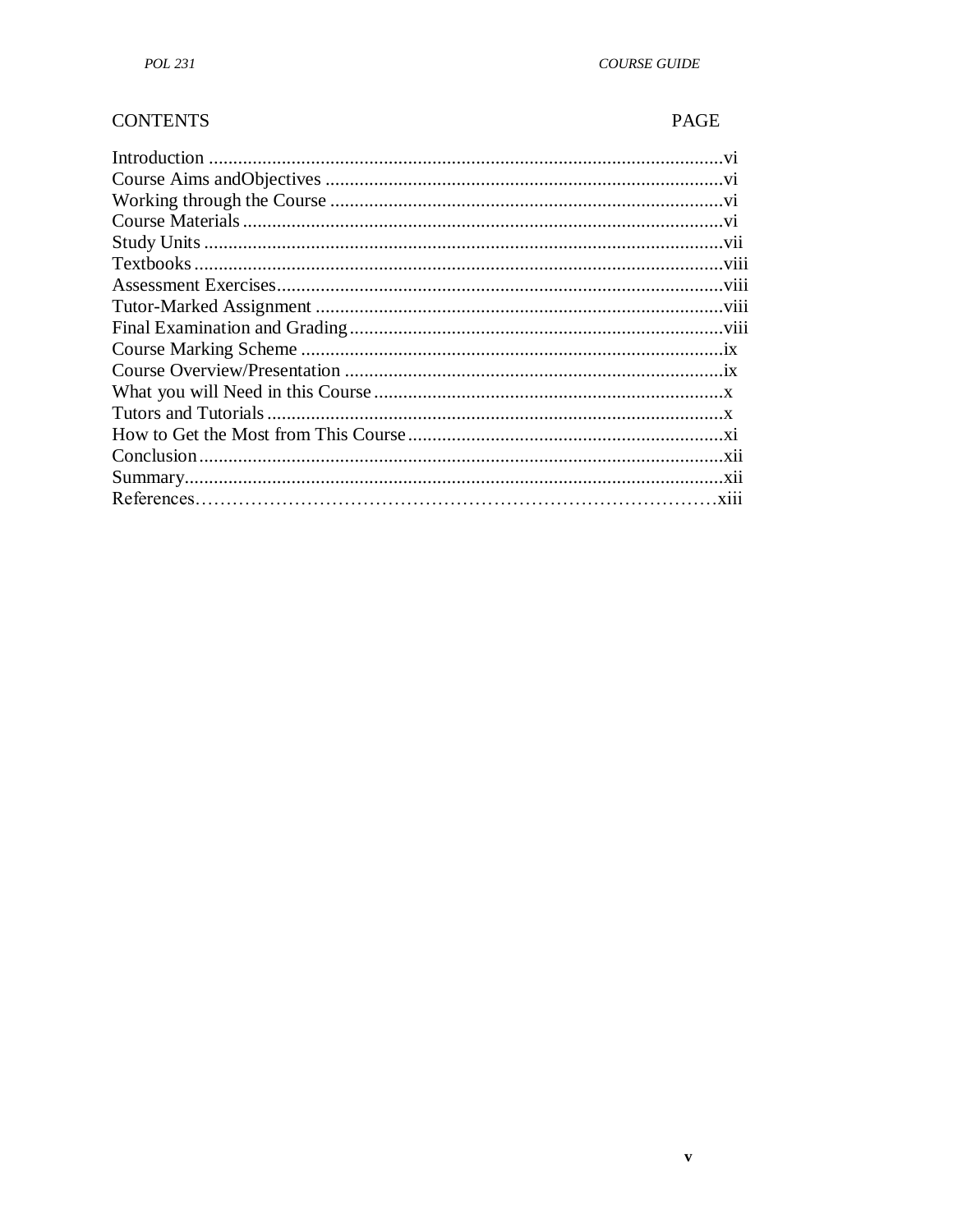| CONTENTS | PAGE |
|---|---|
| Introduction | vi |
| Course Aims andObjectives | vi |
| Working through the Course | vi |
| Course Materials | vi |
| Study Units | vii |
| Textbooks | viii |
| Assessment Exercises | viii |
| Tutor-Marked Assignment | viii |
| Final Examination and Grading | viii |
| Course Marking Scheme | ix |
| Course Overview/Presentation | ix |
| What you will Need in this Course | x |
| Tutors and Tutorials | x |
| How to Get the Most from This Course | xi |
| Conclusion | xii |
| Summary | xii |
| References | xiii |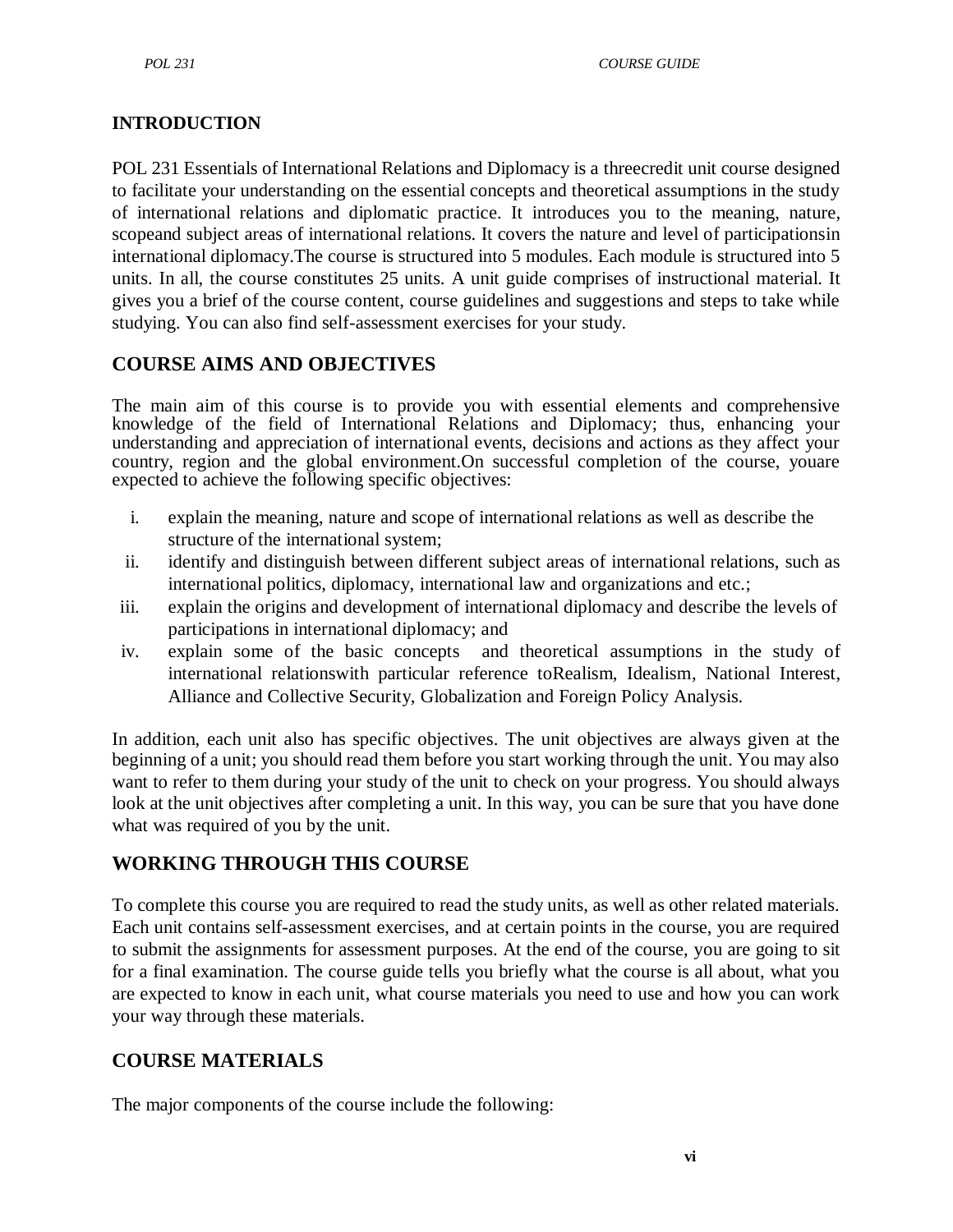## INTRODUCTION

POL 231 Essentials of International Relations and Diplomacy is a threecredit unit course designed to facilitate your understanding on the essential concepts and theoretical assumptions in the study of international relations and diplomatic practice. It introduces you to the meaning, nature, scopeand subject areas of international relations. It covers the nature and level of participationsin international diplomacy.The course is structured into 5 modules. Each module is structured into 5 units. In all, the course constitutes 25 units. A unit guide comprises of instructional material. It gives you a brief of the course content, course guidelines and suggestions and steps to take while studying. You can also find self-assessment exercises for your study.

## COURSE AIMS AND OBJECTIVES

The main aim of this course is to provide you with essential elements and comprehensive knowledge of the field of International Relations and Diplomacy; thus, enhancing your understanding and appreciation of international events, decisions and actions as they affect your country, region and the global environment.On successful completion of the course, youare expected to achieve the following specific objectives:

i. explain the meaning, nature and scope of international relations as well as describe the structure of the international system;
ii. identify and distinguish between different subject areas of international relations, such as international politics, diplomacy, international law and organizations and etc.;
iii. explain the origins and development of international diplomacy and describe the levels of participations in international diplomacy; and
iv. explain some of the basic concepts and theoretical assumptions in the study of international relationswith particular reference toRealism, Idealism, National Interest, Alliance and Collective Security, Globalization and Foreign Policy Analysis.

In addition, each unit also has specific objectives. The unit objectives are always given at the beginning of a unit; you should read them before you start working through the unit. You may also want to refer to them during your study of the unit to check on your progress. You should always look at the unit objectives after completing a unit. In this way, you can be sure that you have done what was required of you by the unit.

## WORKING THROUGH THIS COURSE

To complete this course you are required to read the study units, as well as other related materials. Each unit contains self-assessment exercises, and at certain points in the course, you are required to submit the assignments for assessment purposes. At the end of the course, you are going to sit for a final examination. The course guide tells you briefly what the course is all about, what you are expected to know in each unit, what course materials you need to use and how you can work your way through these materials.

## COURSE MATERIALS

The major components of the course include the following: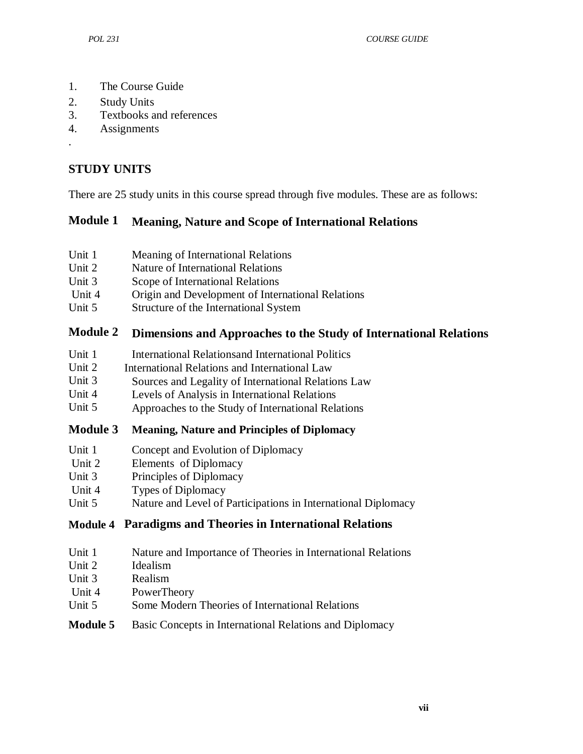1. The Course Guide
2. Study Units
3. Textbooks and references
4. Assignments

.

## STUDY UNITS

There are 25 study units in this course spread through five modules. These are as follows:

### Module 1 Meaning, Nature and Scope of International Relations

Unit 1 Meaning of International Relations
Unit 2 Nature of International Relations
Unit 3 Scope of International Relations
Unit 4 Origin and Development of International Relations
Unit 5 Structure of the International System

### Module 2 Dimensions and Approaches to the Study of International Relations

Unit 1 International Relationsand International Politics
Unit 2 International Relations and International Law
Unit 3 Sources and Legality of International Relations Law
Unit 4 Levels of Analysis in International Relations
Unit 5 Approaches to the Study of International Relations

### Module 3 Meaning, Nature and Principles of Diplomacy

Unit 1 Concept and Evolution of Diplomacy
Unit 2 Elements of Diplomacy
Unit 3 Principles of Diplomacy
Unit 4 Types of Diplomacy
Unit 5 Nature and Level of Participations in International Diplomacy

### Module 4 Paradigms and Theories in International Relations

Unit 1 Nature and Importance of Theories in International Relations
Unit 2 Idealism
Unit 3 Realism
Unit 4 PowerTheory
Unit 5 Some Modern Theories of International Relations

**Module 5** Basic Concepts in International Relations and Diplomacy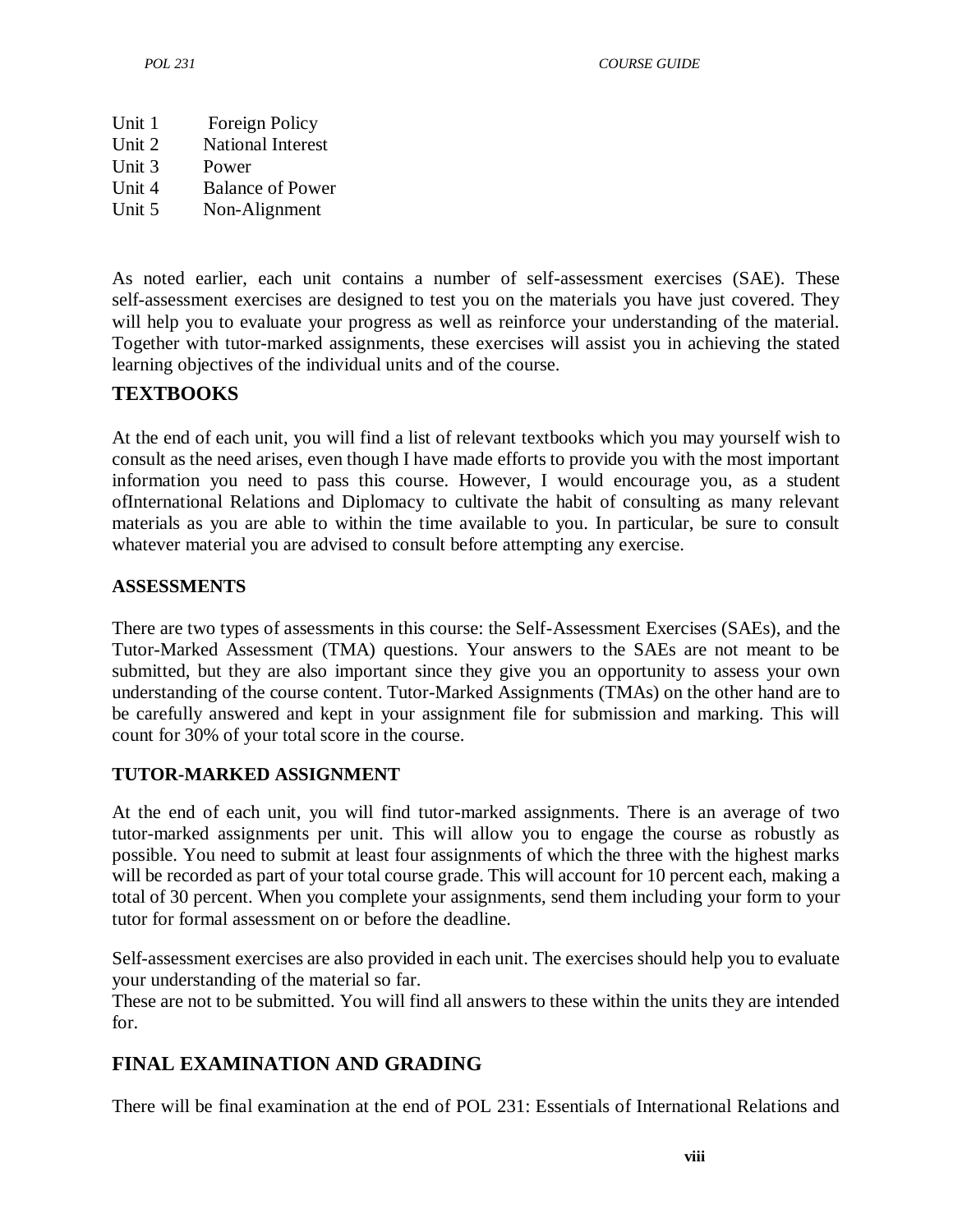Unit 1 Foreign Policy
Unit 2 National Interest
Unit 3 Power
Unit 4 Balance of Power
Unit 5 Non-Alignment

As noted earlier, each unit contains a number of self-assessment exercises (SAE). These self-assessment exercises are designed to test you on the materials you have just covered. They will help you to evaluate your progress as well as reinforce your understanding of the material. Together with tutor-marked assignments, these exercises will assist you in achieving the stated learning objectives of the individual units and of the course.

## TEXTBOOKS

At the end of each unit, you will find a list of relevant textbooks which you may yourself wish to consult as the need arises, even though I have made efforts to provide you with the most important information you need to pass this course. However, I would encourage you, as a student ofInternational Relations and Diplomacy to cultivate the habit of consulting as many relevant materials as you are able to within the time available to you. In particular, be sure to consult whatever material you are advised to consult before attempting any exercise.

### ASSESSMENTS

There are two types of assessments in this course: the Self-Assessment Exercises (SAEs), and the Tutor-Marked Assessment (TMA) questions. Your answers to the SAEs are not meant to be submitted, but they are also important since they give you an opportunity to assess your own understanding of the course content. Tutor-Marked Assignments (TMAs) on the other hand are to be carefully answered and kept in your assignment file for submission and marking. This will count for 30% of your total score in the course.

### TUTOR-MARKED ASSIGNMENT

At the end of each unit, you will find tutor-marked assignments. There is an average of two tutor-marked assignments per unit. This will allow you to engage the course as robustly as possible. You need to submit at least four assignments of which the three with the highest marks will be recorded as part of your total course grade. This will account for 10 percent each, making a total of 30 percent. When you complete your assignments, send them including your form to your tutor for formal assessment on or before the deadline.

Self-assessment exercises are also provided in each unit. The exercises should help you to evaluate your understanding of the material so far.
These are not to be submitted. You will find all answers to these within the units they are intended for.

## FINAL EXAMINATION AND GRADING

There will be final examination at the end of POL 231: Essentials of International Relations and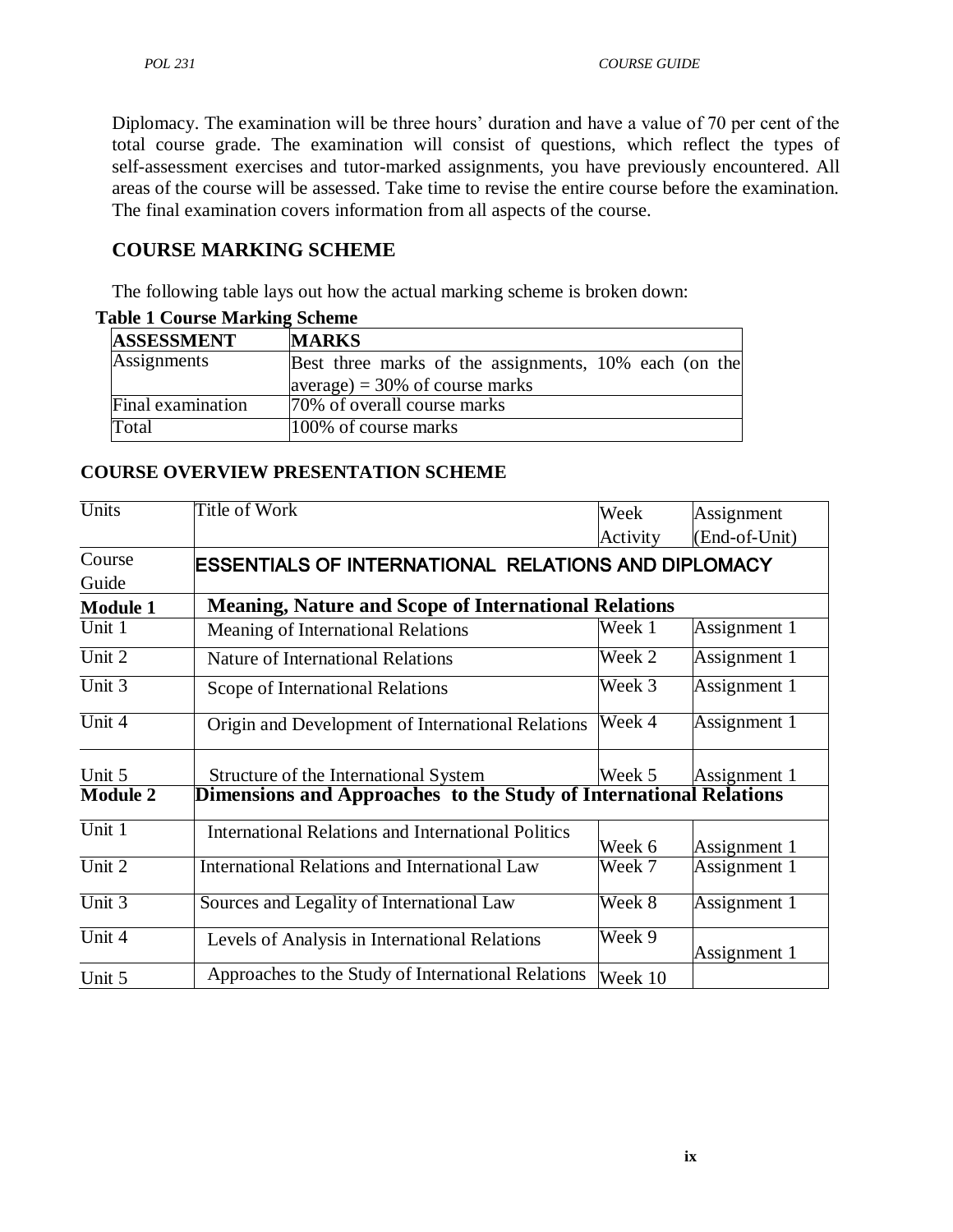Diplomacy. The examination will be three hours' duration and have a value of 70 per cent of the total course grade. The examination will consist of questions, which reflect the types of self-assessment exercises and tutor-marked assignments, you have previously encountered. All areas of the course will be assessed. Take time to revise the entire course before the examination. The final examination covers information from all aspects of the course.

## COURSE MARKING SCHEME

The following table lays out how the actual marking scheme is broken down:

**Table 1 Course Marking Scheme**

| ASSESSMENT | MARKS |
|---|---|
| Assignments | Best three marks of the assignments, 10% each (on the average) = 30% of course marks |
| Final examination | 70% of overall course marks |
| Total | 100% of course marks |

## COURSE OVERVIEW PRESENTATION SCHEME

| Units | Title of Work | Week Activity | Assignment (End-of-Unit) |
|---|---|---|---|
| Course Guide | **ESSENTIALS OF INTERNATIONAL RELATIONS AND DIPLOMACY** | | |
| **Module 1** | **Meaning, Nature and Scope of International Relations** | | |
| Unit 1 | Meaning of International Relations | Week 1 | Assignment 1 |
| Unit 2 | Nature of International Relations | Week 2 | Assignment 1 |
| Unit 3 | Scope of International Relations | Week 3 | Assignment 1 |
| Unit 4 | Origin and Development of International Relations | Week 4 | Assignment 1 |
| Unit 5 | Structure of the International System | Week 5 | Assignment 1 |
| **Module 2** | **Dimensions and Approaches to the Study of International Relations** | | |
| Unit 1 | International Relations and International Politics | Week 6 | Assignment 1 |
| Unit 2 | International Relations and International Law | Week 7 | Assignment 1 |
| Unit 3 | Sources and Legality of International Law | Week 8 | Assignment 1 |
| Unit 4 | Levels of Analysis in International Relations | Week 9 | Assignment 1 |
| Unit 5 | Approaches to the Study of International Relations | Week 10 | |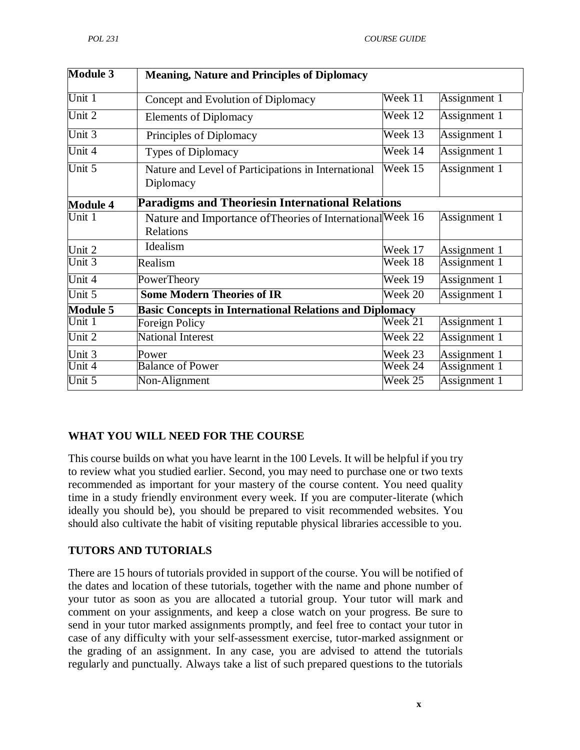| **Module 3** | **Meaning, Nature and Principles of Diplomacy** | | |
|---|---|---|---|
| Unit 1 | Concept and Evolution of Diplomacy | Week 11 | Assignment 1 |
| Unit 2 | Elements of Diplomacy | Week 12 | Assignment 1 |
| Unit 3 | Principles of Diplomacy | Week 13 | Assignment 1 |
| Unit 4 | Types of Diplomacy | Week 14 | Assignment 1 |
| Unit 5 | Nature and Level of Participations in International Diplomacy | Week 15 | Assignment 1 |
| **Module 4** | **Paradigms and Theoriesin International Relations** | | |
| Unit 1 | Nature and Importance ofTheories of International Relations | Week 16 | Assignment 1 |
| Unit 2 | Idealism | Week 17 | Assignment 1 |
| Unit 3 | Realism | Week 18 | Assignment 1 |
| Unit 4 | PowerTheory | Week 19 | Assignment 1 |
| Unit 5 | **Some Modern Theories of IR** | Week 20 | Assignment 1 |
| **Module 5** | **Basic Concepts in International Relations and Diplomacy** | | |
| Unit 1 | Foreign Policy | Week 21 | Assignment 1 |
| Unit 2 | National Interest | Week 22 | Assignment 1 |
| Unit 3 | Power | Week 23 | Assignment 1 |
| Unit 4 | Balance of Power | Week 24 | Assignment 1 |
| Unit 5 | Non-Alignment | Week 25 | Assignment 1 |

## WHAT YOU WILL NEED FOR THE COURSE

This course builds on what you have learnt in the 100 Levels. It will be helpful if you try to review what you studied earlier. Second, you may need to purchase one or two texts recommended as important for your mastery of the course content. You need quality time in a study friendly environment every week. If you are computer-literate (which ideally you should be), you should be prepared to visit recommended websites. You should also cultivate the habit of visiting reputable physical libraries accessible to you.

## TUTORS AND TUTORIALS

There are 15 hours of tutorials provided in support of the course. You will be notified of the dates and location of these tutorials, together with the name and phone number of your tutor as soon as you are allocated a tutorial group. Your tutor will mark and comment on your assignments, and keep a close watch on your progress. Be sure to send in your tutor marked assignments promptly, and feel free to contact your tutor in case of any difficulty with your self-assessment exercise, tutor-marked assignment or the grading of an assignment. In any case, you are advised to attend the tutorials regularly and punctually. Always take a list of such prepared questions to the tutorials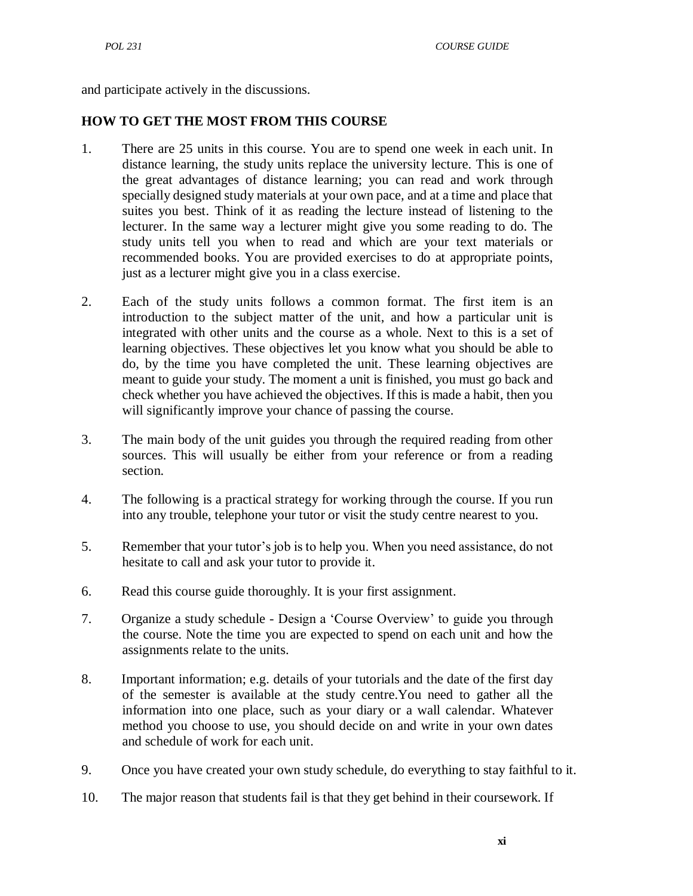and participate actively in the discussions.

## HOW TO GET THE MOST FROM THIS COURSE

1. There are 25 units in this course. You are to spend one week in each unit. In distance learning, the study units replace the university lecture. This is one of the great advantages of distance learning; you can read and work through specially designed study materials at your own pace, and at a time and place that suites you best. Think of it as reading the lecture instead of listening to the lecturer. In the same way a lecturer might give you some reading to do. The study units tell you when to read and which are your text materials or recommended books. You are provided exercises to do at appropriate points, just as a lecturer might give you in a class exercise.

2. Each of the study units follows a common format. The first item is an introduction to the subject matter of the unit, and how a particular unit is integrated with other units and the course as a whole. Next to this is a set of learning objectives. These objectives let you know what you should be able to do, by the time you have completed the unit. These learning objectives are meant to guide your study. The moment a unit is finished, you must go back and check whether you have achieved the objectives. If this is made a habit, then you will significantly improve your chance of passing the course.

3. The main body of the unit guides you through the required reading from other sources. This will usually be either from your reference or from a reading section.

4. The following is a practical strategy for working through the course. If you run into any trouble, telephone your tutor or visit the study centre nearest to you.

5. Remember that your tutor's job is to help you. When you need assistance, do not hesitate to call and ask your tutor to provide it.

6. Read this course guide thoroughly. It is your first assignment.

7. Organize a study schedule - Design a 'Course Overview' to guide you through the course. Note the time you are expected to spend on each unit and how the assignments relate to the units.

8. Important information; e.g. details of your tutorials and the date of the first day of the semester is available at the study centre.You need to gather all the information into one place, such as your diary or a wall calendar. Whatever method you choose to use, you should decide on and write in your own dates and schedule of work for each unit.

9. Once you have created your own study schedule, do everything to stay faithful to it.

10. The major reason that students fail is that they get behind in their coursework. If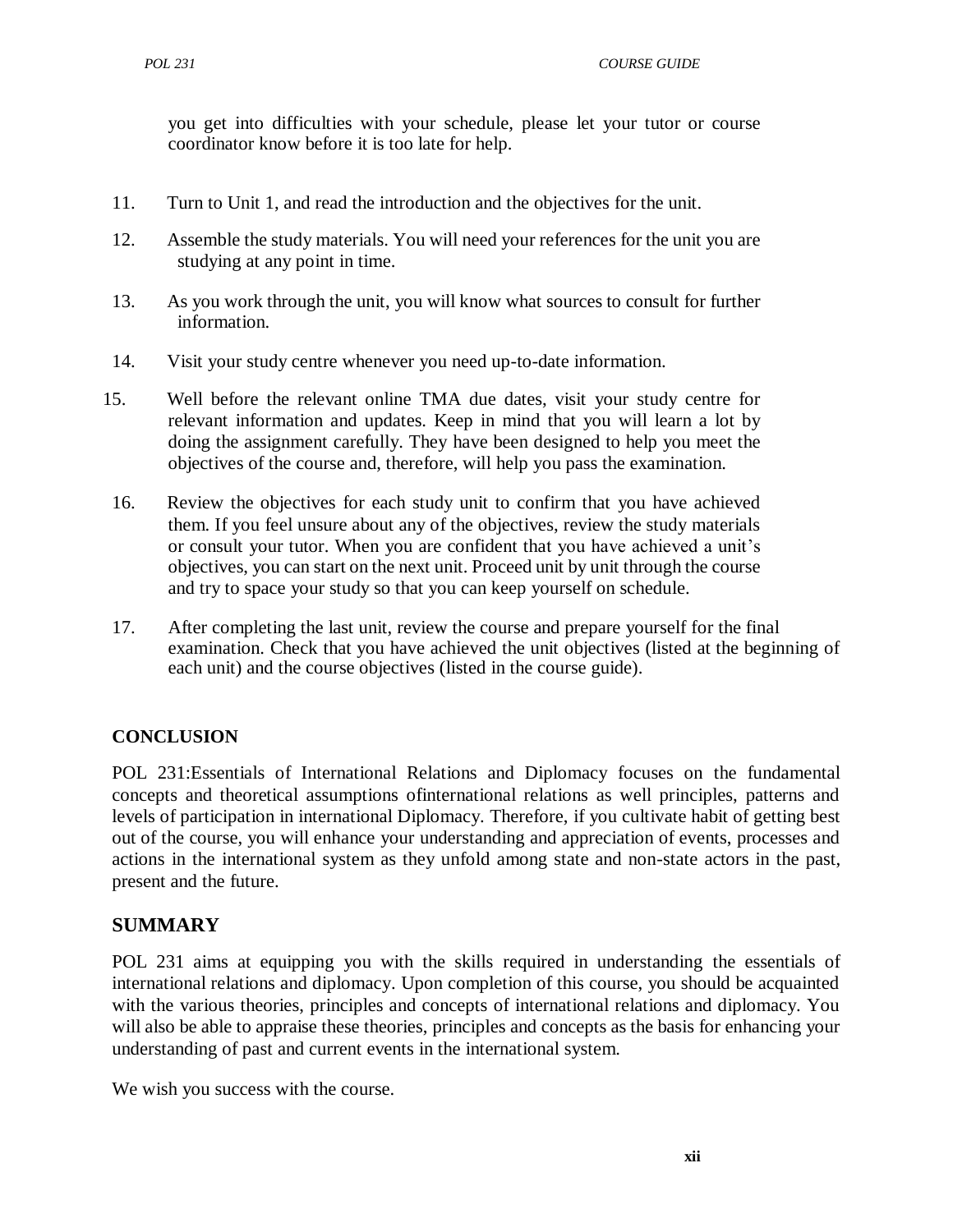you get into difficulties with your schedule, please let your tutor or course coordinator know before it is too late for help.

11. Turn to Unit 1, and read the introduction and the objectives for the unit.
12. Assemble the study materials. You will need your references for the unit you are studying at any point in time.
13. As you work through the unit, you will know what sources to consult for further information.
14. Visit your study centre whenever you need up-to-date information.
15. Well before the relevant online TMA due dates, visit your study centre for relevant information and updates. Keep in mind that you will learn a lot by doing the assignment carefully. They have been designed to help you meet the objectives of the course and, therefore, will help you pass the examination.
16. Review the objectives for each study unit to confirm that you have achieved them. If you feel unsure about any of the objectives, review the study materials or consult your tutor. When you are confident that you have achieved a unit's objectives, you can start on the next unit. Proceed unit by unit through the course and try to space your study so that you can keep yourself on schedule.
17. After completing the last unit, review the course and prepare yourself for the final examination. Check that you have achieved the unit objectives (listed at the beginning of each unit) and the course objectives (listed in the course guide).

## CONCLUSION

POL 231:Essentials of International Relations and Diplomacy focuses on the fundamental concepts and theoretical assumptions ofinternational relations as well principles, patterns and levels of participation in international Diplomacy. Therefore, if you cultivate habit of getting best out of the course, you will enhance your understanding and appreciation of events, processes and actions in the international system as they unfold among state and non-state actors in the past, present and the future.

## SUMMARY

POL 231 aims at equipping you with the skills required in understanding the essentials of international relations and diplomacy. Upon completion of this course, you should be acquainted with the various theories, principles and concepts of international relations and diplomacy. You will also be able to appraise these theories, principles and concepts as the basis for enhancing your understanding of past and current events in the international system.

We wish you success with the course.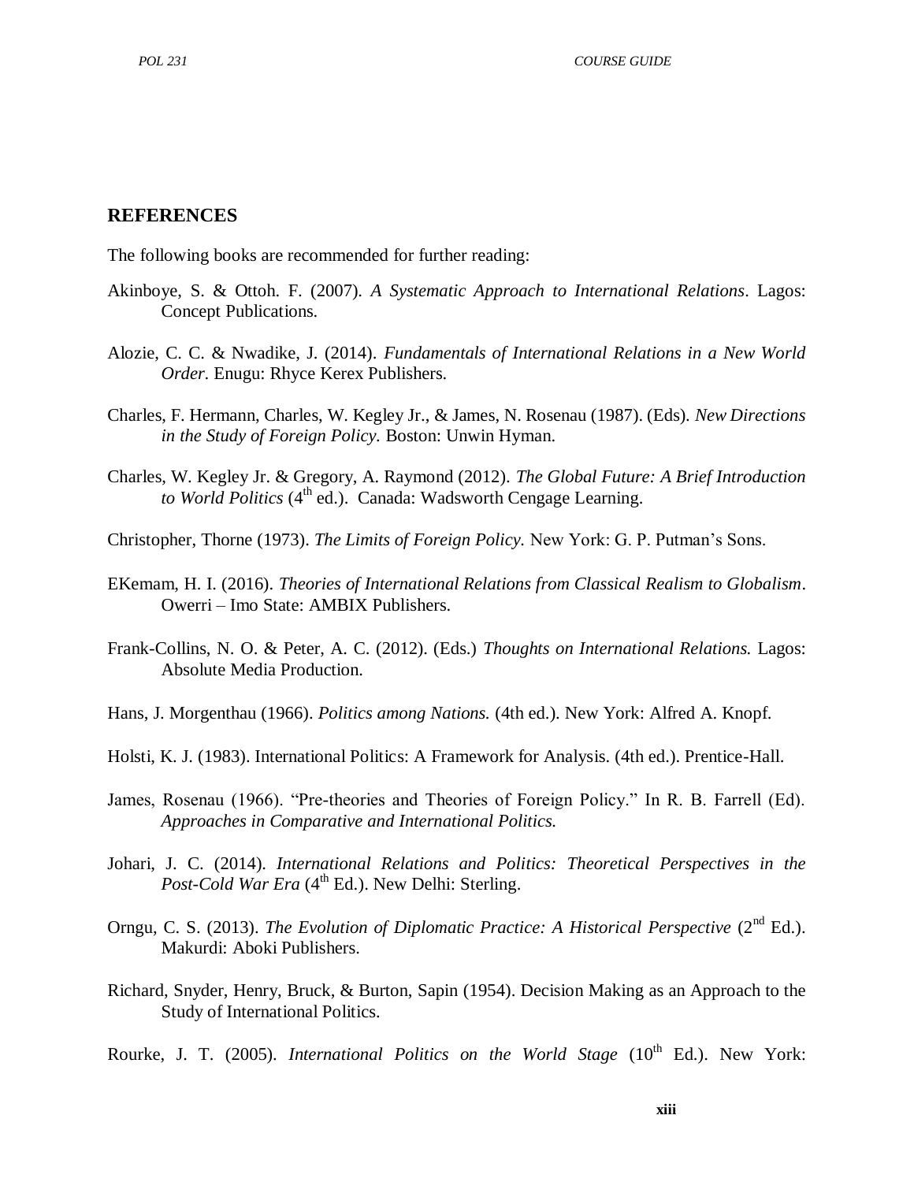## REFERENCES

The following books are recommended for further reading:

Akinboye, S. & Ottoh. F. (2007). *A Systematic Approach to International Relations*. Lagos: Concept Publications.

Alozie, C. C. & Nwadike, J. (2014). *Fundamentals of International Relations in a New World Order*. Enugu: Rhyce Kerex Publishers.

Charles, F. Hermann, Charles, W. Kegley Jr., & James, N. Rosenau (1987). (Eds). *New Directions in the Study of Foreign Policy.* Boston: Unwin Hyman.

Charles, W. Kegley Jr. & Gregory, A. Raymond (2012). *The Global Future: A Brief Introduction to World Politics* (4th ed.). Canada: Wadsworth Cengage Learning.

Christopher, Thorne (1973). *The Limits of Foreign Policy.* New York: G. P. Putman's Sons.

EKemam, H. I. (2016). *Theories of International Relations from Classical Realism to Globalism*. Owerri – Imo State: AMBIX Publishers.

Frank-Collins, N. O. & Peter, A. C. (2012). (Eds.) *Thoughts on International Relations.* Lagos: Absolute Media Production.

Hans, J. Morgenthau (1966). *Politics among Nations.* (4th ed.). New York: Alfred A. Knopf.

Holsti, K. J. (1983). International Politics: A Framework for Analysis. (4th ed.). Prentice-Hall.

James, Rosenau (1966). "Pre-theories and Theories of Foreign Policy." In R. B. Farrell (Ed). *Approaches in Comparative and International Politics.*

Johari, J. C. (2014). *International Relations and Politics: Theoretical Perspectives in the Post-Cold War Era* (4th Ed.). New Delhi: Sterling.

Orngu, C. S. (2013). *The Evolution of Diplomatic Practice: A Historical Perspective* (2nd Ed.). Makurdi: Aboki Publishers.

Richard, Snyder, Henry, Bruck, & Burton, Sapin (1954). Decision Making as an Approach to the Study of International Politics.

Rourke, J. T. (2005). *International Politics on the World Stage* (10th Ed.). New York: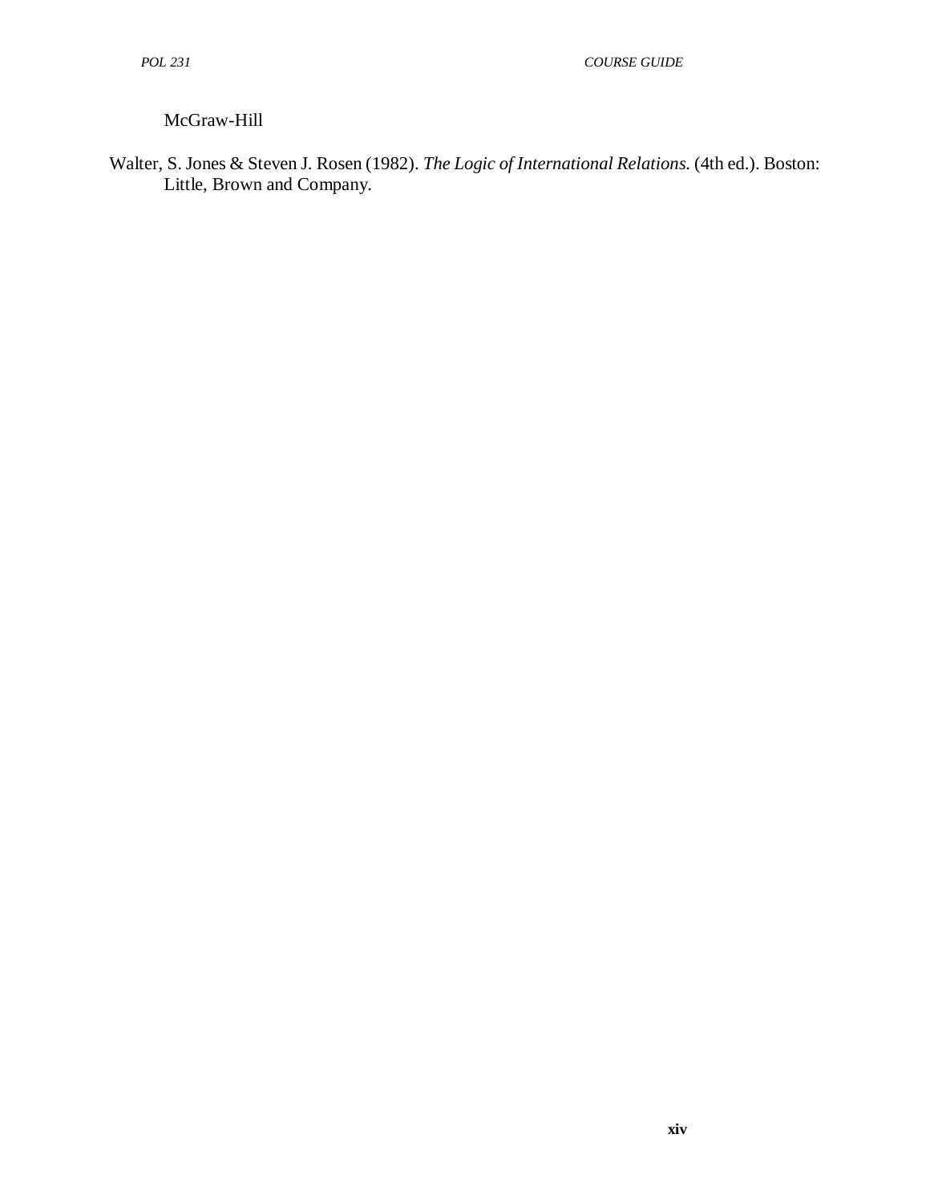McGraw-Hill

Walter, S. Jones & Steven J. Rosen (1982). *The Logic of International Relations.* (4th ed.). Boston: Little, Brown and Company.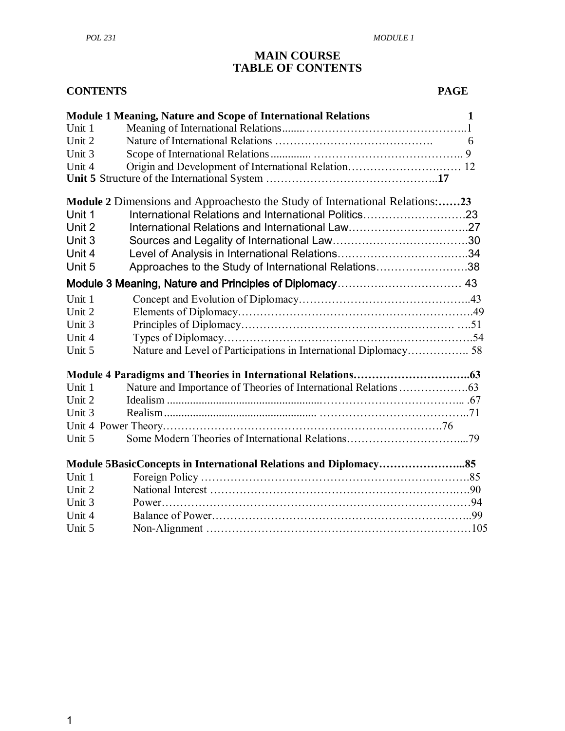# MAIN COURSE
# TABLE OF CONTENTS

| CONTENTS | | PAGE |
|---|---|---|
| **Module 1 Meaning, Nature and Scope of International Relations** | | **1** |
| Unit 1 | Meaning of International Relations | 1 |
| Unit 2 | Nature of International Relations | 6 |
| Unit 3 | Scope of International Relations | 9 |
| Unit 4 | Origin and Development of International Relation | 12 |
| **Unit 5** | Structure of the International System | **17** |
| **Module 2** Dimensions and Approachesto the Study of International Relations: | | **23** |
| Unit 1 | International Relations and International Politics | 23 |
| Unit 2 | International Relations and International Law | 27 |
| Unit 3 | Sources and Legality of International Law | 30 |
| Unit 4 | Level of Analysis in International Relations | 34 |
| Unit 5 | Approaches to the Study of International Relations | 38 |
| Module 3 Meaning, Nature and Principles of Diplomacy | | 43 |
| Unit 1 | Concept and Evolution of Diplomacy | 43 |
| Unit 2 | Elements of Diplomacy | 49 |
| Unit 3 | Principles of Diplomacy | 51 |
| Unit 4 | Types of Diplomacy | 54 |
| Unit 5 | Nature and Level of Participations in International Diplomacy | 58 |
| **Module 4 Paradigms and Theories in International Relations** | | **63** |
| Unit 1 | Nature and Importance of Theories of International Relations | 63 |
| Unit 2 | Idealism | 67 |
| Unit 3 | Realism | 71 |
| Unit 4 | Power Theory | 76 |
| Unit 5 | Some Modern Theories of International Relations | 79 |
| **Module 5BasicConcepts in International Relations and Diplomacy** | | **85** |
| Unit 1 | Foreign Policy | 85 |
| Unit 2 | National Interest | 90 |
| Unit 3 | Power | 94 |
| Unit 4 | Balance of Power | 99 |
| Unit 5 | Non-Alignment | 105 |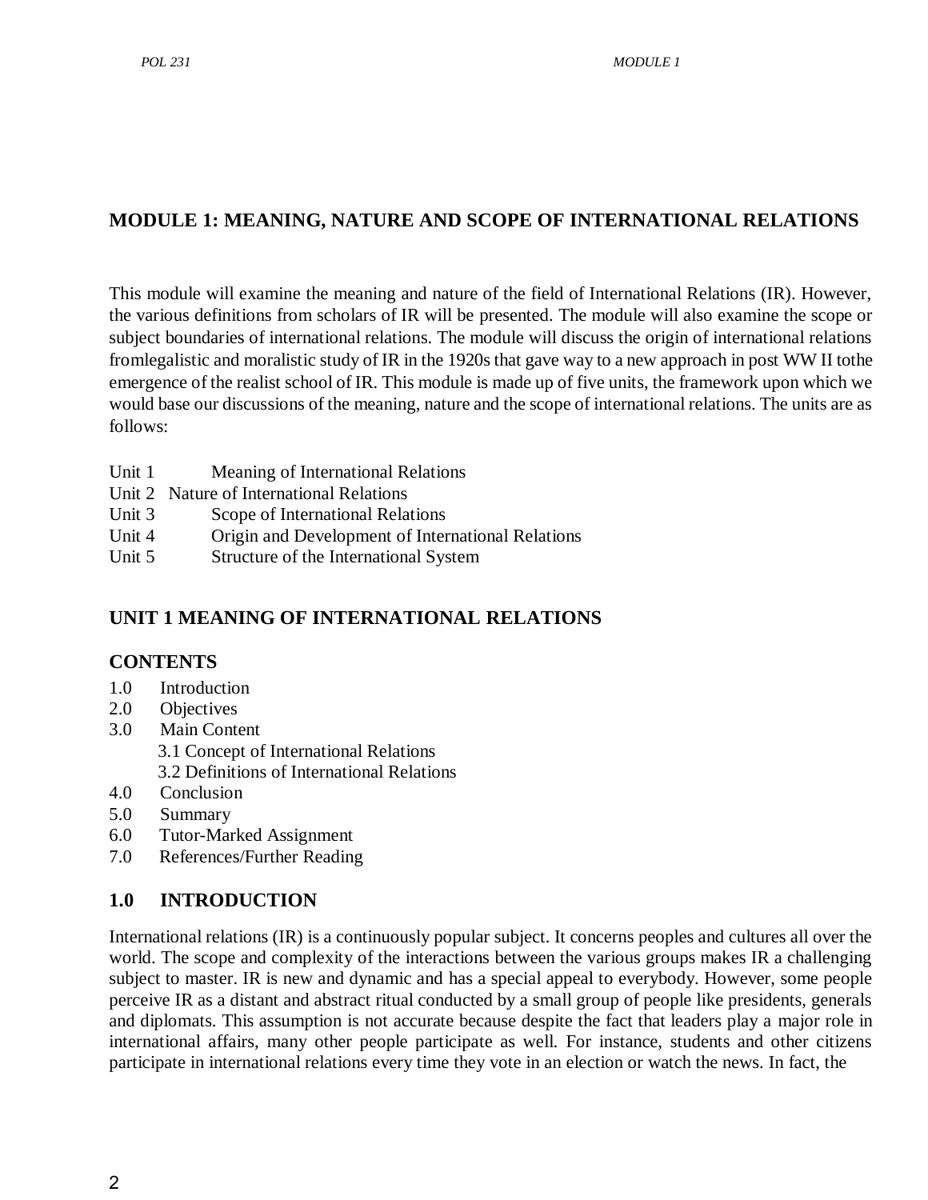# MODULE 1: MEANING, NATURE AND SCOPE OF INTERNATIONAL RELATIONS

This module will examine the meaning and nature of the field of International Relations (IR). However, the various definitions from scholars of IR will be presented. The module will also examine the scope or subject boundaries of international relations. The module will discuss the origin of international relations fromlegalistic and moralistic study of IR in the 1920s that gave way to a new approach in post WW II tothe emergence of the realist school of IR. This module is made up of five units, the framework upon which we would base our discussions of the meaning, nature and the scope of international relations. The units are as follows:

Unit 1 Meaning of International Relations
Unit 2 Nature of International Relations
Unit 3 Scope of International Relations
Unit 4 Origin and Development of International Relations
Unit 5 Structure of the International System

## UNIT 1 MEANING OF INTERNATIONAL RELATIONS

### CONTENTS

1.0 Introduction
2.0 Objectives
3.0 Main Content
  3.1 Concept of International Relations
  3.2 Definitions of International Relations
4.0 Conclusion
5.0 Summary
6.0 Tutor-Marked Assignment
7.0 References/Further Reading

### 1.0 INTRODUCTION

International relations (IR) is a continuously popular subject. It concerns peoples and cultures all over the world. The scope and complexity of the interactions between the various groups makes IR a challenging subject to master. IR is new and dynamic and has a special appeal to everybody. However, some people perceive IR as a distant and abstract ritual conducted by a small group of people like presidents, generals and diplomats. This assumption is not accurate because despite the fact that leaders play a major role in international affairs, many other people participate as well. For instance, students and other citizens participate in international relations every time they vote in an election or watch the news. In fact, the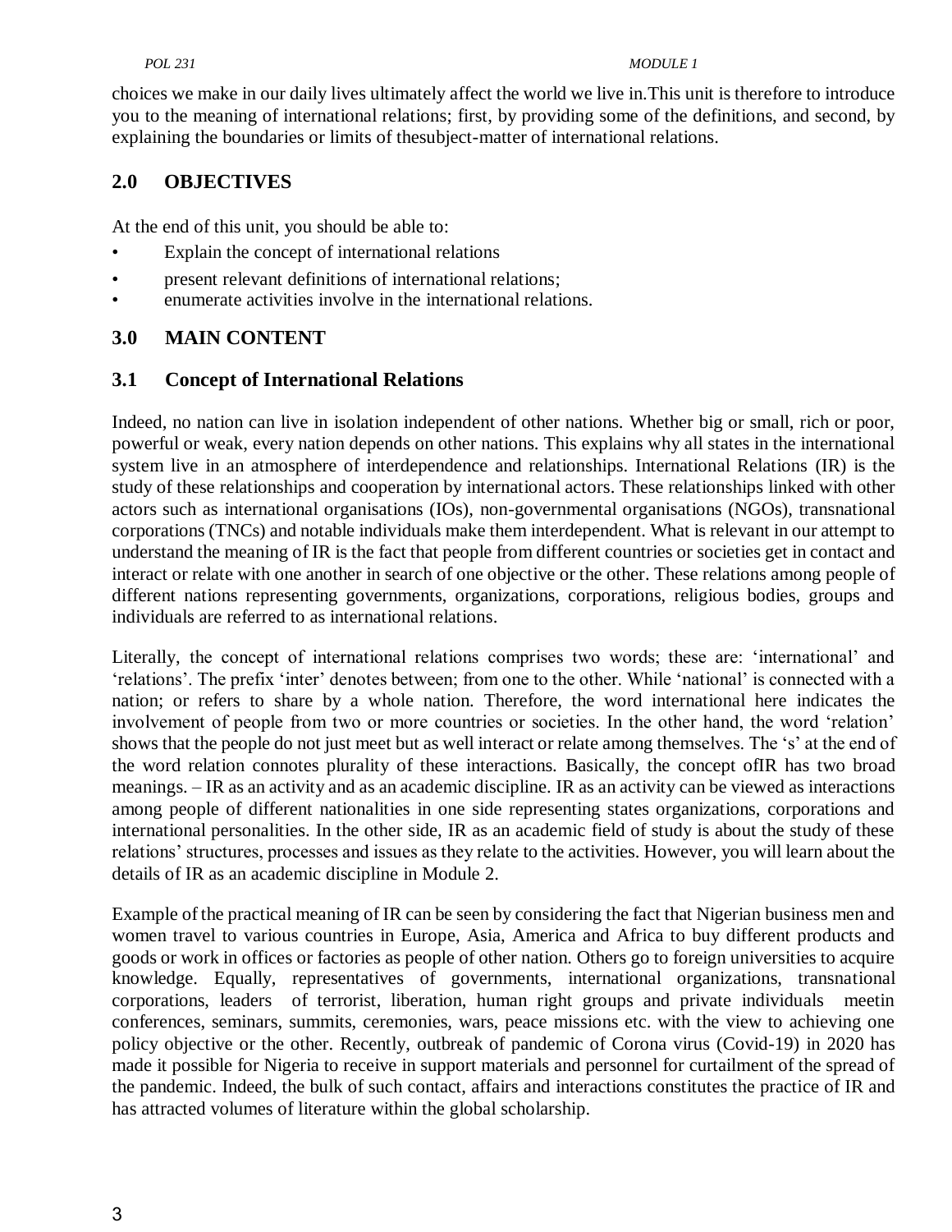choices we make in our daily lives ultimately affect the world we live in.This unit is therefore to introduce you to the meaning of international relations; first, by providing some of the definitions, and second, by explaining the boundaries or limits of thesubject-matter of international relations.

## 2.0 OBJECTIVES

At the end of this unit, you should be able to:

- Explain the concept of international relations
- present relevant definitions of international relations;
- enumerate activities involve in the international relations.

## 3.0 MAIN CONTENT

### 3.1 Concept of International Relations

Indeed, no nation can live in isolation independent of other nations. Whether big or small, rich or poor, powerful or weak, every nation depends on other nations. This explains why all states in the international system live in an atmosphere of interdependence and relationships. International Relations (IR) is the study of these relationships and cooperation by international actors. These relationships linked with other actors such as international organisations (IOs), non-governmental organisations (NGOs), transnational corporations (TNCs) and notable individuals make them interdependent. What is relevant in our attempt to understand the meaning of IR is the fact that people from different countries or societies get in contact and interact or relate with one another in search of one objective or the other. These relations among people of different nations representing governments, organizations, corporations, religious bodies, groups and individuals are referred to as international relations.

Literally, the concept of international relations comprises two words; these are: 'international' and 'relations'. The prefix 'inter' denotes between; from one to the other. While 'national' is connected with a nation; or refers to share by a whole nation. Therefore, the word international here indicates the involvement of people from two or more countries or societies. In the other hand, the word 'relation' shows that the people do not just meet but as well interact or relate among themselves. The 's' at the end of the word relation connotes plurality of these interactions. Basically, the concept ofIR has two broad meanings. – IR as an activity and as an academic discipline. IR as an activity can be viewed as interactions among people of different nationalities in one side representing states organizations, corporations and international personalities. In the other side, IR as an academic field of study is about the study of these relations' structures, processes and issues as they relate to the activities. However, you will learn about the details of IR as an academic discipline in Module 2.

Example of the practical meaning of IR can be seen by considering the fact that Nigerian business men and women travel to various countries in Europe, Asia, America and Africa to buy different products and goods or work in offices or factories as people of other nation. Others go to foreign universities to acquire knowledge. Equally, representatives of governments, international organizations, transnational corporations, leaders of terrorist, liberation, human right groups and private individuals meetin conferences, seminars, summits, ceremonies, wars, peace missions etc. with the view to achieving one policy objective or the other. Recently, outbreak of pandemic of Corona virus (Covid-19) in 2020 has made it possible for Nigeria to receive in support materials and personnel for curtailment of the spread of the pandemic. Indeed, the bulk of such contact, affairs and interactions constitutes the practice of IR and has attracted volumes of literature within the global scholarship.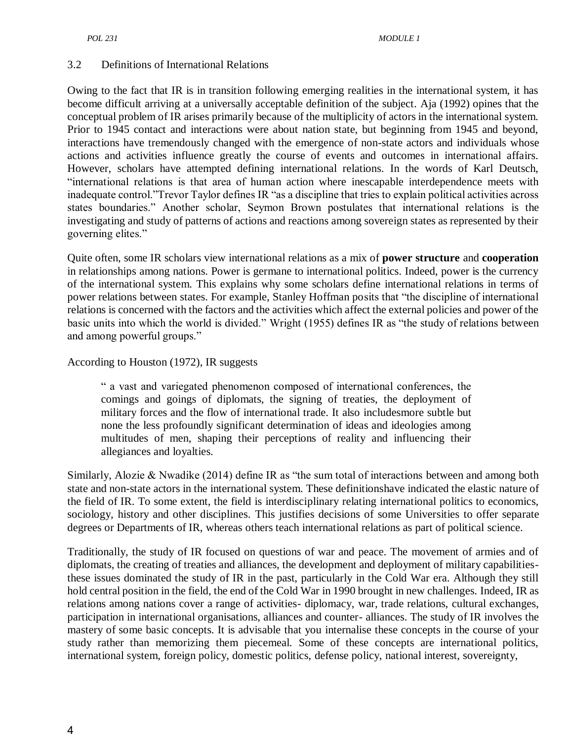### 3.2 Definitions of International Relations

Owing to the fact that IR is in transition following emerging realities in the international system, it has become difficult arriving at a universally acceptable definition of the subject. Aja (1992) opines that the conceptual problem of IR arises primarily because of the multiplicity of actors in the international system. Prior to 1945 contact and interactions were about nation state, but beginning from 1945 and beyond, interactions have tremendously changed with the emergence of non-state actors and individuals whose actions and activities influence greatly the course of events and outcomes in international affairs. However, scholars have attempted defining international relations. In the words of Karl Deutsch, "international relations is that area of human action where inescapable interdependence meets with inadequate control."Trevor Taylor defines IR "as a discipline that tries to explain political activities across states boundaries." Another scholar, Seymon Brown postulates that international relations is the investigating and study of patterns of actions and reactions among sovereign states as represented by their governing elites."

Quite often, some IR scholars view international relations as a mix of **power structure** and **cooperation** in relationships among nations. Power is germane to international politics. Indeed, power is the currency of the international system. This explains why some scholars define international relations in terms of power relations between states. For example, Stanley Hoffman posits that "the discipline of international relations is concerned with the factors and the activities which affect the external policies and power of the basic units into which the world is divided." Wright (1955) defines IR as "the study of relations between and among powerful groups."

According to Houston (1972), IR suggests

> " a vast and variegated phenomenon composed of international conferences, the comings and goings of diplomats, the signing of treaties, the deployment of military forces and the flow of international trade. It also includesmore subtle but none the less profoundly significant determination of ideas and ideologies among multitudes of men, shaping their perceptions of reality and influencing their allegiances and loyalties.

Similarly, Alozie & Nwadike (2014) define IR as "the sum total of interactions between and among both state and non-state actors in the international system. These definitionshave indicated the elastic nature of the field of IR. To some extent, the field is interdisciplinary relating international politics to economics, sociology, history and other disciplines. This justifies decisions of some Universities to offer separate degrees or Departments of IR, whereas others teach international relations as part of political science.

Traditionally, the study of IR focused on questions of war and peace. The movement of armies and of diplomats, the creating of treaties and alliances, the development and deployment of military capabilities- these issues dominated the study of IR in the past, particularly in the Cold War era. Although they still hold central position in the field, the end of the Cold War in 1990 brought in new challenges. Indeed, IR as relations among nations cover a range of activities- diplomacy, war, trade relations, cultural exchanges, participation in international organisations, alliances and counter- alliances. The study of IR involves the mastery of some basic concepts. It is advisable that you internalise these concepts in the course of your study rather than memorizing them piecemeal. Some of these concepts are international politics, international system, foreign policy, domestic politics, defense policy, national interest, sovereignty,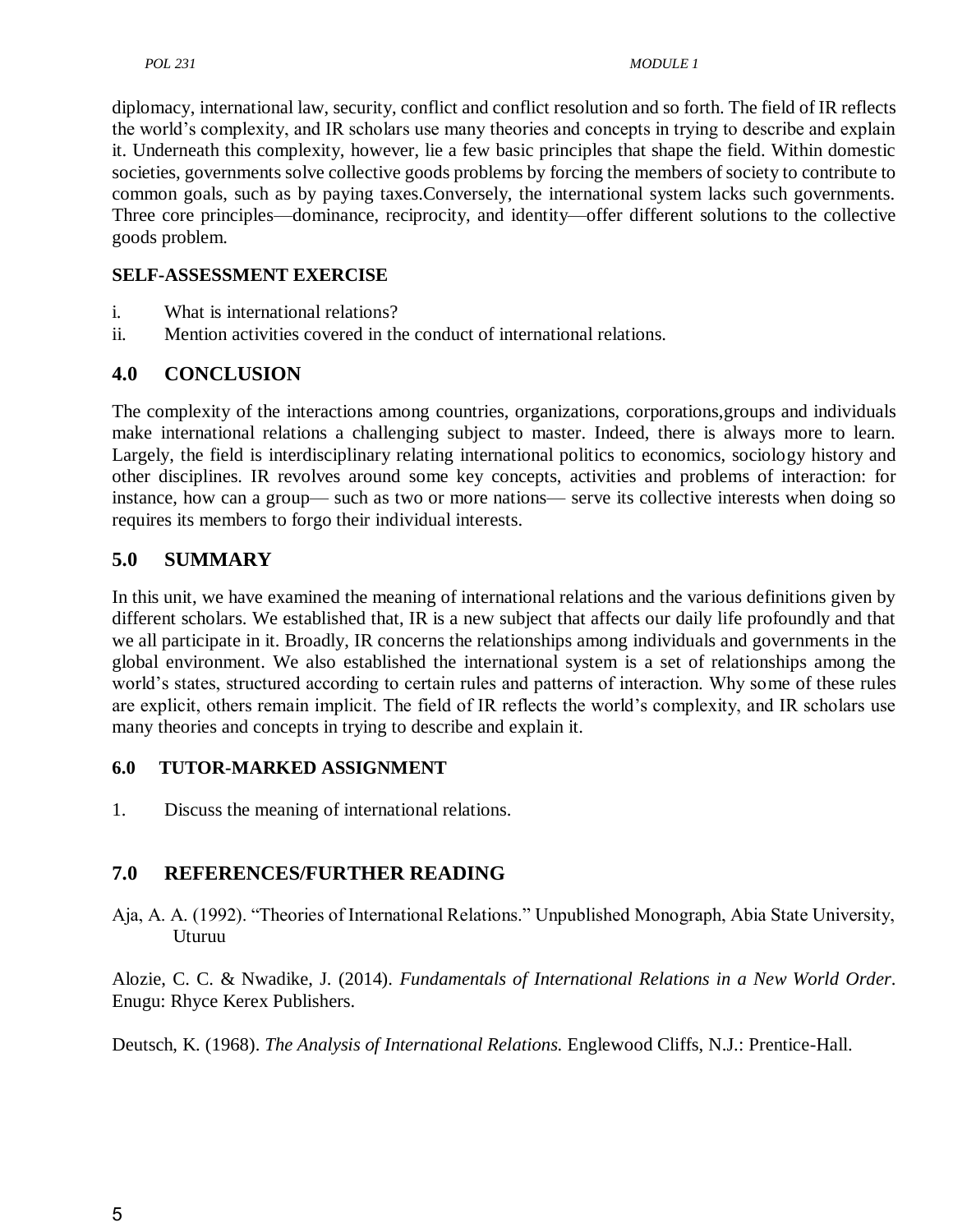diplomacy, international law, security, conflict and conflict resolution and so forth. The field of IR reflects the world's complexity, and IR scholars use many theories and concepts in trying to describe and explain it. Underneath this complexity, however, lie a few basic principles that shape the field. Within domestic societies, governments solve collective goods problems by forcing the members of society to contribute to common goals, such as by paying taxes.Conversely, the international system lacks such governments. Three core principles—dominance, reciprocity, and identity—offer different solutions to the collective goods problem.

**SELF-ASSESSMENT EXERCISE**

i. What is international relations?
ii. Mention activities covered in the conduct of international relations.

## 4.0 CONCLUSION

The complexity of the interactions among countries, organizations, corporations,groups and individuals make international relations a challenging subject to master. Indeed, there is always more to learn. Largely, the field is interdisciplinary relating international politics to economics, sociology history and other disciplines. IR revolves around some key concepts, activities and problems of interaction: for instance, how can a group— such as two or more nations— serve its collective interests when doing so requires its members to forgo their individual interests.

## 5.0 SUMMARY

In this unit, we have examined the meaning of international relations and the various definitions given by different scholars. We established that, IR is a new subject that affects our daily life profoundly and that we all participate in it. Broadly, IR concerns the relationships among individuals and governments in the global environment. We also established the international system is a set of relationships among the world's states, structured according to certain rules and patterns of interaction. Why some of these rules are explicit, others remain implicit. The field of IR reflects the world's complexity, and IR scholars use many theories and concepts in trying to describe and explain it.

### 6.0 TUTOR-MARKED ASSIGNMENT

1. Discuss the meaning of international relations.

## 7.0 REFERENCES/FURTHER READING

Aja, A. A. (1992). "Theories of International Relations." Unpublished Monograph, Abia State University, Uturuu

Alozie, C. C. & Nwadike, J. (2014). *Fundamentals of International Relations in a New World Order*. Enugu: Rhyce Kerex Publishers.

Deutsch, K. (1968). *The Analysis of International Relations.* Englewood Cliffs, N.J.: Prentice-Hall.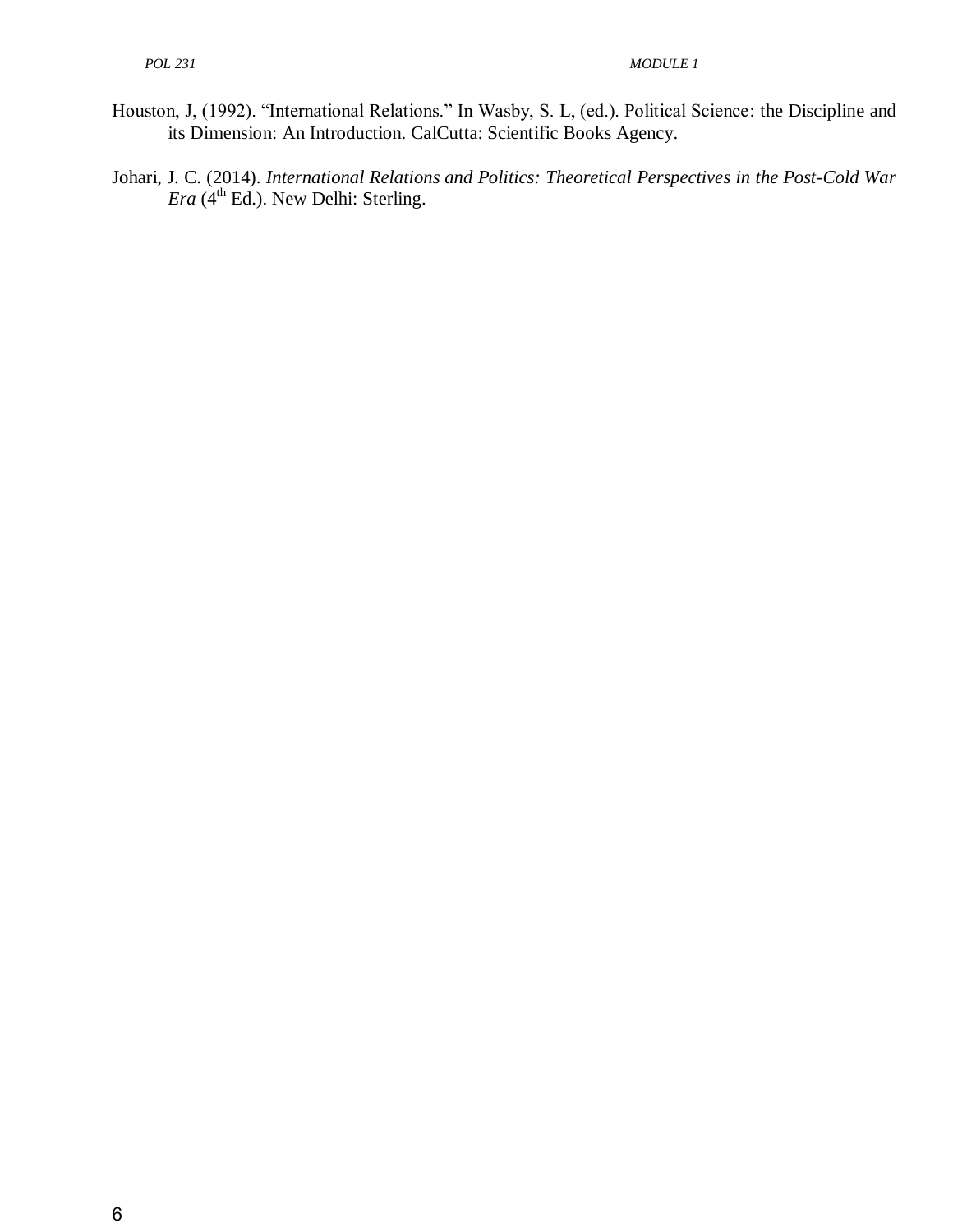Houston, J, (1992). “International Relations.” In Wasby, S. L, (ed.). Political Science: the Discipline and its Dimension: An Introduction. CalCutta: Scientific Books Agency.

Johari, J. C. (2014). *International Relations and Politics: Theoretical Perspectives in the Post-Cold War Era* (4th Ed.). New Delhi: Sterling.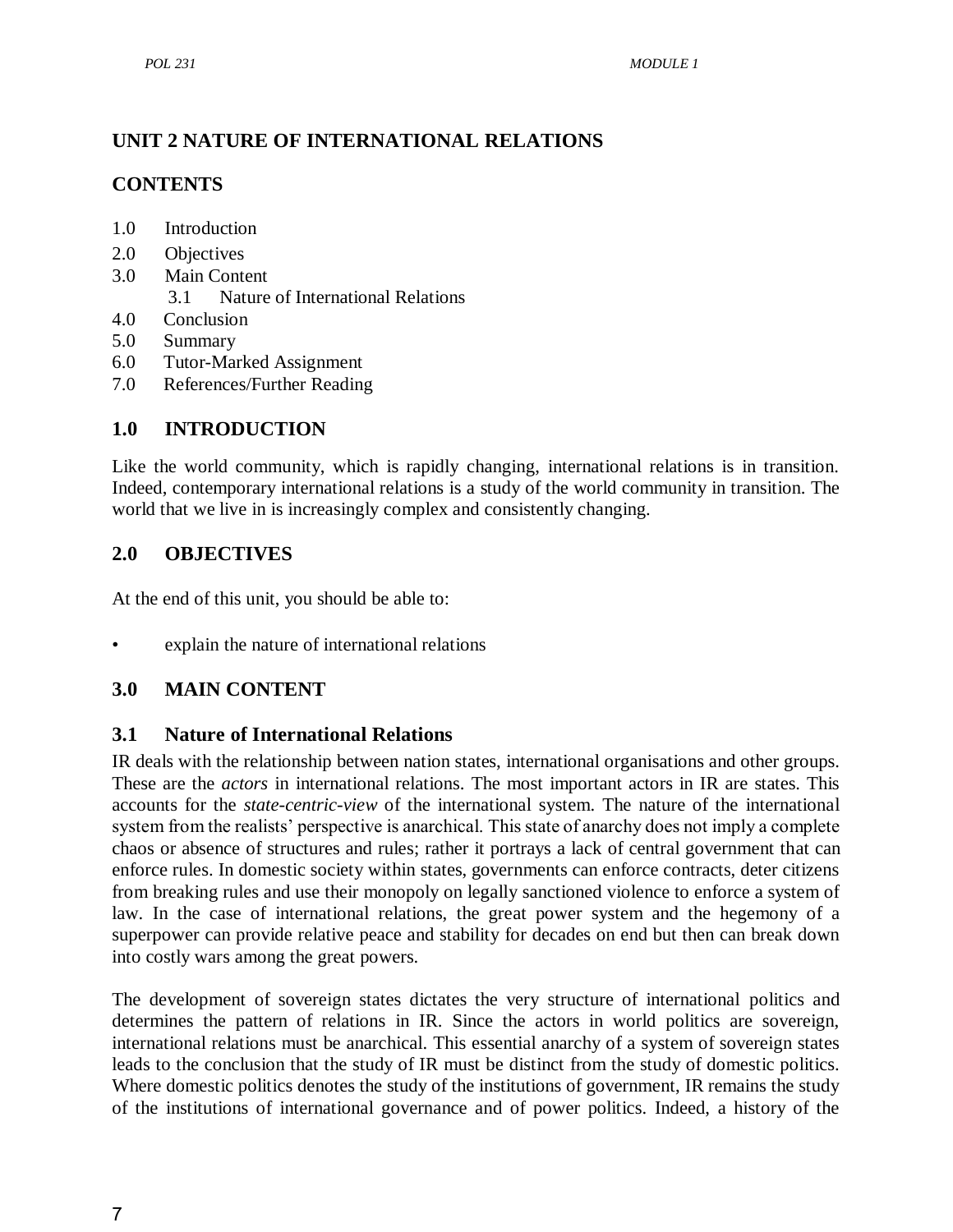## UNIT 2 NATURE OF INTERNATIONAL RELATIONS

### CONTENTS

1.0 Introduction
2.0 Objectives
3.0 Main Content
    3.1 Nature of International Relations
4.0 Conclusion
5.0 Summary
6.0 Tutor-Marked Assignment
7.0 References/Further Reading

### 1.0 INTRODUCTION

Like the world community, which is rapidly changing, international relations is in transition. Indeed, contemporary international relations is a study of the world community in transition. The world that we live in is increasingly complex and consistently changing.

### 2.0 OBJECTIVES

At the end of this unit, you should be able to:

- explain the nature of international relations

### 3.0 MAIN CONTENT

### 3.1 Nature of International Relations

IR deals with the relationship between nation states, international organisations and other groups. These are the *actors* in international relations. The most important actors in IR are states. This accounts for the *state-centric-view* of the international system. The nature of the international system from the realists' perspective is anarchical. This state of anarchy does not imply a complete chaos or absence of structures and rules; rather it portrays a lack of central government that can enforce rules. In domestic society within states, governments can enforce contracts, deter citizens from breaking rules and use their monopoly on legally sanctioned violence to enforce a system of law. In the case of international relations, the great power system and the hegemony of a superpower can provide relative peace and stability for decades on end but then can break down into costly wars among the great powers.

The development of sovereign states dictates the very structure of international politics and determines the pattern of relations in IR. Since the actors in world politics are sovereign, international relations must be anarchical. This essential anarchy of a system of sovereign states leads to the conclusion that the study of IR must be distinct from the study of domestic politics. Where domestic politics denotes the study of the institutions of government, IR remains the study of the institutions of international governance and of power politics. Indeed, a history of the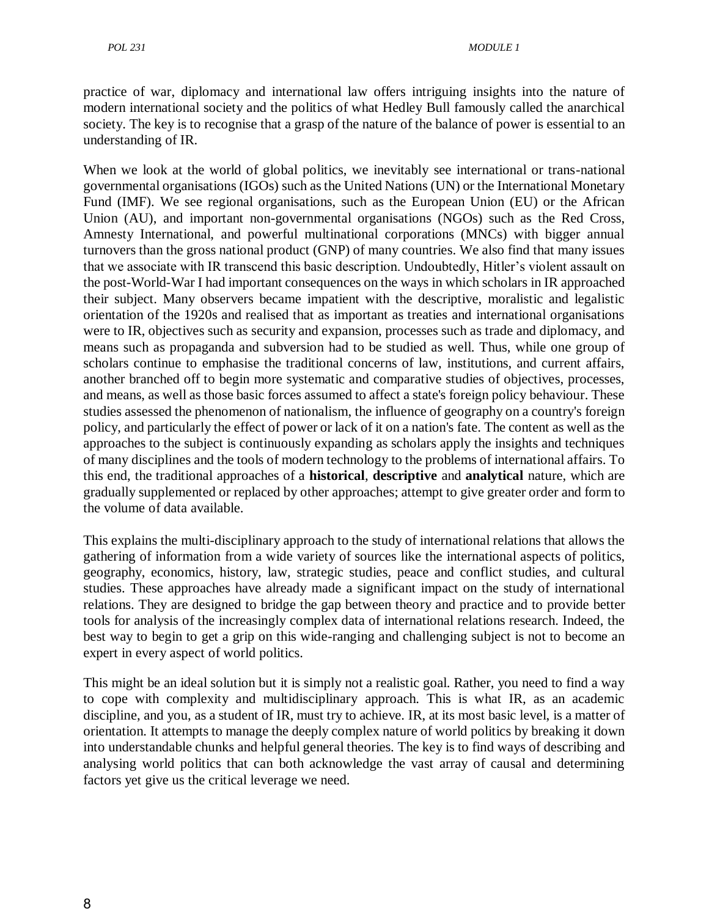practice of war, diplomacy and international law offers intriguing insights into the nature of modern international society and the politics of what Hedley Bull famously called the anarchical society. The key is to recognise that a grasp of the nature of the balance of power is essential to an understanding of IR.

When we look at the world of global politics, we inevitably see international or trans-national governmental organisations (IGOs) such as the United Nations (UN) or the International Monetary Fund (IMF). We see regional organisations, such as the European Union (EU) or the African Union (AU), and important non-governmental organisations (NGOs) such as the Red Cross, Amnesty International, and powerful multinational corporations (MNCs) with bigger annual turnovers than the gross national product (GNP) of many countries. We also find that many issues that we associate with IR transcend this basic description. Undoubtedly, Hitler's violent assault on the post-World-War I had important consequences on the ways in which scholars in IR approached their subject. Many observers became impatient with the descriptive, moralistic and legalistic orientation of the 1920s and realised that as important as treaties and international organisations were to IR, objectives such as security and expansion, processes such as trade and diplomacy, and means such as propaganda and subversion had to be studied as well. Thus, while one group of scholars continue to emphasise the traditional concerns of law, institutions, and current affairs, another branched off to begin more systematic and comparative studies of objectives, processes, and means, as well as those basic forces assumed to affect a state's foreign policy behaviour. These studies assessed the phenomenon of nationalism, the influence of geography on a country's foreign policy, and particularly the effect of power or lack of it on a nation's fate. The content as well as the approaches to the subject is continuously expanding as scholars apply the insights and techniques of many disciplines and the tools of modern technology to the problems of international affairs. To this end, the traditional approaches of a **historical**, **descriptive** and **analytical** nature, which are gradually supplemented or replaced by other approaches; attempt to give greater order and form to the volume of data available.

This explains the multi-disciplinary approach to the study of international relations that allows the gathering of information from a wide variety of sources like the international aspects of politics, geography, economics, history, law, strategic studies, peace and conflict studies, and cultural studies. These approaches have already made a significant impact on the study of international relations. They are designed to bridge the gap between theory and practice and to provide better tools for analysis of the increasingly complex data of international relations research. Indeed, the best way to begin to get a grip on this wide-ranging and challenging subject is not to become an expert in every aspect of world politics.

This might be an ideal solution but it is simply not a realistic goal. Rather, you need to find a way to cope with complexity and multidisciplinary approach. This is what IR, as an academic discipline, and you, as a student of IR, must try to achieve. IR, at its most basic level, is a matter of orientation. It attempts to manage the deeply complex nature of world politics by breaking it down into understandable chunks and helpful general theories. The key is to find ways of describing and analysing world politics that can both acknowledge the vast array of causal and determining factors yet give us the critical leverage we need.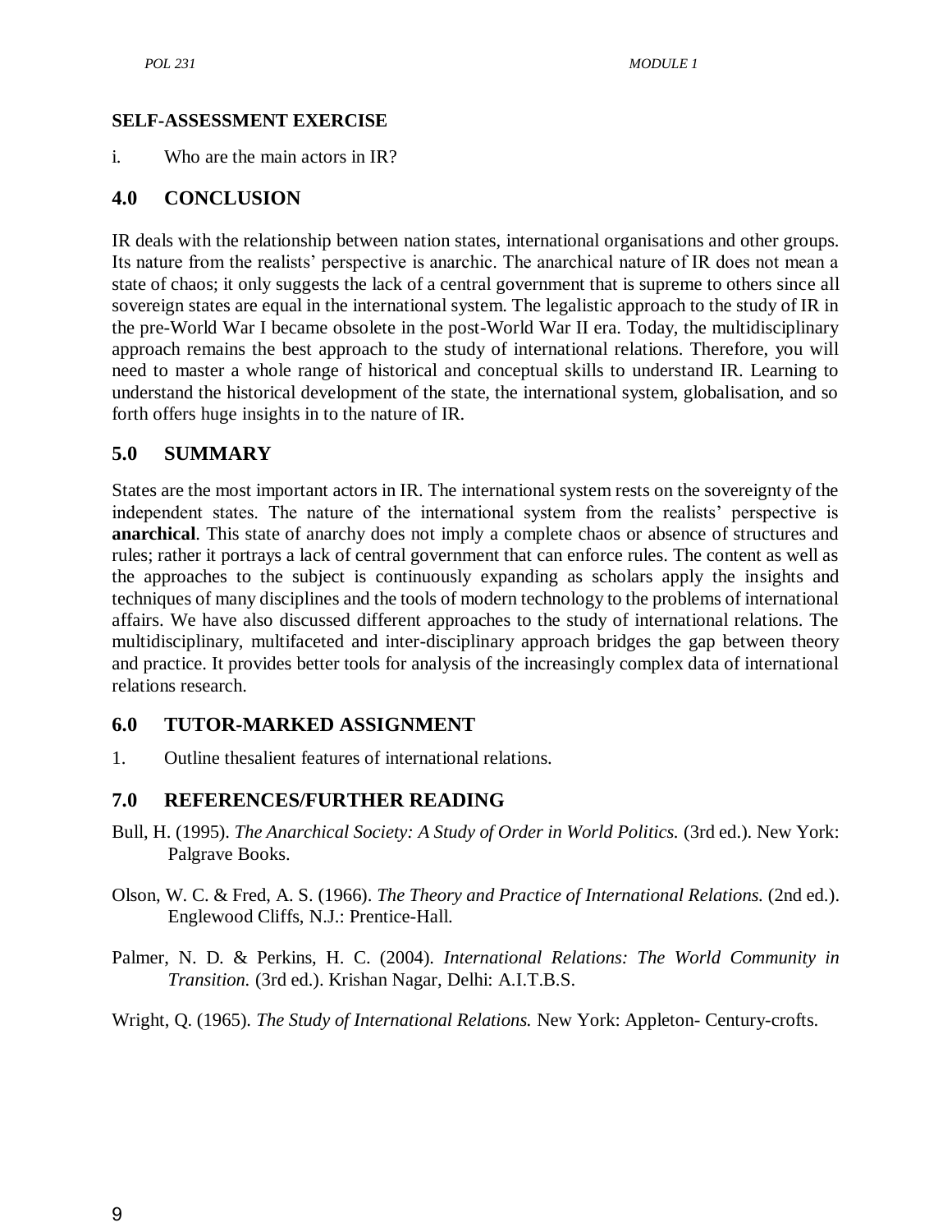**SELF-ASSESSMENT EXERCISE**

i. Who are the main actors in IR?

## 4.0 CONCLUSION

IR deals with the relationship between nation states, international organisations and other groups. Its nature from the realists' perspective is anarchic. The anarchical nature of IR does not mean a state of chaos; it only suggests the lack of a central government that is supreme to others since all sovereign states are equal in the international system. The legalistic approach to the study of IR in the pre-World War I became obsolete in the post-World War II era. Today, the multidisciplinary approach remains the best approach to the study of international relations. Therefore, you will need to master a whole range of historical and conceptual skills to understand IR. Learning to understand the historical development of the state, the international system, globalisation, and so forth offers huge insights in to the nature of IR.

## 5.0 SUMMARY

States are the most important actors in IR. The international system rests on the sovereignty of the independent states. The nature of the international system from the realists' perspective is **anarchical**. This state of anarchy does not imply a complete chaos or absence of structures and rules; rather it portrays a lack of central government that can enforce rules. The content as well as the approaches to the subject is continuously expanding as scholars apply the insights and techniques of many disciplines and the tools of modern technology to the problems of international affairs. We have also discussed different approaches to the study of international relations. The multidisciplinary, multifaceted and inter-disciplinary approach bridges the gap between theory and practice. It provides better tools for analysis of the increasingly complex data of international relations research.

## 6.0 TUTOR-MARKED ASSIGNMENT

1. Outline thesalient features of international relations.

## 7.0 REFERENCES/FURTHER READING

Bull, H. (1995). *The Anarchical Society: A Study of Order in World Politics.* (3rd ed.). New York: Palgrave Books.

Olson, W. C. & Fred, A. S. (1966). *The Theory and Practice of International Relations.* (2nd ed.). Englewood Cliffs, N.J.: Prentice-Hall.

Palmer, N. D. & Perkins, H. C. (2004). *International Relations: The World Community in Transition.* (3rd ed.). Krishan Nagar, Delhi: A.I.T.B.S.

Wright, Q. (1965). *The Study of International Relations.* New York: Appleton- Century-crofts.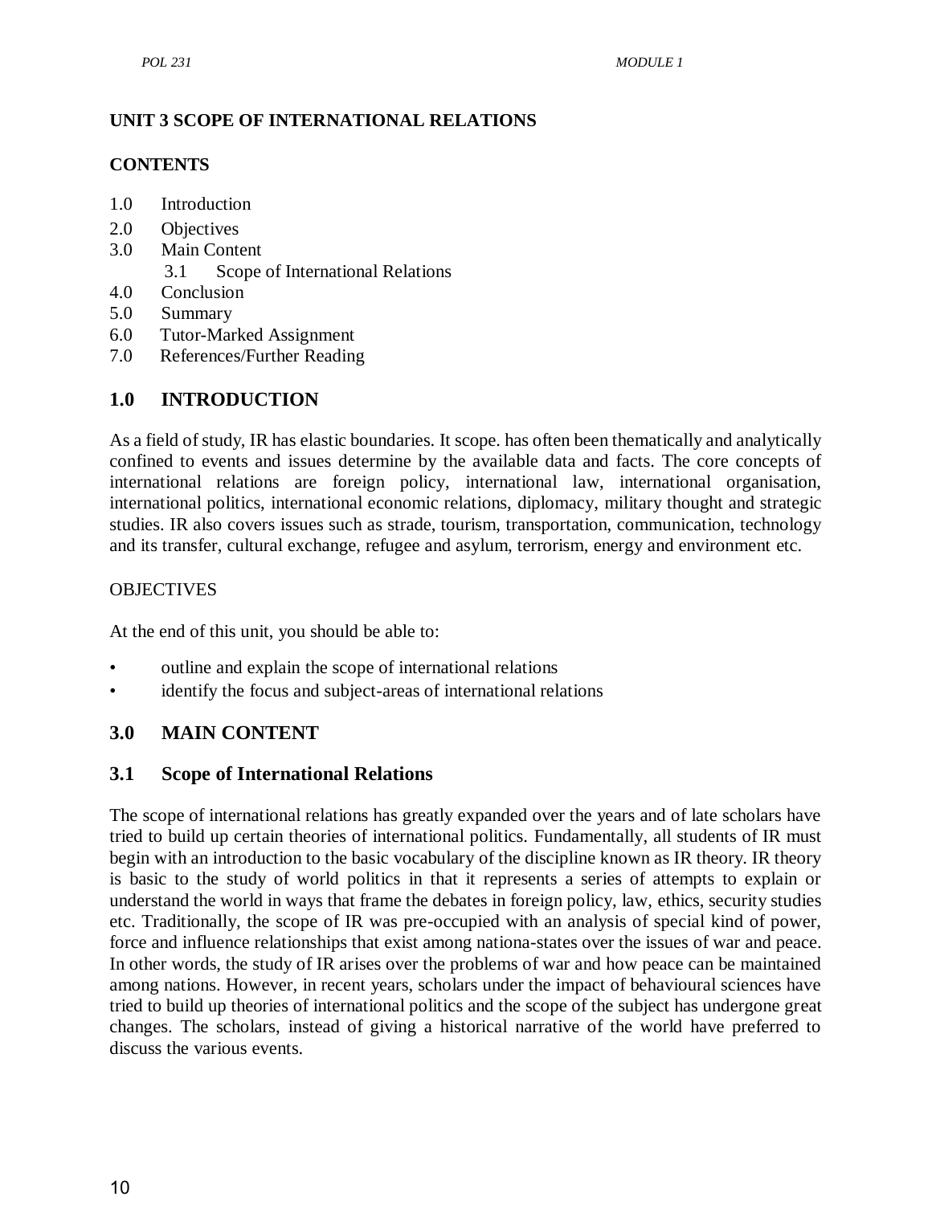## UNIT 3 SCOPE OF INTERNATIONAL RELATIONS

**CONTENTS**

1.0 Introduction
2.0 Objectives
3.0 Main Content
 3.1 Scope of International Relations
4.0 Conclusion
5.0 Summary
6.0 Tutor-Marked Assignment
7.0 References/Further Reading

## 1.0 INTRODUCTION

As a field of study, IR has elastic boundaries. It scope. has often been thematically and analytically confined to events and issues determine by the available data and facts. The core concepts of international relations are foreign policy, international law, international organisation, international politics, international economic relations, diplomacy, military thought and strategic studies. IR also covers issues such as strade, tourism, transportation, communication, technology and its transfer, cultural exchange, refugee and asylum, terrorism, energy and environment etc.

OBJECTIVES

At the end of this unit, you should be able to:

- outline and explain the scope of international relations
- identify the focus and subject-areas of international relations

## 3.0 MAIN CONTENT

### 3.1 Scope of International Relations

The scope of international relations has greatly expanded over the years and of late scholars have tried to build up certain theories of international politics. Fundamentally, all students of IR must begin with an introduction to the basic vocabulary of the discipline known as IR theory. IR theory is basic to the study of world politics in that it represents a series of attempts to explain or understand the world in ways that frame the debates in foreign policy, law, ethics, security studies etc. Traditionally, the scope of IR was pre-occupied with an analysis of special kind of power, force and influence relationships that exist among nationa-states over the issues of war and peace. In other words, the study of IR arises over the problems of war and how peace can be maintained among nations. However, in recent years, scholars under the impact of behavioural sciences have tried to build up theories of international politics and the scope of the subject has undergone great changes. The scholars, instead of giving a historical narrative of the world have preferred to discuss the various events.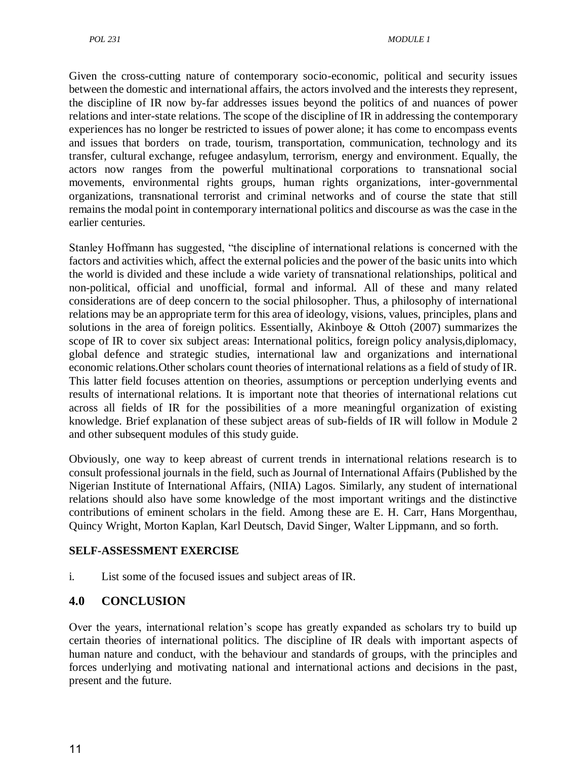Given the cross-cutting nature of contemporary socio-economic, political and security issues between the domestic and international affairs, the actors involved and the interests they represent, the discipline of IR now by-far addresses issues beyond the politics of and nuances of power relations and inter-state relations. The scope of the discipline of IR in addressing the contemporary experiences has no longer be restricted to issues of power alone; it has come to encompass events and issues that borders on trade, tourism, transportation, communication, technology and its transfer, cultural exchange, refugee andasylum, terrorism, energy and environment. Equally, the actors now ranges from the powerful multinational corporations to transnational social movements, environmental rights groups, human rights organizations, inter-governmental organizations, transnational terrorist and criminal networks and of course the state that still remains the modal point in contemporary international politics and discourse as was the case in the earlier centuries.

Stanley Hoffmann has suggested, "the discipline of international relations is concerned with the factors and activities which, affect the external policies and the power of the basic units into which the world is divided and these include a wide variety of transnational relationships, political and non-political, official and unofficial, formal and informal. All of these and many related considerations are of deep concern to the social philosopher. Thus, a philosophy of international relations may be an appropriate term for this area of ideology, visions, values, principles, plans and solutions in the area of foreign politics. Essentially, Akinboye & Ottoh (2007) summarizes the scope of IR to cover six subject areas: International politics, foreign policy analysis,diplomacy, global defence and strategic studies, international law and organizations and international economic relations.Other scholars count theories of international relations as a field of study of IR. This latter field focuses attention on theories, assumptions or perception underlying events and results of international relations. It is important note that theories of international relations cut across all fields of IR for the possibilities of a more meaningful organization of existing knowledge. Brief explanation of these subject areas of sub-fields of IR will follow in Module 2 and other subsequent modules of this study guide.

Obviously, one way to keep abreast of current trends in international relations research is to consult professional journals in the field, such as Journal of International Affairs (Published by the Nigerian Institute of International Affairs, (NIIA) Lagos. Similarly, any student of international relations should also have some knowledge of the most important writings and the distinctive contributions of eminent scholars in the field. Among these are E. H. Carr, Hans Morgenthau, Quincy Wright, Morton Kaplan, Karl Deutsch, David Singer, Walter Lippmann, and so forth.

**SELF-ASSESSMENT EXERCISE**

i. List some of the focused issues and subject areas of IR.

## 4.0 CONCLUSION

Over the years, international relation's scope has greatly expanded as scholars try to build up certain theories of international politics. The discipline of IR deals with important aspects of human nature and conduct, with the behaviour and standards of groups, with the principles and forces underlying and motivating national and international actions and decisions in the past, present and the future.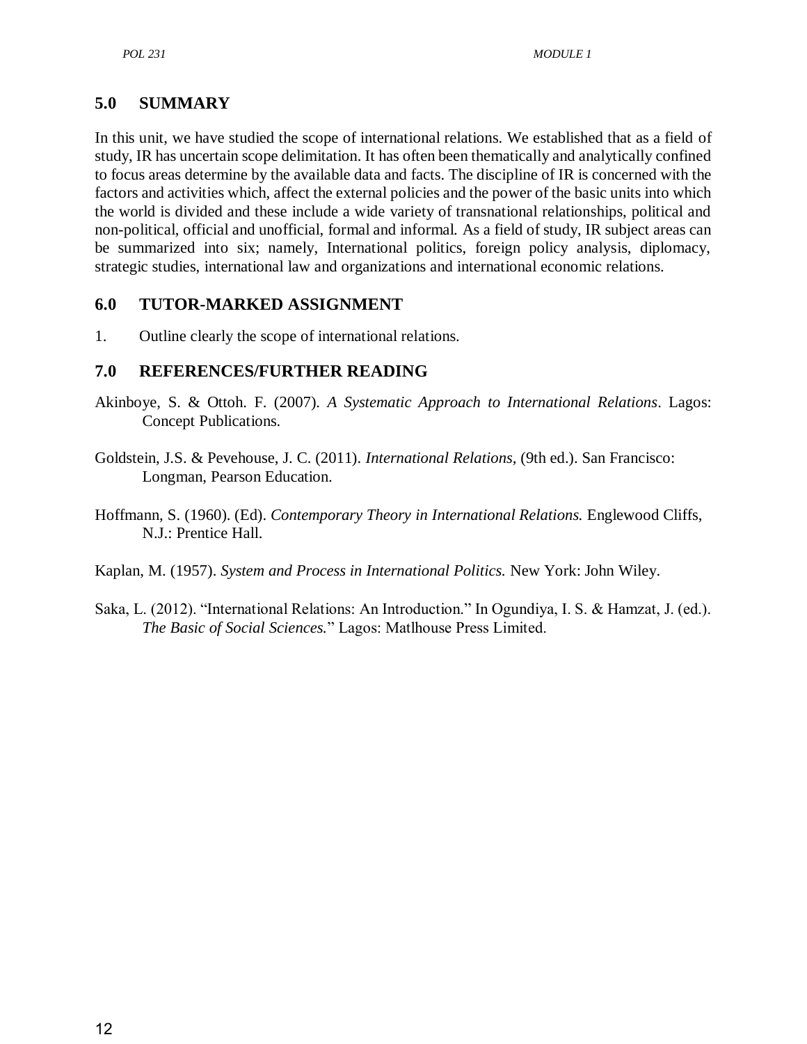## 5.0 SUMMARY

In this unit, we have studied the scope of international relations. We established that as a field of study, IR has uncertain scope delimitation. It has often been thematically and analytically confined to focus areas determine by the available data and facts. The discipline of IR is concerned with the factors and activities which, affect the external policies and the power of the basic units into which the world is divided and these include a wide variety of transnational relationships, political and non-political, official and unofficial, formal and informal. As a field of study, IR subject areas can be summarized into six; namely, International politics, foreign policy analysis, diplomacy, strategic studies, international law and organizations and international economic relations.

## 6.0 TUTOR-MARKED ASSIGNMENT

1. Outline clearly the scope of international relations.

## 7.0 REFERENCES/FURTHER READING

Akinboye, S. & Ottoh. F. (2007). *A Systematic Approach to International Relations*. Lagos: Concept Publications.

Goldstein, J.S. & Pevehouse, J. C. (2011). *International Relations*, (9th ed.). San Francisco: Longman, Pearson Education.

Hoffmann, S. (1960). (Ed). *Contemporary Theory in International Relations.* Englewood Cliffs, N.J.: Prentice Hall.

Kaplan, M. (1957). *System and Process in International Politics.* New York: John Wiley.

Saka, L. (2012). "International Relations: An Introduction." In Ogundiya, I. S. & Hamzat, J. (ed.). *The Basic of Social Sciences.*" Lagos: Matlhouse Press Limited.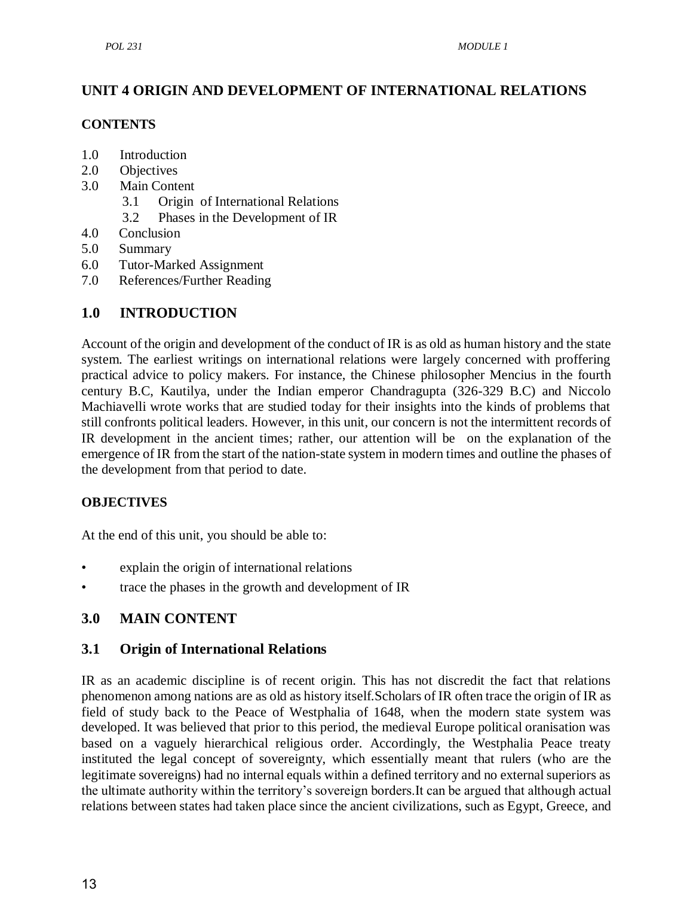## UNIT 4 ORIGIN AND DEVELOPMENT OF INTERNATIONAL RELATIONS

### CONTENTS

1.0 Introduction
2.0 Objectives
3.0 Main Content
   3.1 Origin of International Relations
   3.2 Phases in the Development of IR
4.0 Conclusion
5.0 Summary
6.0 Tutor-Marked Assignment
7.0 References/Further Reading

## 1.0 INTRODUCTION

Account of the origin and development of the conduct of IR is as old as human history and the state system. The earliest writings on international relations were largely concerned with proffering practical advice to policy makers. For instance, the Chinese philosopher Mencius in the fourth century B.C, Kautilya, under the Indian emperor Chandragupta (326-329 B.C) and Niccolo Machiavelli wrote works that are studied today for their insights into the kinds of problems that still confronts political leaders. However, in this unit, our concern is not the intermittent records of IR development in the ancient times; rather, our attention will be on the explanation of the emergence of IR from the start of the nation-state system in modern times and outline the phases of the development from that period to date.

### OBJECTIVES

At the end of this unit, you should be able to:

- explain the origin of international relations
- trace the phases in the growth and development of IR

## 3.0 MAIN CONTENT

### 3.1 Origin of International Relations

IR as an academic discipline is of recent origin. This has not discredit the fact that relations phenomenon among nations are as old as history itself.Scholars of IR often trace the origin of IR as field of study back to the Peace of Westphalia of 1648, when the modern state system was developed. It was believed that prior to this period, the medieval Europe political oranisation was based on a vaguely hierarchical religious order. Accordingly, the Westphalia Peace treaty instituted the legal concept of sovereignty, which essentially meant that rulers (who are the legitimate sovereigns) had no internal equals within a defined territory and no external superiors as the ultimate authority within the territory's sovereign borders.It can be argued that although actual relations between states had taken place since the ancient civilizations, such as Egypt, Greece, and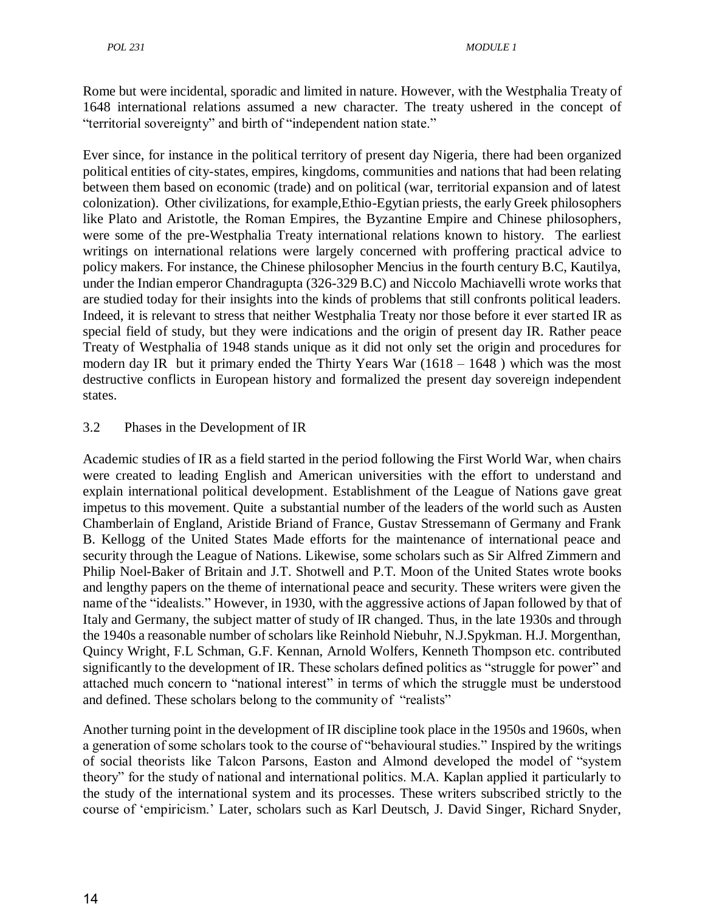Rome but were incidental, sporadic and limited in nature. However, with the Westphalia Treaty of 1648 international relations assumed a new character. The treaty ushered in the concept of "territorial sovereignty" and birth of "independent nation state."

Ever since, for instance in the political territory of present day Nigeria, there had been organized political entities of city-states, empires, kingdoms, communities and nations that had been relating between them based on economic (trade) and on political (war, territorial expansion and of latest colonization). Other civilizations, for example,Ethio-Egytian priests, the early Greek philosophers like Plato and Aristotle, the Roman Empires, the Byzantine Empire and Chinese philosophers, were some of the pre-Westphalia Treaty international relations known to history. The earliest writings on international relations were largely concerned with proffering practical advice to policy makers. For instance, the Chinese philosopher Mencius in the fourth century B.C, Kautilya, under the Indian emperor Chandragupta (326-329 B.C) and Niccolo Machiavelli wrote works that are studied today for their insights into the kinds of problems that still confronts political leaders. Indeed, it is relevant to stress that neither Westphalia Treaty nor those before it ever started IR as special field of study, but they were indications and the origin of present day IR. Rather peace Treaty of Westphalia of 1948 stands unique as it did not only set the origin and procedures for modern day IR but it primary ended the Thirty Years War (1618 – 1648 ) which was the most destructive conflicts in European history and formalized the present day sovereign independent states.

### 3.2 Phases in the Development of IR

Academic studies of IR as a field started in the period following the First World War, when chairs were created to leading English and American universities with the effort to understand and explain international political development. Establishment of the League of Nations gave great impetus to this movement. Quite a substantial number of the leaders of the world such as Austen Chamberlain of England, Aristide Briand of France, Gustav Stressemann of Germany and Frank B. Kellogg of the United States Made efforts for the maintenance of international peace and security through the League of Nations. Likewise, some scholars such as Sir Alfred Zimmern and Philip Noel-Baker of Britain and J.T. Shotwell and P.T. Moon of the United States wrote books and lengthy papers on the theme of international peace and security. These writers were given the name of the "idealists." However, in 1930, with the aggressive actions of Japan followed by that of Italy and Germany, the subject matter of study of IR changed. Thus, in the late 1930s and through the 1940s a reasonable number of scholars like Reinhold Niebuhr, N.J.Spykman. H.J. Morgenthan, Quincy Wright, F.L Schman, G.F. Kennan, Arnold Wolfers, Kenneth Thompson etc. contributed significantly to the development of IR. These scholars defined politics as "struggle for power" and attached much concern to "national interest" in terms of which the struggle must be understood and defined. These scholars belong to the community of "realists"

Another turning point in the development of IR discipline took place in the 1950s and 1960s, when a generation of some scholars took to the course of "behavioural studies." Inspired by the writings of social theorists like Talcon Parsons, Easton and Almond developed the model of "system theory" for the study of national and international politics. M.A. Kaplan applied it particularly to the study of the international system and its processes. These writers subscribed strictly to the course of 'empiricism.' Later, scholars such as Karl Deutsch, J. David Singer, Richard Snyder,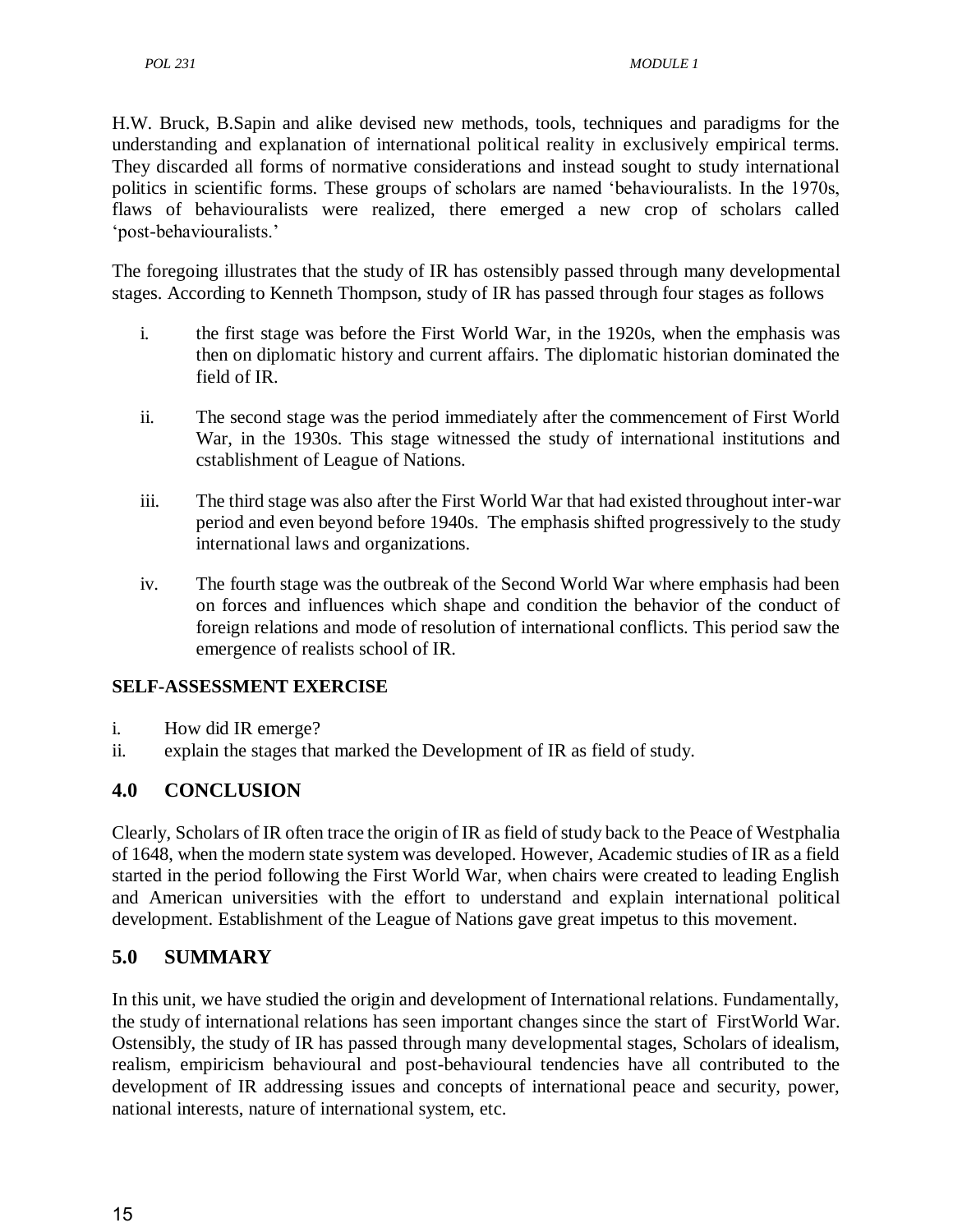H.W. Bruck, B.Sapin and alike devised new methods, tools, techniques and paradigms for the understanding and explanation of international political reality in exclusively empirical terms. They discarded all forms of normative considerations and instead sought to study international politics in scientific forms. These groups of scholars are named 'behaviouralists. In the 1970s, flaws of behaviouralists were realized, there emerged a new crop of scholars called 'post-behaviouralists.'

The foregoing illustrates that the study of IR has ostensibly passed through many developmental stages. According to Kenneth Thompson, study of IR has passed through four stages as follows

i. the first stage was before the First World War, in the 1920s, when the emphasis was then on diplomatic history and current affairs. The diplomatic historian dominated the field of IR.

ii. The second stage was the period immediately after the commencement of First World War, in the 1930s. This stage witnessed the study of international institutions and cstablishment of League of Nations.

iii. The third stage was also after the First World War that had existed throughout inter-war period and even beyond before 1940s. The emphasis shifted progressively to the study international laws and organizations.

iv. The fourth stage was the outbreak of the Second World War where emphasis had been on forces and influences which shape and condition the behavior of the conduct of foreign relations and mode of resolution of international conflicts. This period saw the emergence of realists school of IR.

**SELF-ASSESSMENT EXERCISE**

i. How did IR emerge?
ii. explain the stages that marked the Development of IR as field of study.

## 4.0 CONCLUSION

Clearly, Scholars of IR often trace the origin of IR as field of study back to the Peace of Westphalia of 1648, when the modern state system was developed. However, Academic studies of IR as a field started in the period following the First World War, when chairs were created to leading English and American universities with the effort to understand and explain international political development. Establishment of the League of Nations gave great impetus to this movement.

## 5.0 SUMMARY

In this unit, we have studied the origin and development of International relations. Fundamentally, the study of international relations has seen important changes since the start of FirstWorld War. Ostensibly, the study of IR has passed through many developmental stages, Scholars of idealism, realism, empiricism behavioural and post-behavioural tendencies have all contributed to the development of IR addressing issues and concepts of international peace and security, power, national interests, nature of international system, etc.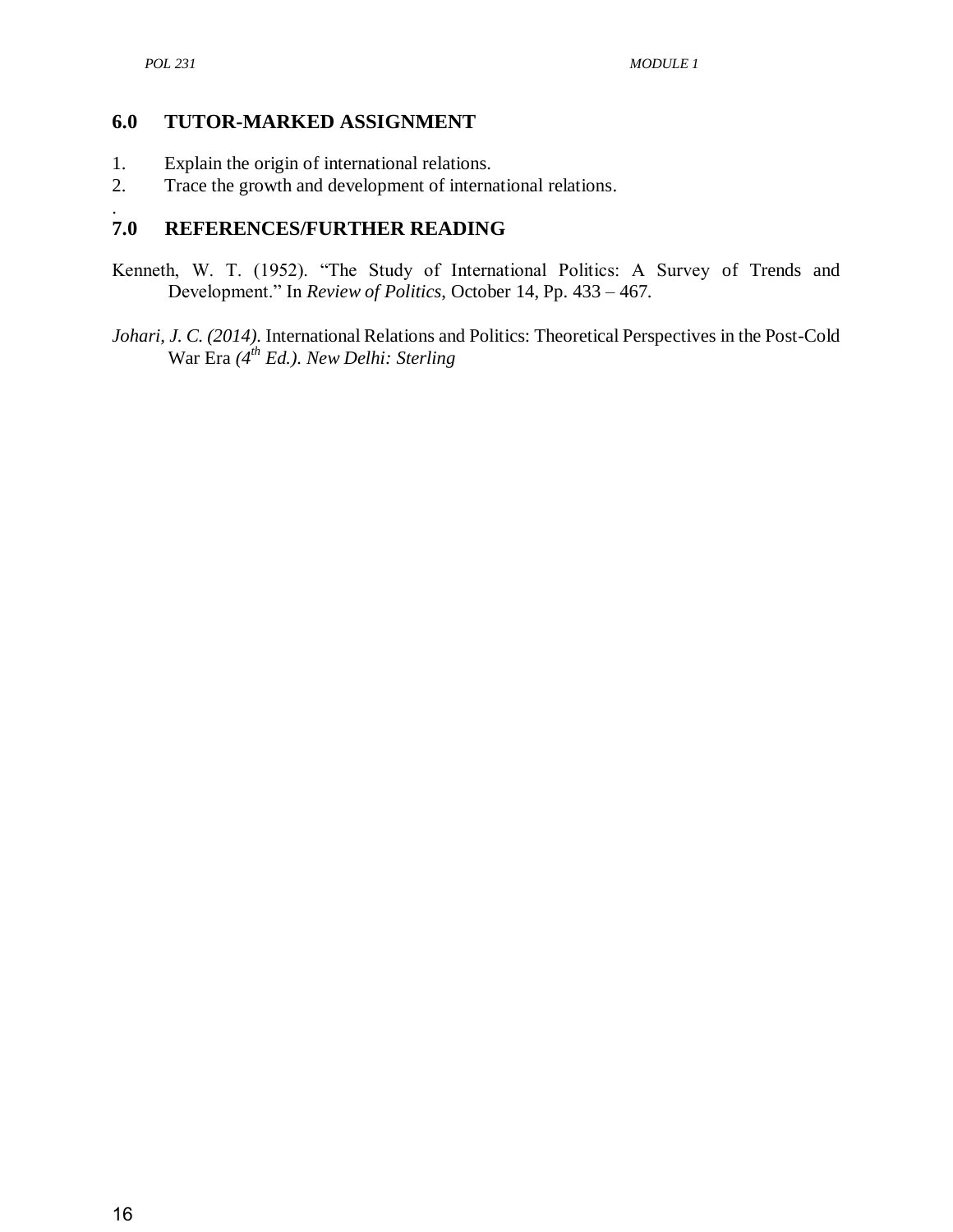## 6.0 TUTOR-MARKED ASSIGNMENT

1. Explain the origin of international relations.
2. Trace the growth and development of international relations.

## 7.0 REFERENCES/FURTHER READING

Kenneth, W. T. (1952). "The Study of International Politics: A Survey of Trends and Development." In *Review of Politics*, October 14, Pp. 433 – 467.

*Johari, J. C. (2014).* International Relations and Politics: Theoretical Perspectives in the Post-Cold War Era *(4th Ed.). New Delhi: Sterling*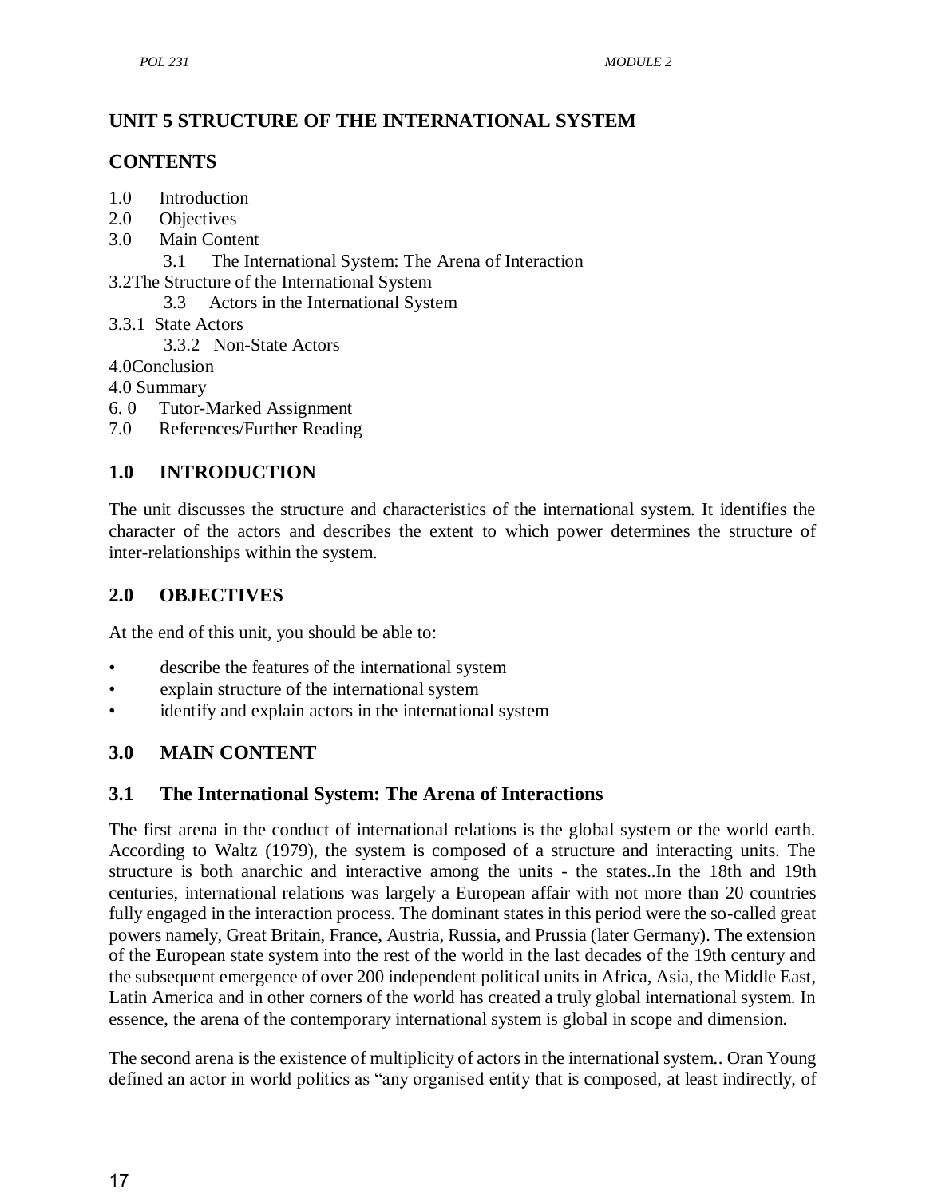## UNIT 5 STRUCTURE OF THE INTERNATIONAL SYSTEM

### CONTENTS

1.0 Introduction
2.0 Objectives
3.0 Main Content
  3.1 The International System: The Arena of Interaction
3.2The Structure of the International System
  3.3 Actors in the International System
3.3.1 State Actors
  3.3.2 Non-State Actors
4.0Conclusion
4.0 Summary
6. 0 Tutor-Marked Assignment
7.0 References/Further Reading

### 1.0 INTRODUCTION

The unit discusses the structure and characteristics of the international system. It identifies the character of the actors and describes the extent to which power determines the structure of inter-relationships within the system.

### 2.0 OBJECTIVES

At the end of this unit, you should be able to:

- describe the features of the international system
- explain structure of the international system
- identify and explain actors in the international system

### 3.0 MAIN CONTENT

### 3.1 The International System: The Arena of Interactions

The first arena in the conduct of international relations is the global system or the world earth. According to Waltz (1979), the system is composed of a structure and interacting units. The structure is both anarchic and interactive among the units - the states..In the 18th and 19th centuries, international relations was largely a European affair with not more than 20 countries fully engaged in the interaction process. The dominant states in this period were the so-called great powers namely, Great Britain, France, Austria, Russia, and Prussia (later Germany). The extension of the European state system into the rest of the world in the last decades of the 19th century and the subsequent emergence of over 200 independent political units in Africa, Asia, the Middle East, Latin America and in other corners of the world has created a truly global international system. In essence, the arena of the contemporary international system is global in scope and dimension.

The second arena is the existence of multiplicity of actors in the international system.. Oran Young defined an actor in world politics as "any organised entity that is composed, at least indirectly, of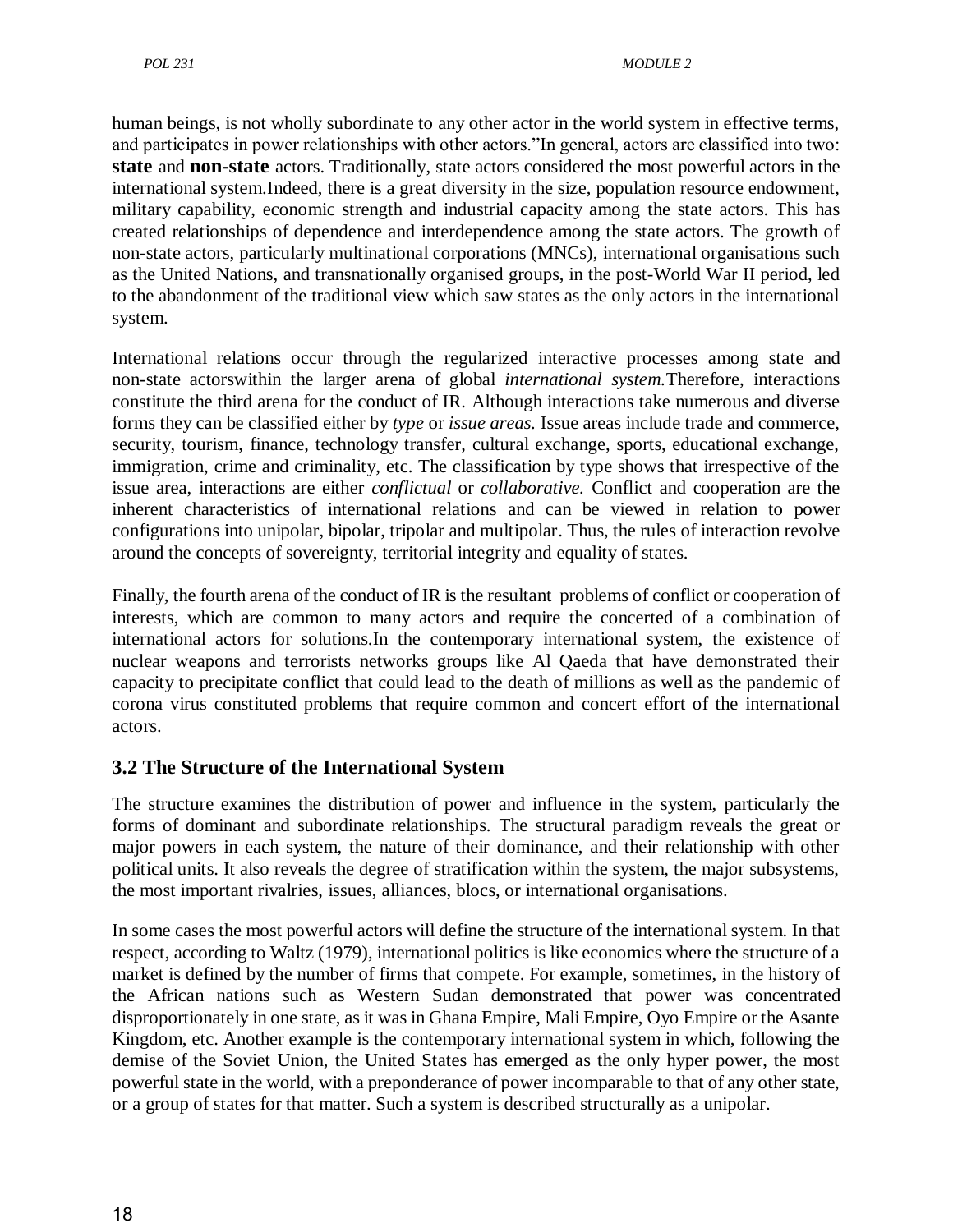human beings, is not wholly subordinate to any other actor in the world system in effective terms, and participates in power relationships with other actors."In general, actors are classified into two: **state** and **non-state** actors. Traditionally, state actors considered the most powerful actors in the international system.Indeed, there is a great diversity in the size, population resource endowment, military capability, economic strength and industrial capacity among the state actors. This has created relationships of dependence and interdependence among the state actors. The growth of non-state actors, particularly multinational corporations (MNCs), international organisations such as the United Nations, and transnationally organised groups, in the post-World War II period, led to the abandonment of the traditional view which saw states as the only actors in the international system.

International relations occur through the regularized interactive processes among state and non-state actorswithin the larger arena of global *international system.*Therefore, interactions constitute the third arena for the conduct of IR. Although interactions take numerous and diverse forms they can be classified either by *type* or *issue areas.* Issue areas include trade and commerce, security, tourism, finance, technology transfer, cultural exchange, sports, educational exchange, immigration, crime and criminality, etc. The classification by type shows that irrespective of the issue area, interactions are either *conflictual* or *collaborative.* Conflict and cooperation are the inherent characteristics of international relations and can be viewed in relation to power configurations into unipolar, bipolar, tripolar and multipolar. Thus, the rules of interaction revolve around the concepts of sovereignty, territorial integrity and equality of states.

Finally, the fourth arena of the conduct of IR is the resultant problems of conflict or cooperation of interests, which are common to many actors and require the concerted of a combination of international actors for solutions.In the contemporary international system, the existence of nuclear weapons and terrorists networks groups like Al Qaeda that have demonstrated their capacity to precipitate conflict that could lead to the death of millions as well as the pandemic of corona virus constituted problems that require common and concert effort of the international actors.

### 3.2 The Structure of the International System

The structure examines the distribution of power and influence in the system, particularly the forms of dominant and subordinate relationships. The structural paradigm reveals the great or major powers in each system, the nature of their dominance, and their relationship with other political units. It also reveals the degree of stratification within the system, the major subsystems, the most important rivalries, issues, alliances, blocs, or international organisations.

In some cases the most powerful actors will define the structure of the international system. In that respect, according to Waltz (1979), international politics is like economics where the structure of a market is defined by the number of firms that compete. For example, sometimes, in the history of the African nations such as Western Sudan demonstrated that power was concentrated disproportionately in one state, as it was in Ghana Empire, Mali Empire, Oyo Empire or the Asante Kingdom, etc. Another example is the contemporary international system in which, following the demise of the Soviet Union, the United States has emerged as the only hyper power, the most powerful state in the world, with a preponderance of power incomparable to that of any other state, or a group of states for that matter. Such a system is described structurally as a unipolar.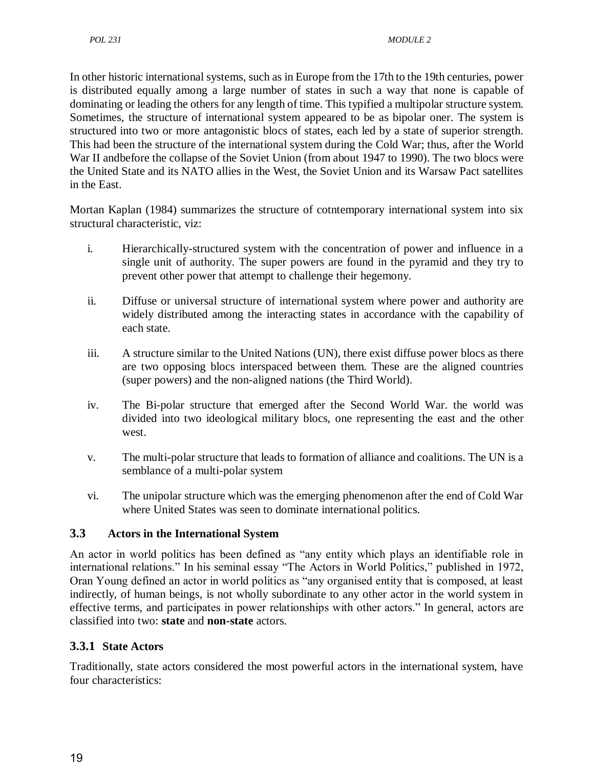In other historic international systems, such as in Europe from the 17th to the 19th centuries, power is distributed equally among a large number of states in such a way that none is capable of dominating or leading the others for any length of time. This typified a multipolar structure system. Sometimes, the structure of international system appeared to be as bipolar oner. The system is structured into two or more antagonistic blocs of states, each led by a state of superior strength. This had been the structure of the international system during the Cold War; thus, after the World War II andbefore the collapse of the Soviet Union (from about 1947 to 1990). The two blocs were the United State and its NATO allies in the West, the Soviet Union and its Warsaw Pact satellites in the East.

Mortan Kaplan (1984) summarizes the structure of cotntemporary international system into six structural characteristic, viz:

i. Hierarchically-structured system with the concentration of power and influence in a single unit of authority. The super powers are found in the pyramid and they try to prevent other power that attempt to challenge their hegemony.

ii. Diffuse or universal structure of international system where power and authority are widely distributed among the interacting states in accordance with the capability of each state.

iii. A structure similar to the United Nations (UN), there exist diffuse power blocs as there are two opposing blocs interspaced between them. These are the aligned countries (super powers) and the non-aligned nations (the Third World).

iv. The Bi-polar structure that emerged after the Second World War. the world was divided into two ideological military blocs, one representing the east and the other west.

v. The multi-polar structure that leads to formation of alliance and coalitions. The UN is a semblance of a multi-polar system

vi. The unipolar structure which was the emerging phenomenon after the end of Cold War where United States was seen to dominate international politics.

### 3.3 Actors in the International System

An actor in world politics has been defined as "any entity which plays an identifiable role in international relations." In his seminal essay "The Actors in World Politics," published in 1972, Oran Young defined an actor in world politics as "any organised entity that is composed, at least indirectly, of human beings, is not wholly subordinate to any other actor in the world system in effective terms, and participates in power relationships with other actors." In general, actors are classified into two: **state** and **non-state** actors.

#### 3.3.1 State Actors

Traditionally, state actors considered the most powerful actors in the international system, have four characteristics: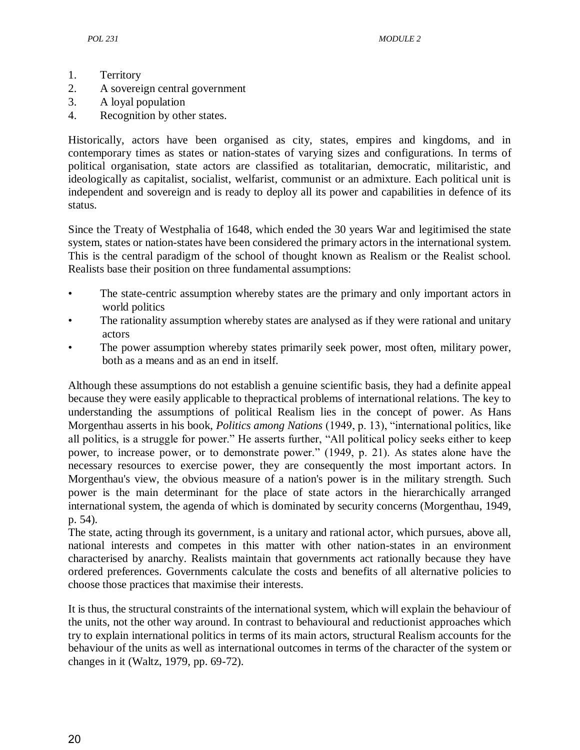1. Territory
2. A sovereign central government
3. A loyal population
4. Recognition by other states.

Historically, actors have been organised as city, states, empires and kingdoms, and in contemporary times as states or nation-states of varying sizes and configurations. In terms of political organisation, state actors are classified as totalitarian, democratic, militaristic, and ideologically as capitalist, socialist, welfarist, communist or an admixture. Each political unit is independent and sovereign and is ready to deploy all its power and capabilities in defence of its status.

Since the Treaty of Westphalia of 1648, which ended the 30 years War and legitimised the state system, states or nation-states have been considered the primary actors in the international system. This is the central paradigm of the school of thought known as Realism or the Realist school. Realists base their position on three fundamental assumptions:

- The state-centric assumption whereby states are the primary and only important actors in world politics
- The rationality assumption whereby states are analysed as if they were rational and unitary actors
- The power assumption whereby states primarily seek power, most often, military power, both as a means and as an end in itself.

Although these assumptions do not establish a genuine scientific basis, they had a definite appeal because they were easily applicable to thepractical problems of international relations. The key to understanding the assumptions of political Realism lies in the concept of power. As Hans Morgenthau asserts in his book, *Politics among Nations* (1949, p. 13), "international politics, like all politics, is a struggle for power." He asserts further, "All political policy seeks either to keep power, to increase power, or to demonstrate power." (1949, p. 21). As states alone have the necessary resources to exercise power, they are consequently the most important actors. In Morgenthau's view, the obvious measure of a nation's power is in the military strength. Such power is the main determinant for the place of state actors in the hierarchically arranged international system, the agenda of which is dominated by security concerns (Morgenthau, 1949, p. 54).

The state, acting through its government, is a unitary and rational actor, which pursues, above all, national interests and competes in this matter with other nation-states in an environment characterised by anarchy. Realists maintain that governments act rationally because they have ordered preferences. Governments calculate the costs and benefits of all alternative policies to choose those practices that maximise their interests.

It is thus, the structural constraints of the international system, which will explain the behaviour of the units, not the other way around. In contrast to behavioural and reductionist approaches which try to explain international politics in terms of its main actors, structural Realism accounts for the behaviour of the units as well as international outcomes in terms of the character of the system or changes in it (Waltz, 1979, pp. 69-72).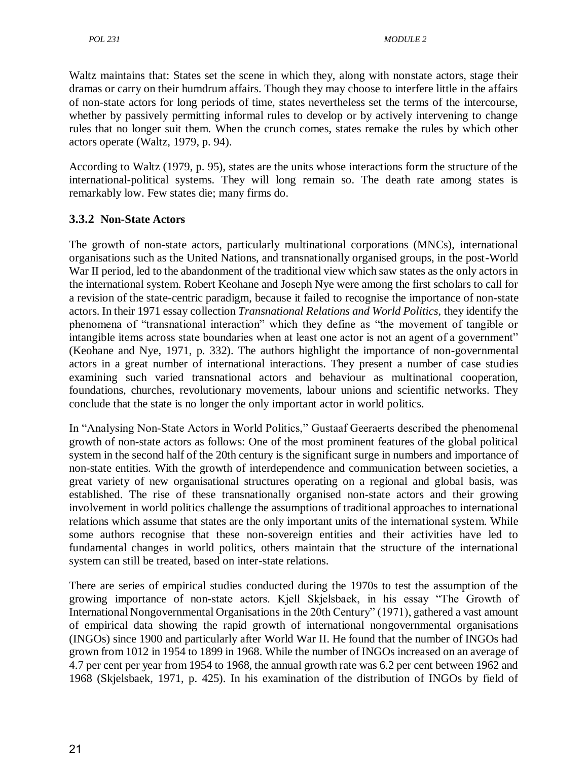Waltz maintains that: States set the scene in which they, along with nonstate actors, stage their dramas or carry on their humdrum affairs. Though they may choose to interfere little in the affairs of non-state actors for long periods of time, states nevertheless set the terms of the intercourse, whether by passively permitting informal rules to develop or by actively intervening to change rules that no longer suit them. When the crunch comes, states remake the rules by which other actors operate (Waltz, 1979, p. 94).

According to Waltz (1979, p. 95), states are the units whose interactions form the structure of the international-political systems. They will long remain so. The death rate among states is remarkably low. Few states die; many firms do.

### 3.3.2 Non-State Actors

The growth of non-state actors, particularly multinational corporations (MNCs), international organisations such as the United Nations, and transnationally organised groups, in the post-World War II period, led to the abandonment of the traditional view which saw states as the only actors in the international system. Robert Keohane and Joseph Nye were among the first scholars to call for a revision of the state-centric paradigm, because it failed to recognise the importance of non-state actors. In their 1971 essay collection *Transnational Relations and World Politics,* they identify the phenomena of "transnational interaction" which they define as "the movement of tangible or intangible items across state boundaries when at least one actor is not an agent of a government" (Keohane and Nye, 1971, p. 332). The authors highlight the importance of non-governmental actors in a great number of international interactions. They present a number of case studies examining such varied transnational actors and behaviour as multinational cooperation, foundations, churches, revolutionary movements, labour unions and scientific networks. They conclude that the state is no longer the only important actor in world politics.

In "Analysing Non-State Actors in World Politics," Gustaaf Geeraerts described the phenomenal growth of non-state actors as follows: One of the most prominent features of the global political system in the second half of the 20th century is the significant surge in numbers and importance of non-state entities. With the growth of interdependence and communication between societies, a great variety of new organisational structures operating on a regional and global basis, was established. The rise of these transnationally organised non-state actors and their growing involvement in world politics challenge the assumptions of traditional approaches to international relations which assume that states are the only important units of the international system. While some authors recognise that these non-sovereign entities and their activities have led to fundamental changes in world politics, others maintain that the structure of the international system can still be treated, based on inter-state relations.

There are series of empirical studies conducted during the 1970s to test the assumption of the growing importance of non-state actors. Kjell Skjelsbaek, in his essay "The Growth of International Nongovernmental Organisations in the 20th Century" (1971), gathered a vast amount of empirical data showing the rapid growth of international nongovernmental organisations (INGOs) since 1900 and particularly after World War II. He found that the number of INGOs had grown from 1012 in 1954 to 1899 in 1968. While the number of INGOs increased on an average of 4.7 per cent per year from 1954 to 1968, the annual growth rate was 6.2 per cent between 1962 and 1968 (Skjelsbaek, 1971, p. 425). In his examination of the distribution of INGOs by field of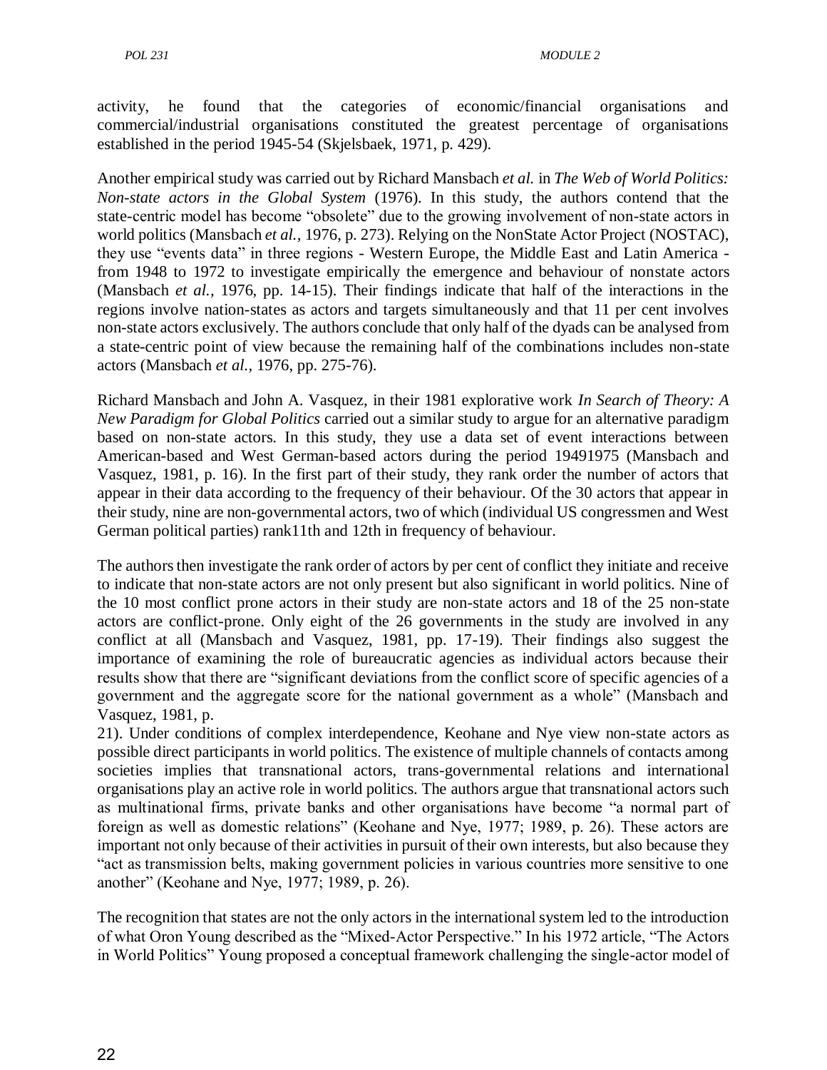activity, he found that the categories of economic/financial organisations and commercial/industrial organisations constituted the greatest percentage of organisations established in the period 1945-54 (Skjelsbaek, 1971, p. 429).

Another empirical study was carried out by Richard Mansbach *et al.* in *The Web of World Politics: Non-state actors in the Global System* (1976). In this study, the authors contend that the state-centric model has become "obsolete" due to the growing involvement of non-state actors in world politics (Mansbach *et al.,* 1976, p. 273). Relying on the NonState Actor Project (NOSTAC), they use "events data" in three regions - Western Europe, the Middle East and Latin America - from 1948 to 1972 to investigate empirically the emergence and behaviour of nonstate actors (Mansbach *et al.,* 1976, pp. 14-15). Their findings indicate that half of the interactions in the regions involve nation-states as actors and targets simultaneously and that 11 per cent involves non-state actors exclusively. The authors conclude that only half of the dyads can be analysed from a state-centric point of view because the remaining half of the combinations includes non-state actors (Mansbach *et al.,* 1976, pp. 275-76).

Richard Mansbach and John A. Vasquez, in their 1981 explorative work *In Search of Theory: A New Paradigm for Global Politics* carried out a similar study to argue for an alternative paradigm based on non-state actors. In this study, they use a data set of event interactions between American-based and West German-based actors during the period 19491975 (Mansbach and Vasquez, 1981, p. 16). In the first part of their study, they rank order the number of actors that appear in their data according to the frequency of their behaviour. Of the 30 actors that appear in their study, nine are non-governmental actors, two of which (individual US congressmen and West German political parties) rank11th and 12th in frequency of behaviour.

The authors then investigate the rank order of actors by per cent of conflict they initiate and receive to indicate that non-state actors are not only present but also significant in world politics. Nine of the 10 most conflict prone actors in their study are non-state actors and 18 of the 25 non-state actors are conflict-prone. Only eight of the 26 governments in the study are involved in any conflict at all (Mansbach and Vasquez, 1981, pp. 17-19). Their findings also suggest the importance of examining the role of bureaucratic agencies as individual actors because their results show that there are "significant deviations from the conflict score of specific agencies of a government and the aggregate score for the national government as a whole" (Mansbach and Vasquez, 1981, p.
21). Under conditions of complex interdependence, Keohane and Nye view non-state actors as possible direct participants in world politics. The existence of multiple channels of contacts among societies implies that transnational actors, trans-governmental relations and international organisations play an active role in world politics. The authors argue that transnational actors such as multinational firms, private banks and other organisations have become "a normal part of foreign as well as domestic relations" (Keohane and Nye, 1977; 1989, p. 26). These actors are important not only because of their activities in pursuit of their own interests, but also because they "act as transmission belts, making government policies in various countries more sensitive to one another" (Keohane and Nye, 1977; 1989, p. 26).

The recognition that states are not the only actors in the international system led to the introduction of what Oron Young described as the "Mixed-Actor Perspective." In his 1972 article, "The Actors in World Politics" Young proposed a conceptual framework challenging the single-actor model of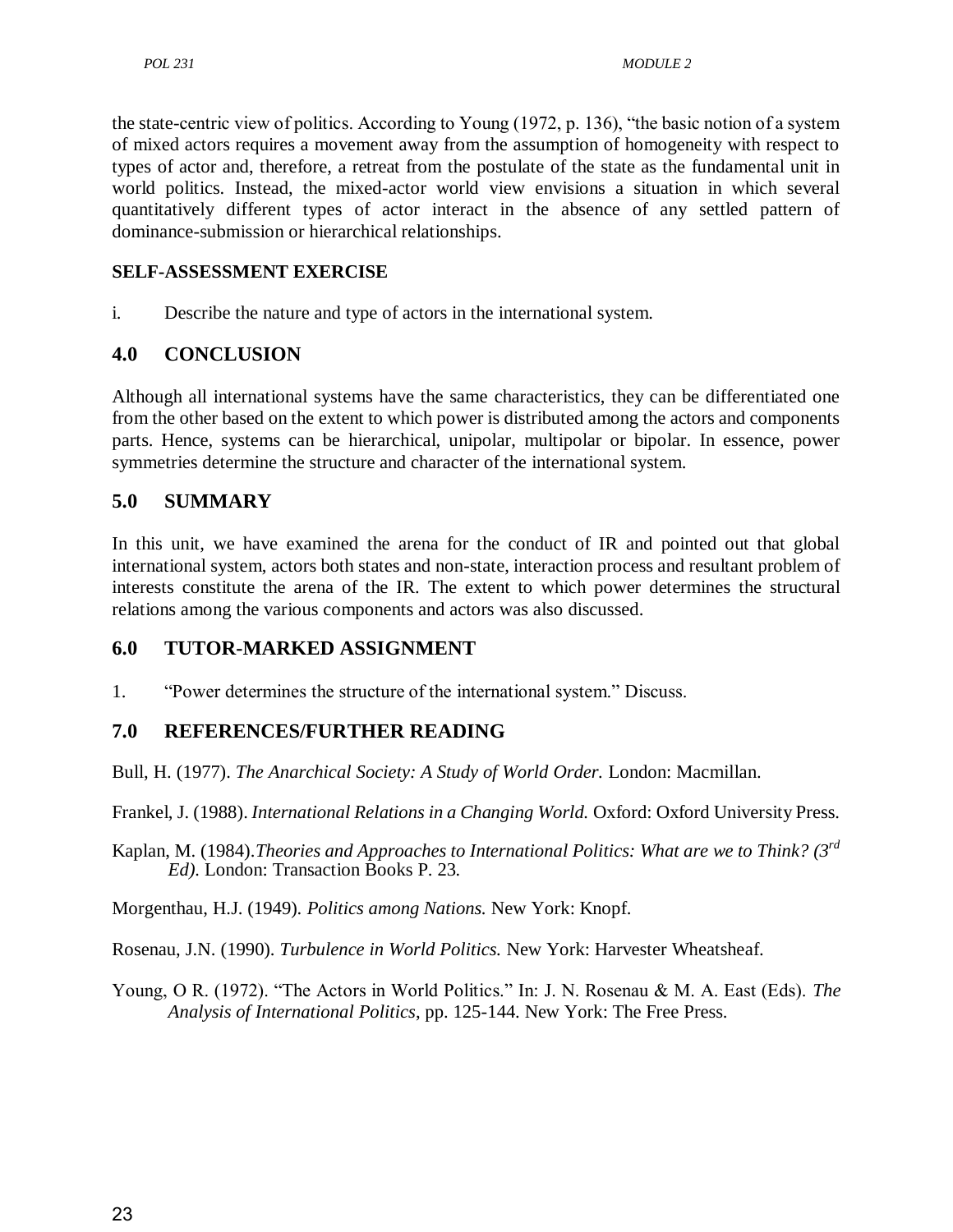the state-centric view of politics. According to Young (1972, p. 136), "the basic notion of a system of mixed actors requires a movement away from the assumption of homogeneity with respect to types of actor and, therefore, a retreat from the postulate of the state as the fundamental unit in world politics. Instead, the mixed-actor world view envisions a situation in which several quantitatively different types of actor interact in the absence of any settled pattern of dominance-submission or hierarchical relationships.

**SELF-ASSESSMENT EXERCISE**

i. Describe the nature and type of actors in the international system.

## 4.0 CONCLUSION

Although all international systems have the same characteristics, they can be differentiated one from the other based on the extent to which power is distributed among the actors and components parts. Hence, systems can be hierarchical, unipolar, multipolar or bipolar. In essence, power symmetries determine the structure and character of the international system.

## 5.0 SUMMARY

In this unit, we have examined the arena for the conduct of IR and pointed out that global international system, actors both states and non-state, interaction process and resultant problem of interests constitute the arena of the IR. The extent to which power determines the structural relations among the various components and actors was also discussed.

## 6.0 TUTOR-MARKED ASSIGNMENT

1. "Power determines the structure of the international system." Discuss.

## 7.0 REFERENCES/FURTHER READING

Bull, H. (1977). *The Anarchical Society: A Study of World Order.* London: Macmillan.

Frankel, J. (1988). *International Relations in a Changing World.* Oxford: Oxford University Press.

Kaplan, M. (1984).*Theories and Approaches to International Politics: What are we to Think? (3rd Ed).* London: Transaction Books P. 23.

Morgenthau, H.J. (1949). *Politics among Nations.* New York: Knopf.

Rosenau, J.N. (1990). *Turbulence in World Politics.* New York: Harvester Wheatsheaf.

Young, O R. (1972). "The Actors in World Politics." In: J. N. Rosenau & M. A. East (Eds). *The Analysis of International Politics*, pp. 125-144. New York: The Free Press.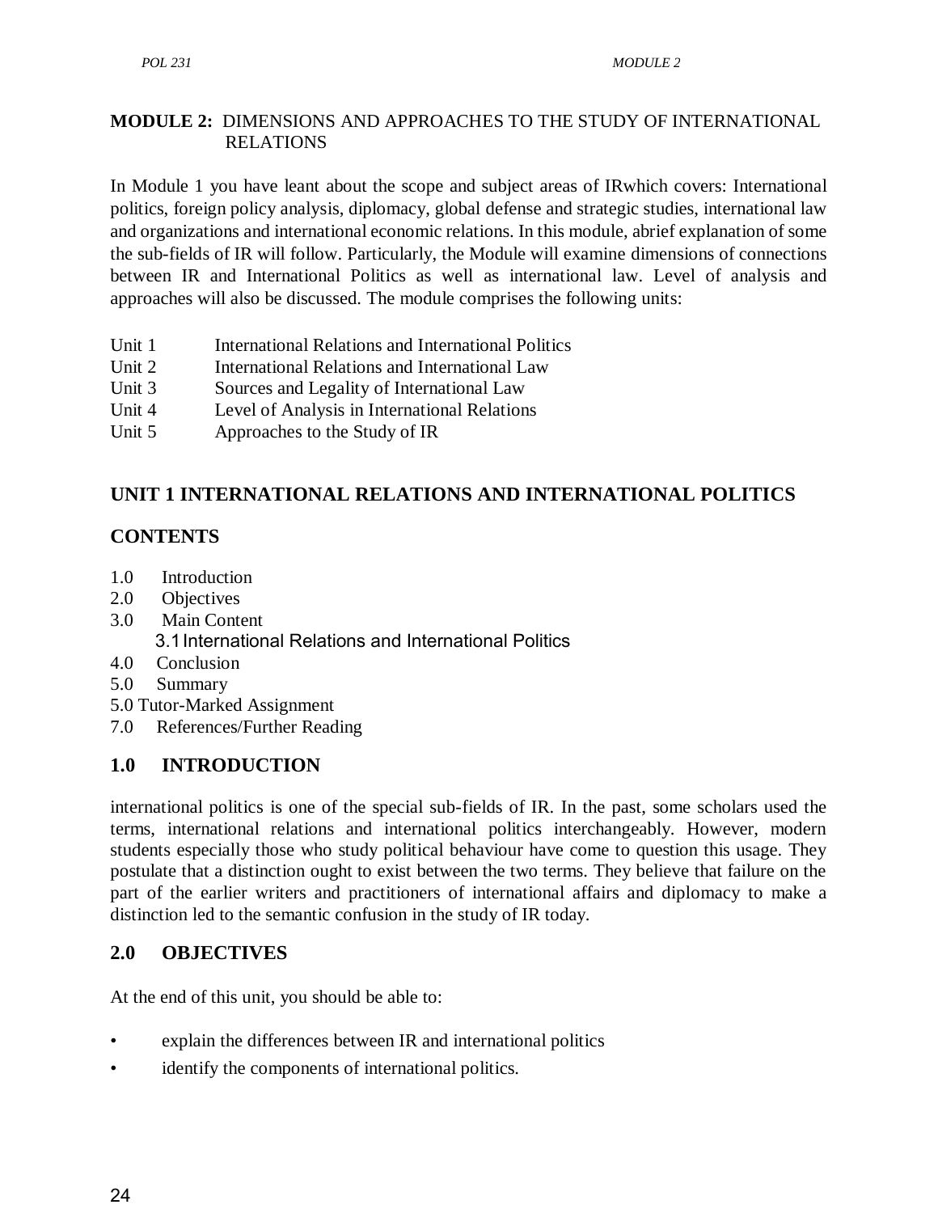**MODULE 2:** DIMENSIONS AND APPROACHES TO THE STUDY OF INTERNATIONAL RELATIONS

In Module 1 you have leant about the scope and subject areas of IRwhich covers: International politics, foreign policy analysis, diplomacy, global defense and strategic studies, international law and organizations and international economic relations. In this module, abrief explanation of some the sub-fields of IR will follow. Particularly, the Module will examine dimensions of connections between IR and International Politics as well as international law. Level of analysis and approaches will also be discussed. The module comprises the following units:

Unit 1 International Relations and International Politics
Unit 2 International Relations and International Law
Unit 3 Sources and Legality of International Law
Unit 4 Level of Analysis in International Relations
Unit 5 Approaches to the Study of IR

## UNIT 1 INTERNATIONAL RELATIONS AND INTERNATIONAL POLITICS

## CONTENTS

1.0 Introduction
2.0 Objectives
3.0 Main Content
 3.1 International Relations and International Politics
4.0 Conclusion
5.0 Summary
5.0 Tutor-Marked Assignment
7.0 References/Further Reading

## 1.0 INTRODUCTION

international politics is one of the special sub-fields of IR. In the past, some scholars used the terms, international relations and international politics interchangeably. However, modern students especially those who study political behaviour have come to question this usage. They postulate that a distinction ought to exist between the two terms. They believe that failure on the part of the earlier writers and practitioners of international affairs and diplomacy to make a distinction led to the semantic confusion in the study of IR today.

## 2.0 OBJECTIVES

At the end of this unit, you should be able to:

- explain the differences between IR and international politics
- identify the components of international politics.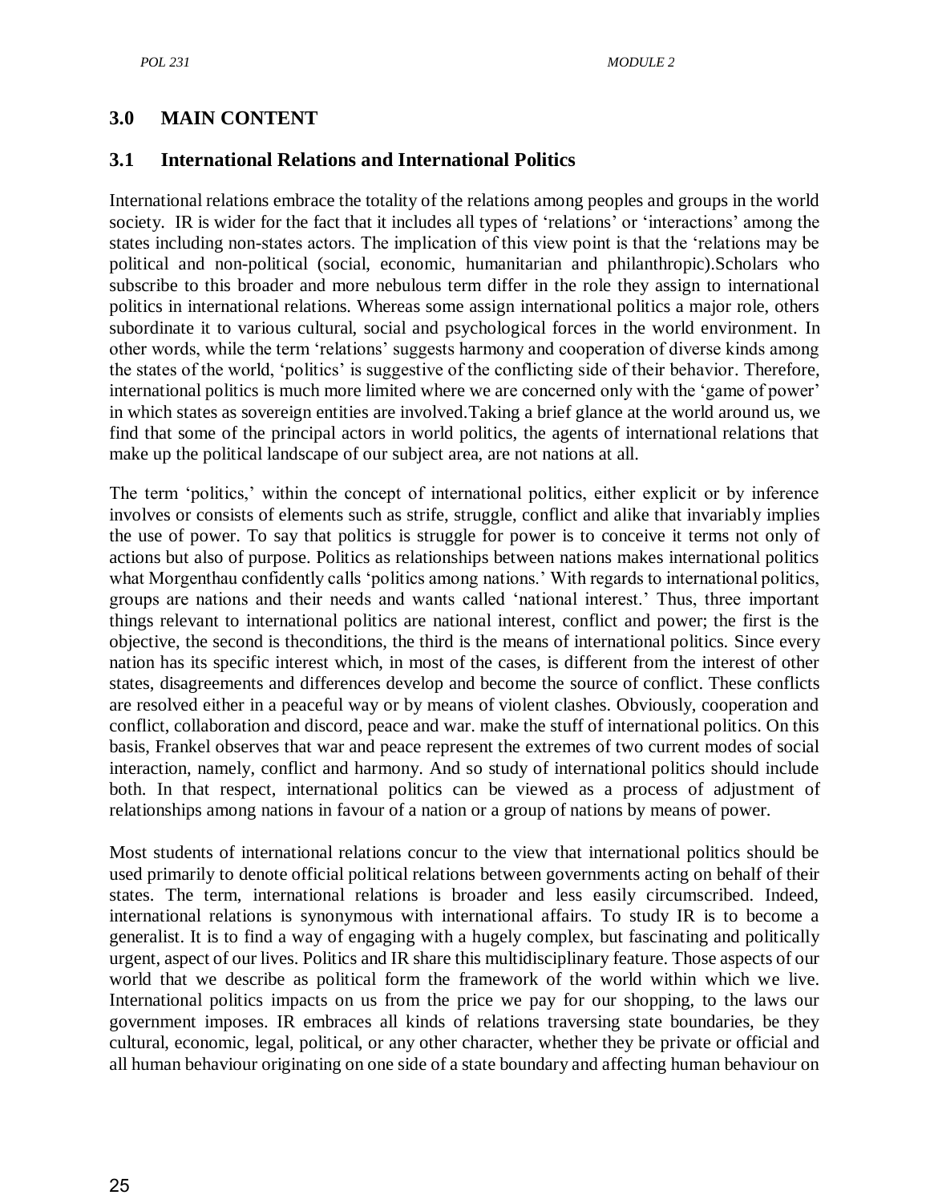## 3.0 MAIN CONTENT

### 3.1 International Relations and International Politics

International relations embrace the totality of the relations among peoples and groups in the world society. IR is wider for the fact that it includes all types of 'relations' or 'interactions' among the states including non-states actors. The implication of this view point is that the 'relations may be political and non-political (social, economic, humanitarian and philanthropic).Scholars who subscribe to this broader and more nebulous term differ in the role they assign to international politics in international relations. Whereas some assign international politics a major role, others subordinate it to various cultural, social and psychological forces in the world environment. In other words, while the term 'relations' suggests harmony and cooperation of diverse kinds among the states of the world, 'politics' is suggestive of the conflicting side of their behavior. Therefore, international politics is much more limited where we are concerned only with the 'game of power' in which states as sovereign entities are involved.Taking a brief glance at the world around us, we find that some of the principal actors in world politics, the agents of international relations that make up the political landscape of our subject area, are not nations at all.

The term 'politics,' within the concept of international politics, either explicit or by inference involves or consists of elements such as strife, struggle, conflict and alike that invariably implies the use of power. To say that politics is struggle for power is to conceive it terms not only of actions but also of purpose. Politics as relationships between nations makes international politics what Morgenthau confidently calls 'politics among nations.' With regards to international politics, groups are nations and their needs and wants called 'national interest.' Thus, three important things relevant to international politics are national interest, conflict and power; the first is the objective, the second is theconditions, the third is the means of international politics. Since every nation has its specific interest which, in most of the cases, is different from the interest of other states, disagreements and differences develop and become the source of conflict. These conflicts are resolved either in a peaceful way or by means of violent clashes. Obviously, cooperation and conflict, collaboration and discord, peace and war. make the stuff of international politics. On this basis, Frankel observes that war and peace represent the extremes of two current modes of social interaction, namely, conflict and harmony. And so study of international politics should include both. In that respect, international politics can be viewed as a process of adjustment of relationships among nations in favour of a nation or a group of nations by means of power.

Most students of international relations concur to the view that international politics should be used primarily to denote official political relations between governments acting on behalf of their states. The term, international relations is broader and less easily circumscribed. Indeed, international relations is synonymous with international affairs. To study IR is to become a generalist. It is to find a way of engaging with a hugely complex, but fascinating and politically urgent, aspect of our lives. Politics and IR share this multidisciplinary feature. Those aspects of our world that we describe as political form the framework of the world within which we live. International politics impacts on us from the price we pay for our shopping, to the laws our government imposes. IR embraces all kinds of relations traversing state boundaries, be they cultural, economic, legal, political, or any other character, whether they be private or official and all human behaviour originating on one side of a state boundary and affecting human behaviour on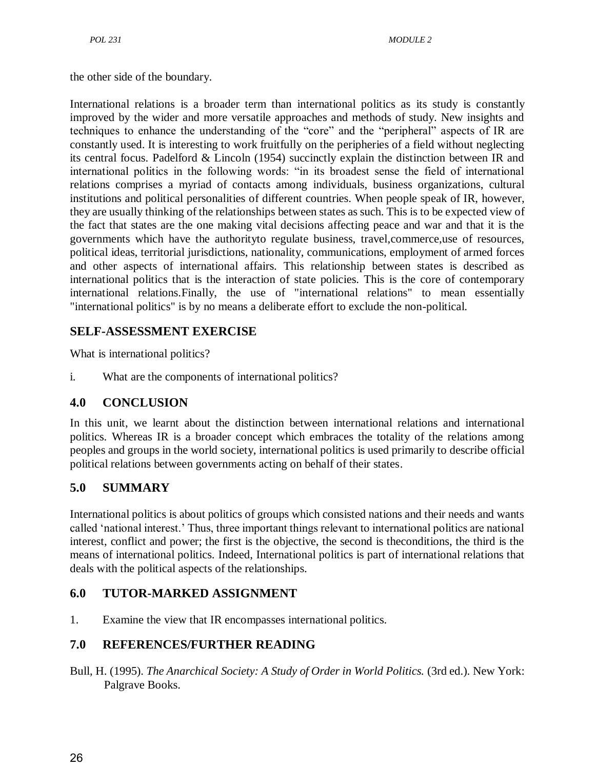the other side of the boundary.

International relations is a broader term than international politics as its study is constantly improved by the wider and more versatile approaches and methods of study. New insights and techniques to enhance the understanding of the "core" and the "peripheral" aspects of IR are constantly used. It is interesting to work fruitfully on the peripheries of a field without neglecting its central focus. Padelford & Lincoln (1954) succinctly explain the distinction between IR and international politics in the following words: "in its broadest sense the field of international relations comprises a myriad of contacts among individuals, business organizations, cultural institutions and political personalities of different countries. When people speak of IR, however, they are usually thinking of the relationships between states as such. This is to be expected view of the fact that states are the one making vital decisions affecting peace and war and that it is the governments which have the authorityto regulate business, travel,commerce,use of resources, political ideas, territorial jurisdictions, nationality, communications, employment of armed forces and other aspects of international affairs. This relationship between states is described as international politics that is the interaction of state policies. This is the core of contemporary international relations.Finally, the use of "international relations" to mean essentially "international politics" is by no means a deliberate effort to exclude the non-political.

## SELF-ASSESSMENT EXERCISE

What is international politics?

i. What are the components of international politics?

## 4.0 CONCLUSION

In this unit, we learnt about the distinction between international relations and international politics. Whereas IR is a broader concept which embraces the totality of the relations among peoples and groups in the world society, international politics is used primarily to describe official political relations between governments acting on behalf of their states.

## 5.0 SUMMARY

International politics is about politics of groups which consisted nations and their needs and wants called 'national interest.' Thus, three important things relevant to international politics are national interest, conflict and power; the first is the objective, the second is theconditions, the third is the means of international politics. Indeed, International politics is part of international relations that deals with the political aspects of the relationships.

## 6.0 TUTOR-MARKED ASSIGNMENT

1. Examine the view that IR encompasses international politics.

## 7.0 REFERENCES/FURTHER READING

Bull, H. (1995). *The Anarchical Society: A Study of Order in World Politics.* (3rd ed.). New York: Palgrave Books.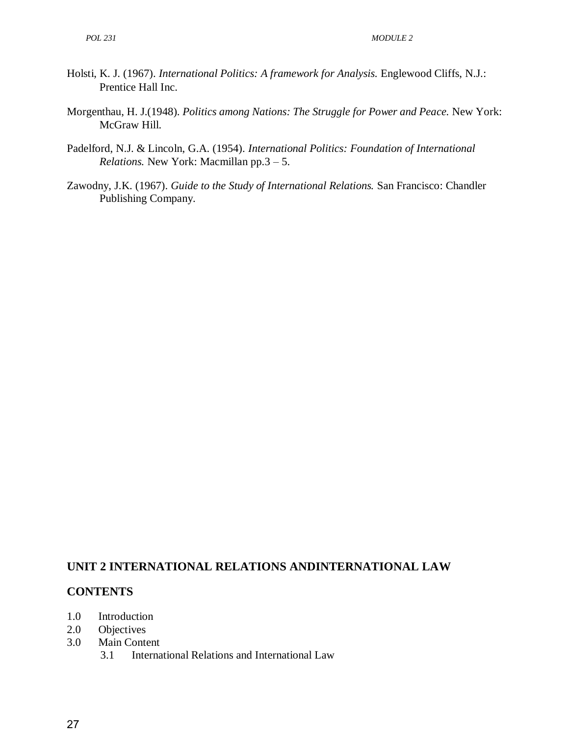Holsti, K. J. (1967). *International Politics: A framework for Analysis.* Englewood Cliffs, N.J.: Prentice Hall Inc.

Morgenthau, H. J.(1948). *Politics among Nations: The Struggle for Power and Peace.* New York: McGraw Hill.

Padelford, N.J. & Lincoln, G.A. (1954). *International Politics: Foundation of International Relations.* New York: Macmillan pp.3 – 5.

Zawodny, J.K. (1967). *Guide to the Study of International Relations.* San Francisco: Chandler Publishing Company.

## UNIT 2 INTERNATIONAL RELATIONS ANDINTERNATIONAL LAW

### CONTENTS

1.0 Introduction
2.0 Objectives
3.0 Main Content
  3.1 International Relations and International Law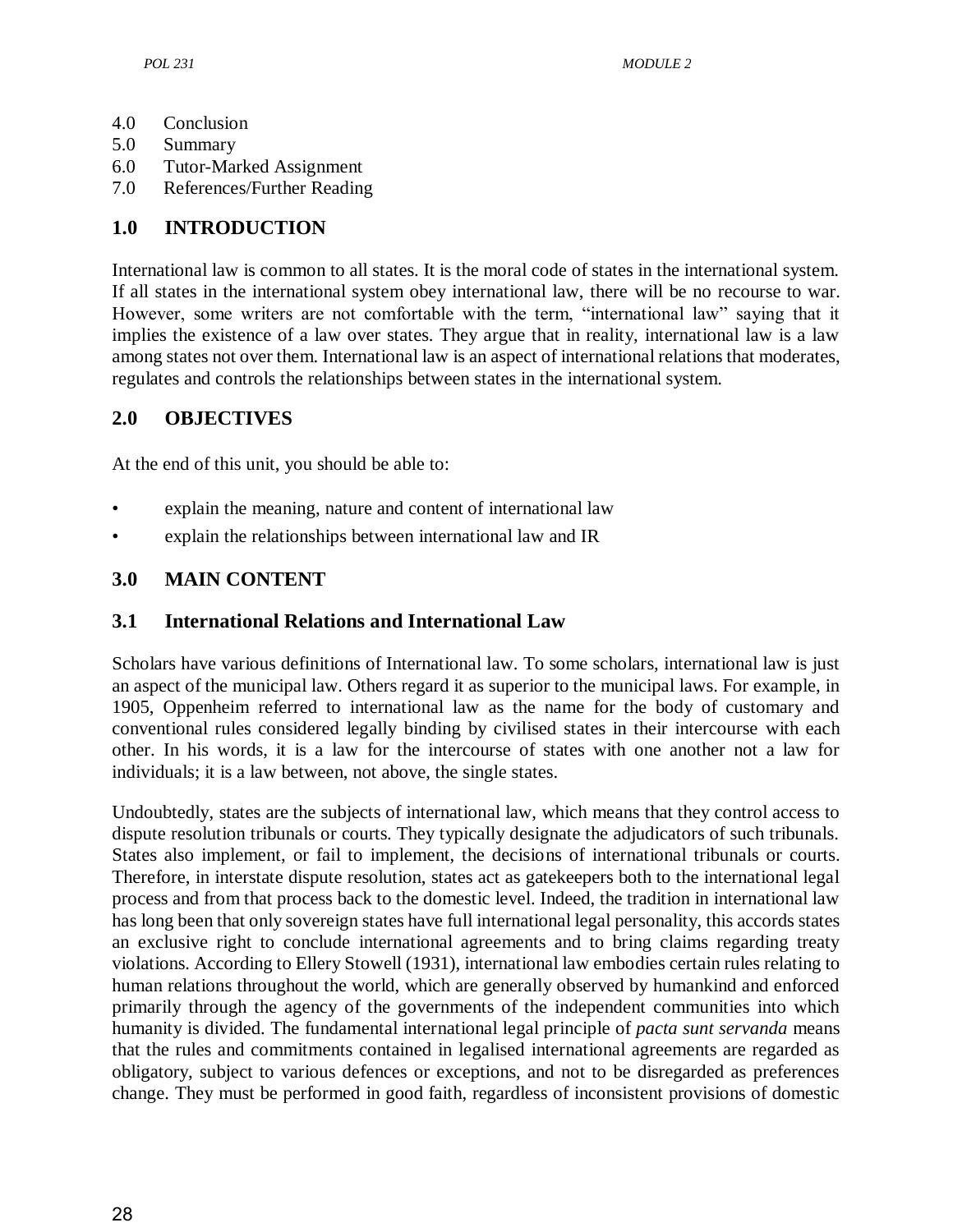4.0 Conclusion
5.0 Summary
6.0 Tutor-Marked Assignment
7.0 References/Further Reading

## 1.0 INTRODUCTION

International law is common to all states. It is the moral code of states in the international system. If all states in the international system obey international law, there will be no recourse to war. However, some writers are not comfortable with the term, "international law" saying that it implies the existence of a law over states. They argue that in reality, international law is a law among states not over them. International law is an aspect of international relations that moderates, regulates and controls the relationships between states in the international system.

## 2.0 OBJECTIVES

At the end of this unit, you should be able to:

- explain the meaning, nature and content of international law
- explain the relationships between international law and IR

## 3.0 MAIN CONTENT

### 3.1 International Relations and International Law

Scholars have various definitions of International law. To some scholars, international law is just an aspect of the municipal law. Others regard it as superior to the municipal laws. For example, in 1905, Oppenheim referred to international law as the name for the body of customary and conventional rules considered legally binding by civilised states in their intercourse with each other. In his words, it is a law for the intercourse of states with one another not a law for individuals; it is a law between, not above, the single states.

Undoubtedly, states are the subjects of international law, which means that they control access to dispute resolution tribunals or courts. They typically designate the adjudicators of such tribunals. States also implement, or fail to implement, the decisions of international tribunals or courts. Therefore, in interstate dispute resolution, states act as gatekeepers both to the international legal process and from that process back to the domestic level. Indeed, the tradition in international law has long been that only sovereign states have full international legal personality, this accords states an exclusive right to conclude international agreements and to bring claims regarding treaty violations. According to Ellery Stowell (1931), international law embodies certain rules relating to human relations throughout the world, which are generally observed by humankind and enforced primarily through the agency of the governments of the independent communities into which humanity is divided. The fundamental international legal principle of *pacta sunt servanda* means that the rules and commitments contained in legalised international agreements are regarded as obligatory, subject to various defences or exceptions, and not to be disregarded as preferences change. They must be performed in good faith, regardless of inconsistent provisions of domestic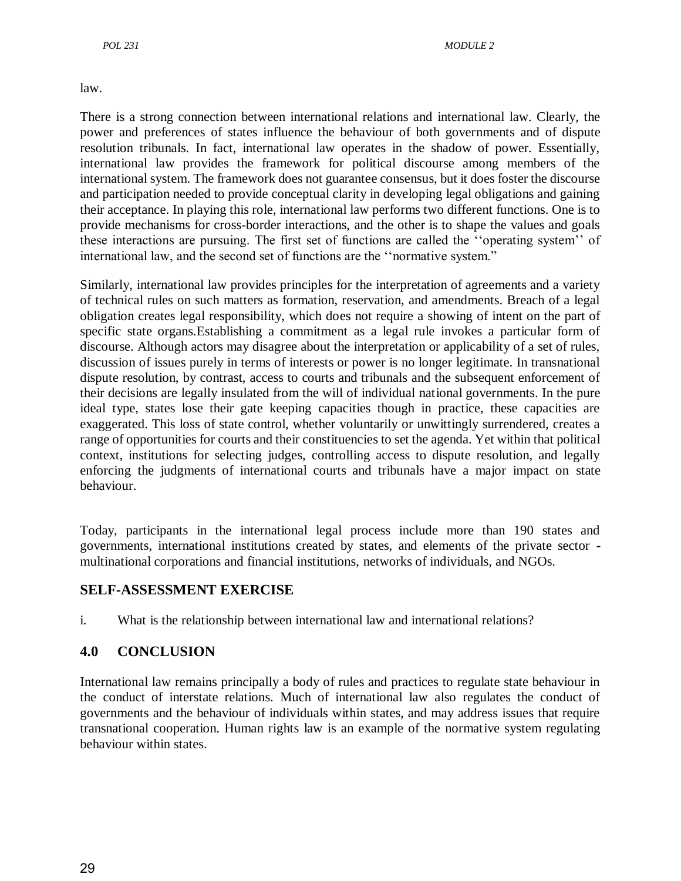law.

There is a strong connection between international relations and international law. Clearly, the power and preferences of states influence the behaviour of both governments and of dispute resolution tribunals. In fact, international law operates in the shadow of power. Essentially, international law provides the framework for political discourse among members of the international system. The framework does not guarantee consensus, but it does foster the discourse and participation needed to provide conceptual clarity in developing legal obligations and gaining their acceptance. In playing this role, international law performs two different functions. One is to provide mechanisms for cross-border interactions, and the other is to shape the values and goals these interactions are pursuing. The first set of functions are called the ''operating system'' of international law, and the second set of functions are the ''normative system."

Similarly, international law provides principles for the interpretation of agreements and a variety of technical rules on such matters as formation, reservation, and amendments. Breach of a legal obligation creates legal responsibility, which does not require a showing of intent on the part of specific state organs.Establishing a commitment as a legal rule invokes a particular form of discourse. Although actors may disagree about the interpretation or applicability of a set of rules, discussion of issues purely in terms of interests or power is no longer legitimate. In transnational dispute resolution, by contrast, access to courts and tribunals and the subsequent enforcement of their decisions are legally insulated from the will of individual national governments. In the pure ideal type, states lose their gate keeping capacities though in practice, these capacities are exaggerated. This loss of state control, whether voluntarily or unwittingly surrendered, creates a range of opportunities for courts and their constituencies to set the agenda. Yet within that political context, institutions for selecting judges, controlling access to dispute resolution, and legally enforcing the judgments of international courts and tribunals have a major impact on state behaviour.

Today, participants in the international legal process include more than 190 states and governments, international institutions created by states, and elements of the private sector - multinational corporations and financial institutions, networks of individuals, and NGOs.

## SELF-ASSESSMENT EXERCISE

i. What is the relationship between international law and international relations?

## 4.0 CONCLUSION

International law remains principally a body of rules and practices to regulate state behaviour in the conduct of interstate relations. Much of international law also regulates the conduct of governments and the behaviour of individuals within states, and may address issues that require transnational cooperation. Human rights law is an example of the normative system regulating behaviour within states.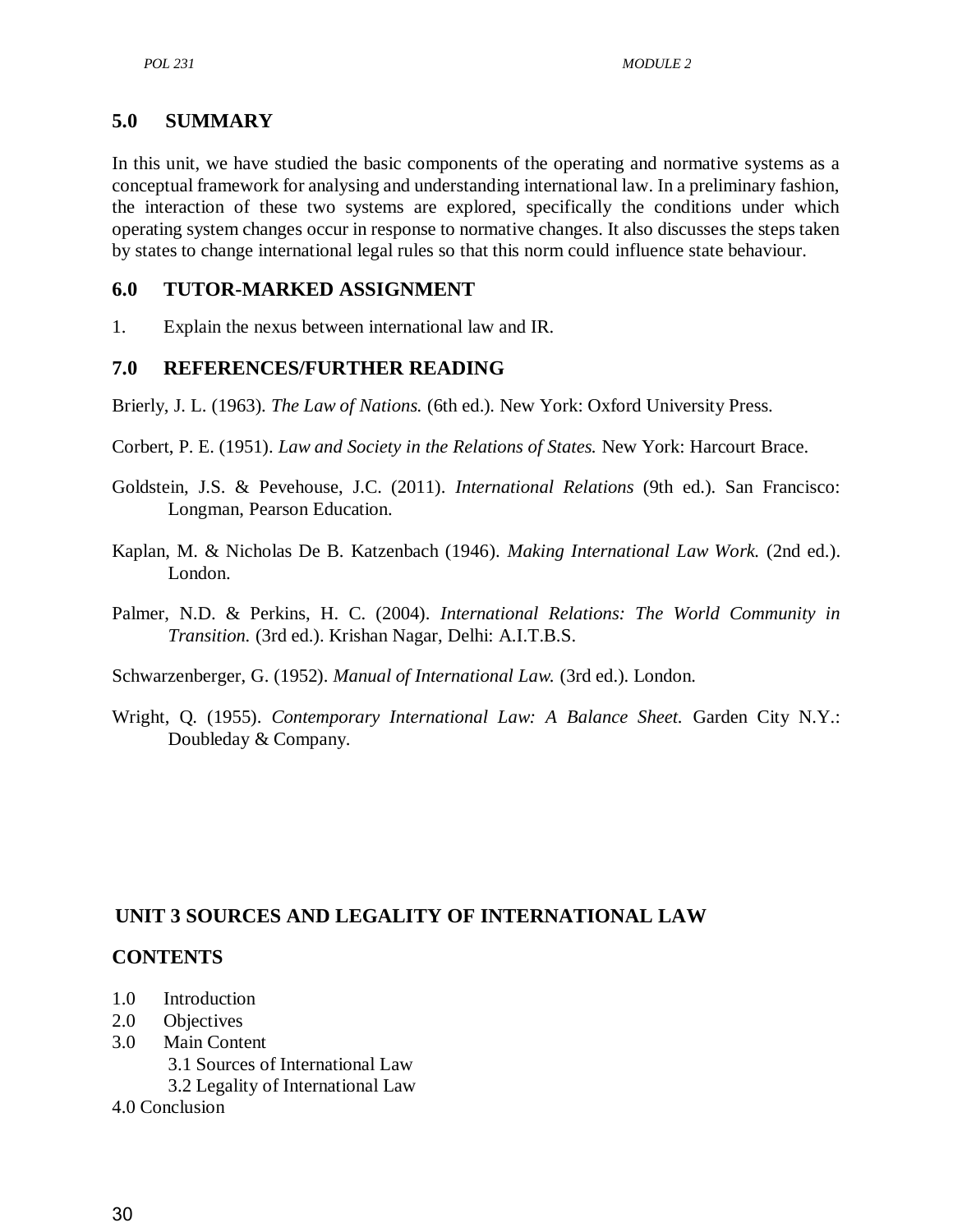## 5.0 SUMMARY

In this unit, we have studied the basic components of the operating and normative systems as a conceptual framework for analysing and understanding international law. In a preliminary fashion, the interaction of these two systems are explored, specifically the conditions under which operating system changes occur in response to normative changes. It also discusses the steps taken by states to change international legal rules so that this norm could influence state behaviour.

## 6.0 TUTOR-MARKED ASSIGNMENT

1. Explain the nexus between international law and IR.

## 7.0 REFERENCES/FURTHER READING

Brierly, J. L. (1963). *The Law of Nations.* (6th ed.). New York: Oxford University Press.

Corbert, P. E. (1951). *Law and Society in the Relations of States.* New York: Harcourt Brace.

Goldstein, J.S. & Pevehouse, J.C. (2011). *International Relations* (9th ed.). San Francisco: Longman, Pearson Education.

Kaplan, M. & Nicholas De B. Katzenbach (1946). *Making International Law Work.* (2nd ed.). London.

Palmer, N.D. & Perkins, H. C. (2004). *International Relations: The World Community in Transition.* (3rd ed.). Krishan Nagar, Delhi: A.I.T.B.S.

Schwarzenberger, G. (1952). *Manual of International Law.* (3rd ed.). London.

Wright, Q. (1955). *Contemporary International Law: A Balance Sheet.* Garden City N.Y.: Doubleday & Company.

# UNIT 3 SOURCES AND LEGALITY OF INTERNATIONAL LAW

## CONTENTS

1.0 Introduction
2.0 Objectives
3.0 Main Content
 3.1 Sources of International Law
 3.2 Legality of International Law
4.0 Conclusion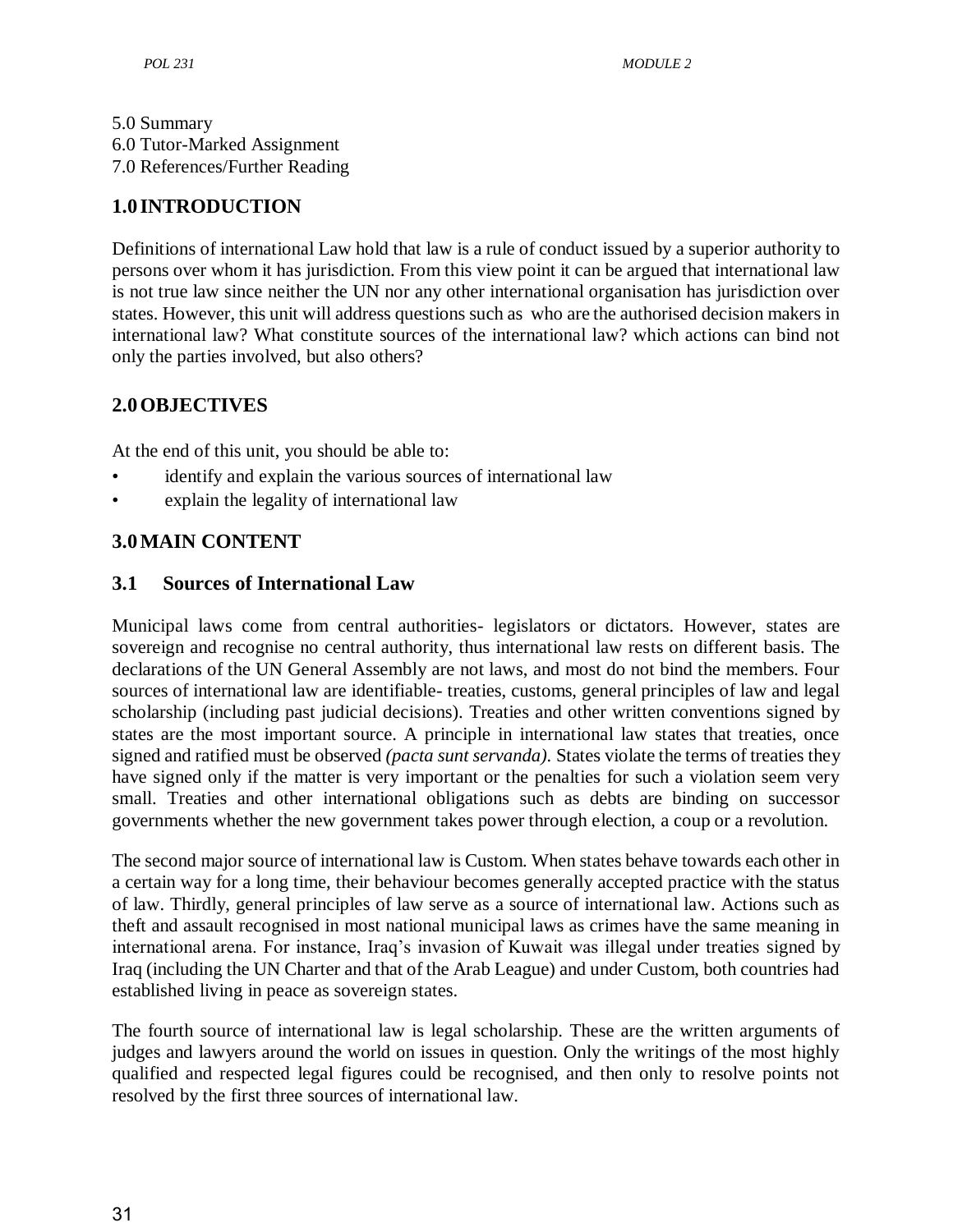5.0 Summary
6.0 Tutor-Marked Assignment
7.0 References/Further Reading

## 1.0 INTRODUCTION

Definitions of international Law hold that law is a rule of conduct issued by a superior authority to persons over whom it has jurisdiction. From this view point it can be argued that international law is not true law since neither the UN nor any other international organisation has jurisdiction over states. However, this unit will address questions such as who are the authorised decision makers in international law? What constitute sources of the international law? which actions can bind not only the parties involved, but also others?

## 2.0 OBJECTIVES

At the end of this unit, you should be able to:

- identify and explain the various sources of international law
- explain the legality of international law

## 3.0 MAIN CONTENT

### 3.1 Sources of International Law

Municipal laws come from central authorities- legislators or dictators. However, states are sovereign and recognise no central authority, thus international law rests on different basis. The declarations of the UN General Assembly are not laws, and most do not bind the members. Four sources of international law are identifiable- treaties, customs, general principles of law and legal scholarship (including past judicial decisions). Treaties and other written conventions signed by states are the most important source. A principle in international law states that treaties, once signed and ratified must be observed *(pacta sunt servanda).* States violate the terms of treaties they have signed only if the matter is very important or the penalties for such a violation seem very small. Treaties and other international obligations such as debts are binding on successor governments whether the new government takes power through election, a coup or a revolution.

The second major source of international law is Custom. When states behave towards each other in a certain way for a long time, their behaviour becomes generally accepted practice with the status of law. Thirdly, general principles of law serve as a source of international law. Actions such as theft and assault recognised in most national municipal laws as crimes have the same meaning in international arena. For instance, Iraq's invasion of Kuwait was illegal under treaties signed by Iraq (including the UN Charter and that of the Arab League) and under Custom, both countries had established living in peace as sovereign states.

The fourth source of international law is legal scholarship. These are the written arguments of judges and lawyers around the world on issues in question. Only the writings of the most highly qualified and respected legal figures could be recognised, and then only to resolve points not resolved by the first three sources of international law.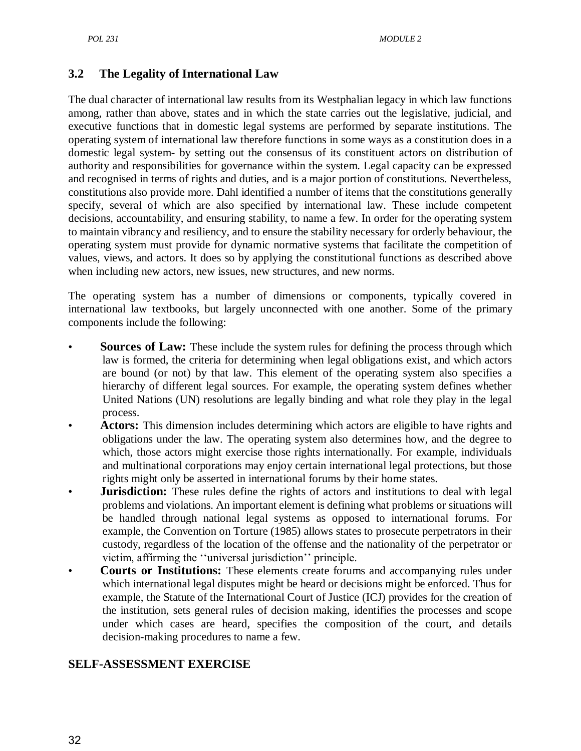## 3.2 The Legality of International Law

The dual character of international law results from its Westphalian legacy in which law functions among, rather than above, states and in which the state carries out the legislative, judicial, and executive functions that in domestic legal systems are performed by separate institutions. The operating system of international law therefore functions in some ways as a constitution does in a domestic legal system- by setting out the consensus of its constituent actors on distribution of authority and responsibilities for governance within the system. Legal capacity can be expressed and recognised in terms of rights and duties, and is a major portion of constitutions. Nevertheless, constitutions also provide more. Dahl identified a number of items that the constitutions generally specify, several of which are also specified by international law. These include competent decisions, accountability, and ensuring stability, to name a few. In order for the operating system to maintain vibrancy and resiliency, and to ensure the stability necessary for orderly behaviour, the operating system must provide for dynamic normative systems that facilitate the competition of values, views, and actors. It does so by applying the constitutional functions as described above when including new actors, new issues, new structures, and new norms.

The operating system has a number of dimensions or components, typically covered in international law textbooks, but largely unconnected with one another. Some of the primary components include the following:

- **Sources of Law:** These include the system rules for defining the process through which law is formed, the criteria for determining when legal obligations exist, and which actors are bound (or not) by that law. This element of the operating system also specifies a hierarchy of different legal sources. For example, the operating system defines whether United Nations (UN) resolutions are legally binding and what role they play in the legal process.
- **Actors:** This dimension includes determining which actors are eligible to have rights and obligations under the law. The operating system also determines how, and the degree to which, those actors might exercise those rights internationally. For example, individuals and multinational corporations may enjoy certain international legal protections, but those rights might only be asserted in international forums by their home states.
- **Jurisdiction:** These rules define the rights of actors and institutions to deal with legal problems and violations. An important element is defining what problems or situations will be handled through national legal systems as opposed to international forums. For example, the Convention on Torture (1985) allows states to prosecute perpetrators in their custody, regardless of the location of the offense and the nationality of the perpetrator or victim, affirming the ''universal jurisdiction'' principle.
- **Courts or Institutions:** These elements create forums and accompanying rules under which international legal disputes might be heard or decisions might be enforced. Thus for example, the Statute of the International Court of Justice (ICJ) provides for the creation of the institution, sets general rules of decision making, identifies the processes and scope under which cases are heard, specifies the composition of the court, and details decision-making procedures to name a few.

## SELF-ASSESSMENT EXERCISE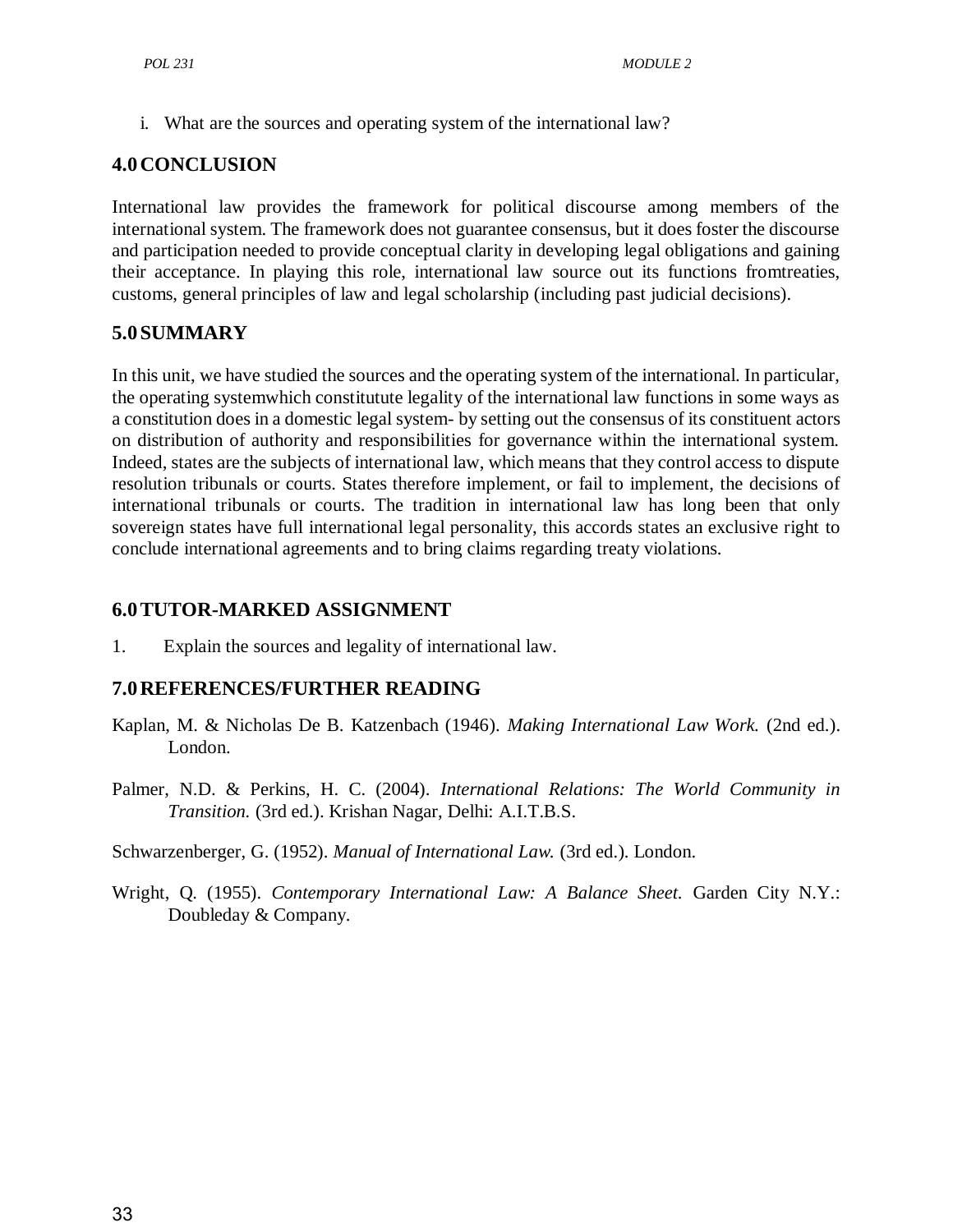i. What are the sources and operating system of the international law?

## 4.0 CONCLUSION

International law provides the framework for political discourse among members of the international system. The framework does not guarantee consensus, but it does foster the discourse and participation needed to provide conceptual clarity in developing legal obligations and gaining their acceptance. In playing this role, international law source out its functions fromtreaties, customs, general principles of law and legal scholarship (including past judicial decisions).

## 5.0 SUMMARY

In this unit, we have studied the sources and the operating system of the international. In particular, the operating systemwhich constitutute legality of the international law functions in some ways as a constitution does in a domestic legal system- by setting out the consensus of its constituent actors on distribution of authority and responsibilities for governance within the international system. Indeed, states are the subjects of international law, which means that they control access to dispute resolution tribunals or courts. States therefore implement, or fail to implement, the decisions of international tribunals or courts. The tradition in international law has long been that only sovereign states have full international legal personality, this accords states an exclusive right to conclude international agreements and to bring claims regarding treaty violations.

## 6.0 TUTOR-MARKED ASSIGNMENT

1. Explain the sources and legality of international law.

## 7.0 REFERENCES/FURTHER READING

Kaplan, M. & Nicholas De B. Katzenbach (1946). *Making International Law Work.* (2nd ed.). London.

Palmer, N.D. & Perkins, H. C. (2004). *International Relations: The World Community in Transition.* (3rd ed.). Krishan Nagar, Delhi: A.I.T.B.S.

Schwarzenberger, G. (1952). *Manual of International Law.* (3rd ed.). London.

Wright, Q. (1955). *Contemporary International Law: A Balance Sheet.* Garden City N.Y.: Doubleday & Company.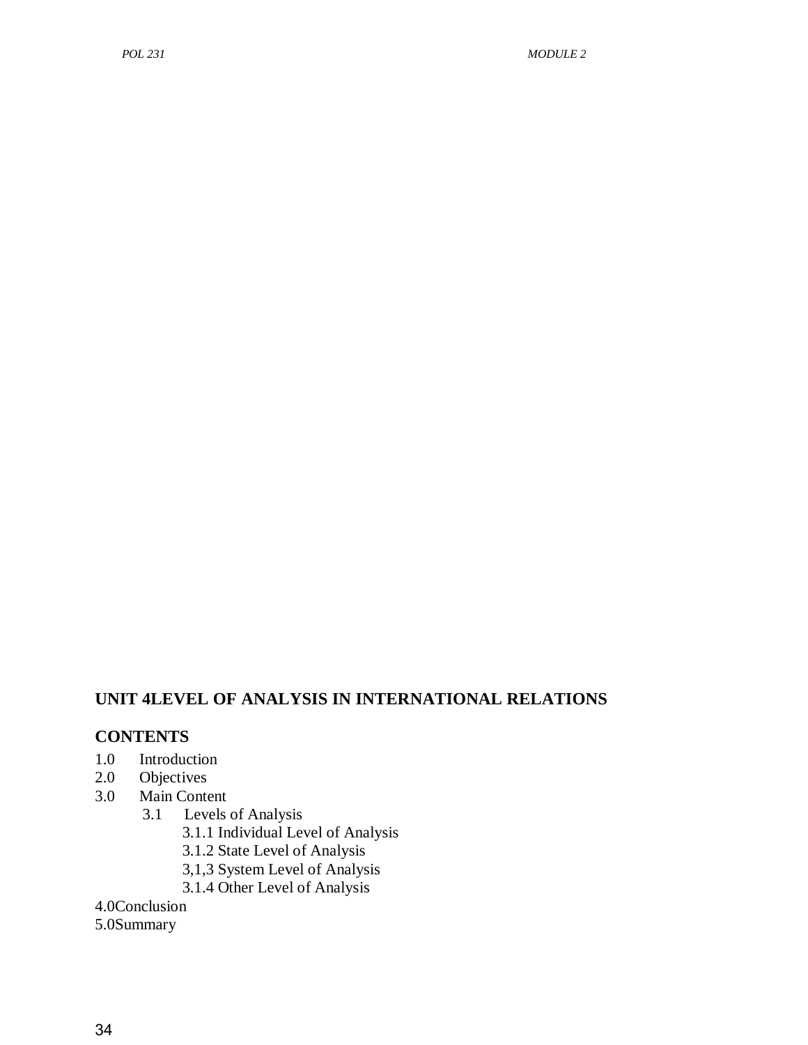## UNIT 4LEVEL OF ANALYSIS IN INTERNATIONAL RELATIONS

### CONTENTS

1.0 Introduction
2.0 Objectives
3.0 Main Content
 3.1 Levels of Analysis
  3.1.1 Individual Level of Analysis
  3.1.2 State Level of Analysis
  3,1,3 System Level of Analysis
  3.1.4 Other Level of Analysis
4.0Conclusion
5.0Summary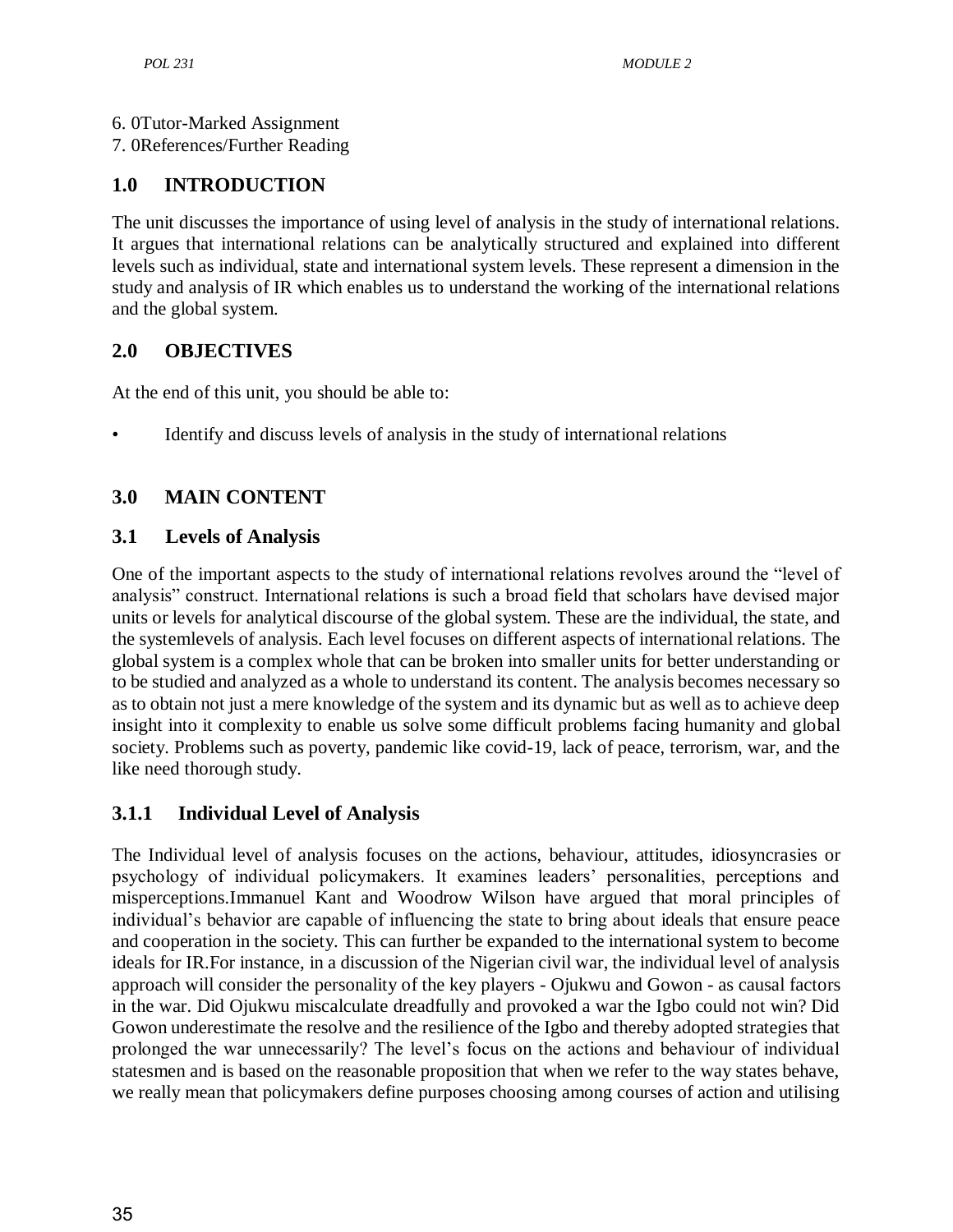6. 0Tutor-Marked Assignment
7. 0References/Further Reading

## 1.0 INTRODUCTION

The unit discusses the importance of using level of analysis in the study of international relations. It argues that international relations can be analytically structured and explained into different levels such as individual, state and international system levels. These represent a dimension in the study and analysis of IR which enables us to understand the working of the international relations and the global system.

## 2.0 OBJECTIVES

At the end of this unit, you should be able to:

- Identify and discuss levels of analysis in the study of international relations

## 3.0 MAIN CONTENT

### 3.1 Levels of Analysis

One of the important aspects to the study of international relations revolves around the "level of analysis" construct. International relations is such a broad field that scholars have devised major units or levels for analytical discourse of the global system. These are the individual, the state, and the systemlevels of analysis. Each level focuses on different aspects of international relations. The global system is a complex whole that can be broken into smaller units for better understanding or to be studied and analyzed as a whole to understand its content. The analysis becomes necessary so as to obtain not just a mere knowledge of the system and its dynamic but as well as to achieve deep insight into it complexity to enable us solve some difficult problems facing humanity and global society. Problems such as poverty, pandemic like covid-19, lack of peace, terrorism, war, and the like need thorough study.

#### 3.1.1 Individual Level of Analysis

The Individual level of analysis focuses on the actions, behaviour, attitudes, idiosyncrasies or psychology of individual policymakers. It examines leaders' personalities, perceptions and misperceptions.Immanuel Kant and Woodrow Wilson have argued that moral principles of individual's behavior are capable of influencing the state to bring about ideals that ensure peace and cooperation in the society. This can further be expanded to the international system to become ideals for IR.For instance, in a discussion of the Nigerian civil war, the individual level of analysis approach will consider the personality of the key players - Ojukwu and Gowon - as causal factors in the war. Did Ojukwu miscalculate dreadfully and provoked a war the Igbo could not win? Did Gowon underestimate the resolve and the resilience of the Igbo and thereby adopted strategies that prolonged the war unnecessarily? The level's focus on the actions and behaviour of individual statesmen and is based on the reasonable proposition that when we refer to the way states behave, we really mean that policymakers define purposes choosing among courses of action and utilising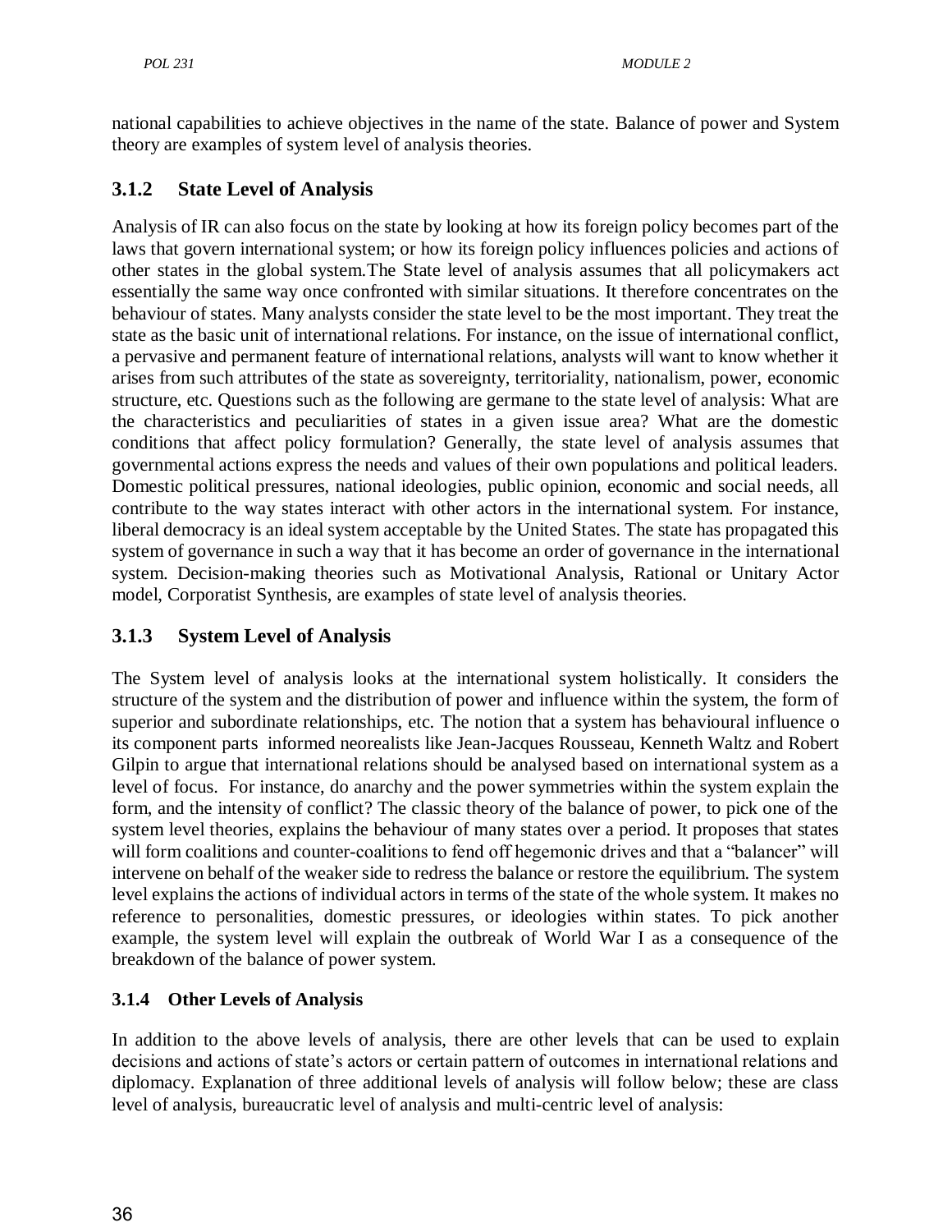national capabilities to achieve objectives in the name of the state. Balance of power and System theory are examples of system level of analysis theories.

### 3.1.2 State Level of Analysis

Analysis of IR can also focus on the state by looking at how its foreign policy becomes part of the laws that govern international system; or how its foreign policy influences policies and actions of other states in the global system.The State level of analysis assumes that all policymakers act essentially the same way once confronted with similar situations. It therefore concentrates on the behaviour of states. Many analysts consider the state level to be the most important. They treat the state as the basic unit of international relations. For instance, on the issue of international conflict, a pervasive and permanent feature of international relations, analysts will want to know whether it arises from such attributes of the state as sovereignty, territoriality, nationalism, power, economic structure, etc. Questions such as the following are germane to the state level of analysis: What are the characteristics and peculiarities of states in a given issue area? What are the domestic conditions that affect policy formulation? Generally, the state level of analysis assumes that governmental actions express the needs and values of their own populations and political leaders. Domestic political pressures, national ideologies, public opinion, economic and social needs, all contribute to the way states interact with other actors in the international system. For instance, liberal democracy is an ideal system acceptable by the United States. The state has propagated this system of governance in such a way that it has become an order of governance in the international system. Decision-making theories such as Motivational Analysis, Rational or Unitary Actor model, Corporatist Synthesis, are examples of state level of analysis theories.

### 3.1.3 System Level of Analysis

The System level of analysis looks at the international system holistically. It considers the structure of the system and the distribution of power and influence within the system, the form of superior and subordinate relationships, etc. The notion that a system has behavioural influence o its component parts informed neorealists like Jean-Jacques Rousseau, Kenneth Waltz and Robert Gilpin to argue that international relations should be analysed based on international system as a level of focus. For instance, do anarchy and the power symmetries within the system explain the form, and the intensity of conflict? The classic theory of the balance of power, to pick one of the system level theories, explains the behaviour of many states over a period. It proposes that states will form coalitions and counter-coalitions to fend off hegemonic drives and that a "balancer" will intervene on behalf of the weaker side to redress the balance or restore the equilibrium. The system level explains the actions of individual actors in terms of the state of the whole system. It makes no reference to personalities, domestic pressures, or ideologies within states. To pick another example, the system level will explain the outbreak of World War I as a consequence of the breakdown of the balance of power system.

### 3.1.4 Other Levels of Analysis

In addition to the above levels of analysis, there are other levels that can be used to explain decisions and actions of state's actors or certain pattern of outcomes in international relations and diplomacy. Explanation of three additional levels of analysis will follow below; these are class level of analysis, bureaucratic level of analysis and multi-centric level of analysis: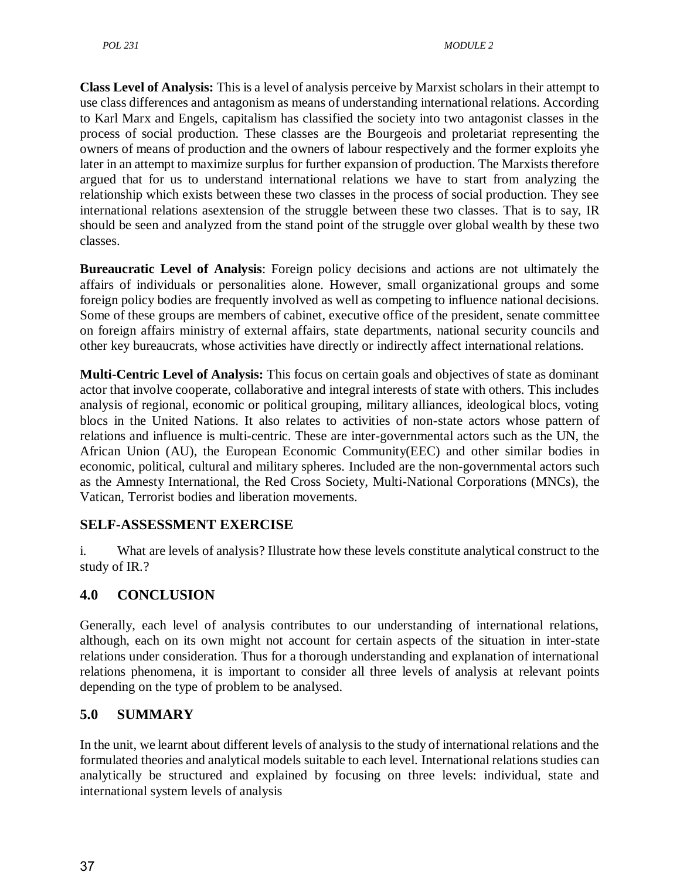**Class Level of Analysis:** This is a level of analysis perceive by Marxist scholars in their attempt to use class differences and antagonism as means of understanding international relations. According to Karl Marx and Engels, capitalism has classified the society into two antagonist classes in the process of social production. These classes are the Bourgeois and proletariat representing the owners of means of production and the owners of labour respectively and the former exploits yhe later in an attempt to maximize surplus for further expansion of production. The Marxists therefore argued that for us to understand international relations we have to start from analyzing the relationship which exists between these two classes in the process of social production. They see international relations asextension of the struggle between these two classes. That is to say, IR should be seen and analyzed from the stand point of the struggle over global wealth by these two classes.

**Bureaucratic Level of Analysis**: Foreign policy decisions and actions are not ultimately the affairs of individuals or personalities alone. However, small organizational groups and some foreign policy bodies are frequently involved as well as competing to influence national decisions. Some of these groups are members of cabinet, executive office of the president, senate committee on foreign affairs ministry of external affairs, state departments, national security councils and other key bureaucrats, whose activities have directly or indirectly affect international relations.

**Multi-Centric Level of Analysis:** This focus on certain goals and objectives of state as dominant actor that involve cooperate, collaborative and integral interests of state with others. This includes analysis of regional, economic or political grouping, military alliances, ideological blocs, voting blocs in the United Nations. It also relates to activities of non-state actors whose pattern of relations and influence is multi-centric. These are inter-governmental actors such as the UN, the African Union (AU), the European Economic Community(EEC) and other similar bodies in economic, political, cultural and military spheres. Included are the non-governmental actors such as the Amnesty International, the Red Cross Society, Multi-National Corporations (MNCs), the Vatican, Terrorist bodies and liberation movements.

## SELF-ASSESSMENT EXERCISE

i. What are levels of analysis? Illustrate how these levels constitute analytical construct to the study of IR.?

## 4.0 CONCLUSION

Generally, each level of analysis contributes to our understanding of international relations, although, each on its own might not account for certain aspects of the situation in inter-state relations under consideration. Thus for a thorough understanding and explanation of international relations phenomena, it is important to consider all three levels of analysis at relevant points depending on the type of problem to be analysed.

## 5.0 SUMMARY

In the unit, we learnt about different levels of analysis to the study of international relations and the formulated theories and analytical models suitable to each level. International relations studies can analytically be structured and explained by focusing on three levels: individual, state and international system levels of analysis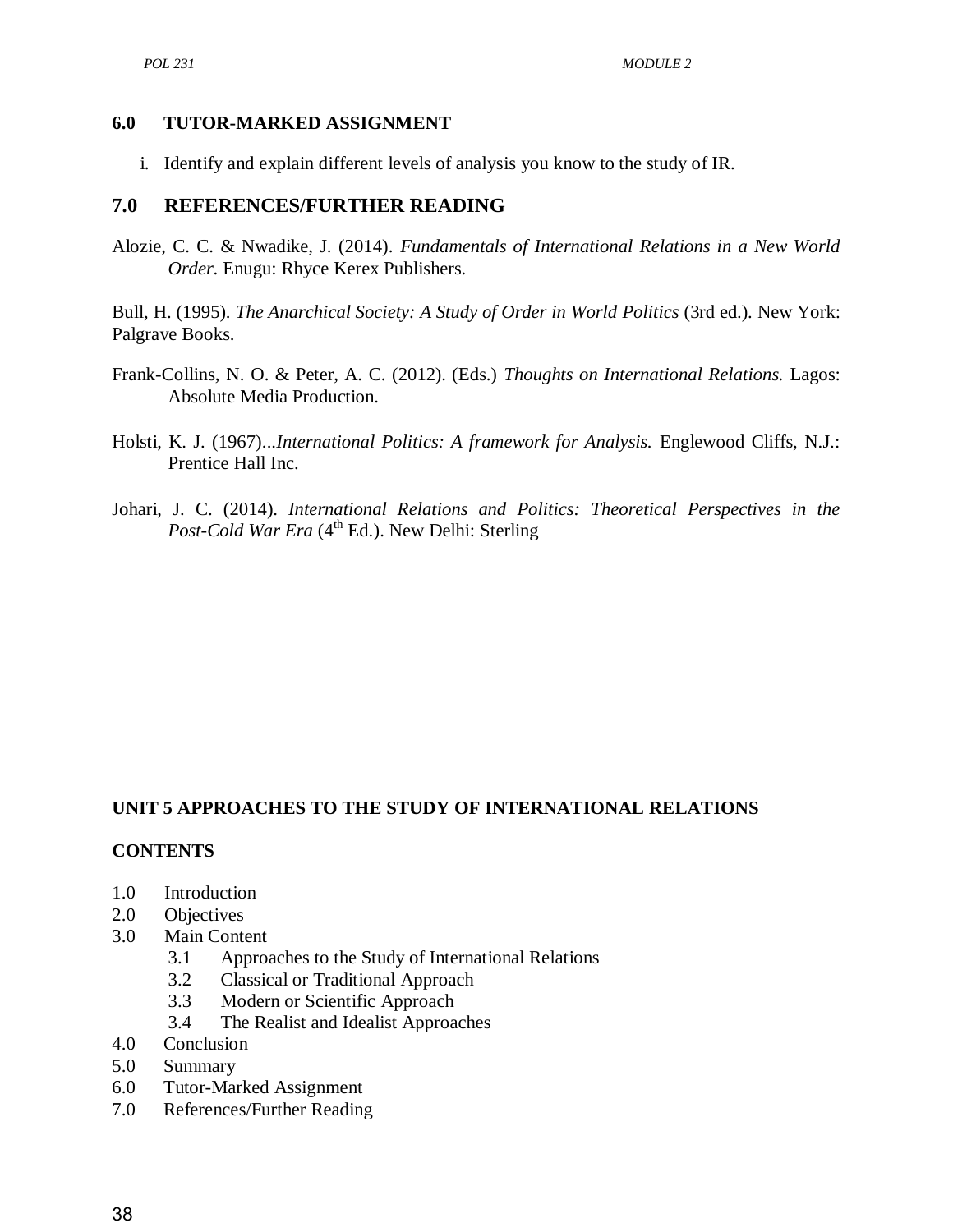## 6.0 TUTOR-MARKED ASSIGNMENT

i. Identify and explain different levels of analysis you know to the study of IR.

## 7.0 REFERENCES/FURTHER READING

Alozie, C. C. & Nwadike, J. (2014). *Fundamentals of International Relations in a New World Order*. Enugu: Rhyce Kerex Publishers.

Bull, H. (1995). *The Anarchical Society: A Study of Order in World Politics* (3rd ed.). New York: Palgrave Books.

Frank-Collins, N. O. & Peter, A. C. (2012). (Eds.) *Thoughts on International Relations.* Lagos: Absolute Media Production.

Holsti, K. J. (1967)...*International Politics: A framework for Analysis.* Englewood Cliffs, N.J.: Prentice Hall Inc.

Johari, J. C. (2014). *International Relations and Politics: Theoretical Perspectives in the Post-Cold War Era* (4th Ed.). New Delhi: Sterling

# UNIT 5 APPROACHES TO THE STUDY OF INTERNATIONAL RELATIONS

**CONTENTS**

1.0 Introduction
2.0 Objectives
3.0 Main Content
  3.1 Approaches to the Study of International Relations
  3.2 Classical or Traditional Approach
  3.3 Modern or Scientific Approach
  3.4 The Realist and Idealist Approaches
4.0 Conclusion
5.0 Summary
6.0 Tutor-Marked Assignment
7.0 References/Further Reading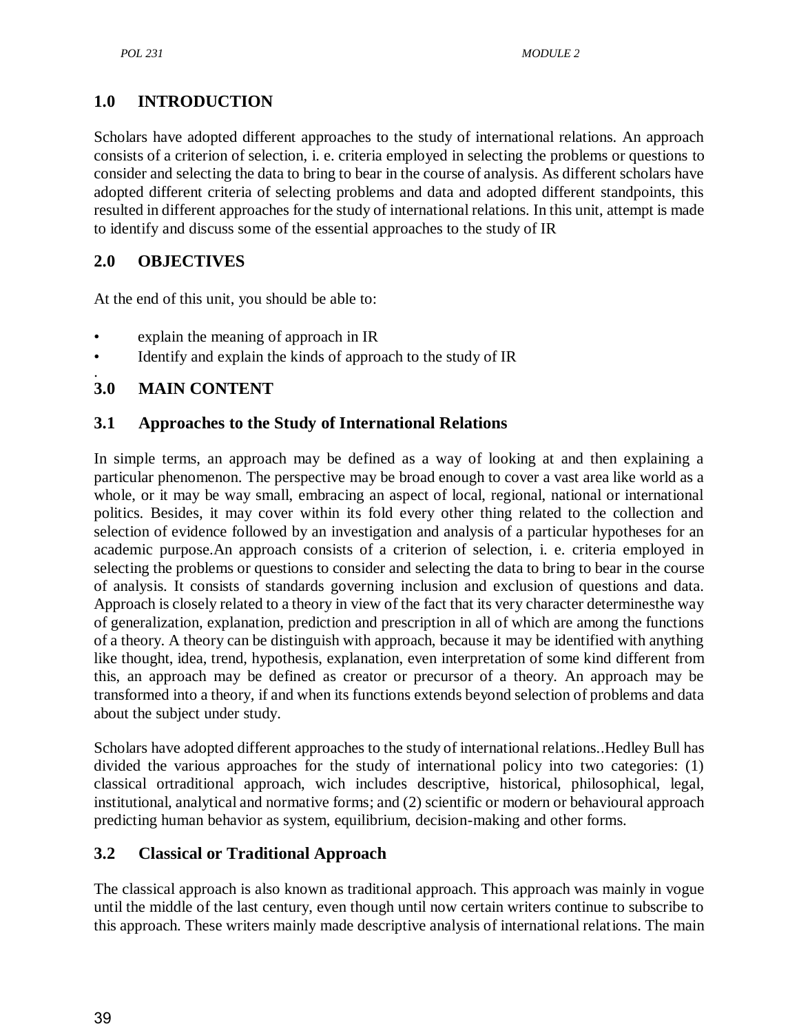## 1.0 INTRODUCTION

Scholars have adopted different approaches to the study of international relations. An approach consists of a criterion of selection, i. e. criteria employed in selecting the problems or questions to consider and selecting the data to bring to bear in the course of analysis. As different scholars have adopted different criteria of selecting problems and data and adopted different standpoints, this resulted in different approaches for the study of international relations. In this unit, attempt is made to identify and discuss some of the essential approaches to the study of IR

## 2.0 OBJECTIVES

At the end of this unit, you should be able to:

- explain the meaning of approach in IR
- Identify and explain the kinds of approach to the study of IR

.

## 3.0 MAIN CONTENT

### 3.1 Approaches to the Study of International Relations

In simple terms, an approach may be defined as a way of looking at and then explaining a particular phenomenon. The perspective may be broad enough to cover a vast area like world as a whole, or it may be way small, embracing an aspect of local, regional, national or international politics. Besides, it may cover within its fold every other thing related to the collection and selection of evidence followed by an investigation and analysis of a particular hypotheses for an academic purpose.An approach consists of a criterion of selection, i. e. criteria employed in selecting the problems or questions to consider and selecting the data to bring to bear in the course of analysis. It consists of standards governing inclusion and exclusion of questions and data. Approach is closely related to a theory in view of the fact that its very character determinesthe way of generalization, explanation, prediction and prescription in all of which are among the functions of a theory. A theory can be distinguish with approach, because it may be identified with anything like thought, idea, trend, hypothesis, explanation, even interpretation of some kind different from this, an approach may be defined as creator or precursor of a theory. An approach may be transformed into a theory, if and when its functions extends beyond selection of problems and data about the subject under study.

Scholars have adopted different approaches to the study of international relations..Hedley Bull has divided the various approaches for the study of international policy into two categories: (1) classical ortraditional approach, wich includes descriptive, historical, philosophical, legal, institutional, analytical and normative forms; and (2) scientific or modern or behavioural approach predicting human behavior as system, equilibrium, decision-making and other forms.

### 3.2 Classical or Traditional Approach

The classical approach is also known as traditional approach. This approach was mainly in vogue until the middle of the last century, even though until now certain writers continue to subscribe to this approach. These writers mainly made descriptive analysis of international relations. The main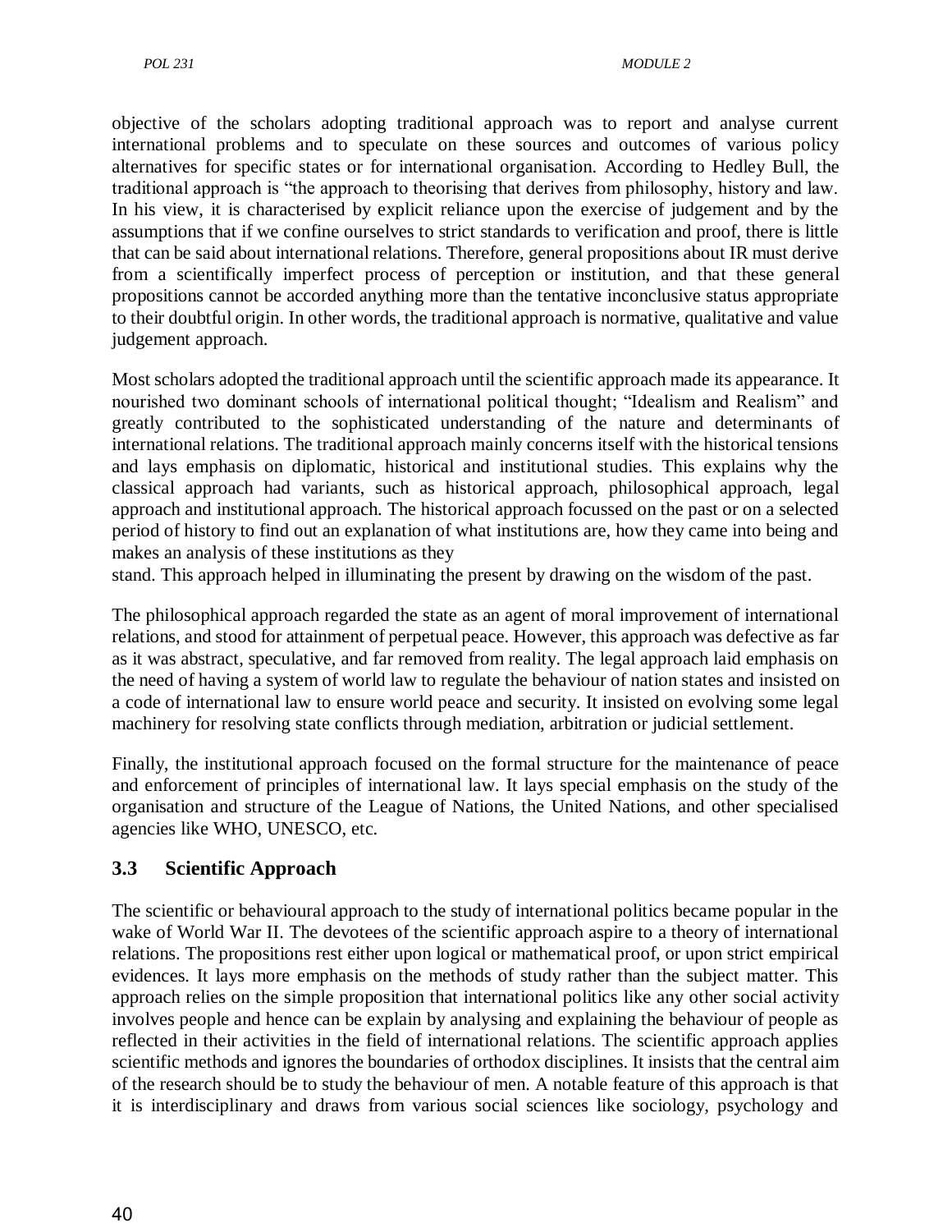objective of the scholars adopting traditional approach was to report and analyse current international problems and to speculate on these sources and outcomes of various policy alternatives for specific states or for international organisation. According to Hedley Bull, the traditional approach is "the approach to theorising that derives from philosophy, history and law. In his view, it is characterised by explicit reliance upon the exercise of judgement and by the assumptions that if we confine ourselves to strict standards to verification and proof, there is little that can be said about international relations. Therefore, general propositions about IR must derive from a scientifically imperfect process of perception or institution, and that these general propositions cannot be accorded anything more than the tentative inconclusive status appropriate to their doubtful origin. In other words, the traditional approach is normative, qualitative and value judgement approach.

Most scholars adopted the traditional approach until the scientific approach made its appearance. It nourished two dominant schools of international political thought; "Idealism and Realism" and greatly contributed to the sophisticated understanding of the nature and determinants of international relations. The traditional approach mainly concerns itself with the historical tensions and lays emphasis on diplomatic, historical and institutional studies. This explains why the classical approach had variants, such as historical approach, philosophical approach, legal approach and institutional approach. The historical approach focussed on the past or on a selected period of history to find out an explanation of what institutions are, how they came into being and makes an analysis of these institutions as they stand. This approach helped in illuminating the present by drawing on the wisdom of the past.

The philosophical approach regarded the state as an agent of moral improvement of international relations, and stood for attainment of perpetual peace. However, this approach was defective as far as it was abstract, speculative, and far removed from reality. The legal approach laid emphasis on the need of having a system of world law to regulate the behaviour of nation states and insisted on a code of international law to ensure world peace and security. It insisted on evolving some legal machinery for resolving state conflicts through mediation, arbitration or judicial settlement.

Finally, the institutional approach focused on the formal structure for the maintenance of peace and enforcement of principles of international law. It lays special emphasis on the study of the organisation and structure of the League of Nations, the United Nations, and other specialised agencies like WHO, UNESCO, etc.

### 3.3 Scientific Approach

The scientific or behavioural approach to the study of international politics became popular in the wake of World War II. The devotees of the scientific approach aspire to a theory of international relations. The propositions rest either upon logical or mathematical proof, or upon strict empirical evidences. It lays more emphasis on the methods of study rather than the subject matter. This approach relies on the simple proposition that international politics like any other social activity involves people and hence can be explain by analysing and explaining the behaviour of people as reflected in their activities in the field of international relations. The scientific approach applies scientific methods and ignores the boundaries of orthodox disciplines. It insists that the central aim of the research should be to study the behaviour of men. A notable feature of this approach is that it is interdisciplinary and draws from various social sciences like sociology, psychology and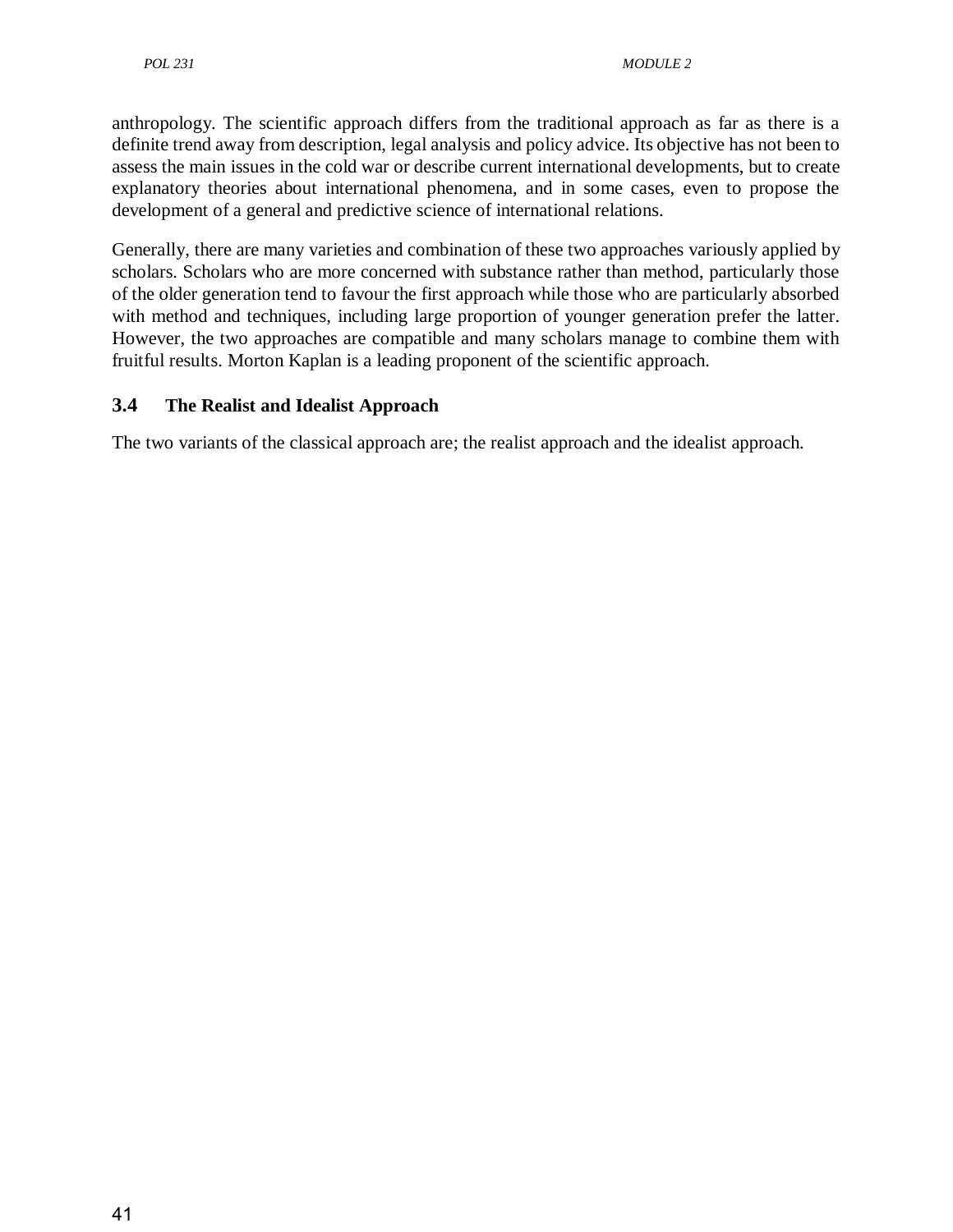anthropology. The scientific approach differs from the traditional approach as far as there is a definite trend away from description, legal analysis and policy advice. Its objective has not been to assess the main issues in the cold war or describe current international developments, but to create explanatory theories about international phenomena, and in some cases, even to propose the development of a general and predictive science of international relations.

Generally, there are many varieties and combination of these two approaches variously applied by scholars. Scholars who are more concerned with substance rather than method, particularly those of the older generation tend to favour the first approach while those who are particularly absorbed with method and techniques, including large proportion of younger generation prefer the latter. However, the two approaches are compatible and many scholars manage to combine them with fruitful results. Morton Kaplan is a leading proponent of the scientific approach.

### 3.4 The Realist and Idealist Approach

The two variants of the classical approach are; the realist approach and the idealist approach.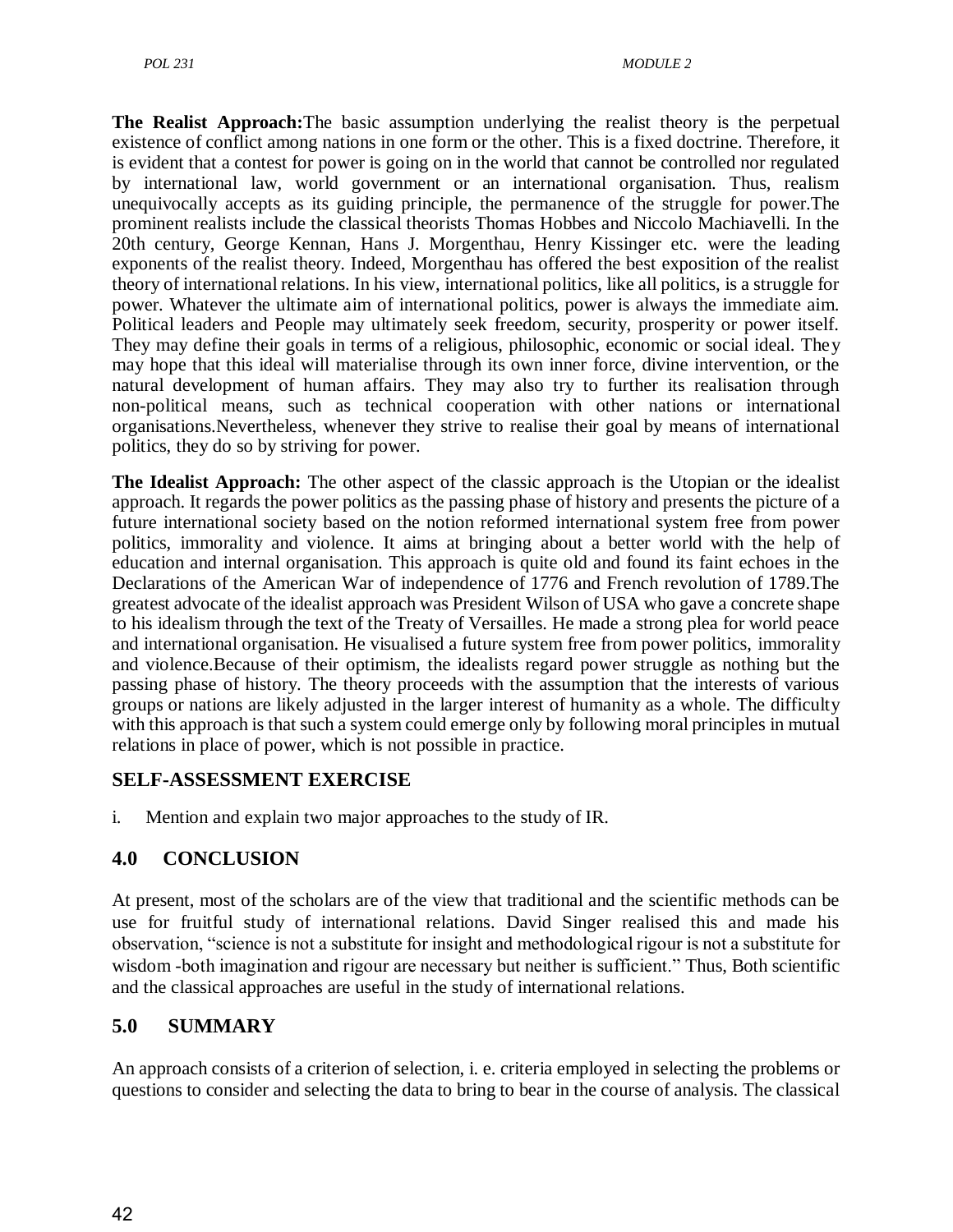**The Realist Approach:**The basic assumption underlying the realist theory is the perpetual existence of conflict among nations in one form or the other. This is a fixed doctrine. Therefore, it is evident that a contest for power is going on in the world that cannot be controlled nor regulated by international law, world government or an international organisation. Thus, realism unequivocally accepts as its guiding principle, the permanence of the struggle for power.The prominent realists include the classical theorists Thomas Hobbes and Niccolo Machiavelli. In the 20th century, George Kennan, Hans J. Morgenthau, Henry Kissinger etc. were the leading exponents of the realist theory. Indeed, Morgenthau has offered the best exposition of the realist theory of international relations. In his view, international politics, like all politics, is a struggle for power. Whatever the ultimate aim of international politics, power is always the immediate aim. Political leaders and People may ultimately seek freedom, security, prosperity or power itself. They may define their goals in terms of a religious, philosophic, economic or social ideal. They may hope that this ideal will materialise through its own inner force, divine intervention, or the natural development of human affairs. They may also try to further its realisation through non-political means, such as technical cooperation with other nations or international organisations.Nevertheless, whenever they strive to realise their goal by means of international politics, they do so by striving for power.

**The Idealist Approach:** The other aspect of the classic approach is the Utopian or the idealist approach. It regards the power politics as the passing phase of history and presents the picture of a future international society based on the notion reformed international system free from power politics, immorality and violence. It aims at bringing about a better world with the help of education and internal organisation. This approach is quite old and found its faint echoes in the Declarations of the American War of independence of 1776 and French revolution of 1789.The greatest advocate of the idealist approach was President Wilson of USA who gave a concrete shape to his idealism through the text of the Treaty of Versailles. He made a strong plea for world peace and international organisation. He visualised a future system free from power politics, immorality and violence.Because of their optimism, the idealists regard power struggle as nothing but the passing phase of history. The theory proceeds with the assumption that the interests of various groups or nations are likely adjusted in the larger interest of humanity as a whole. The difficulty with this approach is that such a system could emerge only by following moral principles in mutual relations in place of power, which is not possible in practice.

## SELF-ASSESSMENT EXERCISE

i. Mention and explain two major approaches to the study of IR.

## 4.0 CONCLUSION

At present, most of the scholars are of the view that traditional and the scientific methods can be use for fruitful study of international relations. David Singer realised this and made his observation, "science is not a substitute for insight and methodological rigour is not a substitute for wisdom -both imagination and rigour are necessary but neither is sufficient." Thus, Both scientific and the classical approaches are useful in the study of international relations.

## 5.0 SUMMARY

An approach consists of a criterion of selection, i. e. criteria employed in selecting the problems or questions to consider and selecting the data to bring to bear in the course of analysis. The classical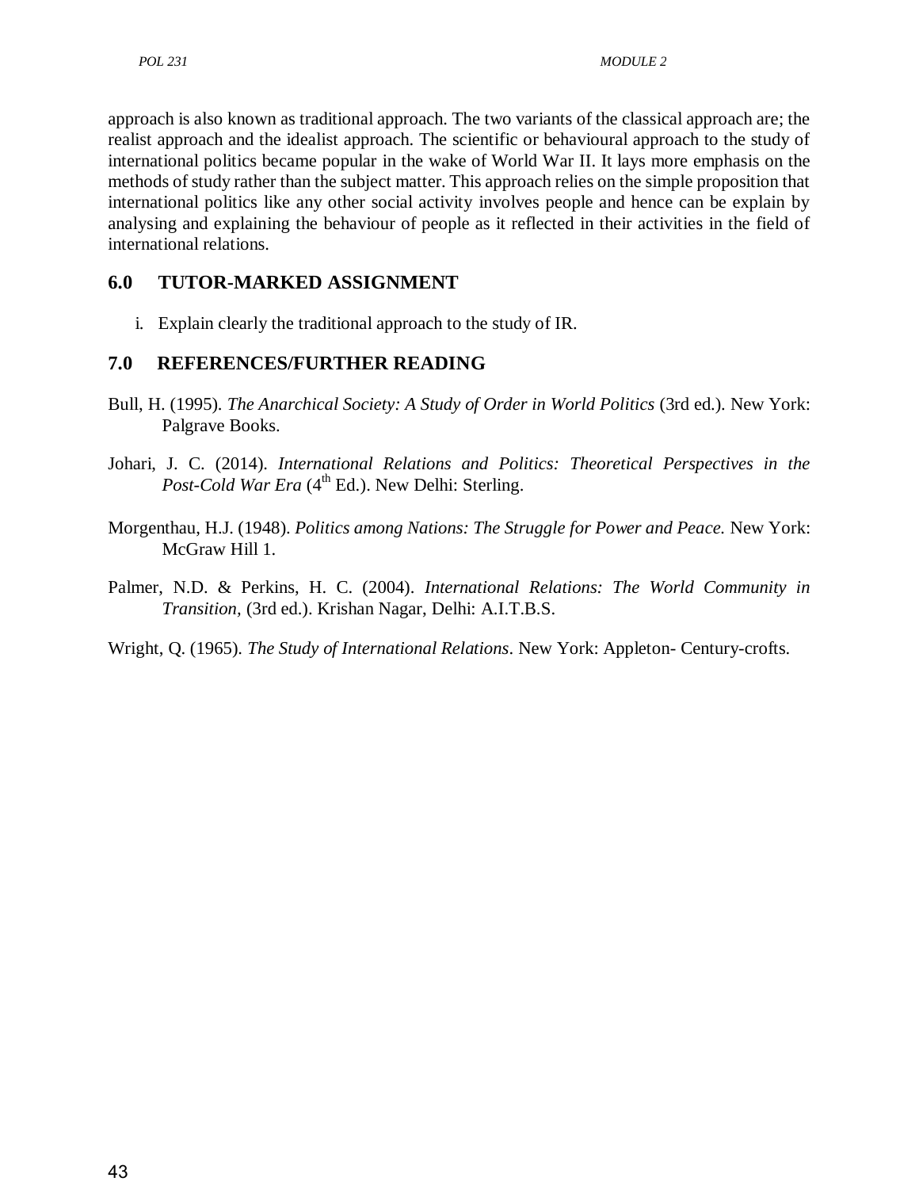approach is also known as traditional approach. The two variants of the classical approach are; the realist approach and the idealist approach. The scientific or behavioural approach to the study of international politics became popular in the wake of World War II. It lays more emphasis on the methods of study rather than the subject matter. This approach relies on the simple proposition that international politics like any other social activity involves people and hence can be explain by analysing and explaining the behaviour of people as it reflected in their activities in the field of international relations.

## 6.0 TUTOR-MARKED ASSIGNMENT

i. Explain clearly the traditional approach to the study of IR.

## 7.0 REFERENCES/FURTHER READING

Bull, H. (1995). *The Anarchical Society: A Study of Order in World Politics* (3rd ed.). New York: Palgrave Books.

Johari, J. C. (2014). *International Relations and Politics: Theoretical Perspectives in the Post-Cold War Era* (4th Ed.). New Delhi: Sterling.

Morgenthau, H.J. (1948). *Politics among Nations: The Struggle for Power and Peace.* New York: McGraw Hill 1.

Palmer, N.D. & Perkins, H. C. (2004). *International Relations: The World Community in Transition,* (3rd ed.). Krishan Nagar, Delhi: A.I.T.B.S.

Wright, Q. (1965). *The Study of International Relations*. New York: Appleton- Century-crofts.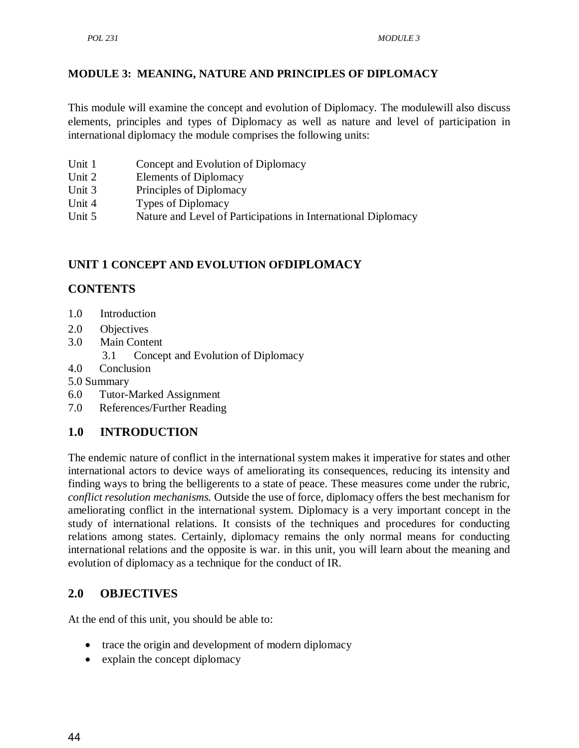## MODULE 3: MEANING, NATURE AND PRINCIPLES OF DIPLOMACY

This module will examine the concept and evolution of Diplomacy. The modulewill also discuss elements, principles and types of Diplomacy as well as nature and level of participation in international diplomacy the module comprises the following units:

Unit 1 Concept and Evolution of Diplomacy
Unit 2 Elements of Diplomacy
Unit 3 Principles of Diplomacy
Unit 4 Types of Diplomacy
Unit 5 Nature and Level of Participations in International Diplomacy

## UNIT 1 CONCEPT AND EVOLUTION OFDIPLOMACY

### CONTENTS

1.0 Introduction
2.0 Objectives
3.0 Main Content
  3.1 Concept and Evolution of Diplomacy
4.0 Conclusion
5.0 Summary
6.0 Tutor-Marked Assignment
7.0 References/Further Reading

### 1.0 INTRODUCTION

The endemic nature of conflict in the international system makes it imperative for states and other international actors to device ways of ameliorating its consequences, reducing its intensity and finding ways to bring the belligerents to a state of peace. These measures come under the rubric, *conflict resolution mechanisms.* Outside the use of force, diplomacy offers the best mechanism for ameliorating conflict in the international system. Diplomacy is a very important concept in the study of international relations. It consists of the techniques and procedures for conducting relations among states. Certainly, diplomacy remains the only normal means for conducting international relations and the opposite is war. in this unit, you will learn about the meaning and evolution of diplomacy as a technique for the conduct of IR.

### 2.0 OBJECTIVES

At the end of this unit, you should be able to:

- trace the origin and development of modern diplomacy
- explain the concept diplomacy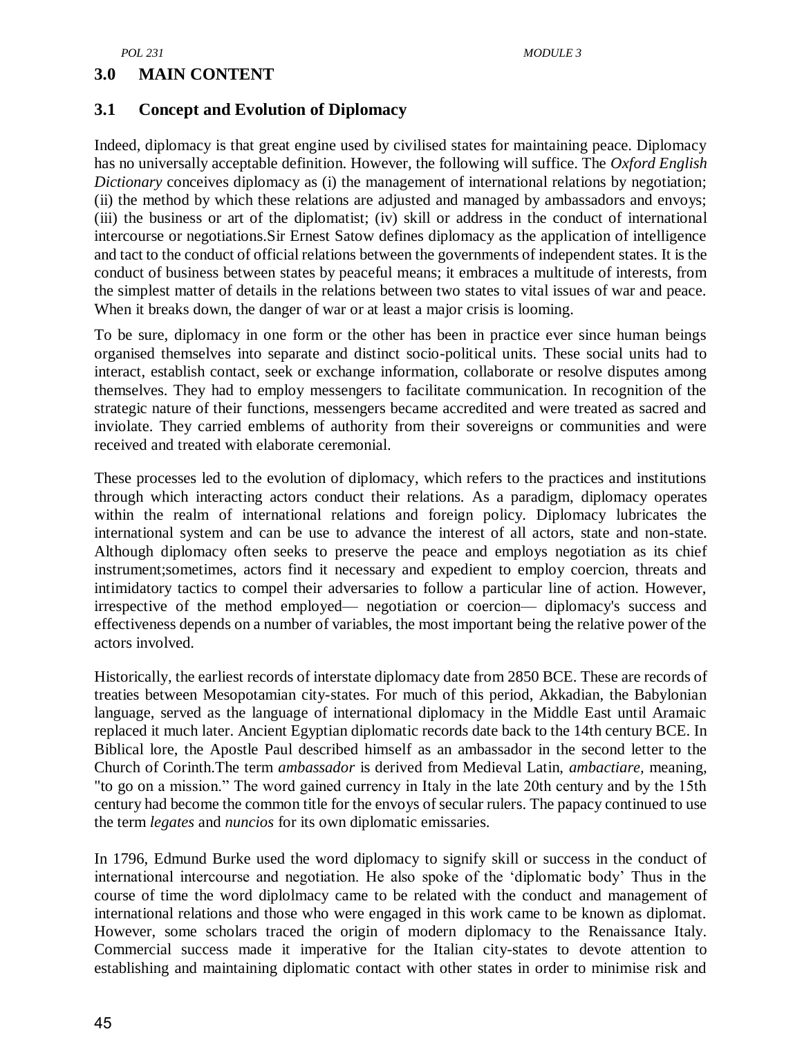## 3.0 MAIN CONTENT

### 3.1 Concept and Evolution of Diplomacy

Indeed, diplomacy is that great engine used by civilised states for maintaining peace. Diplomacy has no universally acceptable definition. However, the following will suffice. The *Oxford English Dictionary* conceives diplomacy as (i) the management of international relations by negotiation; (ii) the method by which these relations are adjusted and managed by ambassadors and envoys; (iii) the business or art of the diplomatist; (iv) skill or address in the conduct of international intercourse or negotiations.Sir Ernest Satow defines diplomacy as the application of intelligence and tact to the conduct of official relations between the governments of independent states. It is the conduct of business between states by peaceful means; it embraces a multitude of interests, from the simplest matter of details in the relations between two states to vital issues of war and peace. When it breaks down, the danger of war or at least a major crisis is looming.

To be sure, diplomacy in one form or the other has been in practice ever since human beings organised themselves into separate and distinct socio-political units. These social units had to interact, establish contact, seek or exchange information, collaborate or resolve disputes among themselves. They had to employ messengers to facilitate communication. In recognition of the strategic nature of their functions, messengers became accredited and were treated as sacred and inviolate. They carried emblems of authority from their sovereigns or communities and were received and treated with elaborate ceremonial.

These processes led to the evolution of diplomacy, which refers to the practices and institutions through which interacting actors conduct their relations. As a paradigm, diplomacy operates within the realm of international relations and foreign policy. Diplomacy lubricates the international system and can be use to advance the interest of all actors, state and non-state. Although diplomacy often seeks to preserve the peace and employs negotiation as its chief instrument;sometimes, actors find it necessary and expedient to employ coercion, threats and intimidatory tactics to compel their adversaries to follow a particular line of action. However, irrespective of the method employed— negotiation or coercion— diplomacy's success and effectiveness depends on a number of variables, the most important being the relative power of the actors involved.

Historically, the earliest records of interstate diplomacy date from 2850 BCE. These are records of treaties between Mesopotamian city-states. For much of this period, Akkadian, the Babylonian language, served as the language of international diplomacy in the Middle East until Aramaic replaced it much later. Ancient Egyptian diplomatic records date back to the 14th century BCE. In Biblical lore, the Apostle Paul described himself as an ambassador in the second letter to the Church of Corinth.The term *ambassador* is derived from Medieval Latin, *ambactiare,* meaning, "to go on a mission." The word gained currency in Italy in the late 20th century and by the 15th century had become the common title for the envoys of secular rulers. The papacy continued to use the term *legates* and *nuncios* for its own diplomatic emissaries.

In 1796, Edmund Burke used the word diplomacy to signify skill or success in the conduct of international intercourse and negotiation. He also spoke of the 'diplomatic body' Thus in the course of time the word diplolmacy came to be related with the conduct and management of international relations and those who were engaged in this work came to be known as diplomat. However, some scholars traced the origin of modern diplomacy to the Renaissance Italy. Commercial success made it imperative for the Italian city-states to devote attention to establishing and maintaining diplomatic contact with other states in order to minimise risk and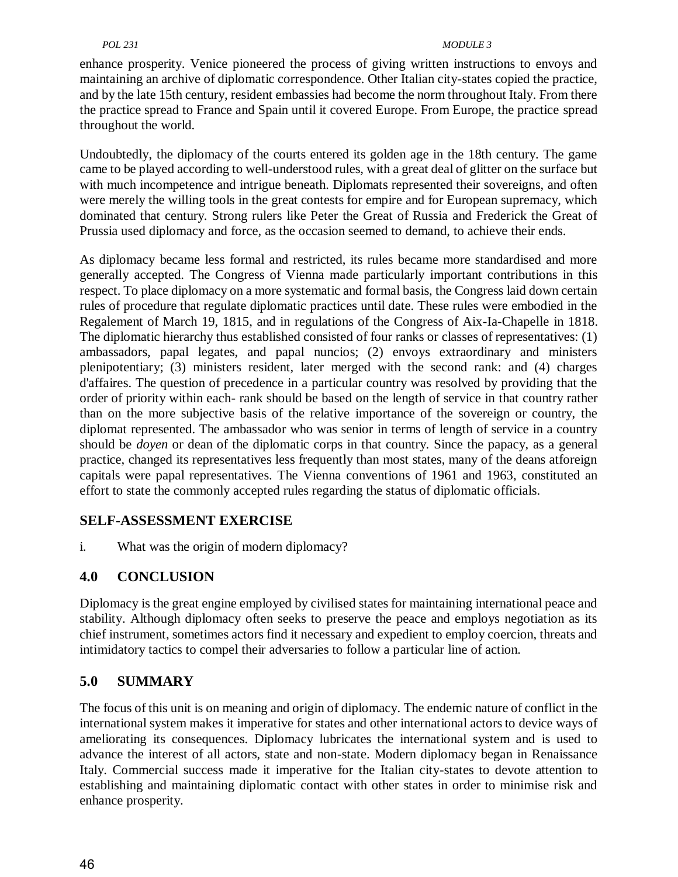enhance prosperity. Venice pioneered the process of giving written instructions to envoys and maintaining an archive of diplomatic correspondence. Other Italian city-states copied the practice, and by the late 15th century, resident embassies had become the norm throughout Italy. From there the practice spread to France and Spain until it covered Europe. From Europe, the practice spread throughout the world.

Undoubtedly, the diplomacy of the courts entered its golden age in the 18th century. The game came to be played according to well-understood rules, with a great deal of glitter on the surface but with much incompetence and intrigue beneath. Diplomats represented their sovereigns, and often were merely the willing tools in the great contests for empire and for European supremacy, which dominated that century. Strong rulers like Peter the Great of Russia and Frederick the Great of Prussia used diplomacy and force, as the occasion seemed to demand, to achieve their ends.

As diplomacy became less formal and restricted, its rules became more standardised and more generally accepted. The Congress of Vienna made particularly important contributions in this respect. To place diplomacy on a more systematic and formal basis, the Congress laid down certain rules of procedure that regulate diplomatic practices until date. These rules were embodied in the Regalement of March 19, 1815, and in regulations of the Congress of Aix-Ia-Chapelle in 1818. The diplomatic hierarchy thus established consisted of four ranks or classes of representatives: (1) ambassadors, papal legates, and papal nuncios; (2) envoys extraordinary and ministers plenipotentiary; (3) ministers resident, later merged with the second rank: and (4) charges d'affaires. The question of precedence in a particular country was resolved by providing that the order of priority within each- rank should be based on the length of service in that country rather than on the more subjective basis of the relative importance of the sovereign or country, the diplomat represented. The ambassador who was senior in terms of length of service in a country should be *doyen* or dean of the diplomatic corps in that country. Since the papacy, as a general practice, changed its representatives less frequently than most states, many of the deans atforeign capitals were papal representatives. The Vienna conventions of 1961 and 1963, constituted an effort to state the commonly accepted rules regarding the status of diplomatic officials.

## SELF-ASSESSMENT EXERCISE

i. What was the origin of modern diplomacy?

## 4.0 CONCLUSION

Diplomacy is the great engine employed by civilised states for maintaining international peace and stability. Although diplomacy often seeks to preserve the peace and employs negotiation as its chief instrument, sometimes actors find it necessary and expedient to employ coercion, threats and intimidatory tactics to compel their adversaries to follow a particular line of action.

## 5.0 SUMMARY

The focus of this unit is on meaning and origin of diplomacy. The endemic nature of conflict in the international system makes it imperative for states and other international actors to device ways of ameliorating its consequences. Diplomacy lubricates the international system and is used to advance the interest of all actors, state and non-state. Modern diplomacy began in Renaissance Italy. Commercial success made it imperative for the Italian city-states to devote attention to establishing and maintaining diplomatic contact with other states in order to minimise risk and enhance prosperity.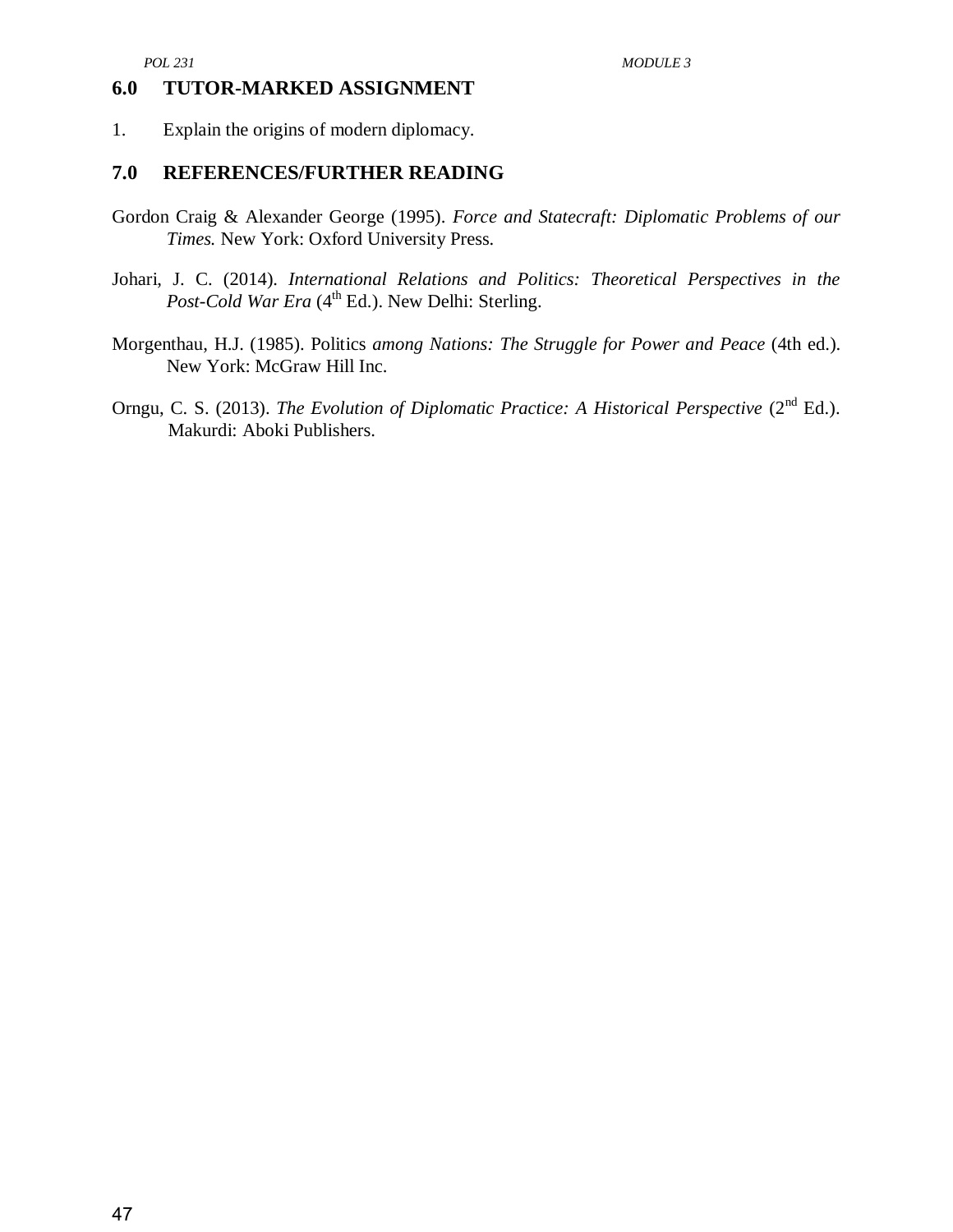## 6.0 TUTOR-MARKED ASSIGNMENT

1. Explain the origins of modern diplomacy.

## 7.0 REFERENCES/FURTHER READING

Gordon Craig & Alexander George (1995). *Force and Statecraft: Diplomatic Problems of our Times.* New York: Oxford University Press.

Johari, J. C. (2014). *International Relations and Politics: Theoretical Perspectives in the Post-Cold War Era* (4th Ed.). New Delhi: Sterling.

Morgenthau, H.J. (1985). Politics *among Nations: The Struggle for Power and Peace* (4th ed.). New York: McGraw Hill Inc.

Orngu, C. S. (2013). *The Evolution of Diplomatic Practice: A Historical Perspective* (2nd Ed.). Makurdi: Aboki Publishers.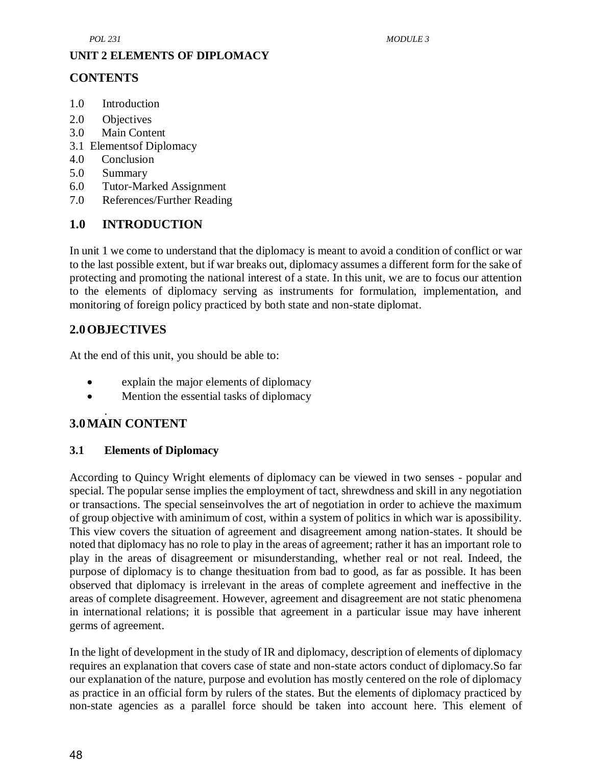## UNIT 2 ELEMENTS OF DIPLOMACY

### CONTENTS

1.0 Introduction
2.0 Objectives
3.0 Main Content
3.1 Elementsof Diplomacy
4.0 Conclusion
5.0 Summary
6.0 Tutor-Marked Assignment
7.0 References/Further Reading

### 1.0 INTRODUCTION

In unit 1 we come to understand that the diplomacy is meant to avoid a condition of conflict or war to the last possible extent, but if war breaks out, diplomacy assumes a different form for the sake of protecting and promoting the national interest of a state. In this unit, we are to focus our attention to the elements of diplomacy serving as instruments for formulation, implementation, and monitoring of foreign policy practiced by both state and non-state diplomat.

### 2.0 OBJECTIVES

At the end of this unit, you should be able to:

- explain the major elements of diplomacy
- Mention the essential tasks of diplomacy

.

### 3.0 MAIN CONTENT

#### 3.1 Elements of Diplomacy

According to Quincy Wright elements of diplomacy can be viewed in two senses - popular and special. The popular sense implies the employment of tact, shrewdness and skill in any negotiation or transactions. The special senseinvolves the art of negotiation in order to achieve the maximum of group objective with aminimum of cost, within a system of politics in which war is apossibility. This view covers the situation of agreement and disagreement among nation-states. It should be noted that diplomacy has no role to play in the areas of agreement; rather it has an important role to play in the areas of disagreement or misunderstanding, whether real or not real. Indeed, the purpose of diplomacy is to change thesituation from bad to good, as far as possible. It has been observed that diplomacy is irrelevant in the areas of complete agreement and ineffective in the areas of complete disagreement. However, agreement and disagreement are not static phenomena in international relations; it is possible that agreement in a particular issue may have inherent germs of agreement.

In the light of development in the study of IR and diplomacy, description of elements of diplomacy requires an explanation that covers case of state and non-state actors conduct of diplomacy.So far our explanation of the nature, purpose and evolution has mostly centered on the role of diplomacy as practice in an official form by rulers of the states. But the elements of diplomacy practiced by non-state agencies as a parallel force should be taken into account here. This element of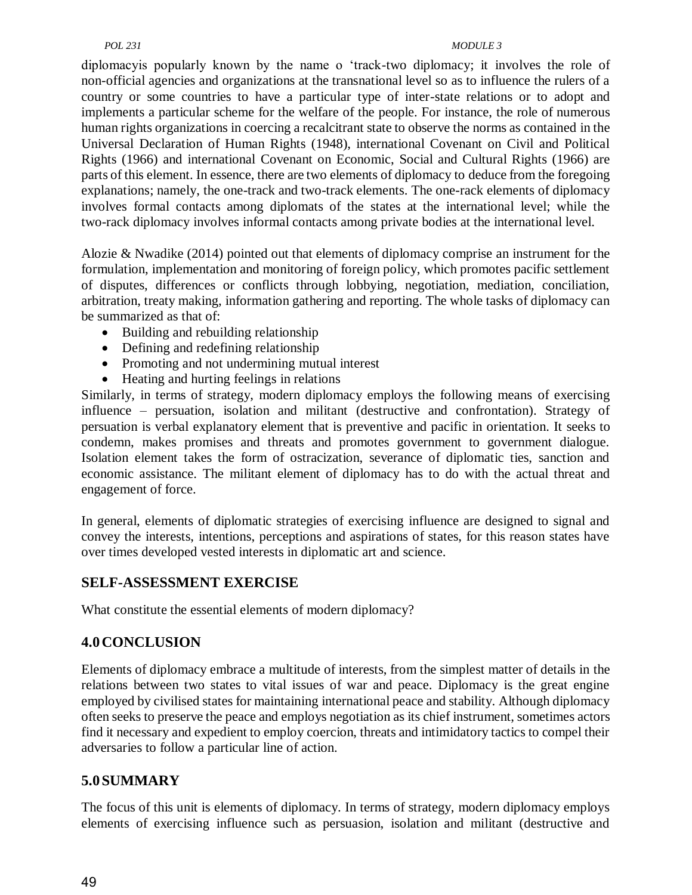diplomacyis popularly known by the name o 'track-two diplomacy; it involves the role of non-official agencies and organizations at the transnational level so as to influence the rulers of a country or some countries to have a particular type of inter-state relations or to adopt and implements a particular scheme for the welfare of the people. For instance, the role of numerous human rights organizations in coercing a recalcitrant state to observe the norms as contained in the Universal Declaration of Human Rights (1948), international Covenant on Civil and Political Rights (1966) and international Covenant on Economic, Social and Cultural Rights (1966) are parts of this element. In essence, there are two elements of diplomacy to deduce from the foregoing explanations; namely, the one-track and two-track elements. The one-rack elements of diplomacy involves formal contacts among diplomats of the states at the international level; while the two-rack diplomacy involves informal contacts among private bodies at the international level.

Alozie & Nwadike (2014) pointed out that elements of diplomacy comprise an instrument for the formulation, implementation and monitoring of foreign policy, which promotes pacific settlement of disputes, differences or conflicts through lobbying, negotiation, mediation, conciliation, arbitration, treaty making, information gathering and reporting. The whole tasks of diplomacy can be summarized as that of:

- Building and rebuilding relationship
- Defining and redefining relationship
- Promoting and not undermining mutual interest
- Heating and hurting feelings in relations

Similarly, in terms of strategy, modern diplomacy employs the following means of exercising influence – persuation, isolation and militant (destructive and confrontation). Strategy of persuation is verbal explanatory element that is preventive and pacific in orientation. It seeks to condemn, makes promises and threats and promotes government to government dialogue. Isolation element takes the form of ostracization, severance of diplomatic ties, sanction and economic assistance. The militant element of diplomacy has to do with the actual threat and engagement of force.

In general, elements of diplomatic strategies of exercising influence are designed to signal and convey the interests, intentions, perceptions and aspirations of states, for this reason states have over times developed vested interests in diplomatic art and science.

## SELF-ASSESSMENT EXERCISE

What constitute the essential elements of modern diplomacy?

## 4.0 CONCLUSION

Elements of diplomacy embrace a multitude of interests, from the simplest matter of details in the relations between two states to vital issues of war and peace. Diplomacy is the great engine employed by civilised states for maintaining international peace and stability. Although diplomacy often seeks to preserve the peace and employs negotiation as its chief instrument, sometimes actors find it necessary and expedient to employ coercion, threats and intimidatory tactics to compel their adversaries to follow a particular line of action.

## 5.0 SUMMARY

The focus of this unit is elements of diplomacy. In terms of strategy, modern diplomacy employs elements of exercising influence such as persuasion, isolation and militant (destructive and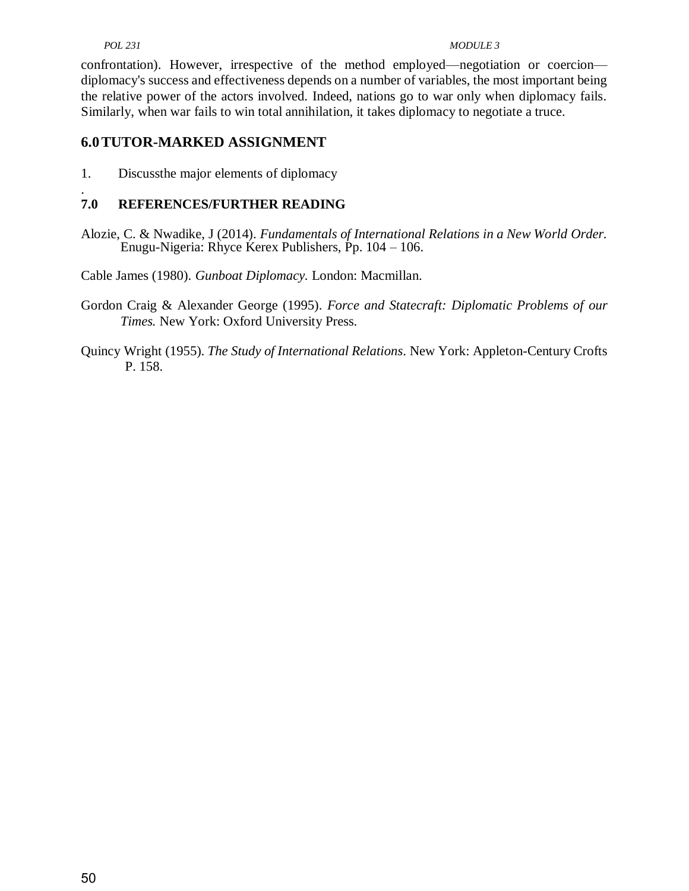confrontation). However, irrespective of the method employed—negotiation or coercion—diplomacy's success and effectiveness depends on a number of variables, the most important being the relative power of the actors involved. Indeed, nations go to war only when diplomacy fails. Similarly, when war fails to win total annihilation, it takes diplomacy to negotiate a truce.

## 6.0 TUTOR-MARKED ASSIGNMENT

1. Discussthe major elements of diplomacy

.

## 7.0 REFERENCES/FURTHER READING

Alozie, C. & Nwadike, J (2014). *Fundamentals of International Relations in a New World Order.* Enugu-Nigeria: Rhyce Kerex Publishers, Pp. 104 – 106.

Cable James (1980). *Gunboat Diplomacy.* London: Macmillan.

Gordon Craig & Alexander George (1995). *Force and Statecraft: Diplomatic Problems of our Times.* New York: Oxford University Press.

Quincy Wright (1955). *The Study of International Relations*. New York: Appleton-Century Crofts P. 158.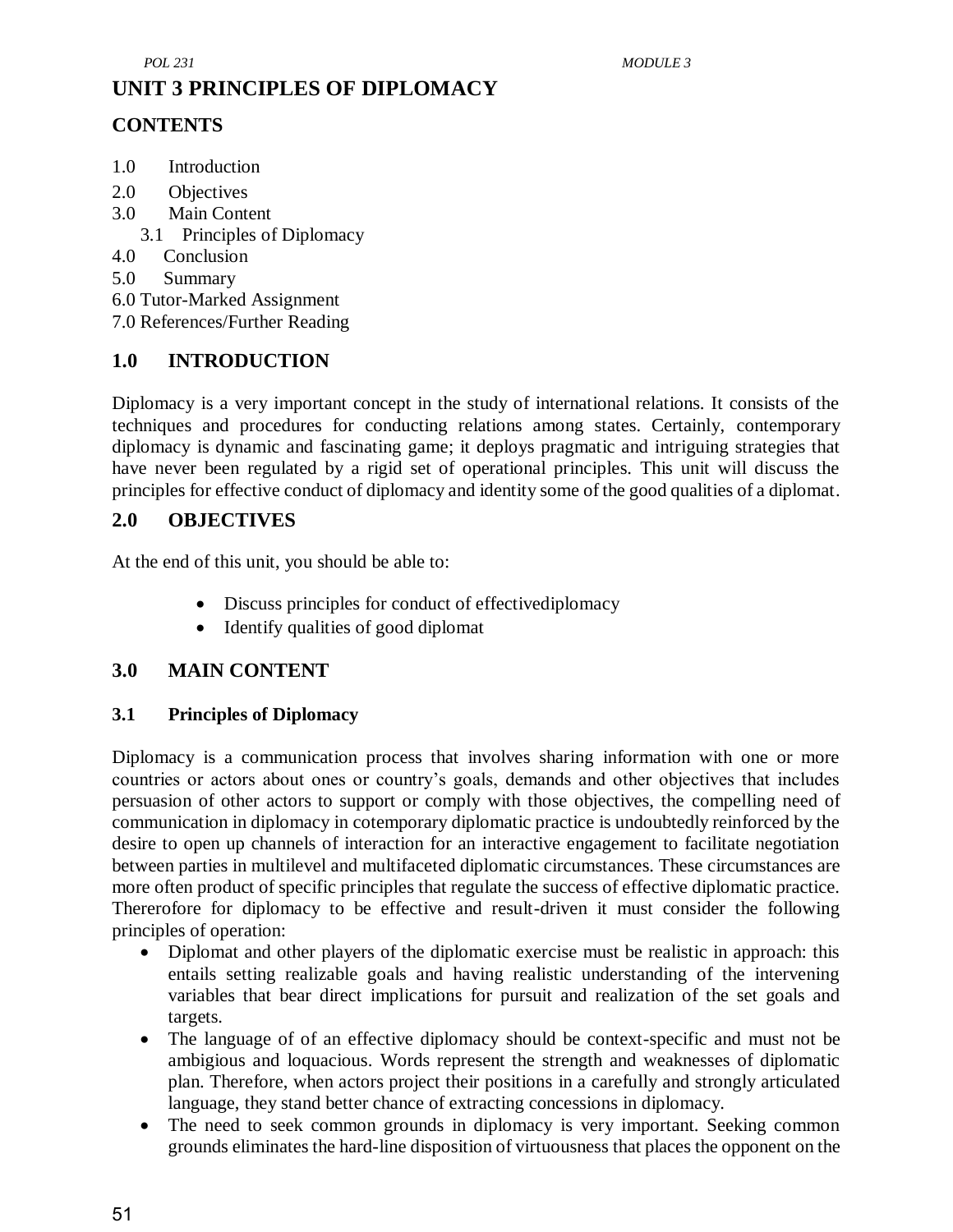# UNIT 3 PRINCIPLES OF DIPLOMACY

## CONTENTS

1.0 Introduction
2.0 Objectives
3.0 Main Content
    3.1 Principles of Diplomacy
4.0 Conclusion
5.0 Summary
6.0 Tutor-Marked Assignment
7.0 References/Further Reading

## 1.0 INTRODUCTION

Diplomacy is a very important concept in the study of international relations. It consists of the techniques and procedures for conducting relations among states. Certainly, contemporary diplomacy is dynamic and fascinating game; it deploys pragmatic and intriguing strategies that have never been regulated by a rigid set of operational principles. This unit will discuss the principles for effective conduct of diplomacy and identity some of the good qualities of a diplomat.

## 2.0 OBJECTIVES

At the end of this unit, you should be able to:

- Discuss principles for conduct of effectivediplomacy
- Identify qualities of good diplomat

## 3.0 MAIN CONTENT

### 3.1 Principles of Diplomacy

Diplomacy is a communication process that involves sharing information with one or more countries or actors about ones or country's goals, demands and other objectives that includes persuasion of other actors to support or comply with those objectives, the compelling need of communication in diplomacy in cotemporary diplomatic practice is undoubtedly reinforced by the desire to open up channels of interaction for an interactive engagement to facilitate negotiation between parties in multilevel and multifaceted diplomatic circumstances. These circumstances are more often product of specific principles that regulate the success of effective diplomatic practice. Thererofore for diplomacy to be effective and result-driven it must consider the following principles of operation:

- Diplomat and other players of the diplomatic exercise must be realistic in approach: this entails setting realizable goals and having realistic understanding of the intervening variables that bear direct implications for pursuit and realization of the set goals and targets.
- The language of of an effective diplomacy should be context-specific and must not be ambigious and loquacious. Words represent the strength and weaknesses of diplomatic plan. Therefore, when actors project their positions in a carefully and strongly articulated language, they stand better chance of extracting concessions in diplomacy.
- The need to seek common grounds in diplomacy is very important. Seeking common grounds eliminates the hard-line disposition of virtuousness that places the opponent on the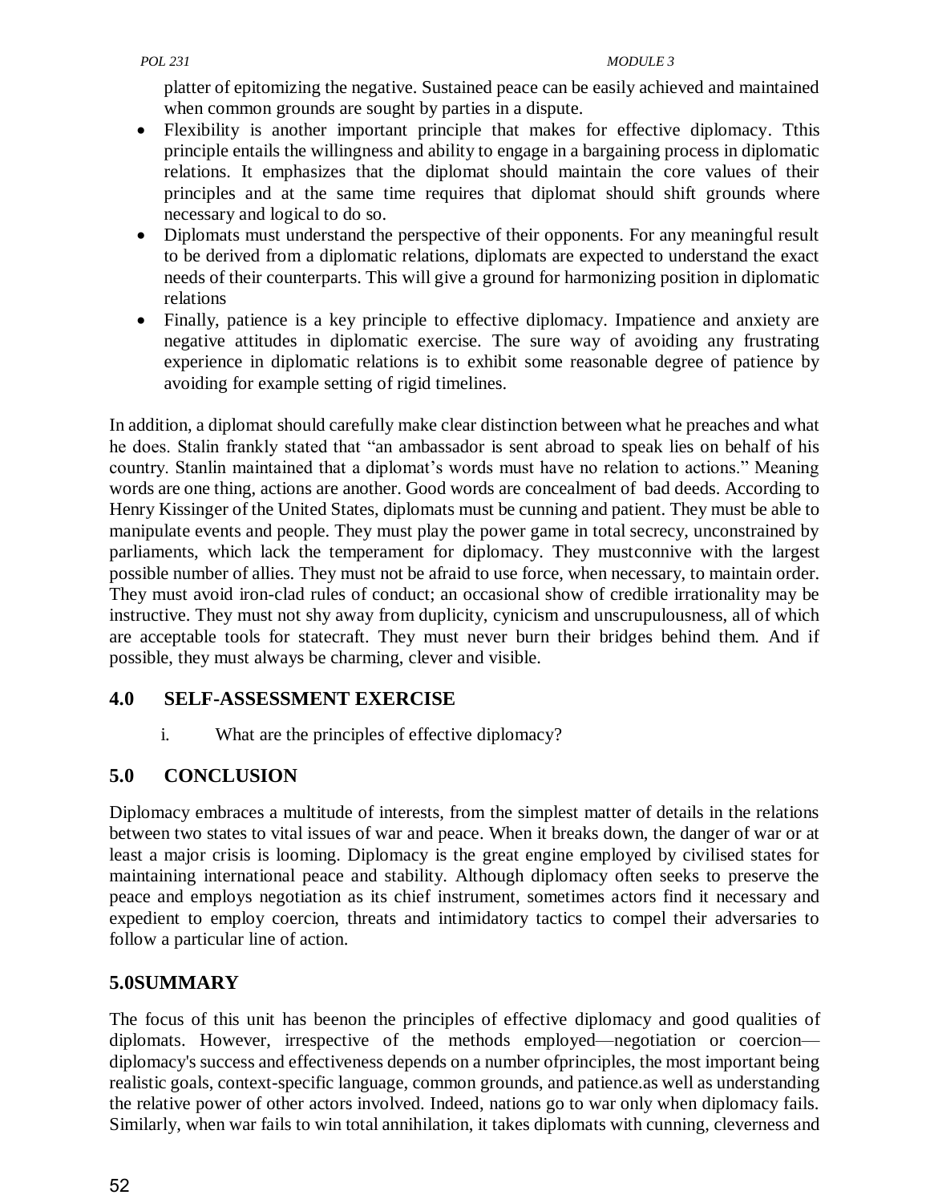platter of epitomizing the negative. Sustained peace can be easily achieved and maintained when common grounds are sought by parties in a dispute.

- Flexibility is another important principle that makes for effective diplomacy. Tthis principle entails the willingness and ability to engage in a bargaining process in diplomatic relations. It emphasizes that the diplomat should maintain the core values of their principles and at the same time requires that diplomat should shift grounds where necessary and logical to do so.
- Diplomats must understand the perspective of their opponents. For any meaningful result to be derived from a diplomatic relations, diplomats are expected to understand the exact needs of their counterparts. This will give a ground for harmonizing position in diplomatic relations
- Finally, patience is a key principle to effective diplomacy. Impatience and anxiety are negative attitudes in diplomatic exercise. The sure way of avoiding any frustrating experience in diplomatic relations is to exhibit some reasonable degree of patience by avoiding for example setting of rigid timelines.

In addition, a diplomat should carefully make clear distinction between what he preaches and what he does. Stalin frankly stated that "an ambassador is sent abroad to speak lies on behalf of his country. Stanlin maintained that a diplomat's words must have no relation to actions." Meaning words are one thing, actions are another. Good words are concealment of bad deeds. According to Henry Kissinger of the United States, diplomats must be cunning and patient. They must be able to manipulate events and people. They must play the power game in total secrecy, unconstrained by parliaments, which lack the temperament for diplomacy. They mustconnive with the largest possible number of allies. They must not be afraid to use force, when necessary, to maintain order. They must avoid iron-clad rules of conduct; an occasional show of credible irrationality may be instructive. They must not shy away from duplicity, cynicism and unscrupulousness, all of which are acceptable tools for statecraft. They must never burn their bridges behind them. And if possible, they must always be charming, clever and visible.

## 4.0 SELF-ASSESSMENT EXERCISE

i. What are the principles of effective diplomacy?

## 5.0 CONCLUSION

Diplomacy embraces a multitude of interests, from the simplest matter of details in the relations between two states to vital issues of war and peace. When it breaks down, the danger of war or at least a major crisis is looming. Diplomacy is the great engine employed by civilised states for maintaining international peace and stability. Although diplomacy often seeks to preserve the peace and employs negotiation as its chief instrument, sometimes actors find it necessary and expedient to employ coercion, threats and intimidatory tactics to compel their adversaries to follow a particular line of action.

## 5.0SUMMARY

The focus of this unit has beenon the principles of effective diplomacy and good qualities of diplomats. However, irrespective of the methods employed—negotiation or coercion—diplomacy's success and effectiveness depends on a number ofprinciples, the most important being realistic goals, context-specific language, common grounds, and patience.as well as understanding the relative power of other actors involved. Indeed, nations go to war only when diplomacy fails. Similarly, when war fails to win total annihilation, it takes diplomats with cunning, cleverness and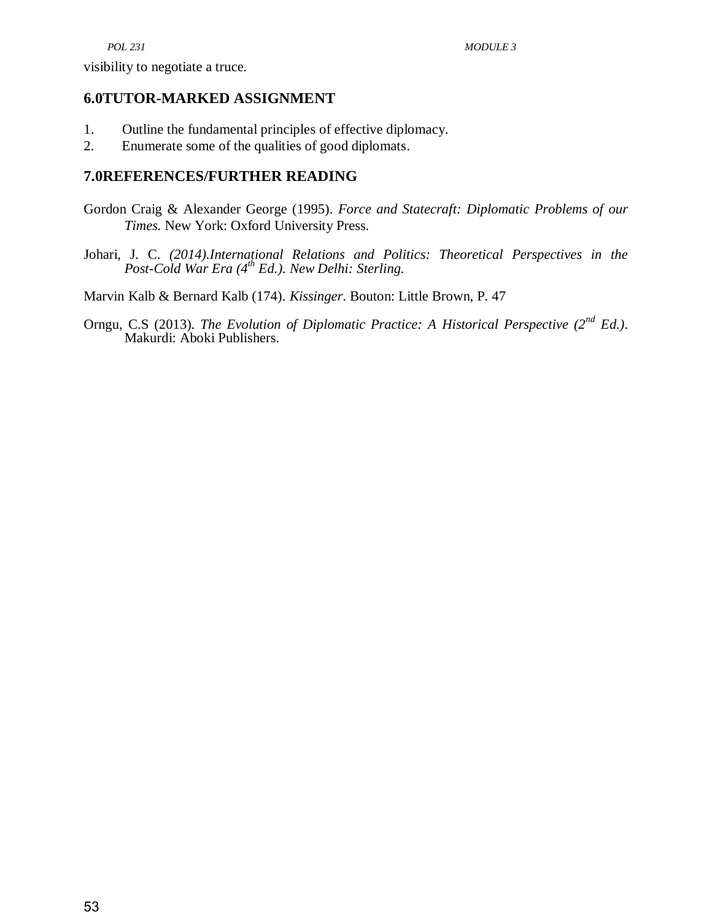visibility to negotiate a truce.

## 6.0TUTOR-MARKED ASSIGNMENT

1. Outline the fundamental principles of effective diplomacy.
2. Enumerate some of the qualities of good diplomats.

## 7.0REFERENCES/FURTHER READING

Gordon Craig & Alexander George (1995). *Force and Statecraft: Diplomatic Problems of our Times.* New York: Oxford University Press.

Johari, J. C. *(2014).International Relations and Politics: Theoretical Perspectives in the Post-Cold War Era (4th Ed.). New Delhi: Sterling.*

Marvin Kalb & Bernard Kalb (174). *Kissinger*. Bouton: Little Brown, P. 47

Orngu, C.S (2013). *The Evolution of Diplomatic Practice: A Historical Perspective (2nd Ed.)*. Makurdi: Aboki Publishers.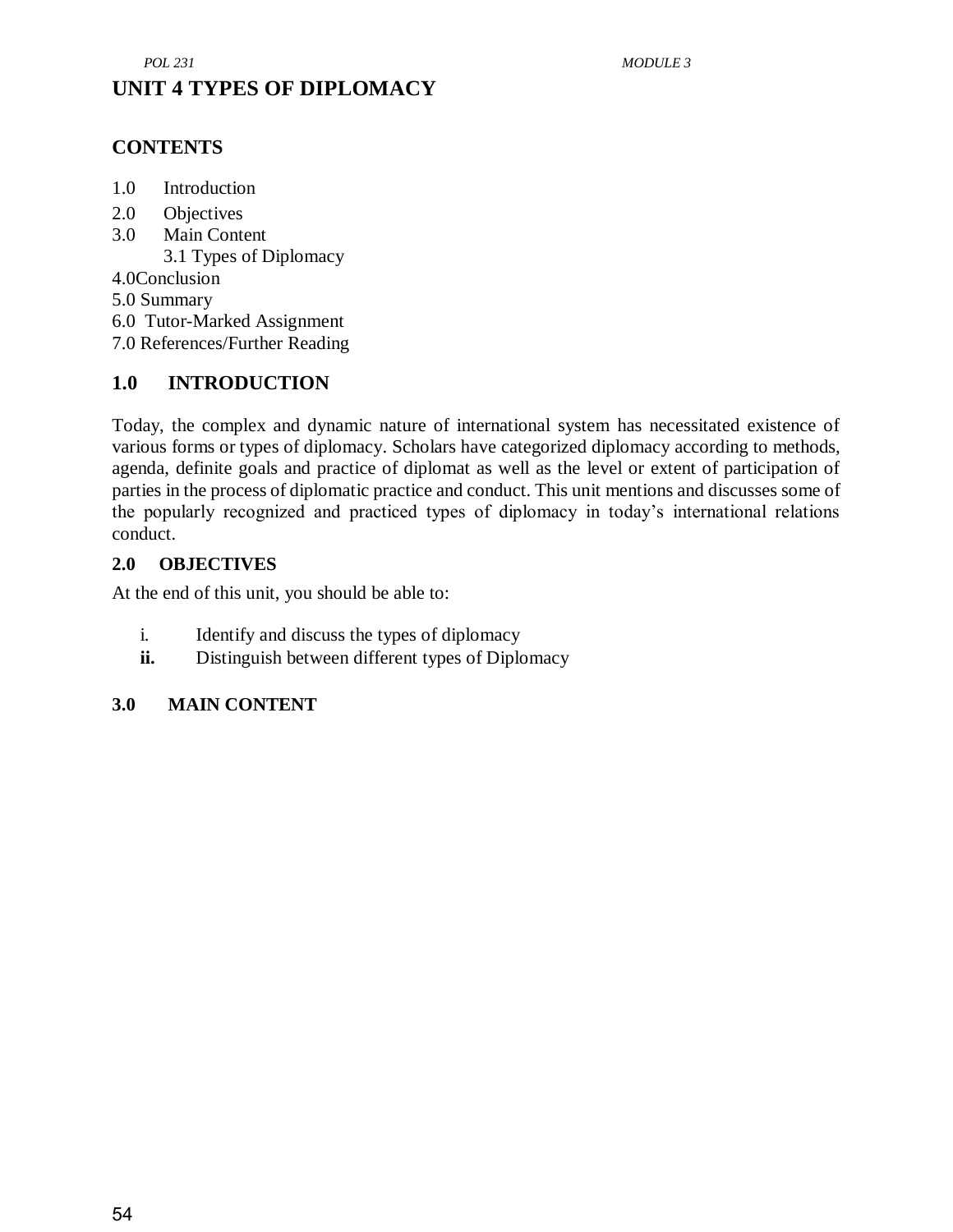# UNIT 4 TYPES OF DIPLOMACY

## CONTENTS

1.0 Introduction
2.0 Objectives
3.0 Main Content
    3.1 Types of Diplomacy
4.0Conclusion
5.0 Summary
6.0 Tutor-Marked Assignment
7.0 References/Further Reading

## 1.0 INTRODUCTION

Today, the complex and dynamic nature of international system has necessitated existence of various forms or types of diplomacy. Scholars have categorized diplomacy according to methods, agenda, definite goals and practice of diplomat as well as the level or extent of participation of parties in the process of diplomatic practice and conduct. This unit mentions and discusses some of the popularly recognized and practiced types of diplomacy in today's international relations conduct.

## 2.0 OBJECTIVES

At the end of this unit, you should be able to:

i. Identify and discuss the types of diplomacy
**ii.** Distinguish between different types of Diplomacy

## 3.0 MAIN CONTENT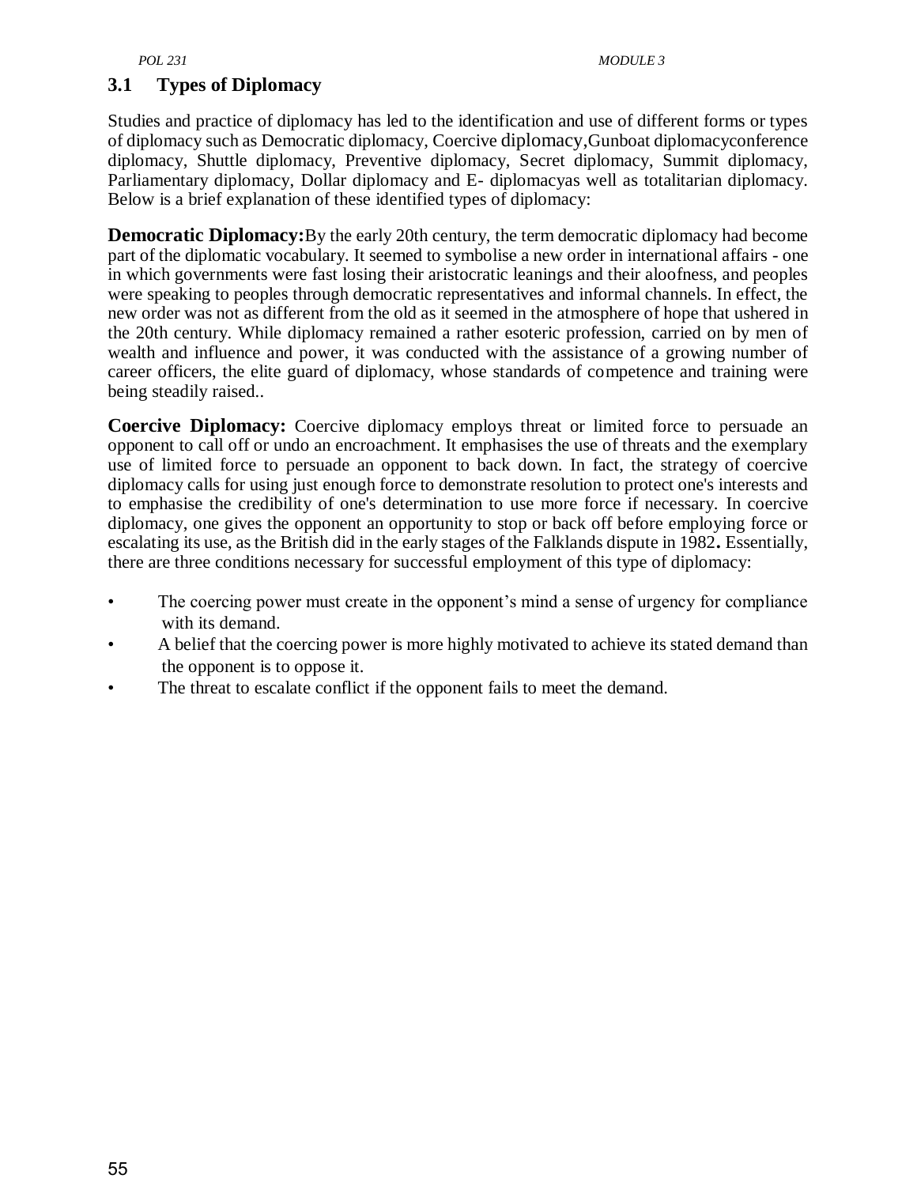## 3.1 Types of Diplomacy

Studies and practice of diplomacy has led to the identification and use of different forms or types of diplomacy such as Democratic diplomacy, Coercive diplomacy,Gunboat diplomacyconference diplomacy, Shuttle diplomacy, Preventive diplomacy, Secret diplomacy, Summit diplomacy, Parliamentary diplomacy, Dollar diplomacy and E- diplomacyas well as totalitarian diplomacy. Below is a brief explanation of these identified types of diplomacy:

**Democratic Diplomacy:**By the early 20th century, the term democratic diplomacy had become part of the diplomatic vocabulary. It seemed to symbolise a new order in international affairs - one in which governments were fast losing their aristocratic leanings and their aloofness, and peoples were speaking to peoples through democratic representatives and informal channels. In effect, the new order was not as different from the old as it seemed in the atmosphere of hope that ushered in the 20th century. While diplomacy remained a rather esoteric profession, carried on by men of wealth and influence and power, it was conducted with the assistance of a growing number of career officers, the elite guard of diplomacy, whose standards of competence and training were being steadily raised..

**Coercive Diplomacy:** Coercive diplomacy employs threat or limited force to persuade an opponent to call off or undo an encroachment. It emphasises the use of threats and the exemplary use of limited force to persuade an opponent to back down. In fact, the strategy of coercive diplomacy calls for using just enough force to demonstrate resolution to protect one's interests and to emphasise the credibility of one's determination to use more force if necessary. In coercive diplomacy, one gives the opponent an opportunity to stop or back off before employing force or escalating its use, as the British did in the early stages of the Falklands dispute in 1982**.** Essentially, there are three conditions necessary for successful employment of this type of diplomacy:

- The coercing power must create in the opponent's mind a sense of urgency for compliance with its demand.
- A belief that the coercing power is more highly motivated to achieve its stated demand than the opponent is to oppose it.
- The threat to escalate conflict if the opponent fails to meet the demand.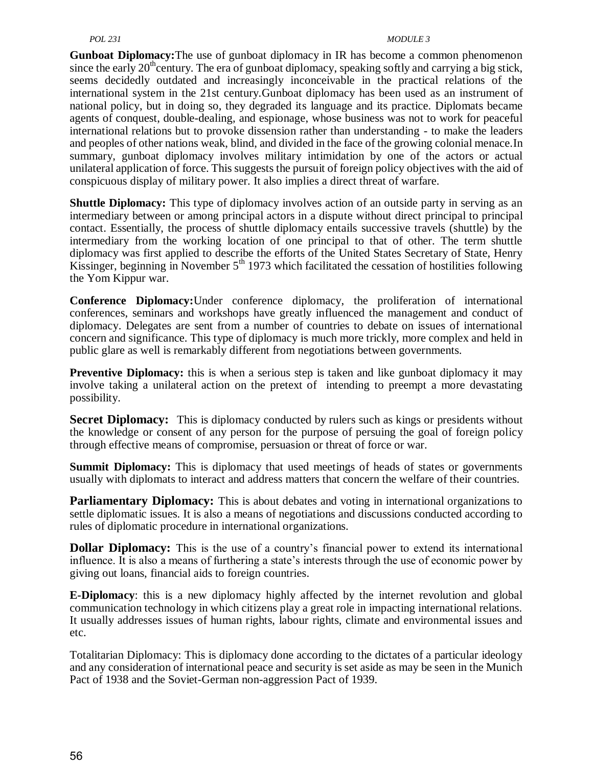**Gunboat Diplomacy:**The use of gunboat diplomacy in IR has become a common phenomenon since the early 20thcentury. The era of gunboat diplomacy, speaking softly and carrying a big stick, seems decidedly outdated and increasingly inconceivable in the practical relations of the international system in the 21st century.Gunboat diplomacy has been used as an instrument of national policy, but in doing so, they degraded its language and its practice. Diplomats became agents of conquest, double-dealing, and espionage, whose business was not to work for peaceful international relations but to provoke dissension rather than understanding - to make the leaders and peoples of other nations weak, blind, and divided in the face of the growing colonial menace.In summary, gunboat diplomacy involves military intimidation by one of the actors or actual unilateral application of force. This suggests the pursuit of foreign policy objectives with the aid of conspicuous display of military power. It also implies a direct threat of warfare.

**Shuttle Diplomacy:** This type of diplomacy involves action of an outside party in serving as an intermediary between or among principal actors in a dispute without direct principal to principal contact. Essentially, the process of shuttle diplomacy entails successive travels (shuttle) by the intermediary from the working location of one principal to that of other. The term shuttle diplomacy was first applied to describe the efforts of the United States Secretary of State, Henry Kissinger, beginning in November 5th 1973 which facilitated the cessation of hostilities following the Yom Kippur war.

**Conference Diplomacy:**Under conference diplomacy, the proliferation of international conferences, seminars and workshops have greatly influenced the management and conduct of diplomacy. Delegates are sent from a number of countries to debate on issues of international concern and significance. This type of diplomacy is much more trickly, more complex and held in public glare as well is remarkably different from negotiations between governments.

**Preventive Diplomacy:** this is when a serious step is taken and like gunboat diplomacy it may involve taking a unilateral action on the pretext of intending to preempt a more devastating possibility.

**Secret Diplomacy:** This is diplomacy conducted by rulers such as kings or presidents without the knowledge or consent of any person for the purpose of persuing the goal of foreign policy through effective means of compromise, persuasion or threat of force or war.

**Summit Diplomacy:** This is diplomacy that used meetings of heads of states or governments usually with diplomats to interact and address matters that concern the welfare of their countries.

**Parliamentary Diplomacy:** This is about debates and voting in international organizations to settle diplomatic issues. It is also a means of negotiations and discussions conducted according to rules of diplomatic procedure in international organizations.

**Dollar Diplomacy:** This is the use of a country's financial power to extend its international influence. It is also a means of furthering a state's interests through the use of economic power by giving out loans, financial aids to foreign countries.

**E-Diplomacy**: this is a new diplomacy highly affected by the internet revolution and global communication technology in which citizens play a great role in impacting international relations. It usually addresses issues of human rights, labour rights, climate and environmental issues and etc.

Totalitarian Diplomacy: This is diplomacy done according to the dictates of a particular ideology and any consideration of international peace and security is set aside as may be seen in the Munich Pact of 1938 and the Soviet-German non-aggression Pact of 1939.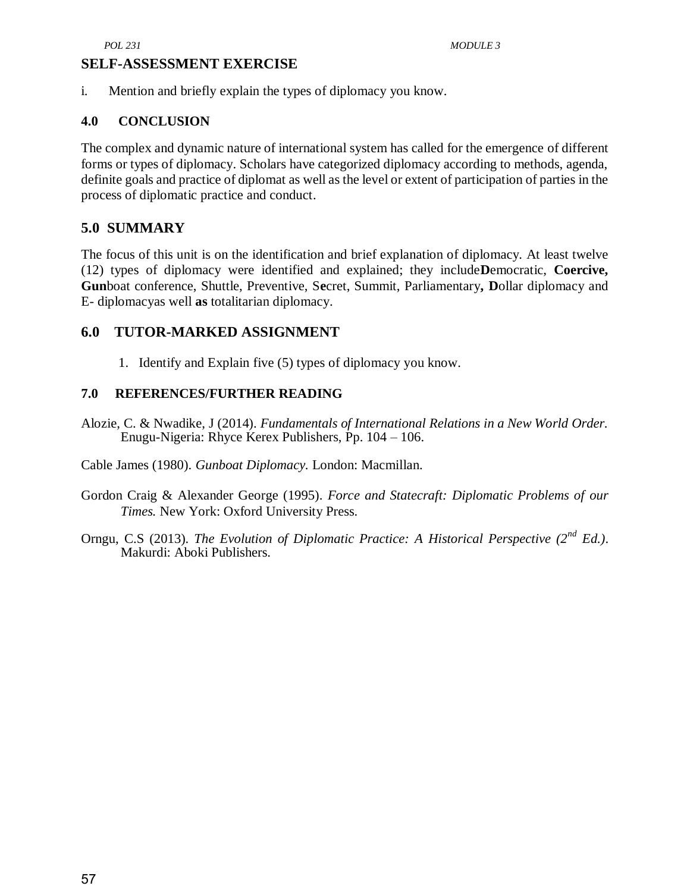## SELF-ASSESSMENT EXERCISE

i. Mention and briefly explain the types of diplomacy you know.

## 4.0 CONCLUSION

The complex and dynamic nature of international system has called for the emergence of different forms or types of diplomacy. Scholars have categorized diplomacy according to methods, agenda, definite goals and practice of diplomat as well as the level or extent of participation of parties in the process of diplomatic practice and conduct.

## 5.0 SUMMARY

The focus of this unit is on the identification and brief explanation of diplomacy. At least twelve (12) types of diplomacy were identified and explained; they include**D**emocratic, **Coercive, Gun**boat conference, Shuttle, Preventive, S**e**cret, Summit, Parliamentary**, D**ollar diplomacy and E- diplomacyas well **as** totalitarian diplomacy.

## 6.0 TUTOR-MARKED ASSIGNMENT

1. Identify and Explain five (5) types of diplomacy you know.

## 7.0 REFERENCES/FURTHER READING

Alozie, C. & Nwadike, J (2014). *Fundamentals of International Relations in a New World Order.* Enugu-Nigeria: Rhyce Kerex Publishers, Pp. 104 – 106.

Cable James (1980). *Gunboat Diplomacy.* London: Macmillan.

Gordon Craig & Alexander George (1995). *Force and Statecraft: Diplomatic Problems of our Times.* New York: Oxford University Press.

Orngu, C.S (2013). *The Evolution of Diplomatic Practice: A Historical Perspective (2nd Ed.)*. Makurdi: Aboki Publishers.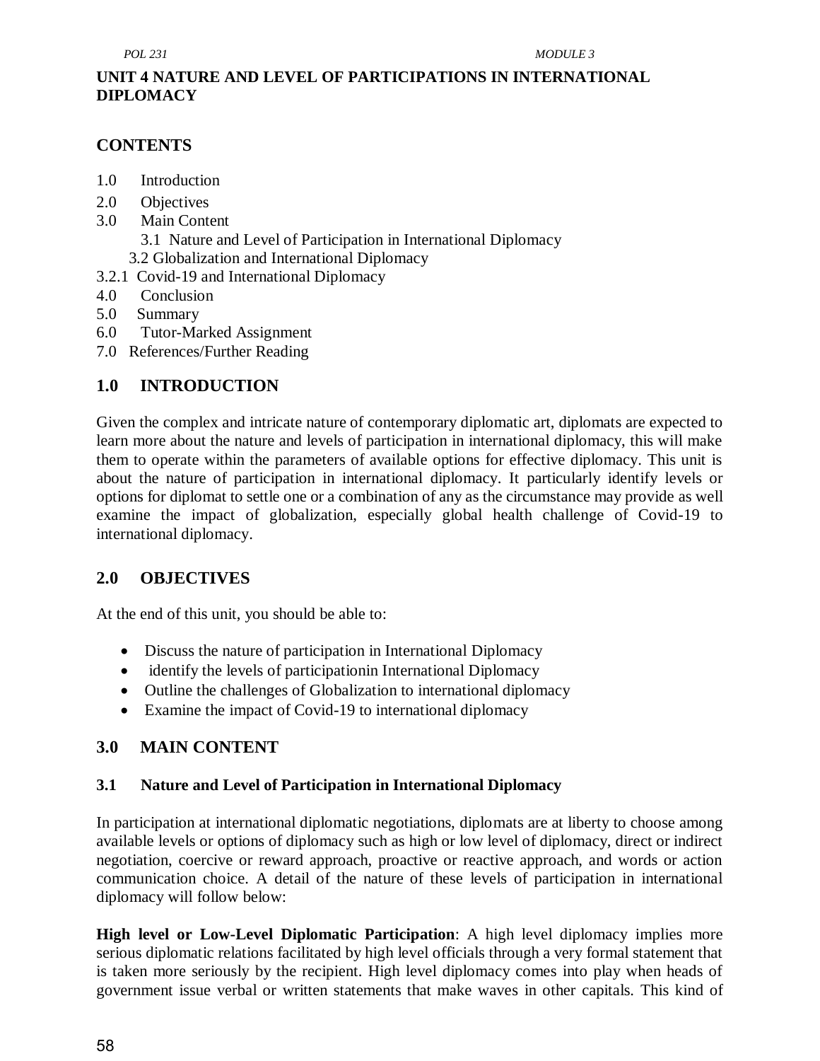## UNIT 4 NATURE AND LEVEL OF PARTICIPATIONS IN INTERNATIONAL DIPLOMACY

### CONTENTS

1.0 Introduction
2.0 Objectives
3.0 Main Content
  3.1 Nature and Level of Participation in International Diplomacy
  3.2 Globalization and International Diplomacy
3.2.1 Covid-19 and International Diplomacy
4.0 Conclusion
5.0 Summary
6.0 Tutor-Marked Assignment
7.0 References/Further Reading

### 1.0 INTRODUCTION

Given the complex and intricate nature of contemporary diplomatic art, diplomats are expected to learn more about the nature and levels of participation in international diplomacy, this will make them to operate within the parameters of available options for effective diplomacy. This unit is about the nature of participation in international diplomacy. It particularly identify levels or options for diplomat to settle one or a combination of any as the circumstance may provide as well examine the impact of globalization, especially global health challenge of Covid-19 to international diplomacy.

### 2.0 OBJECTIVES

At the end of this unit, you should be able to:

- Discuss the nature of participation in International Diplomacy
- identify the levels of participationin International Diplomacy
- Outline the challenges of Globalization to international diplomacy
- Examine the impact of Covid-19 to international diplomacy

### 3.0 MAIN CONTENT

#### 3.1 Nature and Level of Participation in International Diplomacy

In participation at international diplomatic negotiations, diplomats are at liberty to choose among available levels or options of diplomacy such as high or low level of diplomacy, direct or indirect negotiation, coercive or reward approach, proactive or reactive approach, and words or action communication choice. A detail of the nature of these levels of participation in international diplomacy will follow below:

**High level or Low-Level Diplomatic Participation**: A high level diplomacy implies more serious diplomatic relations facilitated by high level officials through a very formal statement that is taken more seriously by the recipient. High level diplomacy comes into play when heads of government issue verbal or written statements that make waves in other capitals. This kind of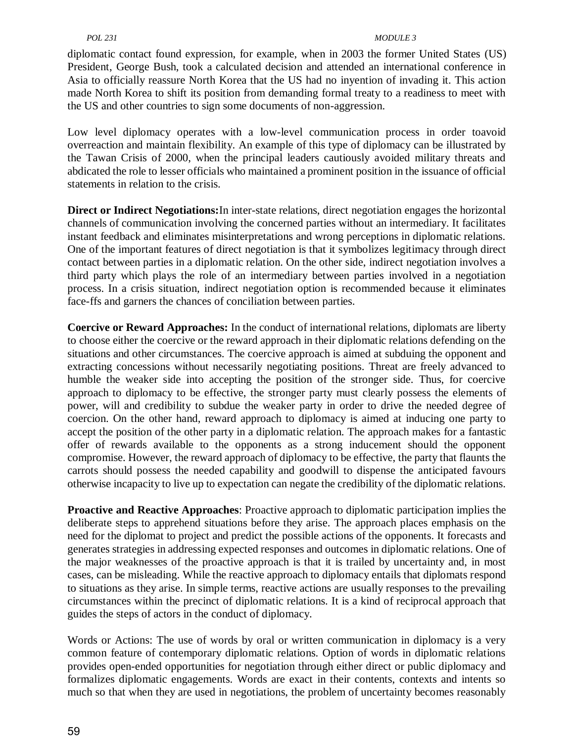diplomatic contact found expression, for example, when in 2003 the former United States (US) President, George Bush, took a calculated decision and attended an international conference in Asia to officially reassure North Korea that the US had no inyention of invading it. This action made North Korea to shift its position from demanding formal treaty to a readiness to meet with the US and other countries to sign some documents of non-aggression.

Low level diplomacy operates with a low-level communication process in order toavoid overreaction and maintain flexibility. An example of this type of diplomacy can be illustrated by the Tawan Crisis of 2000, when the principal leaders cautiously avoided military threats and abdicated the role to lesser officials who maintained a prominent position in the issuance of official statements in relation to the crisis.

**Direct or Indirect Negotiations:**In inter-state relations, direct negotiation engages the horizontal channels of communication involving the concerned parties without an intermediary. It facilitates instant feedback and eliminates misinterpretations and wrong perceptions in diplomatic relations. One of the important features of direct negotiation is that it symbolizes legitimacy through direct contact between parties in a diplomatic relation. On the other side, indirect negotiation involves a third party which plays the role of an intermediary between parties involved in a negotiation process. In a crisis situation, indirect negotiation option is recommended because it eliminates face-ffs and garners the chances of conciliation between parties.

**Coercive or Reward Approaches:** In the conduct of international relations, diplomats are liberty to choose either the coercive or the reward approach in their diplomatic relations defending on the situations and other circumstances. The coercive approach is aimed at subduing the opponent and extracting concessions without necessarily negotiating positions. Threat are freely advanced to humble the weaker side into accepting the position of the stronger side. Thus, for coercive approach to diplomacy to be effective, the stronger party must clearly possess the elements of power, will and credibility to subdue the weaker party in order to drive the needed degree of coercion. On the other hand, reward approach to diplomacy is aimed at inducing one party to accept the position of the other party in a diplomatic relation. The approach makes for a fantastic offer of rewards available to the opponents as a strong inducement should the opponent compromise. However, the reward approach of diplomacy to be effective, the party that flaunts the carrots should possess the needed capability and goodwill to dispense the anticipated favours otherwise incapacity to live up to expectation can negate the credibility of the diplomatic relations.

**Proactive and Reactive Approaches**: Proactive approach to diplomatic participation implies the deliberate steps to apprehend situations before they arise. The approach places emphasis on the need for the diplomat to project and predict the possible actions of the opponents. It forecasts and generates strategies in addressing expected responses and outcomes in diplomatic relations. One of the major weaknesses of the proactive approach is that it is trailed by uncertainty and, in most cases, can be misleading. While the reactive approach to diplomacy entails that diplomats respond to situations as they arise. In simple terms, reactive actions are usually responses to the prevailing circumstances within the precinct of diplomatic relations. It is a kind of reciprocal approach that guides the steps of actors in the conduct of diplomacy.

Words or Actions: The use of words by oral or written communication in diplomacy is a very common feature of contemporary diplomatic relations. Option of words in diplomatic relations provides open-ended opportunities for negotiation through either direct or public diplomacy and formalizes diplomatic engagements. Words are exact in their contents, contexts and intents so much so that when they are used in negotiations, the problem of uncertainty becomes reasonably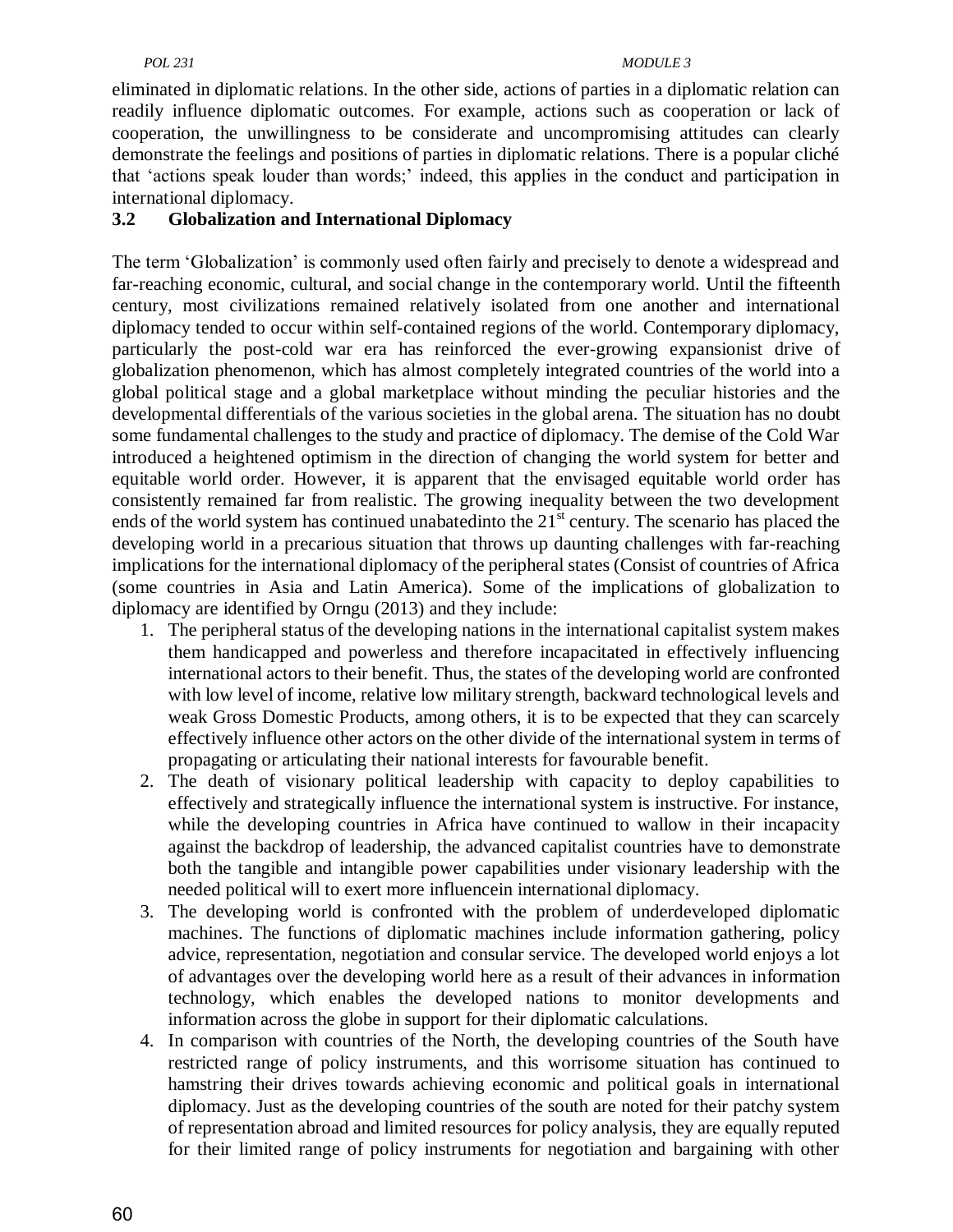eliminated in diplomatic relations. In the other side, actions of parties in a diplomatic relation can readily influence diplomatic outcomes. For example, actions such as cooperation or lack of cooperation, the unwillingness to be considerate and uncompromising attitudes can clearly demonstrate the feelings and positions of parties in diplomatic relations. There is a popular cliché that 'actions speak louder than words;' indeed, this applies in the conduct and participation in international diplomacy.

### 3.2 Globalization and International Diplomacy

The term 'Globalization' is commonly used often fairly and precisely to denote a widespread and far-reaching economic, cultural, and social change in the contemporary world. Until the fifteenth century, most civilizations remained relatively isolated from one another and international diplomacy tended to occur within self-contained regions of the world. Contemporary diplomacy, particularly the post-cold war era has reinforced the ever-growing expansionist drive of globalization phenomenon, which has almost completely integrated countries of the world into a global political stage and a global marketplace without minding the peculiar histories and the developmental differentials of the various societies in the global arena. The situation has no doubt some fundamental challenges to the study and practice of diplomacy. The demise of the Cold War introduced a heightened optimism in the direction of changing the world system for better and equitable world order. However, it is apparent that the envisaged equitable world order has consistently remained far from realistic. The growing inequality between the two development ends of the world system has continued unabatedinto the 21st century. The scenario has placed the developing world in a precarious situation that throws up daunting challenges with far-reaching implications for the international diplomacy of the peripheral states (Consist of countries of Africa (some countries in Asia and Latin America). Some of the implications of globalization to diplomacy are identified by Orngu (2013) and they include:

1. The peripheral status of the developing nations in the international capitalist system makes them handicapped and powerless and therefore incapacitated in effectively influencing international actors to their benefit. Thus, the states of the developing world are confronted with low level of income, relative low military strength, backward technological levels and weak Gross Domestic Products, among others, it is to be expected that they can scarcely effectively influence other actors on the other divide of the international system in terms of propagating or articulating their national interests for favourable benefit.
2. The death of visionary political leadership with capacity to deploy capabilities to effectively and strategically influence the international system is instructive. For instance, while the developing countries in Africa have continued to wallow in their incapacity against the backdrop of leadership, the advanced capitalist countries have to demonstrate both the tangible and intangible power capabilities under visionary leadership with the needed political will to exert more influencein international diplomacy.
3. The developing world is confronted with the problem of underdeveloped diplomatic machines. The functions of diplomatic machines include information gathering, policy advice, representation, negotiation and consular service. The developed world enjoys a lot of advantages over the developing world here as a result of their advances in information technology, which enables the developed nations to monitor developments and information across the globe in support for their diplomatic calculations.
4. In comparison with countries of the North, the developing countries of the South have restricted range of policy instruments, and this worrisome situation has continued to hamstring their drives towards achieving economic and political goals in international diplomacy. Just as the developing countries of the south are noted for their patchy system of representation abroad and limited resources for policy analysis, they are equally reputed for their limited range of policy instruments for negotiation and bargaining with other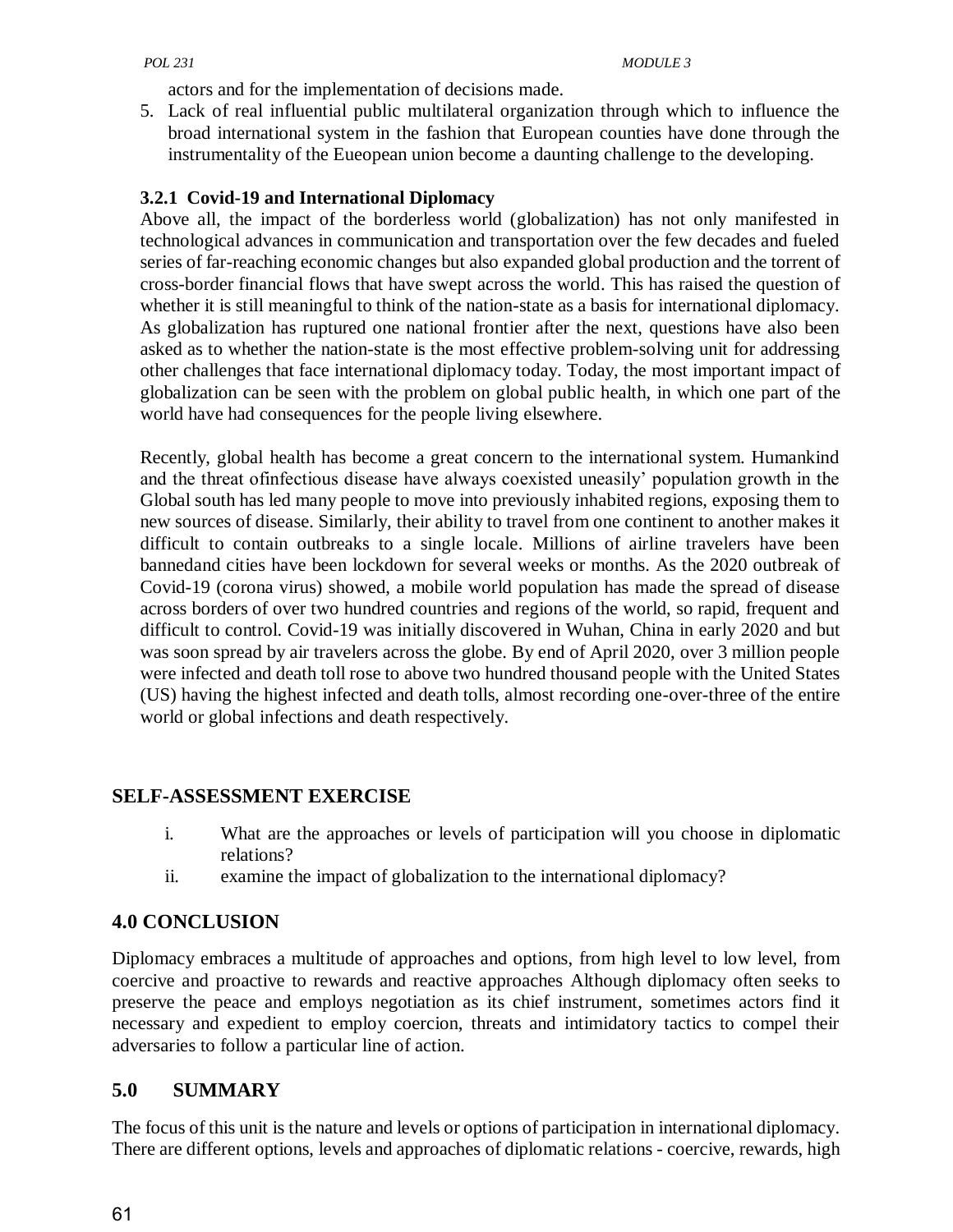actors and for the implementation of decisions made.

5. Lack of real influential public multilateral organization through which to influence the broad international system in the fashion that European counties have done through the instrumentality of the Eueopean union become a daunting challenge to the developing.

### 3.2.1 Covid-19 and International Diplomacy

Above all, the impact of the borderless world (globalization) has not only manifested in technological advances in communication and transportation over the few decades and fueled series of far-reaching economic changes but also expanded global production and the torrent of cross-border financial flows that have swept across the world. This has raised the question of whether it is still meaningful to think of the nation-state as a basis for international diplomacy. As globalization has ruptured one national frontier after the next, questions have also been asked as to whether the nation-state is the most effective problem-solving unit for addressing other challenges that face international diplomacy today. Today, the most important impact of globalization can be seen with the problem on global public health, in which one part of the world have had consequences for the people living elsewhere.

Recently, global health has become a great concern to the international system. Humankind and the threat ofinfectious disease have always coexisted uneasily' population growth in the Global south has led many people to move into previously inhabited regions, exposing them to new sources of disease. Similarly, their ability to travel from one continent to another makes it difficult to contain outbreaks to a single locale. Millions of airline travelers have been bannedand cities have been lockdown for several weeks or months. As the 2020 outbreak of Covid-19 (corona virus) showed, a mobile world population has made the spread of disease across borders of over two hundred countries and regions of the world, so rapid, frequent and difficult to control. Covid-19 was initially discovered in Wuhan, China in early 2020 and but was soon spread by air travelers across the globe. By end of April 2020, over 3 million people were infected and death toll rose to above two hundred thousand people with the United States (US) having the highest infected and death tolls, almost recording one-over-three of the entire world or global infections and death respectively.

## SELF-ASSESSMENT EXERCISE

i. What are the approaches or levels of participation will you choose in diplomatic relations?

ii. examine the impact of globalization to the international diplomacy?

## 4.0 CONCLUSION

Diplomacy embraces a multitude of approaches and options, from high level to low level, from coercive and proactive to rewards and reactive approaches Although diplomacy often seeks to preserve the peace and employs negotiation as its chief instrument, sometimes actors find it necessary and expedient to employ coercion, threats and intimidatory tactics to compel their adversaries to follow a particular line of action.

## 5.0 SUMMARY

The focus of this unit is the nature and levels or options of participation in international diplomacy. There are different options, levels and approaches of diplomatic relations - coercive, rewards, high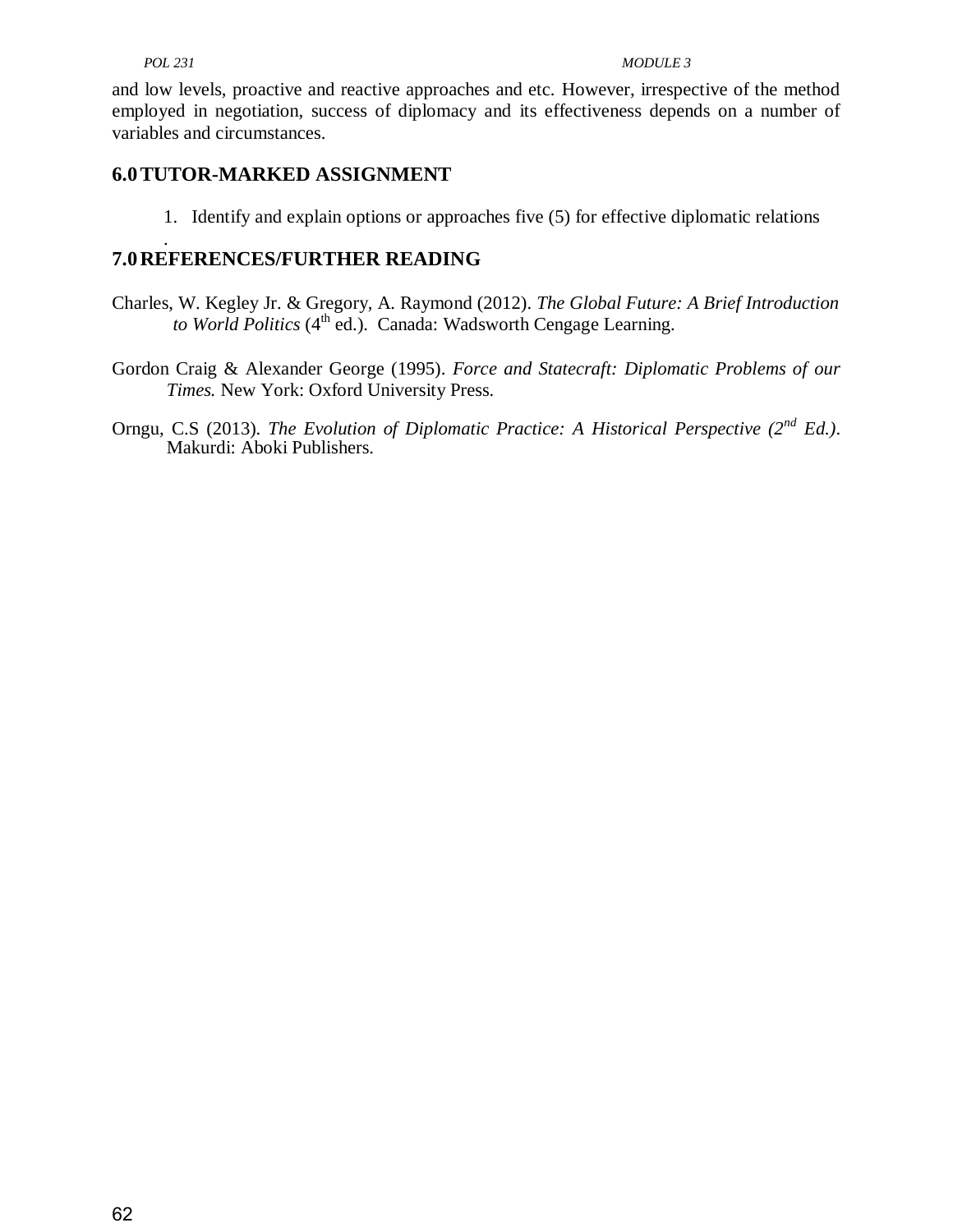and low levels, proactive and reactive approaches and etc. However, irrespective of the method employed in negotiation, success of diplomacy and its effectiveness depends on a number of variables and circumstances.

## 6.0 TUTOR-MARKED ASSIGNMENT

1. Identify and explain options or approaches five (5) for effective diplomatic relations

.

## 7.0 REFERENCES/FURTHER READING

Charles, W. Kegley Jr. & Gregory, A. Raymond (2012). *The Global Future: A Brief Introduction to World Politics* (4th ed.). Canada: Wadsworth Cengage Learning.

Gordon Craig & Alexander George (1995). *Force and Statecraft: Diplomatic Problems of our Times.* New York: Oxford University Press.

Orngu, C.S (2013). *The Evolution of Diplomatic Practice: A Historical Perspective (2nd Ed.)*. Makurdi: Aboki Publishers.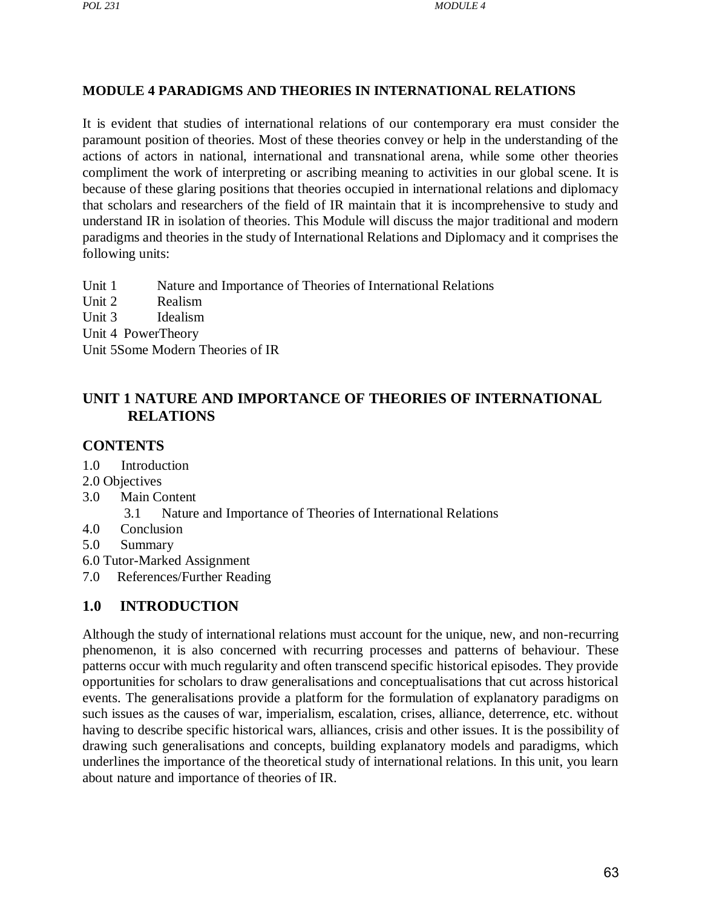## MODULE 4 PARADIGMS AND THEORIES IN INTERNATIONAL RELATIONS

It is evident that studies of international relations of our contemporary era must consider the paramount position of theories. Most of these theories convey or help in the understanding of the actions of actors in national, international and transnational arena, while some other theories compliment the work of interpreting or ascribing meaning to activities in our global scene. It is because of these glaring positions that theories occupied in international relations and diplomacy that scholars and researchers of the field of IR maintain that it is incomprehensive to study and understand IR in isolation of theories. This Module will discuss the major traditional and modern paradigms and theories in the study of International Relations and Diplomacy and it comprises the following units:

Unit 1 Nature and Importance of Theories of International Relations
Unit 2 Realism
Unit 3 Idealism
Unit 4 PowerTheory
Unit 5Some Modern Theories of IR

## UNIT 1 NATURE AND IMPORTANCE OF THEORIES OF INTERNATIONAL RELATIONS

### CONTENTS

1.0 Introduction
2.0 Objectives
3.0 Main Content
 3.1 Nature and Importance of Theories of International Relations
4.0 Conclusion
5.0 Summary
6.0 Tutor-Marked Assignment
7.0 References/Further Reading

### 1.0 INTRODUCTION

Although the study of international relations must account for the unique, new, and non-recurring phenomenon, it is also concerned with recurring processes and patterns of behaviour. These patterns occur with much regularity and often transcend specific historical episodes. They provide opportunities for scholars to draw generalisations and conceptualisations that cut across historical events. The generalisations provide a platform for the formulation of explanatory paradigms on such issues as the causes of war, imperialism, escalation, crises, alliance, deterrence, etc. without having to describe specific historical wars, alliances, crisis and other issues. It is the possibility of drawing such generalisations and concepts, building explanatory models and paradigms, which underlines the importance of the theoretical study of international relations. In this unit, you learn about nature and importance of theories of IR.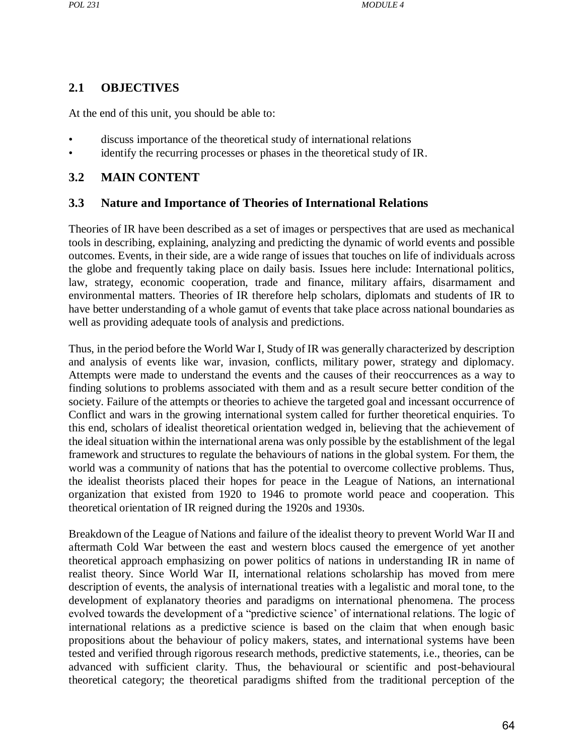## 2.1 OBJECTIVES

At the end of this unit, you should be able to:

- discuss importance of the theoretical study of international relations
- identify the recurring processes or phases in the theoretical study of IR.

## 3.2 MAIN CONTENT

### 3.3 Nature and Importance of Theories of International Relations

Theories of IR have been described as a set of images or perspectives that are used as mechanical tools in describing, explaining, analyzing and predicting the dynamic of world events and possible outcomes. Events, in their side, are a wide range of issues that touches on life of individuals across the globe and frequently taking place on daily basis. Issues here include: International politics, law, strategy, economic cooperation, trade and finance, military affairs, disarmament and environmental matters. Theories of IR therefore help scholars, diplomats and students of IR to have better understanding of a whole gamut of events that take place across national boundaries as well as providing adequate tools of analysis and predictions.

Thus, in the period before the World War I, Study of IR was generally characterized by description and analysis of events like war, invasion, conflicts, military power, strategy and diplomacy. Attempts were made to understand the events and the causes of their reoccurrences as a way to finding solutions to problems associated with them and as a result secure better condition of the society. Failure of the attempts or theories to achieve the targeted goal and incessant occurrence of Conflict and wars in the growing international system called for further theoretical enquiries. To this end, scholars of idealist theoretical orientation wedged in, believing that the achievement of the ideal situation within the international arena was only possible by the establishment of the legal framework and structures to regulate the behaviours of nations in the global system. For them, the world was a community of nations that has the potential to overcome collective problems. Thus, the idealist theorists placed their hopes for peace in the League of Nations, an international organization that existed from 1920 to 1946 to promote world peace and cooperation. This theoretical orientation of IR reigned during the 1920s and 1930s.

Breakdown of the League of Nations and failure of the idealist theory to prevent World War II and aftermath Cold War between the east and western blocs caused the emergence of yet another theoretical approach emphasizing on power politics of nations in understanding IR in name of realist theory. Since World War II, international relations scholarship has moved from mere description of events, the analysis of international treaties with a legalistic and moral tone, to the development of explanatory theories and paradigms on international phenomena. The process evolved towards the development of a "predictive science' of international relations. The logic of international relations as a predictive science is based on the claim that when enough basic propositions about the behaviour of policy makers, states, and international systems have been tested and verified through rigorous research methods, predictive statements, i.e., theories, can be advanced with sufficient clarity. Thus, the behavioural or scientific and post-behavioural theoretical category; the theoretical paradigms shifted from the traditional perception of the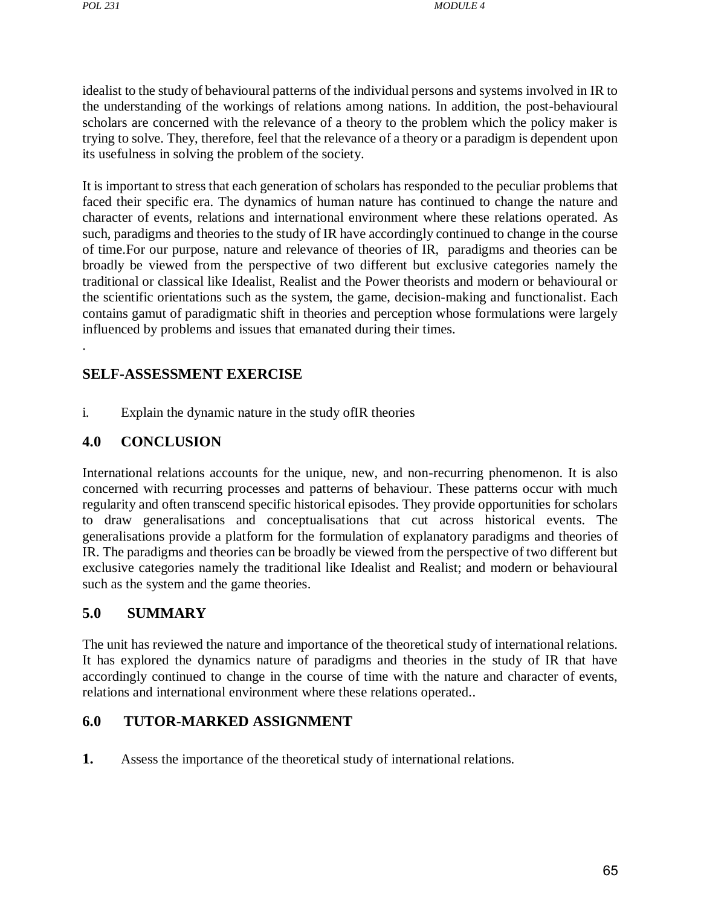idealist to the study of behavioural patterns of the individual persons and systems involved in IR to the understanding of the workings of relations among nations. In addition, the post-behavioural scholars are concerned with the relevance of a theory to the problem which the policy maker is trying to solve. They, therefore, feel that the relevance of a theory or a paradigm is dependent upon its usefulness in solving the problem of the society.

It is important to stress that each generation of scholars has responded to the peculiar problems that faced their specific era. The dynamics of human nature has continued to change the nature and character of events, relations and international environment where these relations operated. As such, paradigms and theories to the study of IR have accordingly continued to change in the course of time.For our purpose, nature and relevance of theories of IR, paradigms and theories can be broadly be viewed from the perspective of two different but exclusive categories namely the traditional or classical like Idealist, Realist and the Power theorists and modern or behavioural or the scientific orientations such as the system, the game, decision-making and functionalist. Each contains gamut of paradigmatic shift in theories and perception whose formulations were largely influenced by problems and issues that emanated during their times.

.

## SELF-ASSESSMENT EXERCISE

i. Explain the dynamic nature in the study ofIR theories

## 4.0 CONCLUSION

International relations accounts for the unique, new, and non-recurring phenomenon. It is also concerned with recurring processes and patterns of behaviour. These patterns occur with much regularity and often transcend specific historical episodes. They provide opportunities for scholars to draw generalisations and conceptualisations that cut across historical events. The generalisations provide a platform for the formulation of explanatory paradigms and theories of IR. The paradigms and theories can be broadly be viewed from the perspective of two different but exclusive categories namely the traditional like Idealist and Realist; and modern or behavioural such as the system and the game theories.

## 5.0 SUMMARY

The unit has reviewed the nature and importance of the theoretical study of international relations. It has explored the dynamics nature of paradigms and theories in the study of IR that have accordingly continued to change in the course of time with the nature and character of events, relations and international environment where these relations operated..

## 6.0 TUTOR-MARKED ASSIGNMENT

**1.** Assess the importance of the theoretical study of international relations.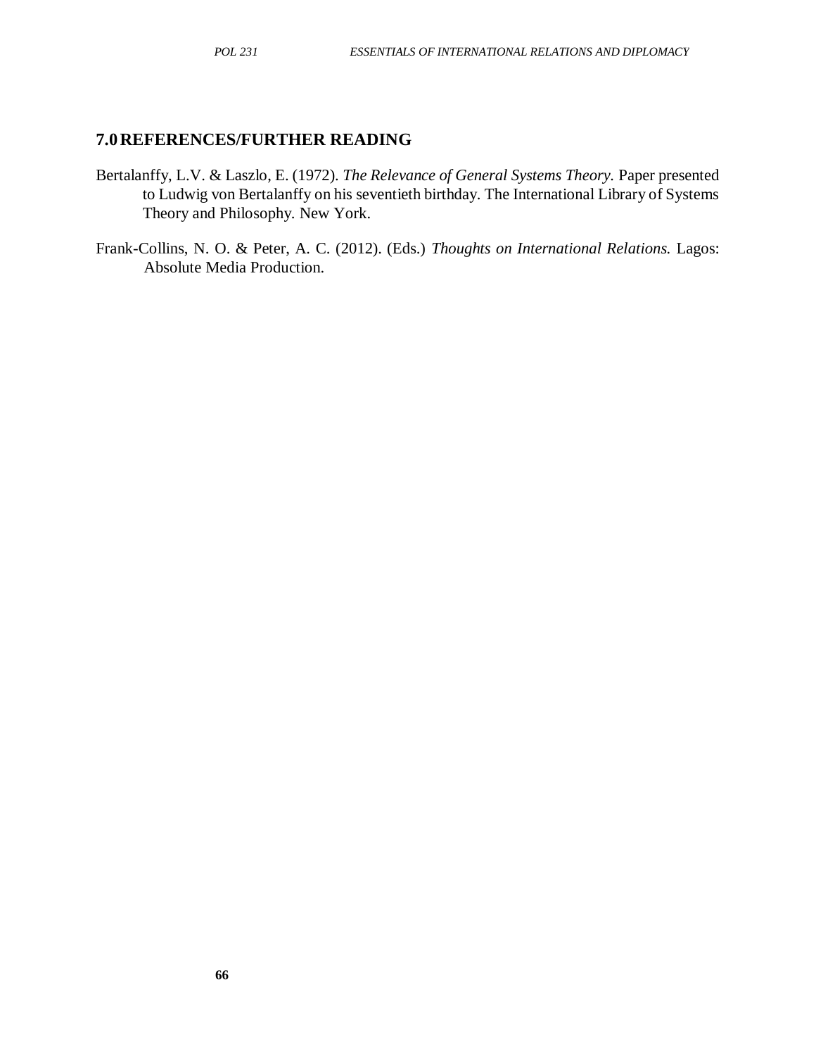## 7.0 REFERENCES/FURTHER READING

Bertalanffy, L.V. & Laszlo, E. (1972). *The Relevance of General Systems Theory.* Paper presented to Ludwig von Bertalanffy on his seventieth birthday. The International Library of Systems Theory and Philosophy. New York.

Frank-Collins, N. O. & Peter, A. C. (2012). (Eds.) *Thoughts on International Relations.* Lagos: Absolute Media Production.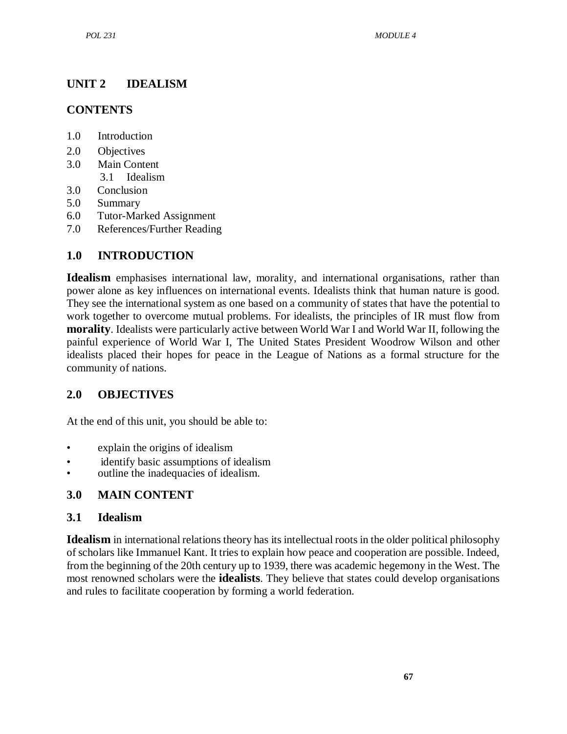## UNIT 2 IDEALISM

## CONTENTS

1.0 Introduction
2.0 Objectives
3.0 Main Content
  3.1 Idealism
3.0 Conclusion
5.0 Summary
6.0 Tutor-Marked Assignment
7.0 References/Further Reading

## 1.0 INTRODUCTION

**Idealism** emphasises international law, morality, and international organisations, rather than power alone as key influences on international events. Idealists think that human nature is good. They see the international system as one based on a community of states that have the potential to work together to overcome mutual problems. For idealists, the principles of IR must flow from **morality**. Idealists were particularly active between World War I and World War II, following the painful experience of World War I, The United States President Woodrow Wilson and other idealists placed their hopes for peace in the League of Nations as a formal structure for the community of nations.

## 2.0 OBJECTIVES

At the end of this unit, you should be able to:

- explain the origins of idealism
- identify basic assumptions of idealism
- outline the inadequacies of idealism.

## 3.0 MAIN CONTENT

### 3.1 Idealism

**Idealism** in international relations theory has its intellectual roots in the older political philosophy of scholars like Immanuel Kant. It tries to explain how peace and cooperation are possible. Indeed, from the beginning of the 20th century up to 1939, there was academic hegemony in the West. The most renowned scholars were the **idealists**. They believe that states could develop organisations and rules to facilitate cooperation by forming a world federation.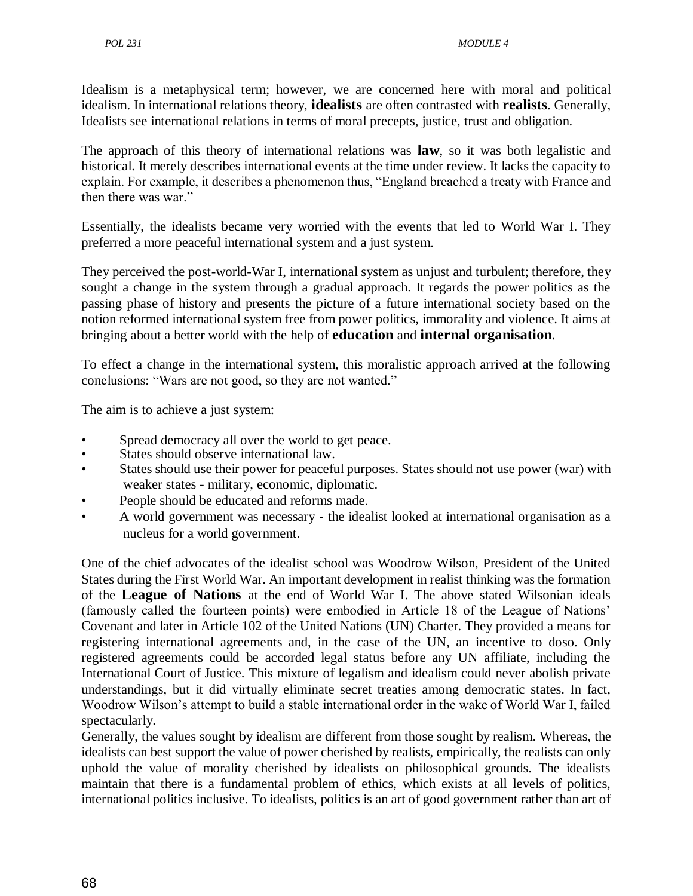Idealism is a metaphysical term; however, we are concerned here with moral and political idealism. In international relations theory, **idealists** are often contrasted with **realists**. Generally, Idealists see international relations in terms of moral precepts, justice, trust and obligation.

The approach of this theory of international relations was **law**, so it was both legalistic and historical. It merely describes international events at the time under review. It lacks the capacity to explain. For example, it describes a phenomenon thus, "England breached a treaty with France and then there was war."

Essentially, the idealists became very worried with the events that led to World War I. They preferred a more peaceful international system and a just system.

They perceived the post-world-War I, international system as unjust and turbulent; therefore, they sought a change in the system through a gradual approach. It regards the power politics as the passing phase of history and presents the picture of a future international society based on the notion reformed international system free from power politics, immorality and violence. It aims at bringing about a better world with the help of **education** and **internal organisation**.

To effect a change in the international system, this moralistic approach arrived at the following conclusions: "Wars are not good, so they are not wanted."

The aim is to achieve a just system:

- Spread democracy all over the world to get peace.
- States should observe international law.
- States should use their power for peaceful purposes. States should not use power (war) with weaker states - military, economic, diplomatic.
- People should be educated and reforms made.
- A world government was necessary - the idealist looked at international organisation as a nucleus for a world government.

One of the chief advocates of the idealist school was Woodrow Wilson, President of the United States during the First World War. An important development in realist thinking was the formation of the **League of Nations** at the end of World War I. The above stated Wilsonian ideals (famously called the fourteen points) were embodied in Article 18 of the League of Nations' Covenant and later in Article 102 of the United Nations (UN) Charter. They provided a means for registering international agreements and, in the case of the UN, an incentive to doso. Only registered agreements could be accorded legal status before any UN affiliate, including the International Court of Justice. This mixture of legalism and idealism could never abolish private understandings, but it did virtually eliminate secret treaties among democratic states. In fact, Woodrow Wilson's attempt to build a stable international order in the wake of World War I, failed spectacularly.

Generally, the values sought by idealism are different from those sought by realism. Whereas, the idealists can best support the value of power cherished by realists, empirically, the realists can only uphold the value of morality cherished by idealists on philosophical grounds. The idealists maintain that there is a fundamental problem of ethics, which exists at all levels of politics, international politics inclusive. To idealists, politics is an art of good government rather than art of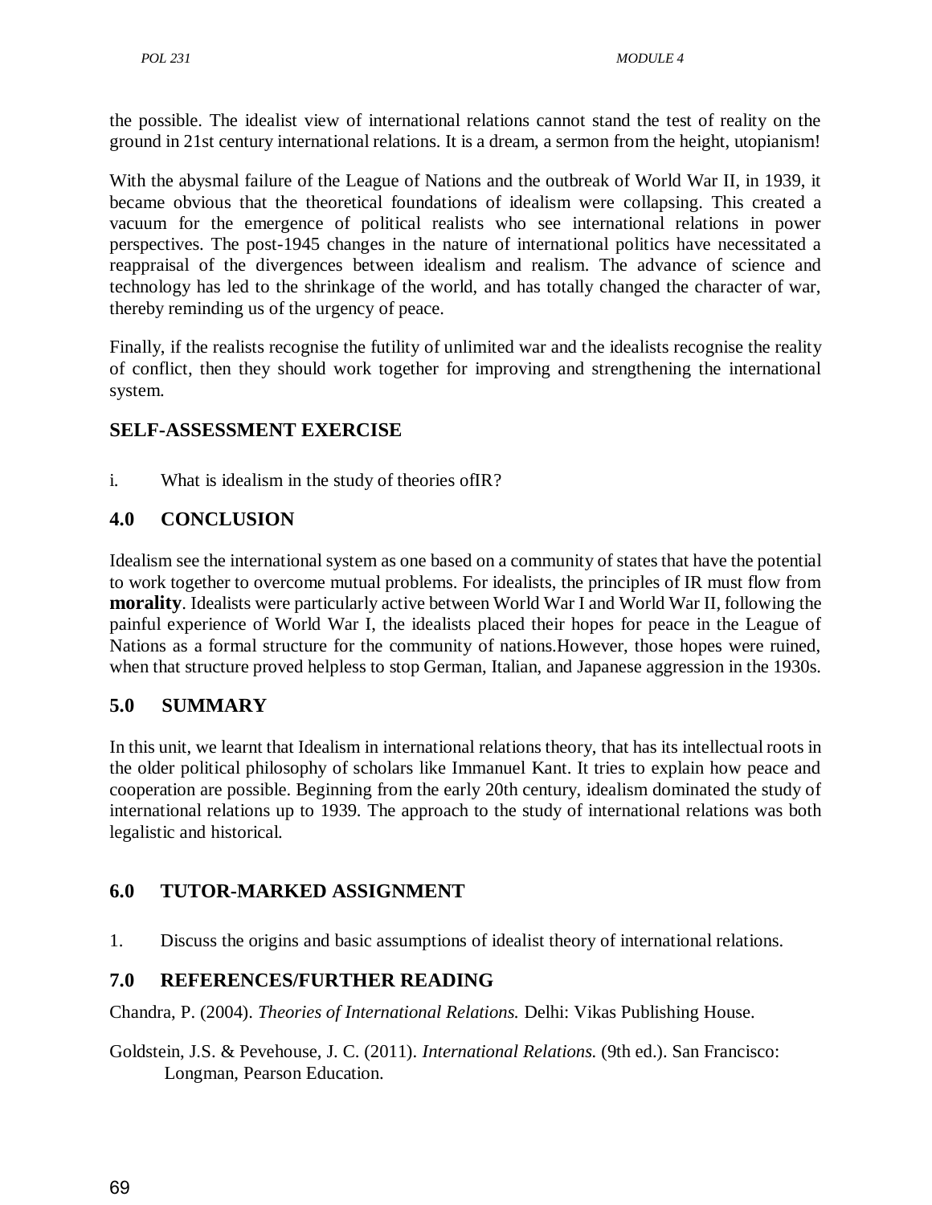the possible. The idealist view of international relations cannot stand the test of reality on the ground in 21st century international relations. It is a dream, a sermon from the height, utopianism!

With the abysmal failure of the League of Nations and the outbreak of World War II, in 1939, it became obvious that the theoretical foundations of idealism were collapsing. This created a vacuum for the emergence of political realists who see international relations in power perspectives. The post-1945 changes in the nature of international politics have necessitated a reappraisal of the divergences between idealism and realism. The advance of science and technology has led to the shrinkage of the world, and has totally changed the character of war, thereby reminding us of the urgency of peace.

Finally, if the realists recognise the futility of unlimited war and the idealists recognise the reality of conflict, then they should work together for improving and strengthening the international system.

## SELF-ASSESSMENT EXERCISE

i. What is idealism in the study of theories ofIR?

## 4.0 CONCLUSION

Idealism see the international system as one based on a community of states that have the potential to work together to overcome mutual problems. For idealists, the principles of IR must flow from **morality**. Idealists were particularly active between World War I and World War II, following the painful experience of World War I, the idealists placed their hopes for peace in the League of Nations as a formal structure for the community of nations.However, those hopes were ruined, when that structure proved helpless to stop German, Italian, and Japanese aggression in the 1930s.

## 5.0 SUMMARY

In this unit, we learnt that Idealism in international relations theory, that has its intellectual roots in the older political philosophy of scholars like Immanuel Kant. It tries to explain how peace and cooperation are possible. Beginning from the early 20th century, idealism dominated the study of international relations up to 1939. The approach to the study of international relations was both legalistic and historical.

## 6.0 TUTOR-MARKED ASSIGNMENT

1. Discuss the origins and basic assumptions of idealist theory of international relations.

## 7.0 REFERENCES/FURTHER READING

Chandra, P. (2004). *Theories of International Relations.* Delhi: Vikas Publishing House.

Goldstein, J.S. & Pevehouse, J. C. (2011). *International Relations.* (9th ed.). San Francisco: Longman, Pearson Education.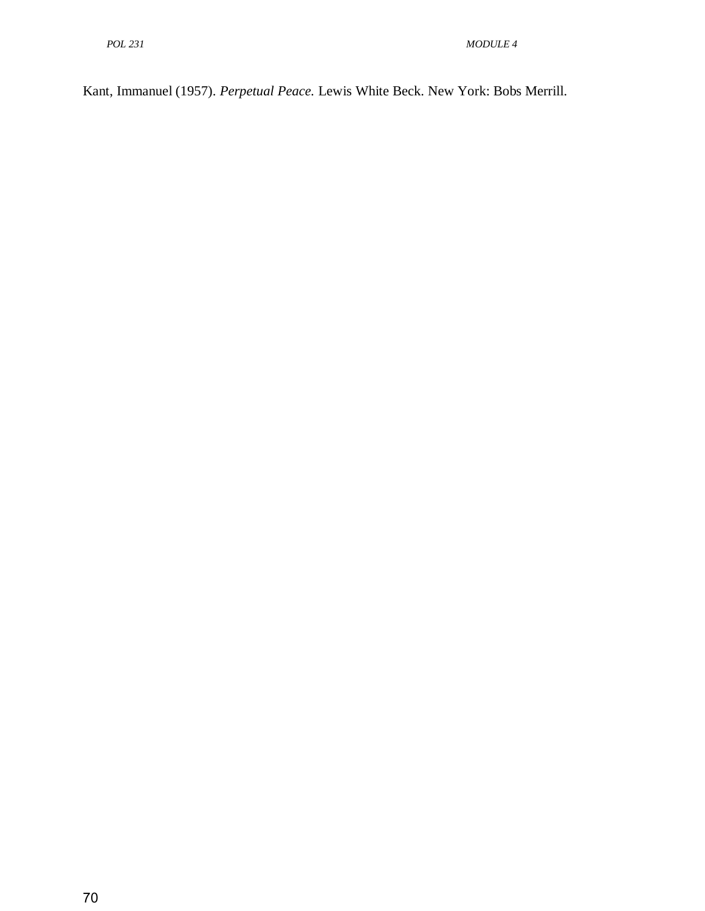Kant, Immanuel (1957). *Perpetual Peace.* Lewis White Beck. New York: Bobs Merrill.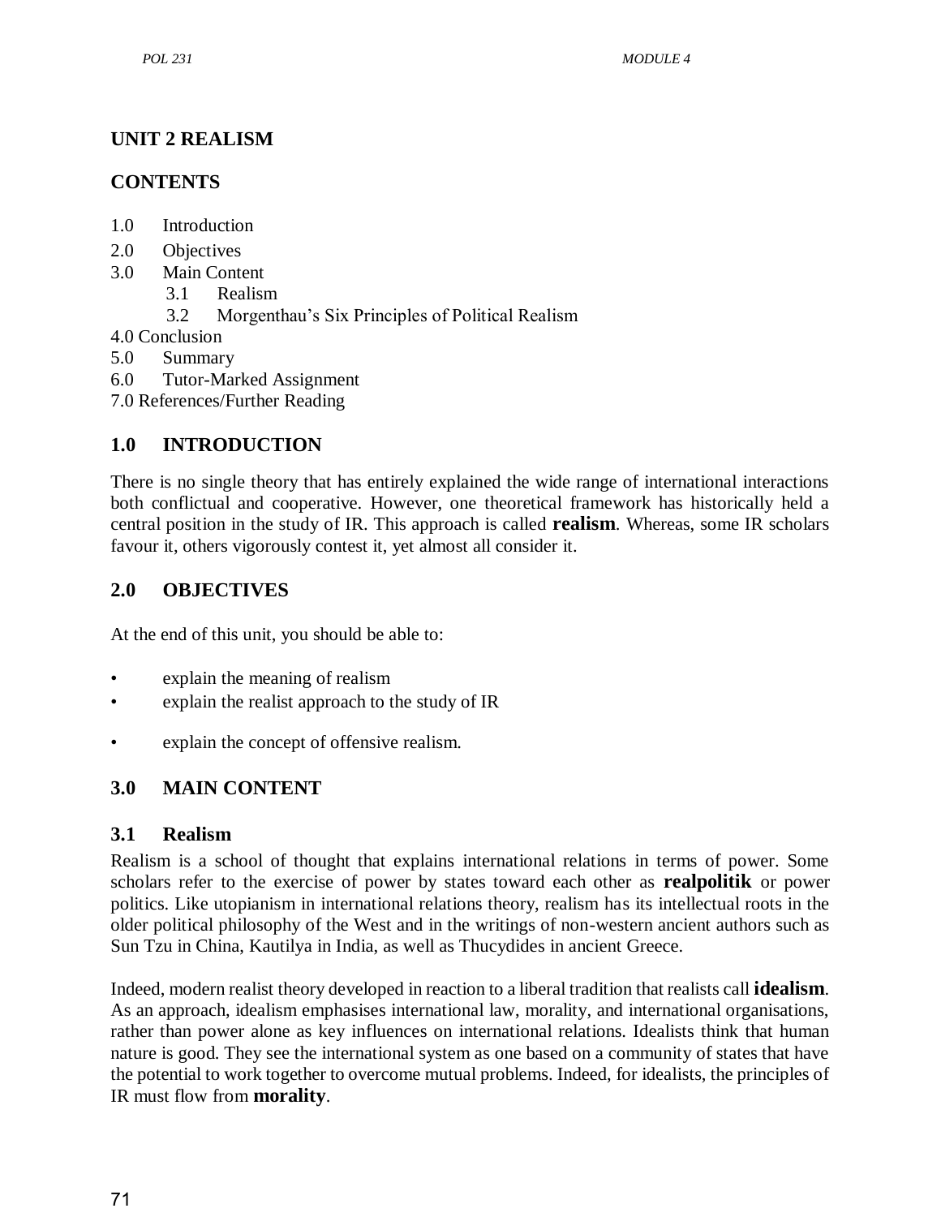## UNIT 2 REALISM

## CONTENTS

1.0 Introduction
2.0 Objectives
3.0 Main Content
   3.1 Realism
   3.2 Morgenthau's Six Principles of Political Realism
4.0 Conclusion
5.0 Summary
6.0 Tutor-Marked Assignment
7.0 References/Further Reading

## 1.0 INTRODUCTION

There is no single theory that has entirely explained the wide range of international interactions both conflictual and cooperative. However, one theoretical framework has historically held a central position in the study of IR. This approach is called **realism**. Whereas, some IR scholars favour it, others vigorously contest it, yet almost all consider it.

## 2.0 OBJECTIVES

At the end of this unit, you should be able to:

- explain the meaning of realism
- explain the realist approach to the study of IR
- explain the concept of offensive realism.

## 3.0 MAIN CONTENT

### 3.1 Realism

Realism is a school of thought that explains international relations in terms of power. Some scholars refer to the exercise of power by states toward each other as **realpolitik** or power politics. Like utopianism in international relations theory, realism has its intellectual roots in the older political philosophy of the West and in the writings of non-western ancient authors such as Sun Tzu in China, Kautilya in India, as well as Thucydides in ancient Greece.

Indeed, modern realist theory developed in reaction to a liberal tradition that realists call **idealism**. As an approach, idealism emphasises international law, morality, and international organisations, rather than power alone as key influences on international relations. Idealists think that human nature is good. They see the international system as one based on a community of states that have the potential to work together to overcome mutual problems. Indeed, for idealists, the principles of IR must flow from **morality**.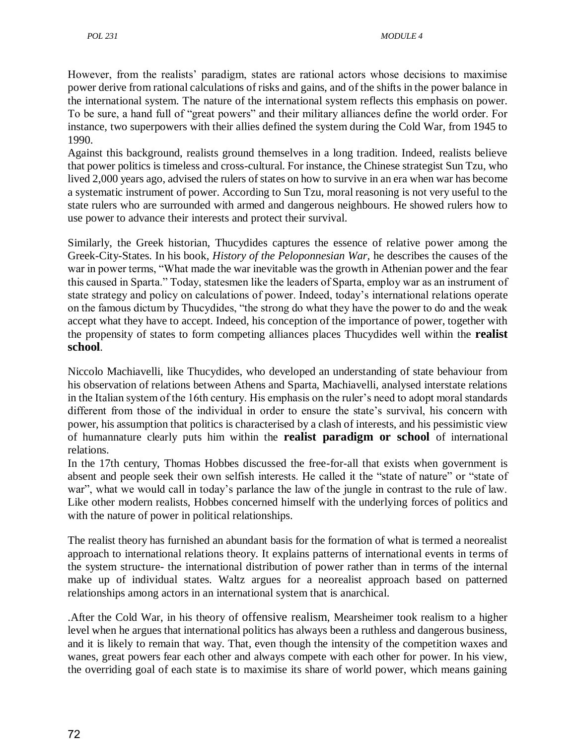However, from the realists' paradigm, states are rational actors whose decisions to maximise power derive from rational calculations of risks and gains, and of the shifts in the power balance in the international system. The nature of the international system reflects this emphasis on power. To be sure, a hand full of "great powers" and their military alliances define the world order. For instance, two superpowers with their allies defined the system during the Cold War, from 1945 to 1990.
Against this background, realists ground themselves in a long tradition. Indeed, realists believe that power politics is timeless and cross-cultural. For instance, the Chinese strategist Sun Tzu, who lived 2,000 years ago, advised the rulers of states on how to survive in an era when war has become a systematic instrument of power. According to Sun Tzu, moral reasoning is not very useful to the state rulers who are surrounded with armed and dangerous neighbours. He showed rulers how to use power to advance their interests and protect their survival.

Similarly, the Greek historian, Thucydides captures the essence of relative power among the Greek-City-States. In his book, *History of the Peloponnesian War,* he describes the causes of the war in power terms, "What made the war inevitable was the growth in Athenian power and the fear this caused in Sparta." Today, statesmen like the leaders of Sparta, employ war as an instrument of state strategy and policy on calculations of power. Indeed, today's international relations operate on the famous dictum by Thucydides, "the strong do what they have the power to do and the weak accept what they have to accept. Indeed, his conception of the importance of power, together with the propensity of states to form competing alliances places Thucydides well within the **realist school**.

Niccolo Machiavelli, like Thucydides, who developed an understanding of state behaviour from his observation of relations between Athens and Sparta, Machiavelli, analysed interstate relations in the Italian system of the 16th century. His emphasis on the ruler's need to adopt moral standards different from those of the individual in order to ensure the state's survival, his concern with power, his assumption that politics is characterised by a clash of interests, and his pessimistic view of humannature clearly puts him within the **realist paradigm or school** of international relations.
In the 17th century, Thomas Hobbes discussed the free-for-all that exists when government is absent and people seek their own selfish interests. He called it the "state of nature" or "state of war", what we would call in today's parlance the law of the jungle in contrast to the rule of law. Like other modern realists, Hobbes concerned himself with the underlying forces of politics and with the nature of power in political relationships.

The realist theory has furnished an abundant basis for the formation of what is termed a neorealist approach to international relations theory. It explains patterns of international events in terms of the system structure- the international distribution of power rather than in terms of the internal make up of individual states. Waltz argues for a neorealist approach based on patterned relationships among actors in an international system that is anarchical.

.After the Cold War, in his theory of offensive realism, Mearsheimer took realism to a higher level when he argues that international politics has always been a ruthless and dangerous business, and it is likely to remain that way. That, even though the intensity of the competition waxes and wanes, great powers fear each other and always compete with each other for power. In his view, the overriding goal of each state is to maximise its share of world power, which means gaining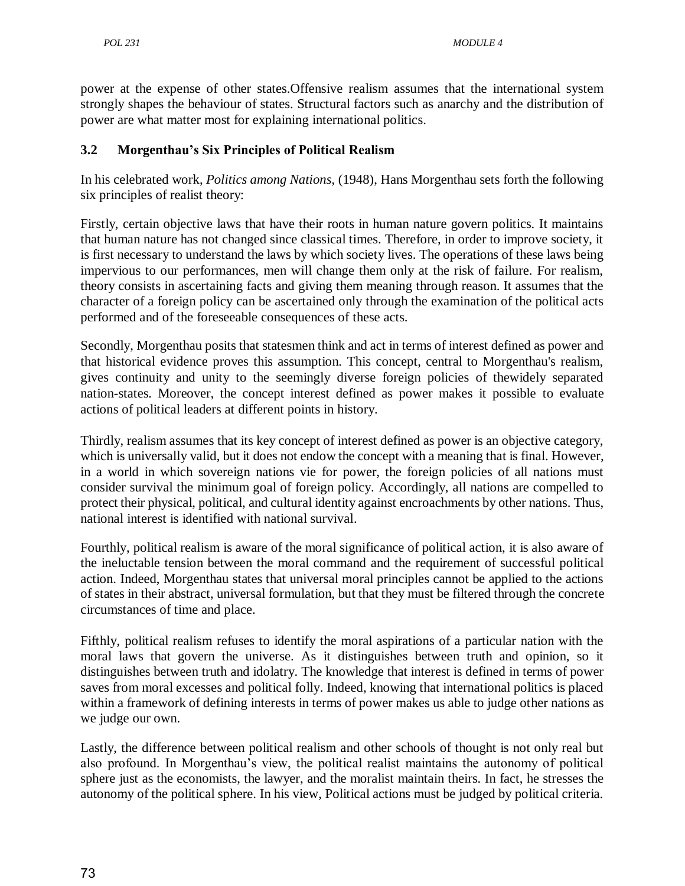power at the expense of other states.Offensive realism assumes that the international system strongly shapes the behaviour of states. Structural factors such as anarchy and the distribution of power are what matter most for explaining international politics.

### 3.2 Morgenthau's Six Principles of Political Realism

In his celebrated work, *Politics among Nations,* (1948), Hans Morgenthau sets forth the following six principles of realist theory:

Firstly, certain objective laws that have their roots in human nature govern politics. It maintains that human nature has not changed since classical times. Therefore, in order to improve society, it is first necessary to understand the laws by which society lives. The operations of these laws being impervious to our performances, men will change them only at the risk of failure. For realism, theory consists in ascertaining facts and giving them meaning through reason. It assumes that the character of a foreign policy can be ascertained only through the examination of the political acts performed and of the foreseeable consequences of these acts.

Secondly, Morgenthau posits that statesmen think and act in terms of interest defined as power and that historical evidence proves this assumption. This concept, central to Morgenthau's realism, gives continuity and unity to the seemingly diverse foreign policies of thewidely separated nation-states. Moreover, the concept interest defined as power makes it possible to evaluate actions of political leaders at different points in history.

Thirdly, realism assumes that its key concept of interest defined as power is an objective category, which is universally valid, but it does not endow the concept with a meaning that is final. However, in a world in which sovereign nations vie for power, the foreign policies of all nations must consider survival the minimum goal of foreign policy. Accordingly, all nations are compelled to protect their physical, political, and cultural identity against encroachments by other nations. Thus, national interest is identified with national survival.

Fourthly, political realism is aware of the moral significance of political action, it is also aware of the ineluctable tension between the moral command and the requirement of successful political action. Indeed, Morgenthau states that universal moral principles cannot be applied to the actions of states in their abstract, universal formulation, but that they must be filtered through the concrete circumstances of time and place.

Fifthly, political realism refuses to identify the moral aspirations of a particular nation with the moral laws that govern the universe. As it distinguishes between truth and opinion, so it distinguishes between truth and idolatry. The knowledge that interest is defined in terms of power saves from moral excesses and political folly. Indeed, knowing that international politics is placed within a framework of defining interests in terms of power makes us able to judge other nations as we judge our own.

Lastly, the difference between political realism and other schools of thought is not only real but also profound. In Morgenthau's view, the political realist maintains the autonomy of political sphere just as the economists, the lawyer, and the moralist maintain theirs. In fact, he stresses the autonomy of the political sphere. In his view, Political actions must be judged by political criteria.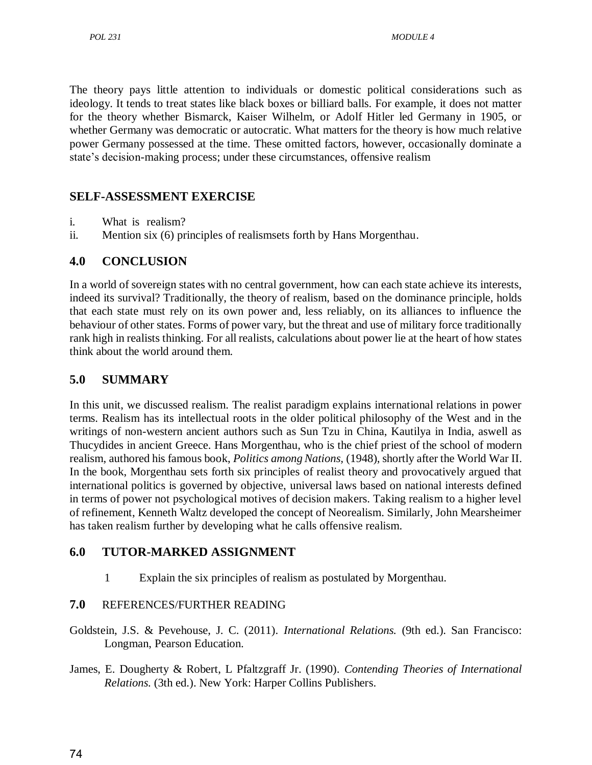The theory pays little attention to individuals or domestic political considerations such as ideology. It tends to treat states like black boxes or billiard balls. For example, it does not matter for the theory whether Bismarck, Kaiser Wilhelm, or Adolf Hitler led Germany in 1905, or whether Germany was democratic or autocratic. What matters for the theory is how much relative power Germany possessed at the time. These omitted factors, however, occasionally dominate a state's decision-making process; under these circumstances, offensive realism

## SELF-ASSESSMENT EXERCISE

i. What is realism?
ii. Mention six (6) principles of realismsets forth by Hans Morgenthau.

## 4.0 CONCLUSION

In a world of sovereign states with no central government, how can each state achieve its interests, indeed its survival? Traditionally, the theory of realism, based on the dominance principle, holds that each state must rely on its own power and, less reliably, on its alliances to influence the behaviour of other states. Forms of power vary, but the threat and use of military force traditionally rank high in realists thinking. For all realists, calculations about power lie at the heart of how states think about the world around them.

## 5.0 SUMMARY

In this unit, we discussed realism. The realist paradigm explains international relations in power terms. Realism has its intellectual roots in the older political philosophy of the West and in the writings of non-western ancient authors such as Sun Tzu in China, Kautilya in India, aswell as Thucydides in ancient Greece. Hans Morgenthau, who is the chief priest of the school of modern realism, authored his famous book, *Politics among Nations,* (1948), shortly after the World War II. In the book, Morgenthau sets forth six principles of realist theory and provocatively argued that international politics is governed by objective, universal laws based on national interests defined in terms of power not psychological motives of decision makers. Taking realism to a higher level of refinement, Kenneth Waltz developed the concept of Neorealism. Similarly, John Mearsheimer has taken realism further by developing what he calls offensive realism.

## 6.0 TUTOR-MARKED ASSIGNMENT

1 Explain the six principles of realism as postulated by Morgenthau.

## 7.0 REFERENCES/FURTHER READING

Goldstein, J.S. & Pevehouse, J. C. (2011). *International Relations.* (9th ed.). San Francisco: Longman, Pearson Education.

James, E. Dougherty & Robert, L Pfaltzgraff Jr. (1990). *Contending Theories of International Relations.* (3th ed.). New York: Harper Collins Publishers.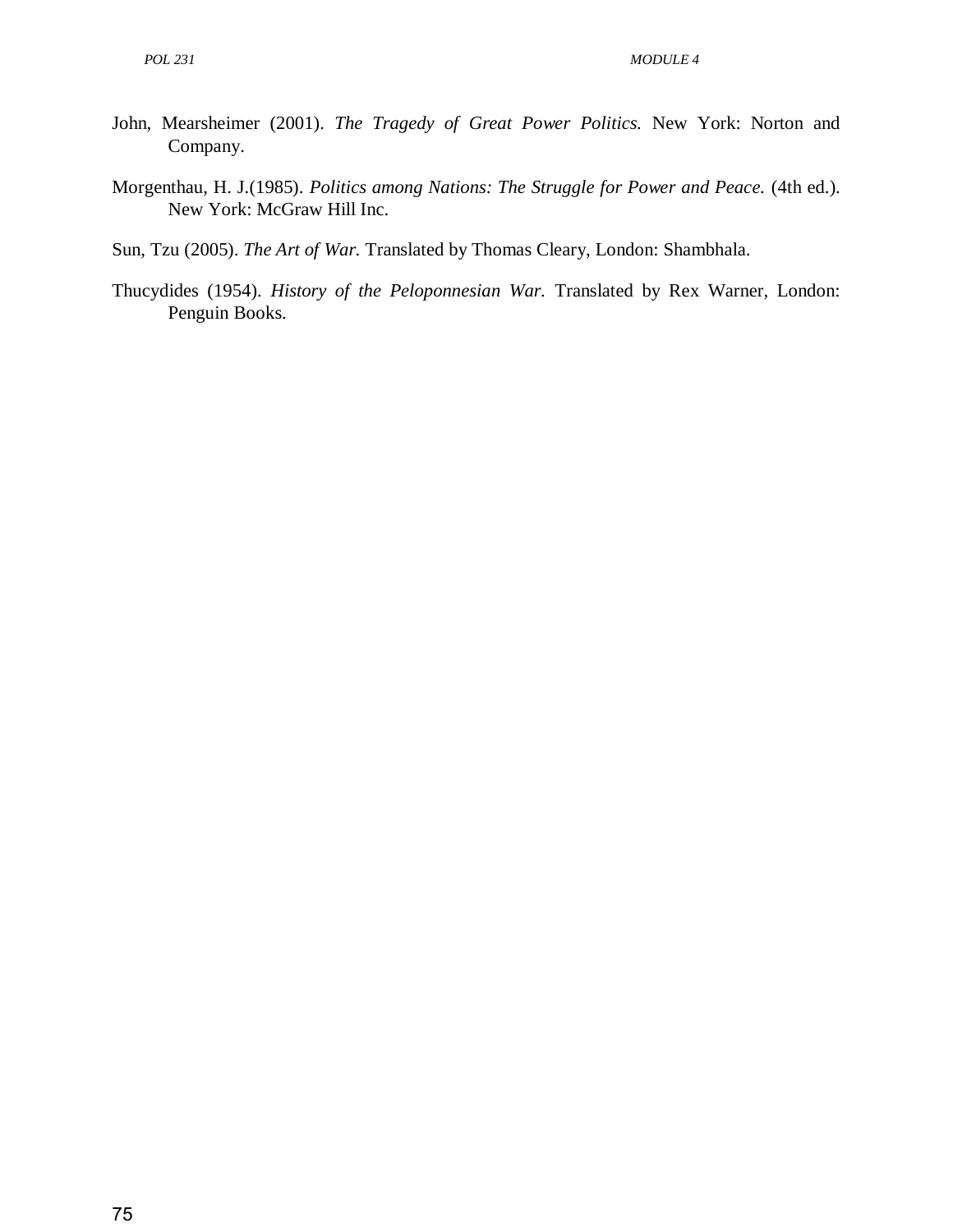John, Mearsheimer (2001). *The Tragedy of Great Power Politics.* New York: Norton and Company.

Morgenthau, H. J.(1985). *Politics among Nations: The Struggle for Power and Peace.* (4th ed.). New York: McGraw Hill Inc.

Sun, Tzu (2005). *The Art of War.* Translated by Thomas Cleary, London: Shambhala.

Thucydides (1954). *History of the Peloponnesian War.* Translated by Rex Warner, London: Penguin Books.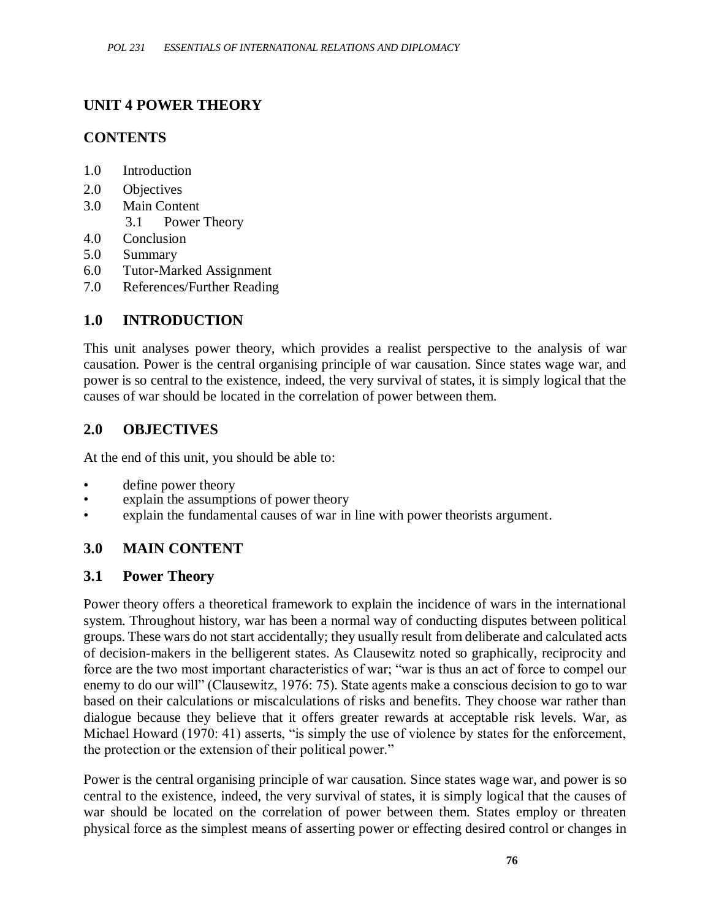# UNIT 4 POWER THEORY

## CONTENTS

1.0 Introduction
2.0 Objectives
3.0 Main Content
  3.1 Power Theory
4.0 Conclusion
5.0 Summary
6.0 Tutor-Marked Assignment
7.0 References/Further Reading

## 1.0 INTRODUCTION

This unit analyses power theory, which provides a realist perspective to the analysis of war causation. Power is the central organising principle of war causation. Since states wage war, and power is so central to the existence, indeed, the very survival of states, it is simply logical that the causes of war should be located in the correlation of power between them.

## 2.0 OBJECTIVES

At the end of this unit, you should be able to:

- define power theory
- explain the assumptions of power theory
- explain the fundamental causes of war in line with power theorists argument.

## 3.0 MAIN CONTENT

### 3.1 Power Theory

Power theory offers a theoretical framework to explain the incidence of wars in the international system. Throughout history, war has been a normal way of conducting disputes between political groups. These wars do not start accidentally; they usually result from deliberate and calculated acts of decision-makers in the belligerent states. As Clausewitz noted so graphically, reciprocity and force are the two most important characteristics of war; "war is thus an act of force to compel our enemy to do our will" (Clausewitz, 1976: 75). State agents make a conscious decision to go to war based on their calculations or miscalculations of risks and benefits. They choose war rather than dialogue because they believe that it offers greater rewards at acceptable risk levels. War, as Michael Howard (1970: 41) asserts, "is simply the use of violence by states for the enforcement, the protection or the extension of their political power."

Power is the central organising principle of war causation. Since states wage war, and power is so central to the existence, indeed, the very survival of states, it is simply logical that the causes of war should be located on the correlation of power between them. States employ or threaten physical force as the simplest means of asserting power or effecting desired control or changes in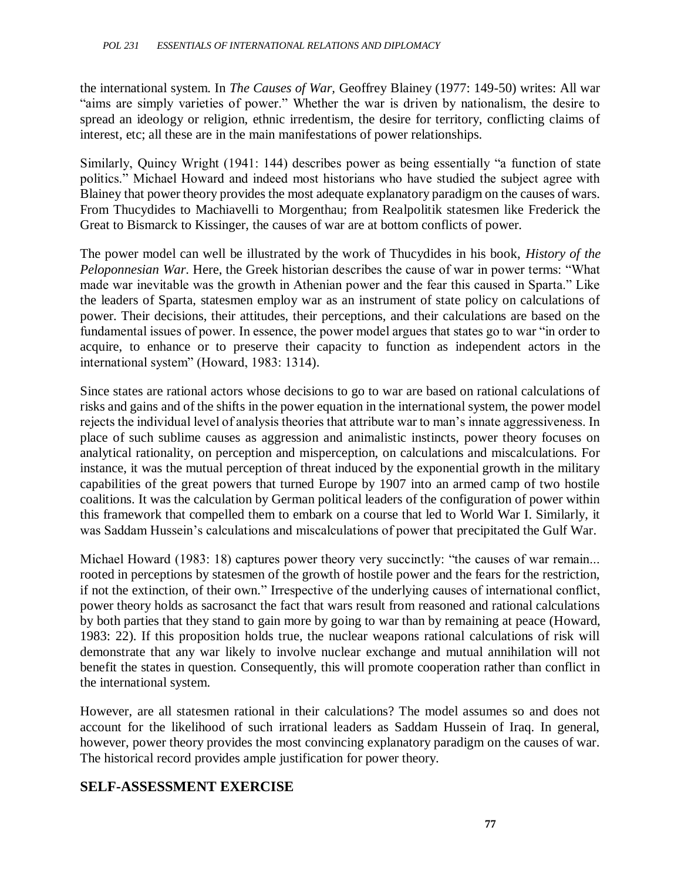the international system. In *The Causes of War,* Geoffrey Blainey (1977: 149-50) writes: All war "aims are simply varieties of power." Whether the war is driven by nationalism, the desire to spread an ideology or religion, ethnic irredentism, the desire for territory, conflicting claims of interest, etc; all these are in the main manifestations of power relationships.

Similarly, Quincy Wright (1941: 144) describes power as being essentially "a function of state politics." Michael Howard and indeed most historians who have studied the subject agree with Blainey that power theory provides the most adequate explanatory paradigm on the causes of wars. From Thucydides to Machiavelli to Morgenthau; from Realpolitik statesmen like Frederick the Great to Bismarck to Kissinger, the causes of war are at bottom conflicts of power.

The power model can well be illustrated by the work of Thucydides in his book, *History of the Peloponnesian War*. Here, the Greek historian describes the cause of war in power terms: "What made war inevitable was the growth in Athenian power and the fear this caused in Sparta." Like the leaders of Sparta, statesmen employ war as an instrument of state policy on calculations of power. Their decisions, their attitudes, their perceptions, and their calculations are based on the fundamental issues of power. In essence, the power model argues that states go to war "in order to acquire, to enhance or to preserve their capacity to function as independent actors in the international system" (Howard, 1983: 1314).

Since states are rational actors whose decisions to go to war are based on rational calculations of risks and gains and of the shifts in the power equation in the international system, the power model rejects the individual level of analysis theories that attribute war to man's innate aggressiveness. In place of such sublime causes as aggression and animalistic instincts, power theory focuses on analytical rationality, on perception and misperception, on calculations and miscalculations. For instance, it was the mutual perception of threat induced by the exponential growth in the military capabilities of the great powers that turned Europe by 1907 into an armed camp of two hostile coalitions. It was the calculation by German political leaders of the configuration of power within this framework that compelled them to embark on a course that led to World War I. Similarly, it was Saddam Hussein's calculations and miscalculations of power that precipitated the Gulf War.

Michael Howard (1983: 18) captures power theory very succinctly: "the causes of war remain... rooted in perceptions by statesmen of the growth of hostile power and the fears for the restriction, if not the extinction, of their own." Irrespective of the underlying causes of international conflict, power theory holds as sacrosanct the fact that wars result from reasoned and rational calculations by both parties that they stand to gain more by going to war than by remaining at peace (Howard, 1983: 22). If this proposition holds true, the nuclear weapons rational calculations of risk will demonstrate that any war likely to involve nuclear exchange and mutual annihilation will not benefit the states in question. Consequently, this will promote cooperation rather than conflict in the international system.

However, are all statesmen rational in their calculations? The model assumes so and does not account for the likelihood of such irrational leaders as Saddam Hussein of Iraq. In general, however, power theory provides the most convincing explanatory paradigm on the causes of war. The historical record provides ample justification for power theory.

## SELF-ASSESSMENT EXERCISE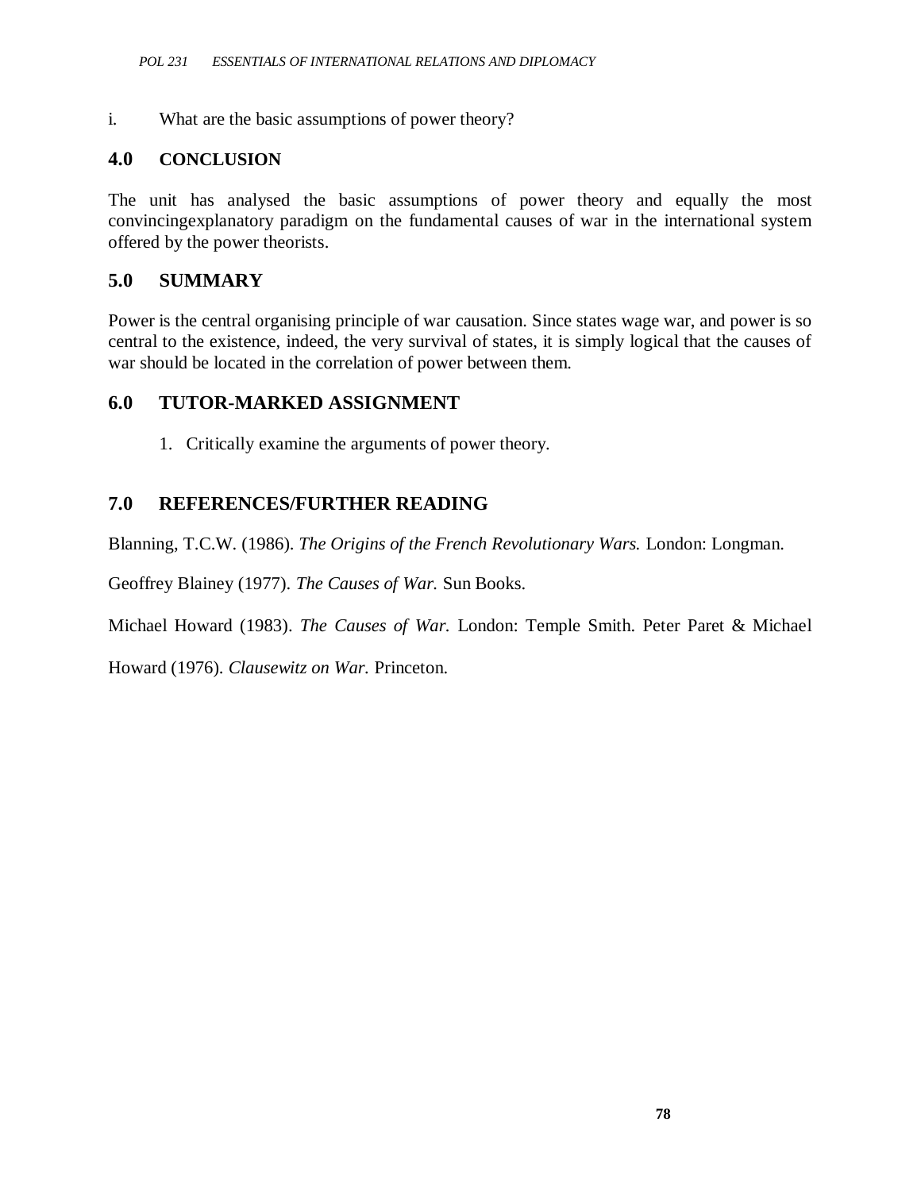i. What are the basic assumptions of power theory?

## 4.0 CONCLUSION

The unit has analysed the basic assumptions of power theory and equally the most convincingexplanatory paradigm on the fundamental causes of war in the international system offered by the power theorists.

## 5.0 SUMMARY

Power is the central organising principle of war causation. Since states wage war, and power is so central to the existence, indeed, the very survival of states, it is simply logical that the causes of war should be located in the correlation of power between them.

## 6.0 TUTOR-MARKED ASSIGNMENT

1. Critically examine the arguments of power theory.

## 7.0 REFERENCES/FURTHER READING

Blanning, T.C.W. (1986). *The Origins of the French Revolutionary Wars.* London: Longman.

Geoffrey Blainey (1977). *The Causes of War.* Sun Books.

Michael Howard (1983). *The Causes of War.* London: Temple Smith. Peter Paret & Michael

Howard (1976). *Clausewitz on War.* Princeton.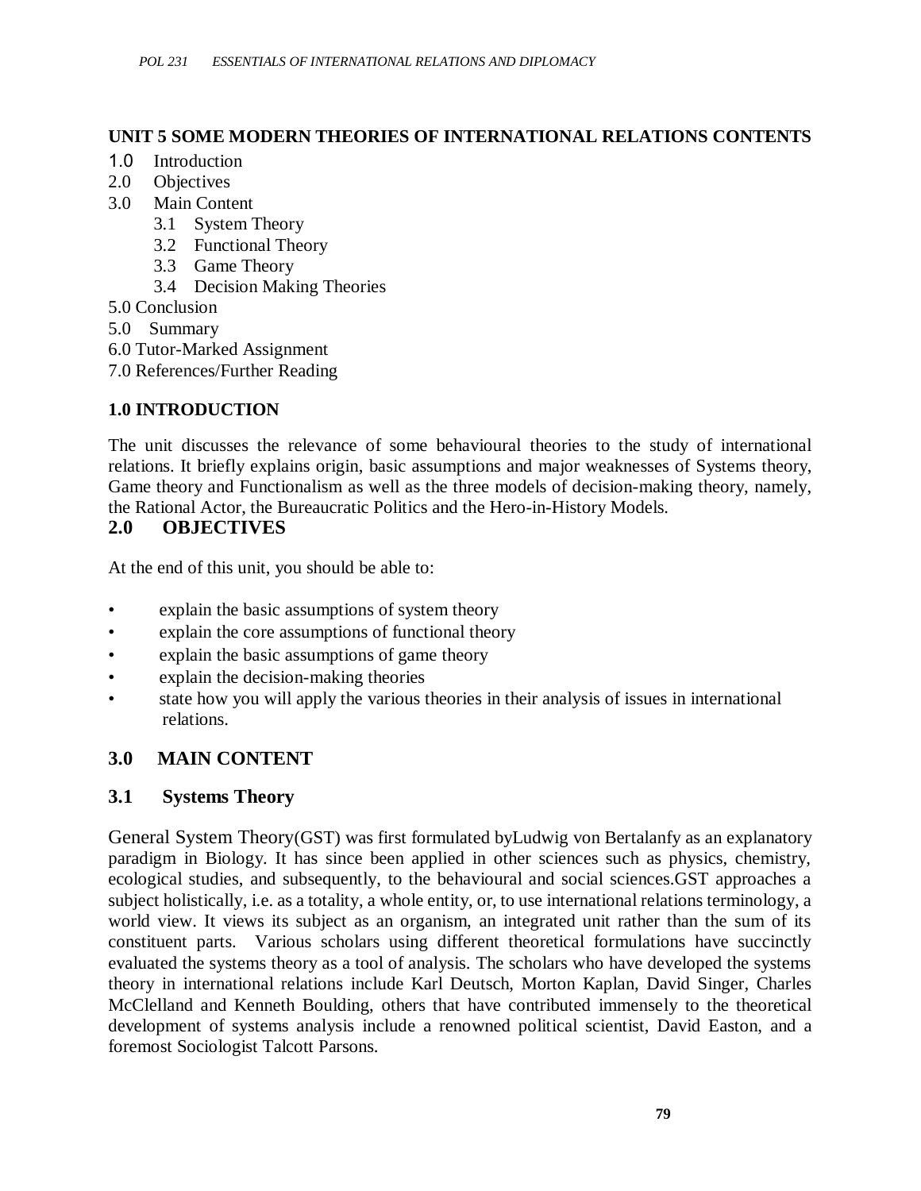## UNIT 5 SOME MODERN THEORIES OF INTERNATIONAL RELATIONS CONTENTS

1.0 Introduction
2.0 Objectives
3.0 Main Content
   3.1 System Theory
   3.2 Functional Theory
   3.3 Game Theory
   3.4 Decision Making Theories
5.0 Conclusion
5.0 Summary
6.0 Tutor-Marked Assignment
7.0 References/Further Reading

## 1.0 INTRODUCTION

The unit discusses the relevance of some behavioural theories to the study of international relations. It briefly explains origin, basic assumptions and major weaknesses of Systems theory, Game theory and Functionalism as well as the three models of decision-making theory, namely, the Rational Actor, the Bureaucratic Politics and the Hero-in-History Models.

## 2.0 OBJECTIVES

At the end of this unit, you should be able to:

- explain the basic assumptions of system theory
- explain the core assumptions of functional theory
- explain the basic assumptions of game theory
- explain the decision-making theories
- state how you will apply the various theories in their analysis of issues in international relations.

## 3.0 MAIN CONTENT

### 3.1 Systems Theory

General System Theory(GST) was first formulated byLudwig von Bertalanfy as an explanatory paradigm in Biology. It has since been applied in other sciences such as physics, chemistry, ecological studies, and subsequently, to the behavioural and social sciences.GST approaches a subject holistically, i.e. as a totality, a whole entity, or, to use international relations terminology, a world view. It views its subject as an organism, an integrated unit rather than the sum of its constituent parts. Various scholars using different theoretical formulations have succinctly evaluated the systems theory as a tool of analysis. The scholars who have developed the systems theory in international relations include Karl Deutsch, Morton Kaplan, David Singer, Charles McClelland and Kenneth Boulding, others that have contributed immensely to the theoretical development of systems analysis include a renowned political scientist, David Easton, and a foremost Sociologist Talcott Parsons.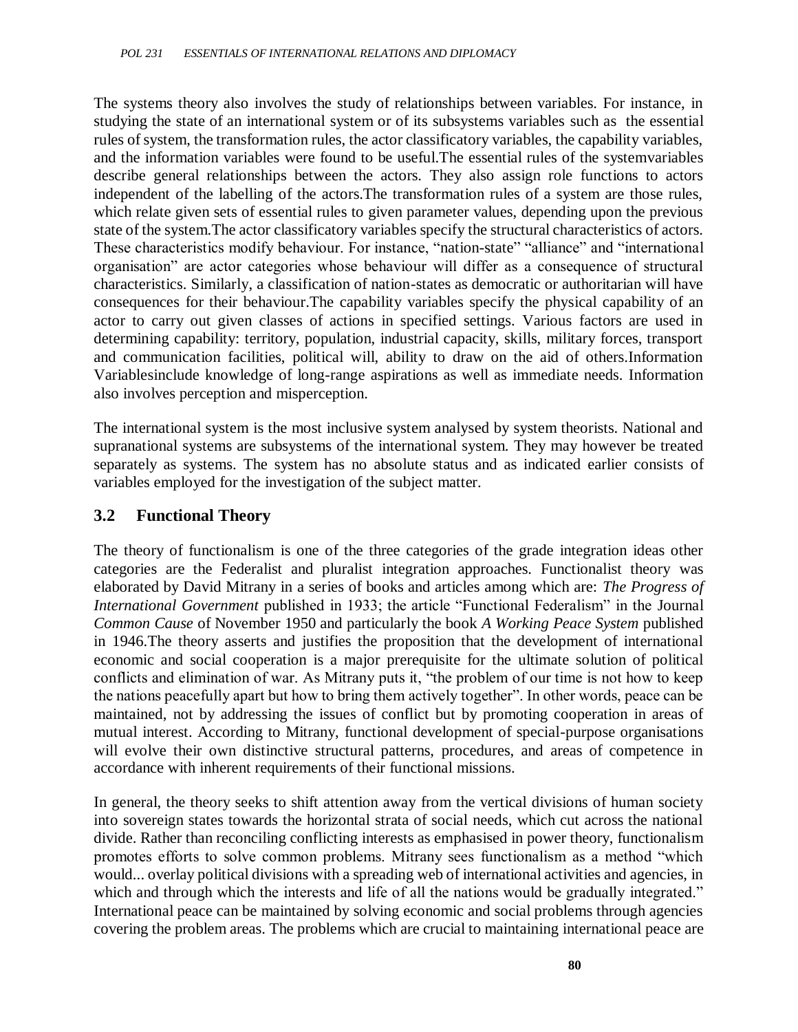The systems theory also involves the study of relationships between variables. For instance, in studying the state of an international system or of its subsystems variables such as the essential rules of system, the transformation rules, the actor classificatory variables, the capability variables, and the information variables were found to be useful.The essential rules of the systemvariables describe general relationships between the actors. They also assign role functions to actors independent of the labelling of the actors.The transformation rules of a system are those rules, which relate given sets of essential rules to given parameter values, depending upon the previous state of the system.The actor classificatory variables specify the structural characteristics of actors. These characteristics modify behaviour. For instance, “nation-state” “alliance” and “international organisation” are actor categories whose behaviour will differ as a consequence of structural characteristics. Similarly, a classification of nation-states as democratic or authoritarian will have consequences for their behaviour.The capability variables specify the physical capability of an actor to carry out given classes of actions in specified settings. Various factors are used in determining capability: territory, population, industrial capacity, skills, military forces, transport and communication facilities, political will, ability to draw on the aid of others.Information Variablesinclude knowledge of long-range aspirations as well as immediate needs. Information also involves perception and misperception.

The international system is the most inclusive system analysed by system theorists. National and supranational systems are subsystems of the international system. They may however be treated separately as systems. The system has no absolute status and as indicated earlier consists of variables employed for the investigation of the subject matter.

## 3.2 Functional Theory

The theory of functionalism is one of the three categories of the grade integration ideas other categories are the Federalist and pluralist integration approaches. Functionalist theory was elaborated by David Mitrany in a series of books and articles among which are: *The Progress of International Government* published in 1933; the article “Functional Federalism” in the Journal *Common Cause* of November 1950 and particularly the book *A Working Peace System* published in 1946.The theory asserts and justifies the proposition that the development of international economic and social cooperation is a major prerequisite for the ultimate solution of political conflicts and elimination of war. As Mitrany puts it, “the problem of our time is not how to keep the nations peacefully apart but how to bring them actively together”. In other words, peace can be maintained, not by addressing the issues of conflict but by promoting cooperation in areas of mutual interest. According to Mitrany, functional development of special-purpose organisations will evolve their own distinctive structural patterns, procedures, and areas of competence in accordance with inherent requirements of their functional missions.

In general, the theory seeks to shift attention away from the vertical divisions of human society into sovereign states towards the horizontal strata of social needs, which cut across the national divide. Rather than reconciling conflicting interests as emphasised in power theory, functionalism promotes efforts to solve common problems. Mitrany sees functionalism as a method “which would... overlay political divisions with a spreading web of international activities and agencies, in which and through which the interests and life of all the nations would be gradually integrated.” International peace can be maintained by solving economic and social problems through agencies covering the problem areas. The problems which are crucial to maintaining international peace are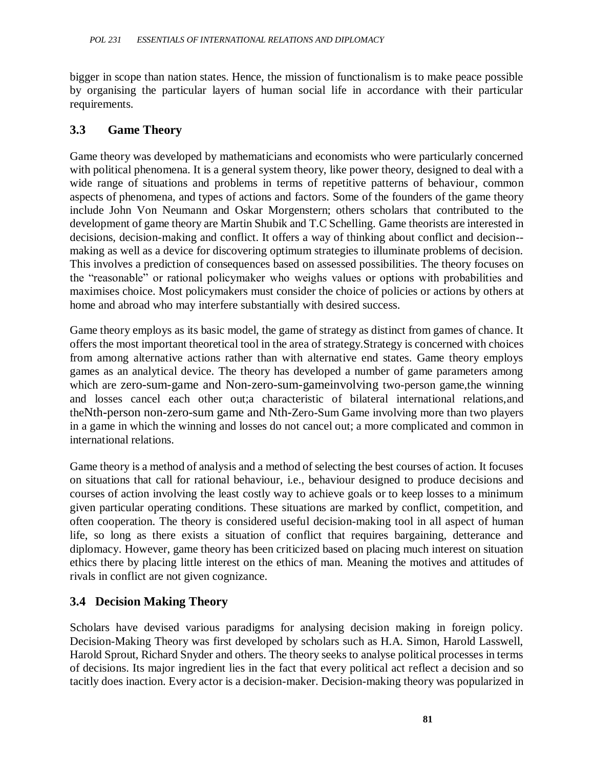bigger in scope than nation states. Hence, the mission of functionalism is to make peace possible by organising the particular layers of human social life in accordance with their particular requirements.

## 3.3 Game Theory

Game theory was developed by mathematicians and economists who were particularly concerned with political phenomena. It is a general system theory, like power theory, designed to deal with a wide range of situations and problems in terms of repetitive patterns of behaviour, common aspects of phenomena, and types of actions and factors. Some of the founders of the game theory include John Von Neumann and Oskar Morgenstern; others scholars that contributed to the development of game theory are Martin Shubik and T.C Schelling. Game theorists are interested in decisions, decision-making and conflict. It offers a way of thinking about conflict and decision--making as well as a device for discovering optimum strategies to illuminate problems of decision. This involves a prediction of consequences based on assessed possibilities. The theory focuses on the "reasonable" or rational policymaker who weighs values or options with probabilities and maximises choice. Most policymakers must consider the choice of policies or actions by others at home and abroad who may interfere substantially with desired success.

Game theory employs as its basic model, the game of strategy as distinct from games of chance. It offers the most important theoretical tool in the area of strategy.Strategy is concerned with choices from among alternative actions rather than with alternative end states. Game theory employs games as an analytical device. The theory has developed a number of game parameters among which are zero-sum-game and Non-zero-sum-gameinvolving two-person game,the winning and losses cancel each other out;a characteristic of bilateral international relations,and theNth-person non-zero-sum game and Nth-Zero-Sum Game involving more than two players in a game in which the winning and losses do not cancel out; a more complicated and common in international relations.

Game theory is a method of analysis and a method of selecting the best courses of action. It focuses on situations that call for rational behaviour, i.e., behaviour designed to produce decisions and courses of action involving the least costly way to achieve goals or to keep losses to a minimum given particular operating conditions. These situations are marked by conflict, competition, and often cooperation. The theory is considered useful decision-making tool in all aspect of human life, so long as there exists a situation of conflict that requires bargaining, detterance and diplomacy. However, game theory has been criticized based on placing much interest on situation ethics there by placing little interest on the ethics of man. Meaning the motives and attitudes of rivals in conflict are not given cognizance.

## 3.4 Decision Making Theory

Scholars have devised various paradigms for analysing decision making in foreign policy. Decision-Making Theory was first developed by scholars such as H.A. Simon, Harold Lasswell, Harold Sprout, Richard Snyder and others. The theory seeks to analyse political processes in terms of decisions. Its major ingredient lies in the fact that every political act reflect a decision and so tacitly does inaction. Every actor is a decision-maker. Decision-making theory was popularized in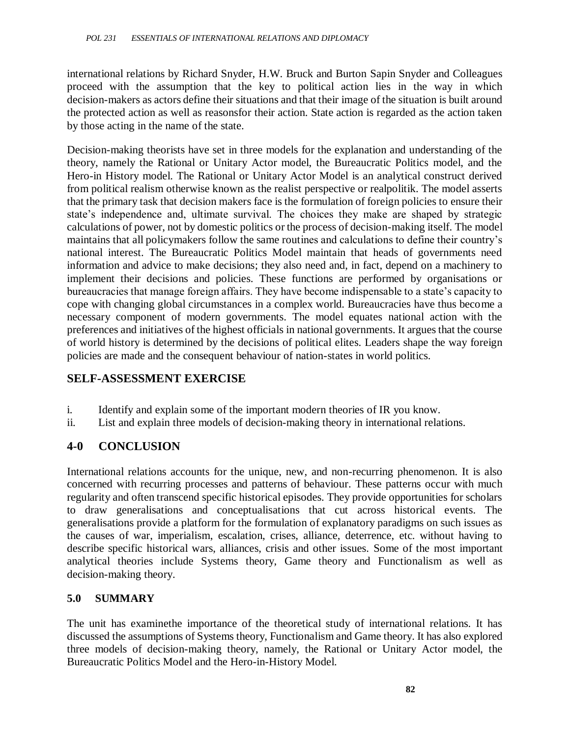international relations by Richard Snyder, H.W. Bruck and Burton Sapin Snyder and Colleagues proceed with the assumption that the key to political action lies in the way in which decision-makers as actors define their situations and that their image of the situation is built around the protected action as well as reasonsfor their action. State action is regarded as the action taken by those acting in the name of the state.

Decision-making theorists have set in three models for the explanation and understanding of the theory, namely the Rational or Unitary Actor model, the Bureaucratic Politics model, and the Hero-in History model. The Rational or Unitary Actor Model is an analytical construct derived from political realism otherwise known as the realist perspective or realpolitik. The model asserts that the primary task that decision makers face is the formulation of foreign policies to ensure their state's independence and, ultimate survival. The choices they make are shaped by strategic calculations of power, not by domestic politics or the process of decision-making itself. The model maintains that all policymakers follow the same routines and calculations to define their country's national interest. The Bureaucratic Politics Model maintain that heads of governments need information and advice to make decisions; they also need and, in fact, depend on a machinery to implement their decisions and policies. These functions are performed by organisations or bureaucracies that manage foreign affairs. They have become indispensable to a state's capacity to cope with changing global circumstances in a complex world. Bureaucracies have thus become a necessary component of modern governments. The model equates national action with the preferences and initiatives of the highest officials in national governments. It argues that the course of world history is determined by the decisions of political elites. Leaders shape the way foreign policies are made and the consequent behaviour of nation-states in world politics.

## SELF-ASSESSMENT EXERCISE

i. Identify and explain some of the important modern theories of IR you know.
ii. List and explain three models of decision-making theory in international relations.

## 4-0 CONCLUSION

International relations accounts for the unique, new, and non-recurring phenomenon. It is also concerned with recurring processes and patterns of behaviour. These patterns occur with much regularity and often transcend specific historical episodes. They provide opportunities for scholars to draw generalisations and conceptualisations that cut across historical events. The generalisations provide a platform for the formulation of explanatory paradigms on such issues as the causes of war, imperialism, escalation, crises, alliance, deterrence, etc. without having to describe specific historical wars, alliances, crisis and other issues. Some of the most important analytical theories include Systems theory, Game theory and Functionalism as well as decision-making theory.

## 5.0 SUMMARY

The unit has examinethe importance of the theoretical study of international relations. It has discussed the assumptions of Systems theory, Functionalism and Game theory. It has also explored three models of decision-making theory, namely, the Rational or Unitary Actor model, the Bureaucratic Politics Model and the Hero-in-History Model.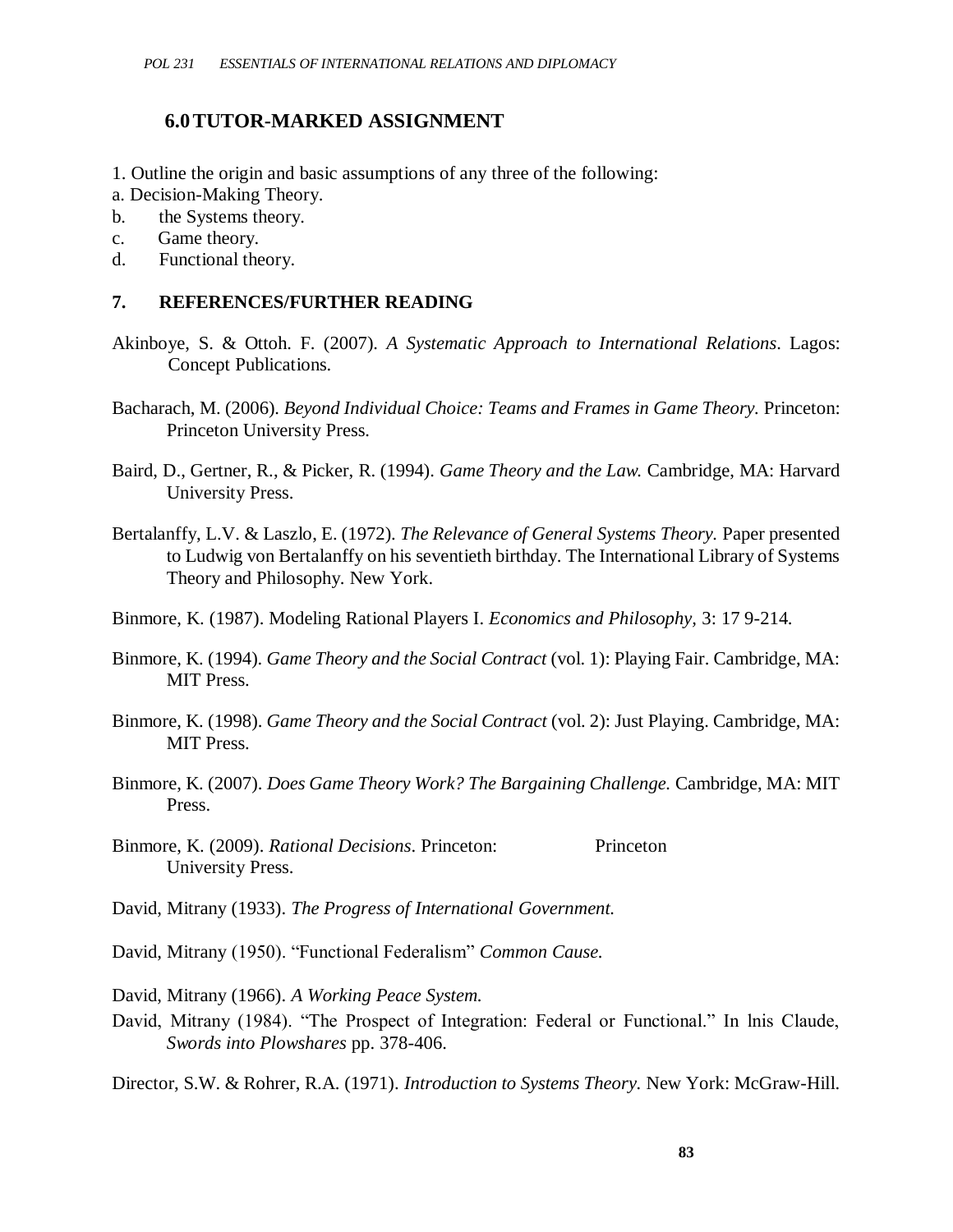## 6.0 TUTOR-MARKED ASSIGNMENT

1. Outline the origin and basic assumptions of any three of the following:

a. Decision-Making Theory.

b. the Systems theory.

c. Game theory.

d. Functional theory.

## 7. REFERENCES/FURTHER READING

Akinboye, S. & Ottoh. F. (2007). *A Systematic Approach to International Relations*. Lagos: Concept Publications.

Bacharach, M. (2006). *Beyond Individual Choice: Teams and Frames in Game Theory*. Princeton: Princeton University Press.

Baird, D., Gertner, R., & Picker, R. (1994). *Game Theory and the Law.* Cambridge, MA: Harvard University Press.

Bertalanffy, L.V. & Laszlo, E. (1972). *The Relevance of General Systems Theory.* Paper presented to Ludwig von Bertalanffy on his seventieth birthday. The International Library of Systems Theory and Philosophy. New York.

Binmore, K. (1987). Modeling Rational Players I. *Economics and Philosophy,* 3: 17 9-214.

Binmore, K. (1994). *Game Theory and the Social Contract* (vol. 1): Playing Fair. Cambridge, MA: MIT Press.

Binmore, K. (1998). *Game Theory and the Social Contract* (vol. 2): Just Playing. Cambridge, MA: MIT Press.

Binmore, K. (2007). *Does Game Theory Work? The Bargaining Challenge.* Cambridge, MA: MIT Press.

Binmore, K. (2009). *Rational Decisions*. Princeton: Princeton University Press.

David, Mitrany (1933). *The Progress of International Government.*

David, Mitrany (1950). "Functional Federalism" *Common Cause.*

David, Mitrany (1966). *A Working Peace System.*

David, Mitrany (1984). "The Prospect of Integration: Federal or Functional." In lnis Claude, *Swords into Plowshares* pp. 378-406.

Director, S.W. & Rohrer, R.A. (1971). *Introduction to Systems Theory.* New York: McGraw-Hill.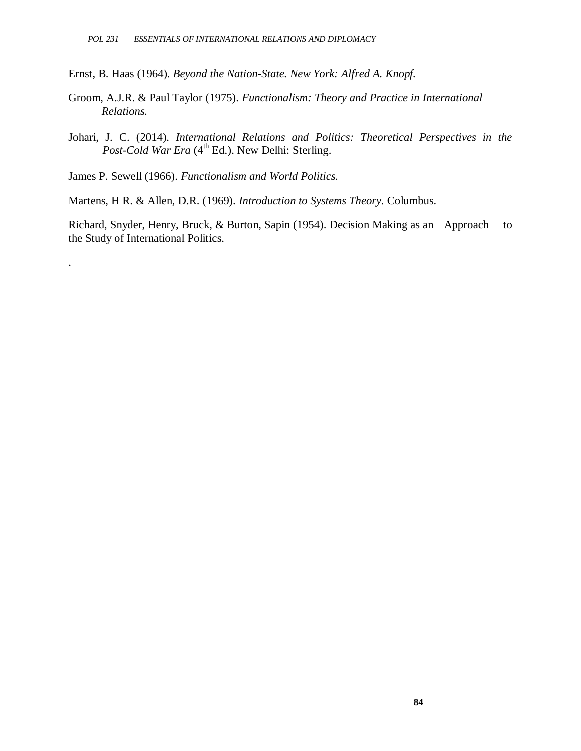Ernst, B. Haas (1964). *Beyond the Nation-State. New York: Alfred A. Knopf.*

Groom, A.J.R. & Paul Taylor (1975). *Functionalism: Theory and Practice in International Relations.*

Johari, J. C. (2014). *International Relations and Politics: Theoretical Perspectives in the Post-Cold War Era* (4th Ed.). New Delhi: Sterling.

James P. Sewell (1966). *Functionalism and World Politics.*

Martens, H R. & Allen, D.R. (1969). *Introduction to Systems Theory.* Columbus.

Richard, Snyder, Henry, Bruck, & Burton, Sapin (1954). Decision Making as an Approach to the Study of International Politics.

.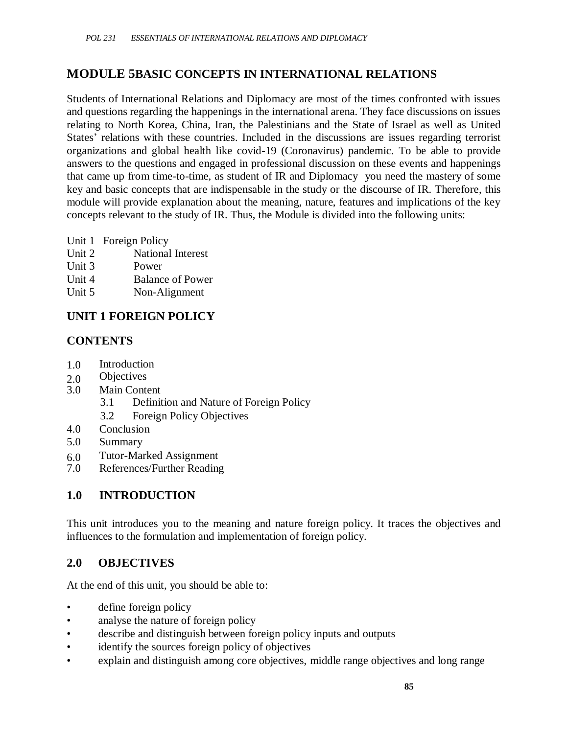# MODULE 5BASIC CONCEPTS IN INTERNATIONAL RELATIONS

Students of International Relations and Diplomacy are most of the times confronted with issues and questions regarding the happenings in the international arena. They face discussions on issues relating to North Korea, China, Iran, the Palestinians and the State of Israel as well as United States' relations with these countries. Included in the discussions are issues regarding terrorist organizations and global health like covid-19 (Coronavirus) pandemic. To be able to provide answers to the questions and engaged in professional discussion on these events and happenings that came up from time-to-time, as student of IR and Diplomacy you need the mastery of some key and basic concepts that are indispensable in the study or the discourse of IR. Therefore, this module will provide explanation about the meaning, nature, features and implications of the key concepts relevant to the study of IR. Thus, the Module is divided into the following units:

- Unit 1 Foreign Policy
- Unit 2 National Interest
- Unit 3 Power
- Unit 4 Balance of Power
- Unit 5 Non-Alignment

## UNIT 1 FOREIGN POLICY

## CONTENTS

- 1.0 Introduction
- 2.0 Objectives
- 3.0 Main Content
  - 3.1 Definition and Nature of Foreign Policy
  - 3.2 Foreign Policy Objectives
- 4.0 Conclusion
- 5.0 Summary
- 6.0 Tutor-Marked Assignment
- 7.0 References/Further Reading

## 1.0 INTRODUCTION

This unit introduces you to the meaning and nature foreign policy. It traces the objectives and influences to the formulation and implementation of foreign policy.

## 2.0 OBJECTIVES

At the end of this unit, you should be able to:

- define foreign policy
- analyse the nature of foreign policy
- describe and distinguish between foreign policy inputs and outputs
- identify the sources foreign policy of objectives
- explain and distinguish among core objectives, middle range objectives and long range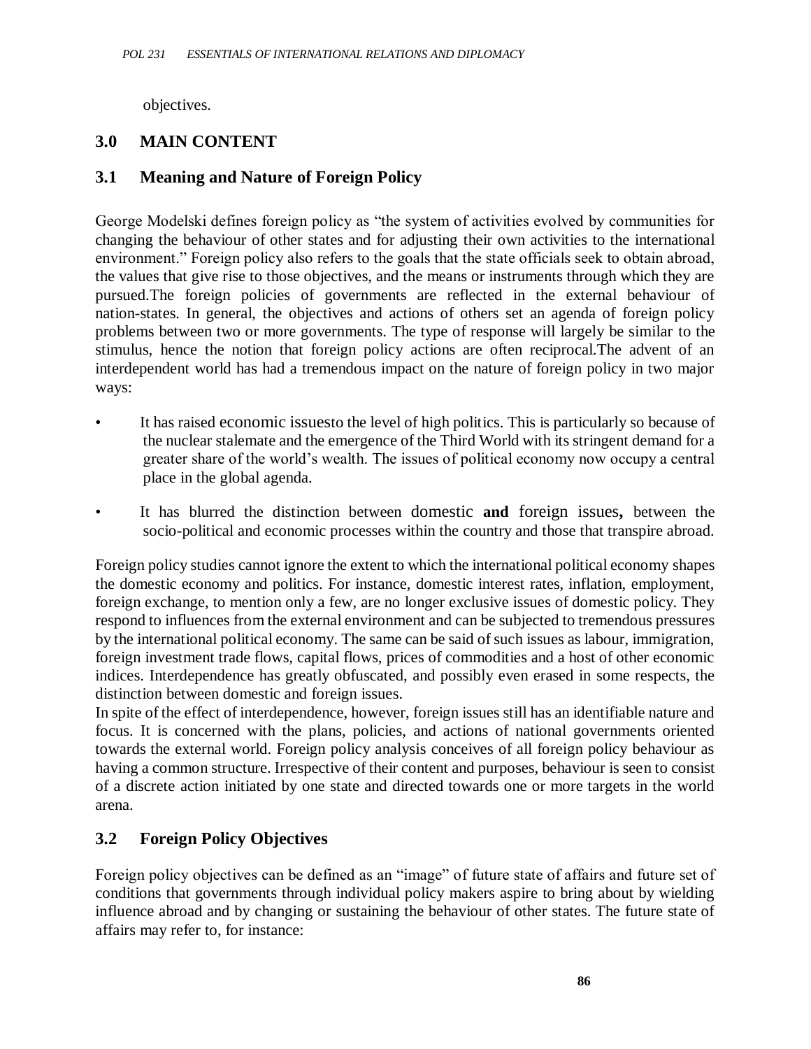objectives.

## 3.0 MAIN CONTENT

### 3.1 Meaning and Nature of Foreign Policy

George Modelski defines foreign policy as "the system of activities evolved by communities for changing the behaviour of other states and for adjusting their own activities to the international environment." Foreign policy also refers to the goals that the state officials seek to obtain abroad, the values that give rise to those objectives, and the means or instruments through which they are pursued.The foreign policies of governments are reflected in the external behaviour of nation-states. In general, the objectives and actions of others set an agenda of foreign policy problems between two or more governments. The type of response will largely be similar to the stimulus, hence the notion that foreign policy actions are often reciprocal.The advent of an interdependent world has had a tremendous impact on the nature of foreign policy in two major ways:

- It has raised economic issuesto the level of high politics. This is particularly so because of the nuclear stalemate and the emergence of the Third World with its stringent demand for a greater share of the world's wealth. The issues of political economy now occupy a central place in the global agenda.
- It has blurred the distinction between domestic **and** foreign issues**,** between the socio-political and economic processes within the country and those that transpire abroad.

Foreign policy studies cannot ignore the extent to which the international political economy shapes the domestic economy and politics. For instance, domestic interest rates, inflation, employment, foreign exchange, to mention only a few, are no longer exclusive issues of domestic policy. They respond to influences from the external environment and can be subjected to tremendous pressures by the international political economy. The same can be said of such issues as labour, immigration, foreign investment trade flows, capital flows, prices of commodities and a host of other economic indices. Interdependence has greatly obfuscated, and possibly even erased in some respects, the distinction between domestic and foreign issues.

In spite of the effect of interdependence, however, foreign issues still has an identifiable nature and focus. It is concerned with the plans, policies, and actions of national governments oriented towards the external world. Foreign policy analysis conceives of all foreign policy behaviour as having a common structure. Irrespective of their content and purposes, behaviour is seen to consist of a discrete action initiated by one state and directed towards one or more targets in the world arena.

### 3.2 Foreign Policy Objectives

Foreign policy objectives can be defined as an "image" of future state of affairs and future set of conditions that governments through individual policy makers aspire to bring about by wielding influence abroad and by changing or sustaining the behaviour of other states. The future state of affairs may refer to, for instance: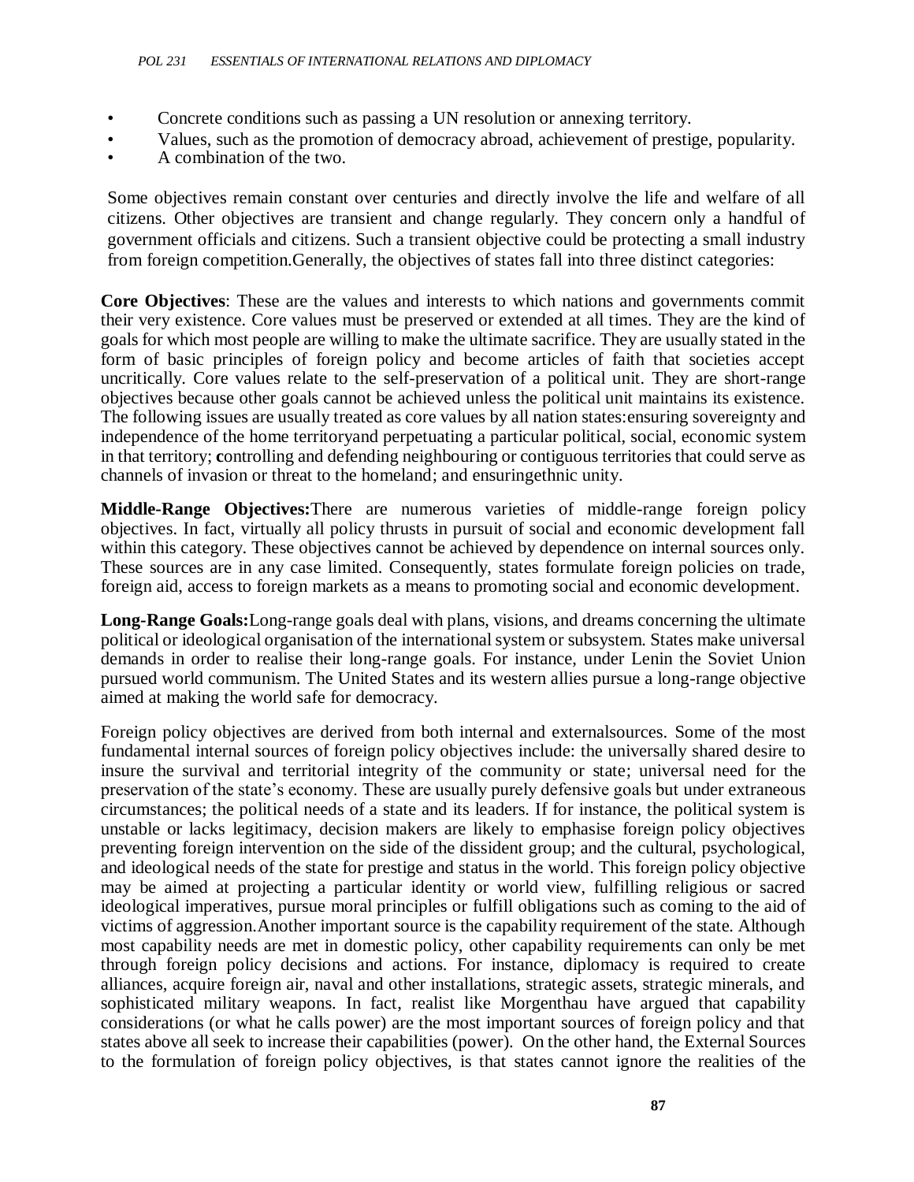- Concrete conditions such as passing a UN resolution or annexing territory.
- Values, such as the promotion of democracy abroad, achievement of prestige, popularity.
- A combination of the two.

Some objectives remain constant over centuries and directly involve the life and welfare of all citizens. Other objectives are transient and change regularly. They concern only a handful of government officials and citizens. Such a transient objective could be protecting a small industry from foreign competition.Generally, the objectives of states fall into three distinct categories:

**Core Objectives**: These are the values and interests to which nations and governments commit their very existence. Core values must be preserved or extended at all times. They are the kind of goals for which most people are willing to make the ultimate sacrifice. They are usually stated in the form of basic principles of foreign policy and become articles of faith that societies accept uncritically. Core values relate to the self-preservation of a political unit. They are short-range objectives because other goals cannot be achieved unless the political unit maintains its existence. The following issues are usually treated as core values by all nation states:ensuring sovereignty and independence of the home territoryand perpetuating a particular political, social, economic system in that territory; **c**ontrolling and defending neighbouring or contiguous territories that could serve as channels of invasion or threat to the homeland; and ensuringethnic unity.

**Middle-Range Objectives:**There are numerous varieties of middle-range foreign policy objectives. In fact, virtually all policy thrusts in pursuit of social and economic development fall within this category. These objectives cannot be achieved by dependence on internal sources only. These sources are in any case limited. Consequently, states formulate foreign policies on trade, foreign aid, access to foreign markets as a means to promoting social and economic development.

**Long-Range Goals:**Long-range goals deal with plans, visions, and dreams concerning the ultimate political or ideological organisation of the international system or subsystem. States make universal demands in order to realise their long-range goals. For instance, under Lenin the Soviet Union pursued world communism. The United States and its western allies pursue a long-range objective aimed at making the world safe for democracy.

Foreign policy objectives are derived from both internal and externalsources. Some of the most fundamental internal sources of foreign policy objectives include: the universally shared desire to insure the survival and territorial integrity of the community or state; universal need for the preservation of the state's economy. These are usually purely defensive goals but under extraneous circumstances; the political needs of a state and its leaders. If for instance, the political system is unstable or lacks legitimacy, decision makers are likely to emphasise foreign policy objectives preventing foreign intervention on the side of the dissident group; and the cultural, psychological, and ideological needs of the state for prestige and status in the world. This foreign policy objective may be aimed at projecting a particular identity or world view, fulfilling religious or sacred ideological imperatives, pursue moral principles or fulfill obligations such as coming to the aid of victims of aggression.Another important source is the capability requirement of the state. Although most capability needs are met in domestic policy, other capability requirements can only be met through foreign policy decisions and actions. For instance, diplomacy is required to create alliances, acquire foreign air, naval and other installations, strategic assets, strategic minerals, and sophisticated military weapons. In fact, realist like Morgenthau have argued that capability considerations (or what he calls power) are the most important sources of foreign policy and that states above all seek to increase their capabilities (power). On the other hand, the External Sources to the formulation of foreign policy objectives, is that states cannot ignore the realities of the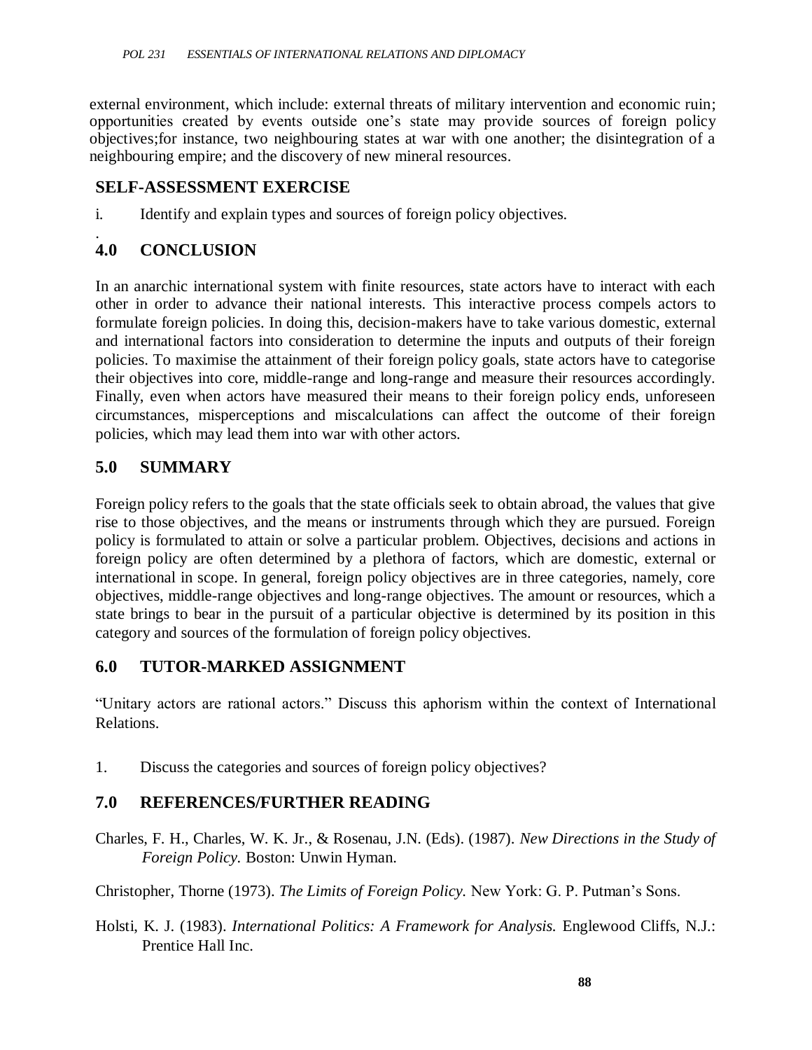external environment, which include: external threats of military intervention and economic ruin; opportunities created by events outside one's state may provide sources of foreign policy objectives;for instance, two neighbouring states at war with one another; the disintegration of a neighbouring empire; and the discovery of new mineral resources.

## SELF-ASSESSMENT EXERCISE

i. Identify and explain types and sources of foreign policy objectives.

.

## 4.0 CONCLUSION

In an anarchic international system with finite resources, state actors have to interact with each other in order to advance their national interests. This interactive process compels actors to formulate foreign policies. In doing this, decision-makers have to take various domestic, external and international factors into consideration to determine the inputs and outputs of their foreign policies. To maximise the attainment of their foreign policy goals, state actors have to categorise their objectives into core, middle-range and long-range and measure their resources accordingly. Finally, even when actors have measured their means to their foreign policy ends, unforeseen circumstances, misperceptions and miscalculations can affect the outcome of their foreign policies, which may lead them into war with other actors.

## 5.0 SUMMARY

Foreign policy refers to the goals that the state officials seek to obtain abroad, the values that give rise to those objectives, and the means or instruments through which they are pursued. Foreign policy is formulated to attain or solve a particular problem. Objectives, decisions and actions in foreign policy are often determined by a plethora of factors, which are domestic, external or international in scope. In general, foreign policy objectives are in three categories, namely, core objectives, middle-range objectives and long-range objectives. The amount or resources, which a state brings to bear in the pursuit of a particular objective is determined by its position in this category and sources of the formulation of foreign policy objectives.

## 6.0 TUTOR-MARKED ASSIGNMENT

"Unitary actors are rational actors." Discuss this aphorism within the context of International Relations.

1. Discuss the categories and sources of foreign policy objectives?

## 7.0 REFERENCES/FURTHER READING

Charles, F. H., Charles, W. K. Jr., & Rosenau, J.N. (Eds). (1987). *New Directions in the Study of Foreign Policy.* Boston: Unwin Hyman.

Christopher, Thorne (1973). *The Limits of Foreign Policy.* New York: G. P. Putman's Sons.

Holsti, K. J. (1983). *International Politics: A Framework for Analysis.* Englewood Cliffs, N.J.: Prentice Hall Inc.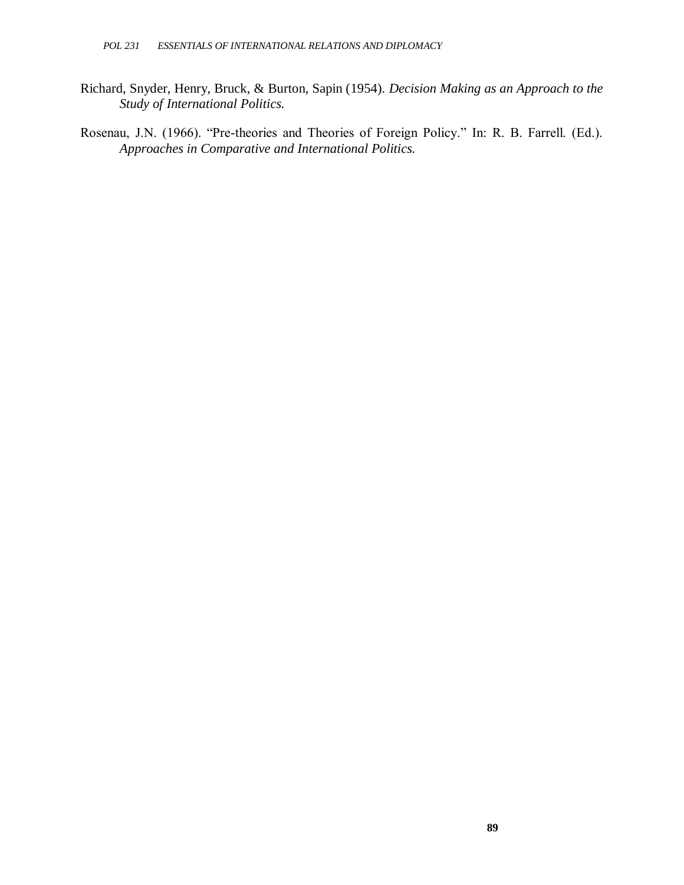Richard, Snyder, Henry, Bruck, & Burton, Sapin (1954). *Decision Making as an Approach to the Study of International Politics.*

Rosenau, J.N. (1966). "Pre-theories and Theories of Foreign Policy." In: R. B. Farrell. (Ed.). *Approaches in Comparative and International Politics.*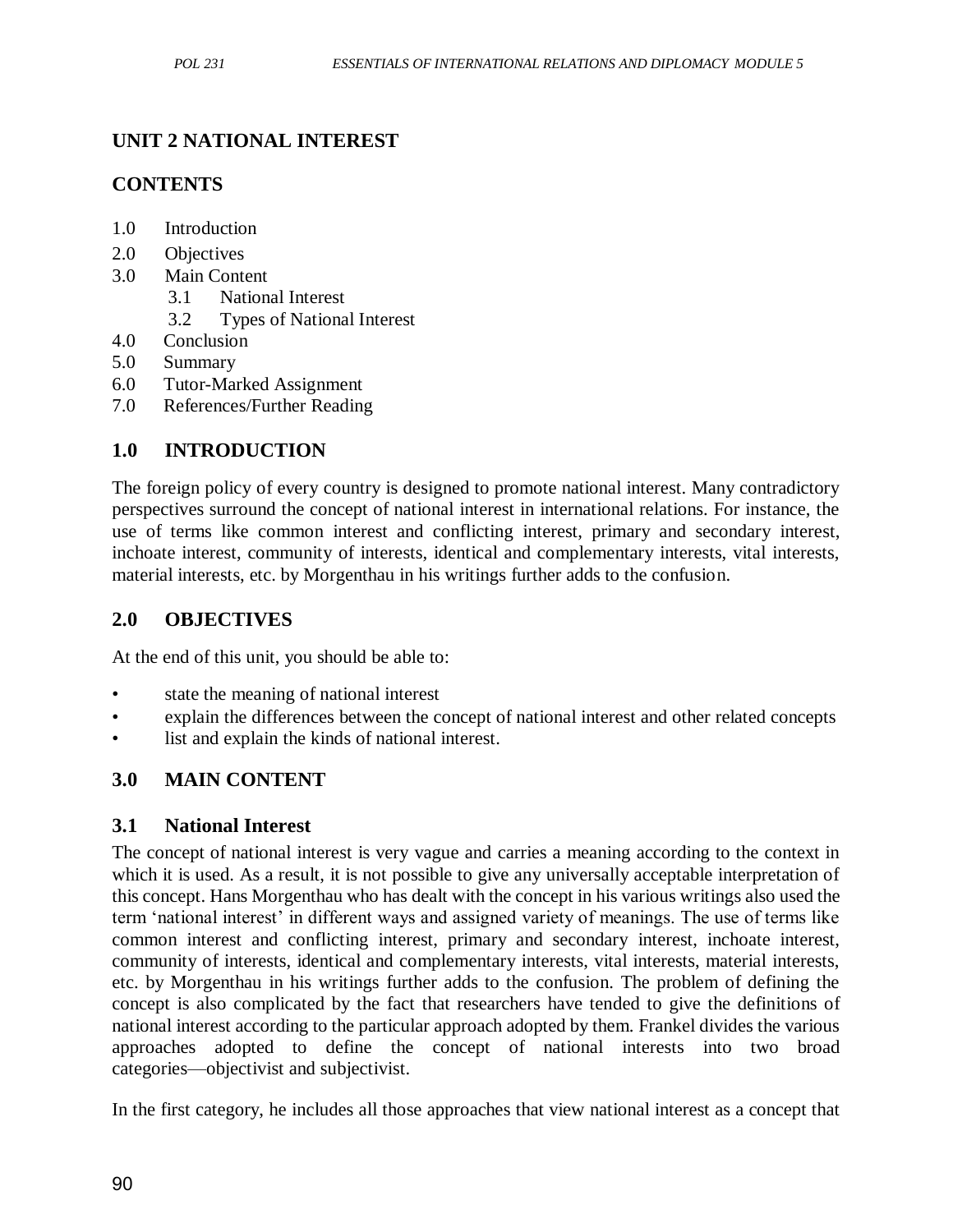## UNIT 2 NATIONAL INTEREST

### CONTENTS

1.0 Introduction
2.0 Objectives
3.0 Main Content
 3.1 National Interest
 3.2 Types of National Interest
4.0 Conclusion
5.0 Summary
6.0 Tutor-Marked Assignment
7.0 References/Further Reading

### 1.0 INTRODUCTION

The foreign policy of every country is designed to promote national interest. Many contradictory perspectives surround the concept of national interest in international relations. For instance, the use of terms like common interest and conflicting interest, primary and secondary interest, inchoate interest, community of interests, identical and complementary interests, vital interests, material interests, etc. by Morgenthau in his writings further adds to the confusion.

### 2.0 OBJECTIVES

At the end of this unit, you should be able to:

- state the meaning of national interest
- explain the differences between the concept of national interest and other related concepts
- list and explain the kinds of national interest.

### 3.0 MAIN CONTENT

### 3.1 National Interest

The concept of national interest is very vague and carries a meaning according to the context in which it is used. As a result, it is not possible to give any universally acceptable interpretation of this concept. Hans Morgenthau who has dealt with the concept in his various writings also used the term 'national interest' in different ways and assigned variety of meanings. The use of terms like common interest and conflicting interest, primary and secondary interest, inchoate interest, community of interests, identical and complementary interests, vital interests, material interests, etc. by Morgenthau in his writings further adds to the confusion. The problem of defining the concept is also complicated by the fact that researchers have tended to give the definitions of national interest according to the particular approach adopted by them. Frankel divides the various approaches adopted to define the concept of national interests into two broad categories—objectivist and subjectivist.

In the first category, he includes all those approaches that view national interest as a concept that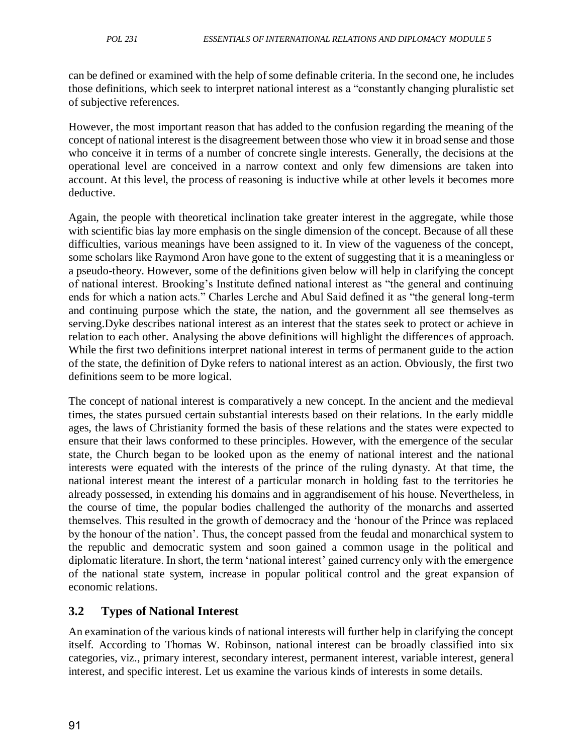can be defined or examined with the help of some definable criteria. In the second one, he includes those definitions, which seek to interpret national interest as a "constantly changing pluralistic set of subjective references.

However, the most important reason that has added to the confusion regarding the meaning of the concept of national interest is the disagreement between those who view it in broad sense and those who conceive it in terms of a number of concrete single interests. Generally, the decisions at the operational level are conceived in a narrow context and only few dimensions are taken into account. At this level, the process of reasoning is inductive while at other levels it becomes more deductive.

Again, the people with theoretical inclination take greater interest in the aggregate, while those with scientific bias lay more emphasis on the single dimension of the concept. Because of all these difficulties, various meanings have been assigned to it. In view of the vagueness of the concept, some scholars like Raymond Aron have gone to the extent of suggesting that it is a meaningless or a pseudo-theory. However, some of the definitions given below will help in clarifying the concept of national interest. Brooking's Institute defined national interest as "the general and continuing ends for which a nation acts." Charles Lerche and Abul Said defined it as "the general long-term and continuing purpose which the state, the nation, and the government all see themselves as serving.Dyke describes national interest as an interest that the states seek to protect or achieve in relation to each other. Analysing the above definitions will highlight the differences of approach. While the first two definitions interpret national interest in terms of permanent guide to the action of the state, the definition of Dyke refers to national interest as an action. Obviously, the first two definitions seem to be more logical.

The concept of national interest is comparatively a new concept. In the ancient and the medieval times, the states pursued certain substantial interests based on their relations. In the early middle ages, the laws of Christianity formed the basis of these relations and the states were expected to ensure that their laws conformed to these principles. However, with the emergence of the secular state, the Church began to be looked upon as the enemy of national interest and the national interests were equated with the interests of the prince of the ruling dynasty. At that time, the national interest meant the interest of a particular monarch in holding fast to the territories he already possessed, in extending his domains and in aggrandisement of his house. Nevertheless, in the course of time, the popular bodies challenged the authority of the monarchs and asserted themselves. This resulted in the growth of democracy and the 'honour of the Prince was replaced by the honour of the nation'. Thus, the concept passed from the feudal and monarchical system to the republic and democratic system and soon gained a common usage in the political and diplomatic literature. In short, the term 'national interest' gained currency only with the emergence of the national state system, increase in popular political control and the great expansion of economic relations.

## 3.2 Types of National Interest

An examination of the various kinds of national interests will further help in clarifying the concept itself. According to Thomas W. Robinson, national interest can be broadly classified into six categories, viz., primary interest, secondary interest, permanent interest, variable interest, general interest, and specific interest. Let us examine the various kinds of interests in some details.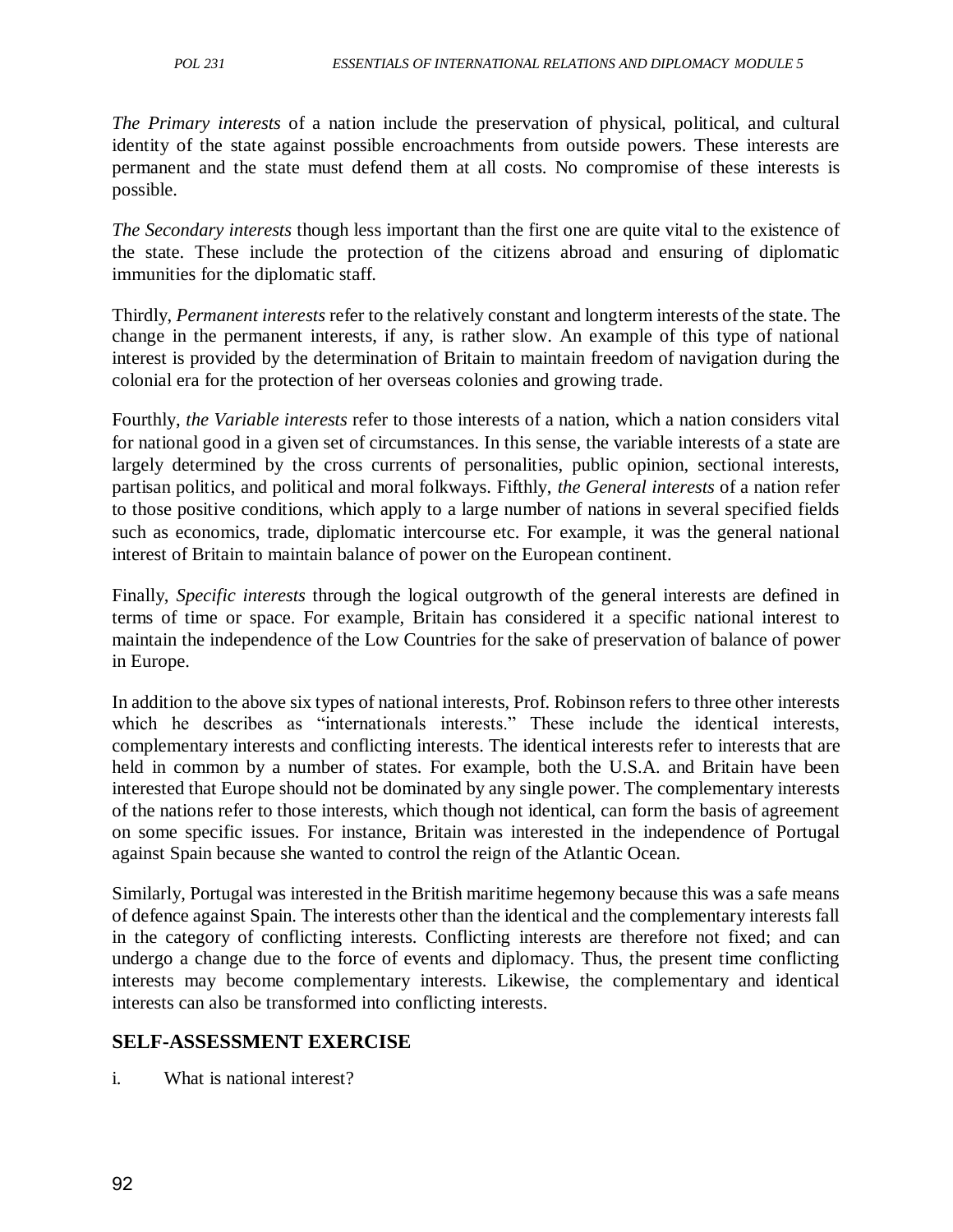*The Primary interests* of a nation include the preservation of physical, political, and cultural identity of the state against possible encroachments from outside powers. These interests are permanent and the state must defend them at all costs. No compromise of these interests is possible.

*The Secondary interests* though less important than the first one are quite vital to the existence of the state. These include the protection of the citizens abroad and ensuring of diplomatic immunities for the diplomatic staff.

Thirdly, *Permanent interests* refer to the relatively constant and longterm interests of the state. The change in the permanent interests, if any, is rather slow. An example of this type of national interest is provided by the determination of Britain to maintain freedom of navigation during the colonial era for the protection of her overseas colonies and growing trade.

Fourthly, *the Variable interests* refer to those interests of a nation, which a nation considers vital for national good in a given set of circumstances. In this sense, the variable interests of a state are largely determined by the cross currents of personalities, public opinion, sectional interests, partisan politics, and political and moral folkways. Fifthly, *the General interests* of a nation refer to those positive conditions, which apply to a large number of nations in several specified fields such as economics, trade, diplomatic intercourse etc. For example, it was the general national interest of Britain to maintain balance of power on the European continent.

Finally, *Specific interests* through the logical outgrowth of the general interests are defined in terms of time or space. For example, Britain has considered it a specific national interest to maintain the independence of the Low Countries for the sake of preservation of balance of power in Europe.

In addition to the above six types of national interests, Prof. Robinson refers to three other interests which he describes as "internationals interests." These include the identical interests, complementary interests and conflicting interests. The identical interests refer to interests that are held in common by a number of states. For example, both the U.S.A. and Britain have been interested that Europe should not be dominated by any single power. The complementary interests of the nations refer to those interests, which though not identical, can form the basis of agreement on some specific issues. For instance, Britain was interested in the independence of Portugal against Spain because she wanted to control the reign of the Atlantic Ocean.

Similarly, Portugal was interested in the British maritime hegemony because this was a safe means of defence against Spain. The interests other than the identical and the complementary interests fall in the category of conflicting interests. Conflicting interests are therefore not fixed; and can undergo a change due to the force of events and diplomacy. Thus, the present time conflicting interests may become complementary interests. Likewise, the complementary and identical interests can also be transformed into conflicting interests.

## SELF-ASSESSMENT EXERCISE

i. What is national interest?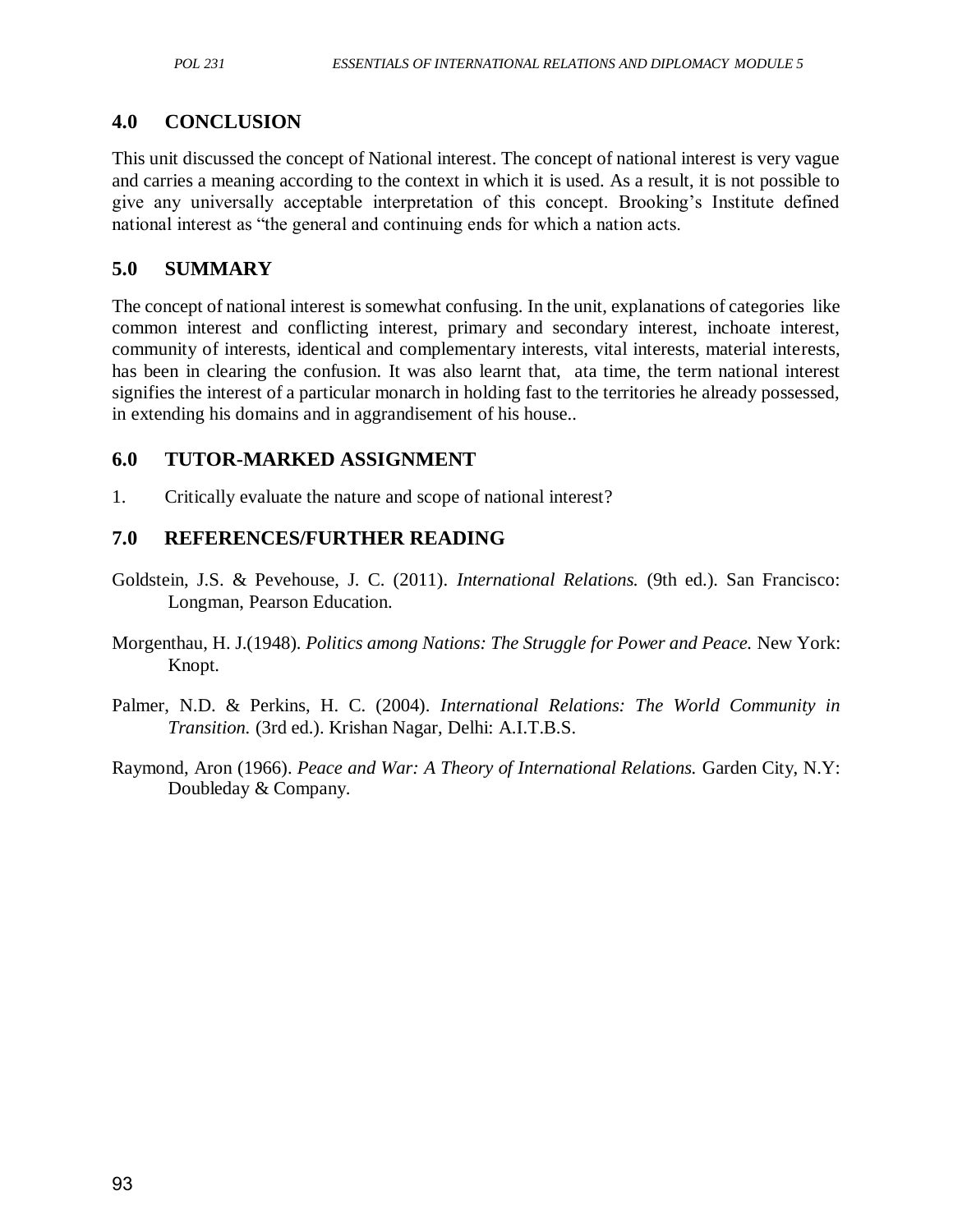## 4.0 CONCLUSION

This unit discussed the concept of National interest. The concept of national interest is very vague and carries a meaning according to the context in which it is used. As a result, it is not possible to give any universally acceptable interpretation of this concept. Brooking's Institute defined national interest as "the general and continuing ends for which a nation acts.

## 5.0 SUMMARY

The concept of national interest is somewhat confusing. In the unit, explanations of categories like common interest and conflicting interest, primary and secondary interest, inchoate interest, community of interests, identical and complementary interests, vital interests, material interests, has been in clearing the confusion. It was also learnt that, ata time, the term national interest signifies the interest of a particular monarch in holding fast to the territories he already possessed, in extending his domains and in aggrandisement of his house..

## 6.0 TUTOR-MARKED ASSIGNMENT

1. Critically evaluate the nature and scope of national interest?

## 7.0 REFERENCES/FURTHER READING

Goldstein, J.S. & Pevehouse, J. C. (2011). *International Relations.* (9th ed.). San Francisco: Longman, Pearson Education.

Morgenthau, H. J.(1948). *Politics among Nations: The Struggle for Power and Peace.* New York: Knopt.

Palmer, N.D. & Perkins, H. C. (2004). *International Relations: The World Community in Transition.* (3rd ed.). Krishan Nagar, Delhi: A.I.T.B.S.

Raymond, Aron (1966). *Peace and War: A Theory of International Relations.* Garden City, N.Y: Doubleday & Company.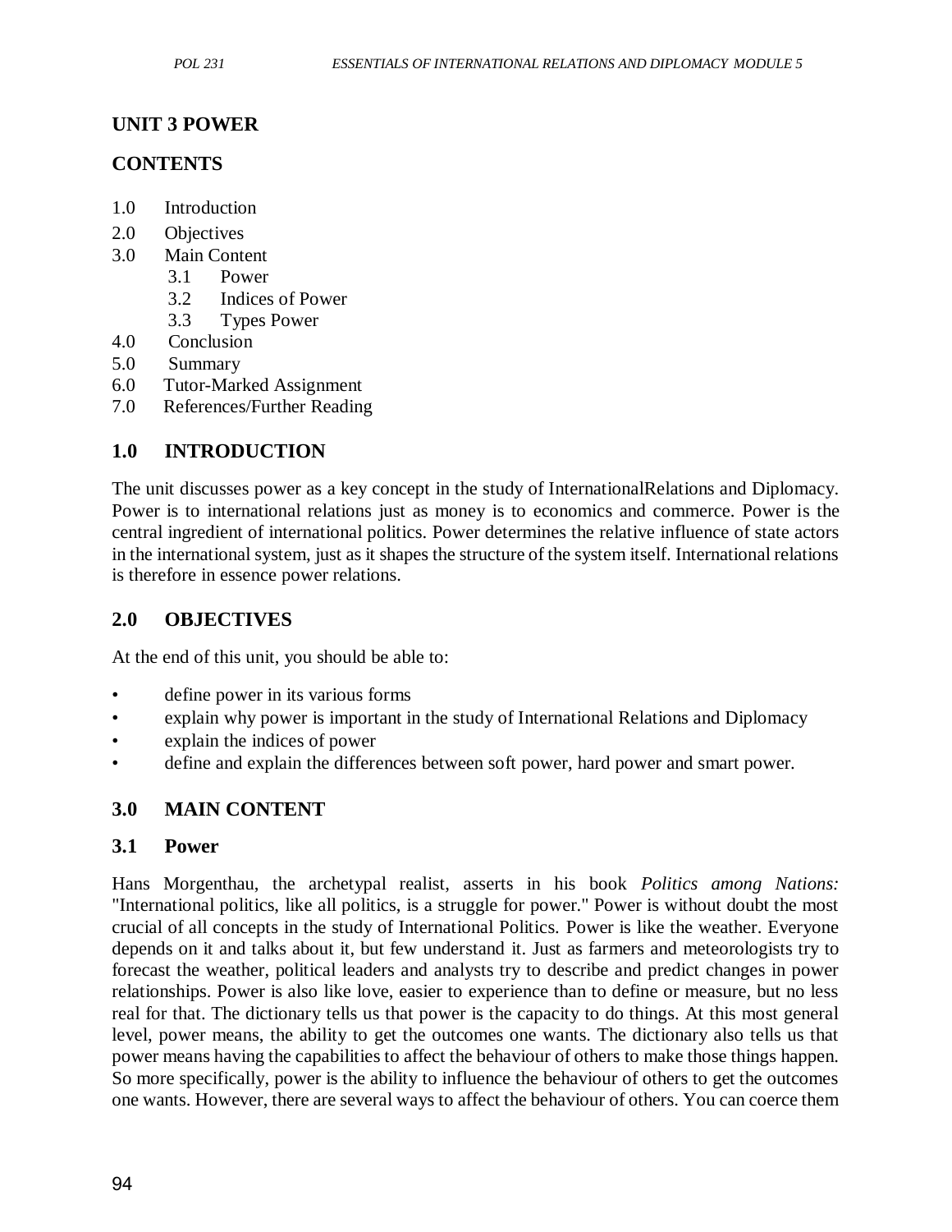## UNIT 3 POWER

### CONTENTS

1.0 Introduction
2.0 Objectives
3.0 Main Content
  3.1 Power
  3.2 Indices of Power
  3.3 Types Power
4.0 Conclusion
5.0 Summary
6.0 Tutor-Marked Assignment
7.0 References/Further Reading

### 1.0 INTRODUCTION

The unit discusses power as a key concept in the study of InternationalRelations and Diplomacy. Power is to international relations just as money is to economics and commerce. Power is the central ingredient of international politics. Power determines the relative influence of state actors in the international system, just as it shapes the structure of the system itself. International relations is therefore in essence power relations.

### 2.0 OBJECTIVES

At the end of this unit, you should be able to:

- define power in its various forms
- explain why power is important in the study of International Relations and Diplomacy
- explain the indices of power
- define and explain the differences between soft power, hard power and smart power.

### 3.0 MAIN CONTENT

### 3.1 Power

Hans Morgenthau, the archetypal realist, asserts in his book *Politics among Nations:* "International politics, like all politics, is a struggle for power." Power is without doubt the most crucial of all concepts in the study of International Politics. Power is like the weather. Everyone depends on it and talks about it, but few understand it. Just as farmers and meteorologists try to forecast the weather, political leaders and analysts try to describe and predict changes in power relationships. Power is also like love, easier to experience than to define or measure, but no less real for that. The dictionary tells us that power is the capacity to do things. At this most general level, power means, the ability to get the outcomes one wants. The dictionary also tells us that power means having the capabilities to affect the behaviour of others to make those things happen. So more specifically, power is the ability to influence the behaviour of others to get the outcomes one wants. However, there are several ways to affect the behaviour of others. You can coerce them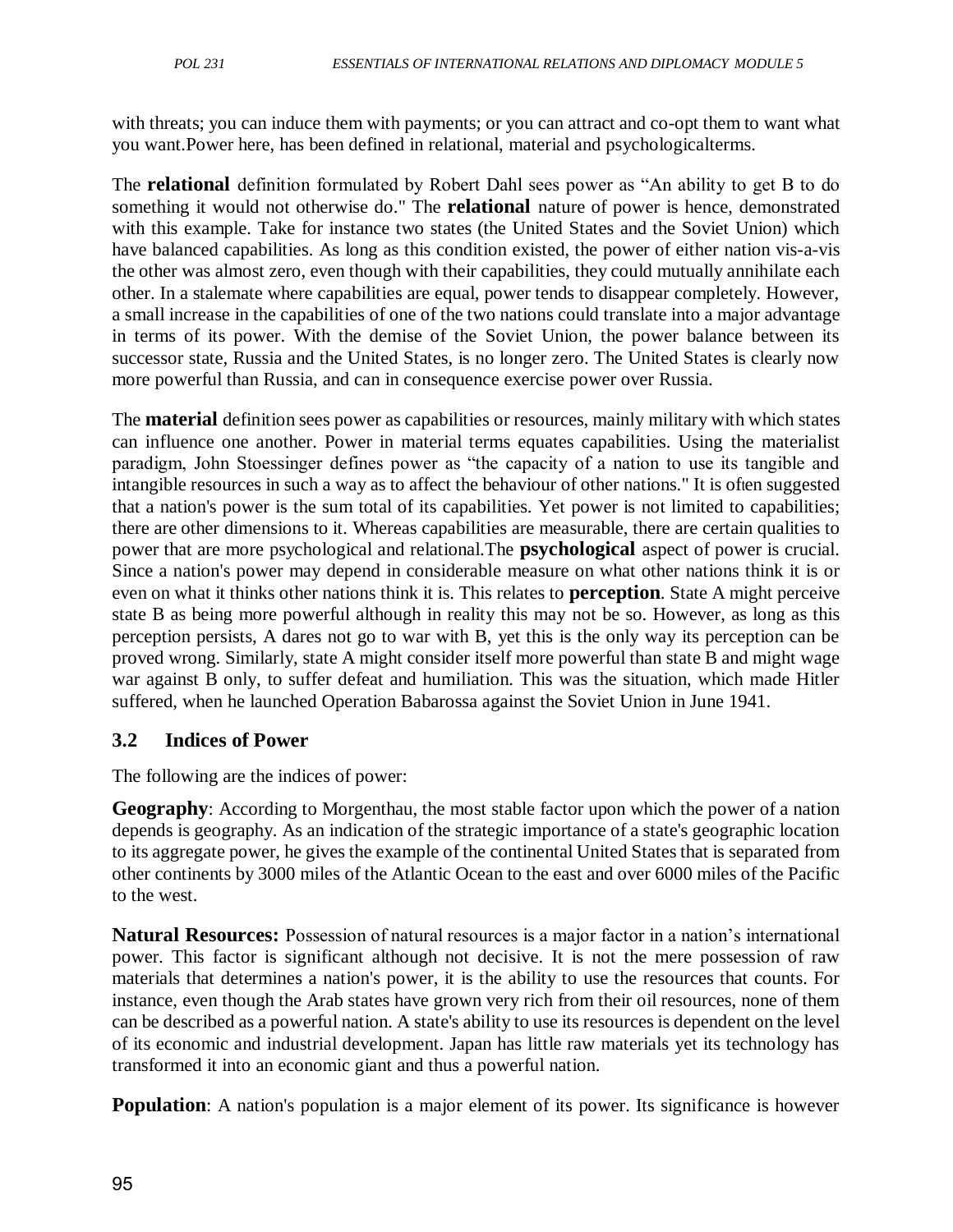with threats; you can induce them with payments; or you can attract and co-opt them to want what you want.Power here, has been defined in relational, material and psychologicalterms.

The **relational** definition formulated by Robert Dahl sees power as "An ability to get B to do something it would not otherwise do." The **relational** nature of power is hence, demonstrated with this example. Take for instance two states (the United States and the Soviet Union) which have balanced capabilities. As long as this condition existed, the power of either nation vis-a-vis the other was almost zero, even though with their capabilities, they could mutually annihilate each other. In a stalemate where capabilities are equal, power tends to disappear completely. However, a small increase in the capabilities of one of the two nations could translate into a major advantage in terms of its power. With the demise of the Soviet Union, the power balance between its successor state, Russia and the United States, is no longer zero. The United States is clearly now more powerful than Russia, and can in consequence exercise power over Russia.

The **material** definition sees power as capabilities or resources, mainly military with which states can influence one another. Power in material terms equates capabilities. Using the materialist paradigm, John Stoessinger defines power as "the capacity of a nation to use its tangible and intangible resources in such a way as to affect the behaviour of other nations." It is often suggested that a nation's power is the sum total of its capabilities. Yet power is not limited to capabilities; there are other dimensions to it. Whereas capabilities are measurable, there are certain qualities to power that are more psychological and relational.The **psychological** aspect of power is crucial. Since a nation's power may depend in considerable measure on what other nations think it is or even on what it thinks other nations think it is. This relates to **perception**. State A might perceive state B as being more powerful although in reality this may not be so. However, as long as this perception persists, A dares not go to war with B, yet this is the only way its perception can be proved wrong. Similarly, state A might consider itself more powerful than state B and might wage war against B only, to suffer defeat and humiliation. This was the situation, which made Hitler suffered, when he launched Operation Babarossa against the Soviet Union in June 1941.

### 3.2 Indices of Power

The following are the indices of power:

**Geography**: According to Morgenthau, the most stable factor upon which the power of a nation depends is geography. As an indication of the strategic importance of a state's geographic location to its aggregate power, he gives the example of the continental United States that is separated from other continents by 3000 miles of the Atlantic Ocean to the east and over 6000 miles of the Pacific to the west.

**Natural Resources:** Possession of natural resources is a major factor in a nation's international power. This factor is significant although not decisive. It is not the mere possession of raw materials that determines a nation's power, it is the ability to use the resources that counts. For instance, even though the Arab states have grown very rich from their oil resources, none of them can be described as a powerful nation. A state's ability to use its resources is dependent on the level of its economic and industrial development. Japan has little raw materials yet its technology has transformed it into an economic giant and thus a powerful nation.

**Population**: A nation's population is a major element of its power. Its significance is however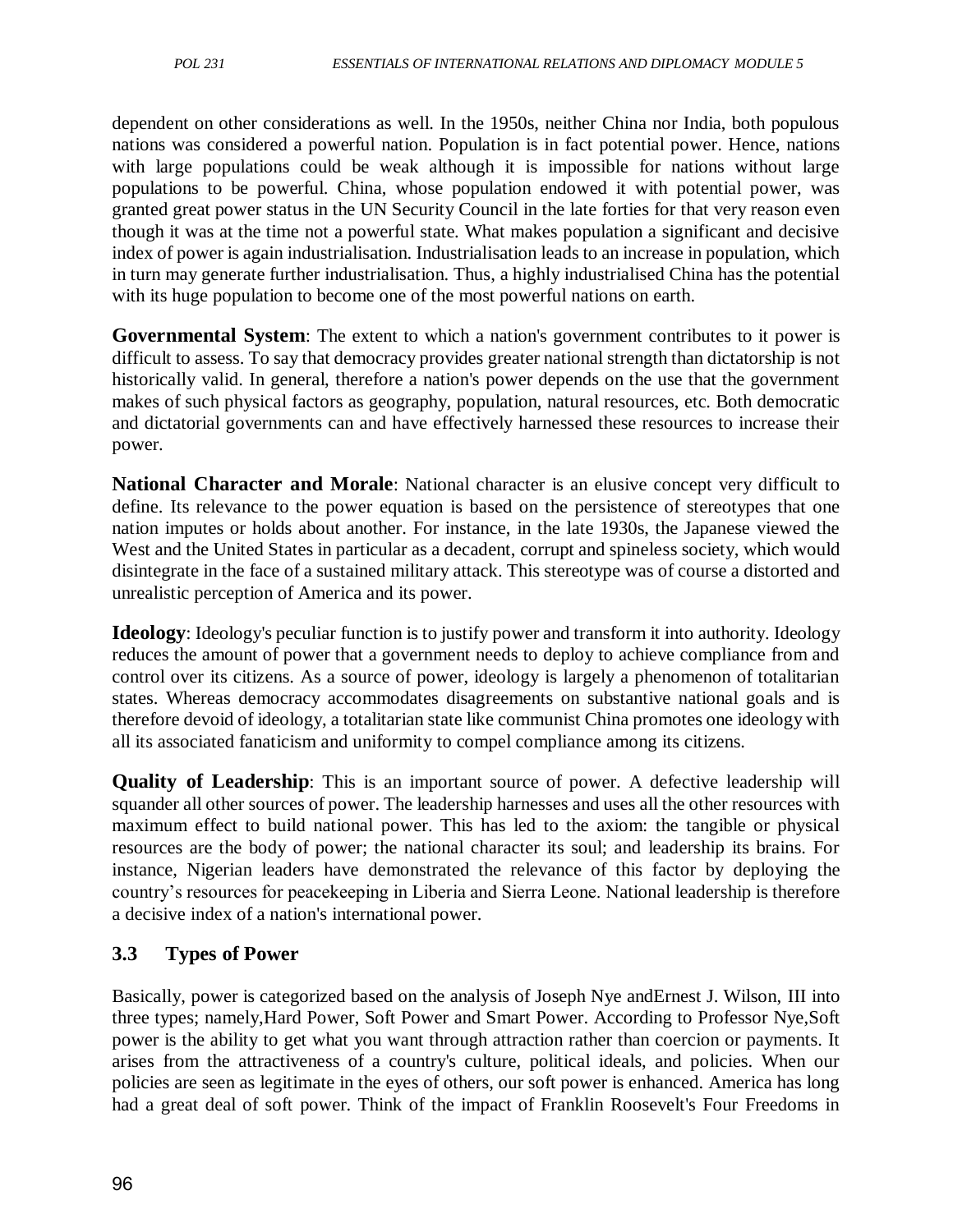dependent on other considerations as well. In the 1950s, neither China nor India, both populous nations was considered a powerful nation. Population is in fact potential power. Hence, nations with large populations could be weak although it is impossible for nations without large populations to be powerful. China, whose population endowed it with potential power, was granted great power status in the UN Security Council in the late forties for that very reason even though it was at the time not a powerful state. What makes population a significant and decisive index of power is again industrialisation. Industrialisation leads to an increase in population, which in turn may generate further industrialisation. Thus, a highly industrialised China has the potential with its huge population to become one of the most powerful nations on earth.

**Governmental System**: The extent to which a nation's government contributes to it power is difficult to assess. To say that democracy provides greater national strength than dictatorship is not historically valid. In general, therefore a nation's power depends on the use that the government makes of such physical factors as geography, population, natural resources, etc. Both democratic and dictatorial governments can and have effectively harnessed these resources to increase their power.

**National Character and Morale**: National character is an elusive concept very difficult to define. Its relevance to the power equation is based on the persistence of stereotypes that one nation imputes or holds about another. For instance, in the late 1930s, the Japanese viewed the West and the United States in particular as a decadent, corrupt and spineless society, which would disintegrate in the face of a sustained military attack. This stereotype was of course a distorted and unrealistic perception of America and its power.

**Ideology**: Ideology's peculiar function is to justify power and transform it into authority. Ideology reduces the amount of power that a government needs to deploy to achieve compliance from and control over its citizens. As a source of power, ideology is largely a phenomenon of totalitarian states. Whereas democracy accommodates disagreements on substantive national goals and is therefore devoid of ideology, a totalitarian state like communist China promotes one ideology with all its associated fanaticism and uniformity to compel compliance among its citizens.

**Quality of Leadership**: This is an important source of power. A defective leadership will squander all other sources of power. The leadership harnesses and uses all the other resources with maximum effect to build national power. This has led to the axiom: the tangible or physical resources are the body of power; the national character its soul; and leadership its brains. For instance, Nigerian leaders have demonstrated the relevance of this factor by deploying the country's resources for peacekeeping in Liberia and Sierra Leone. National leadership is therefore a decisive index of a nation's international power.

## 3.3 Types of Power

Basically, power is categorized based on the analysis of Joseph Nye andErnest J. Wilson, III into three types; namely,Hard Power, Soft Power and Smart Power. According to Professor Nye,Soft power is the ability to get what you want through attraction rather than coercion or payments. It arises from the attractiveness of a country's culture, political ideals, and policies. When our policies are seen as legitimate in the eyes of others, our soft power is enhanced. America has long had a great deal of soft power. Think of the impact of Franklin Roosevelt's Four Freedoms in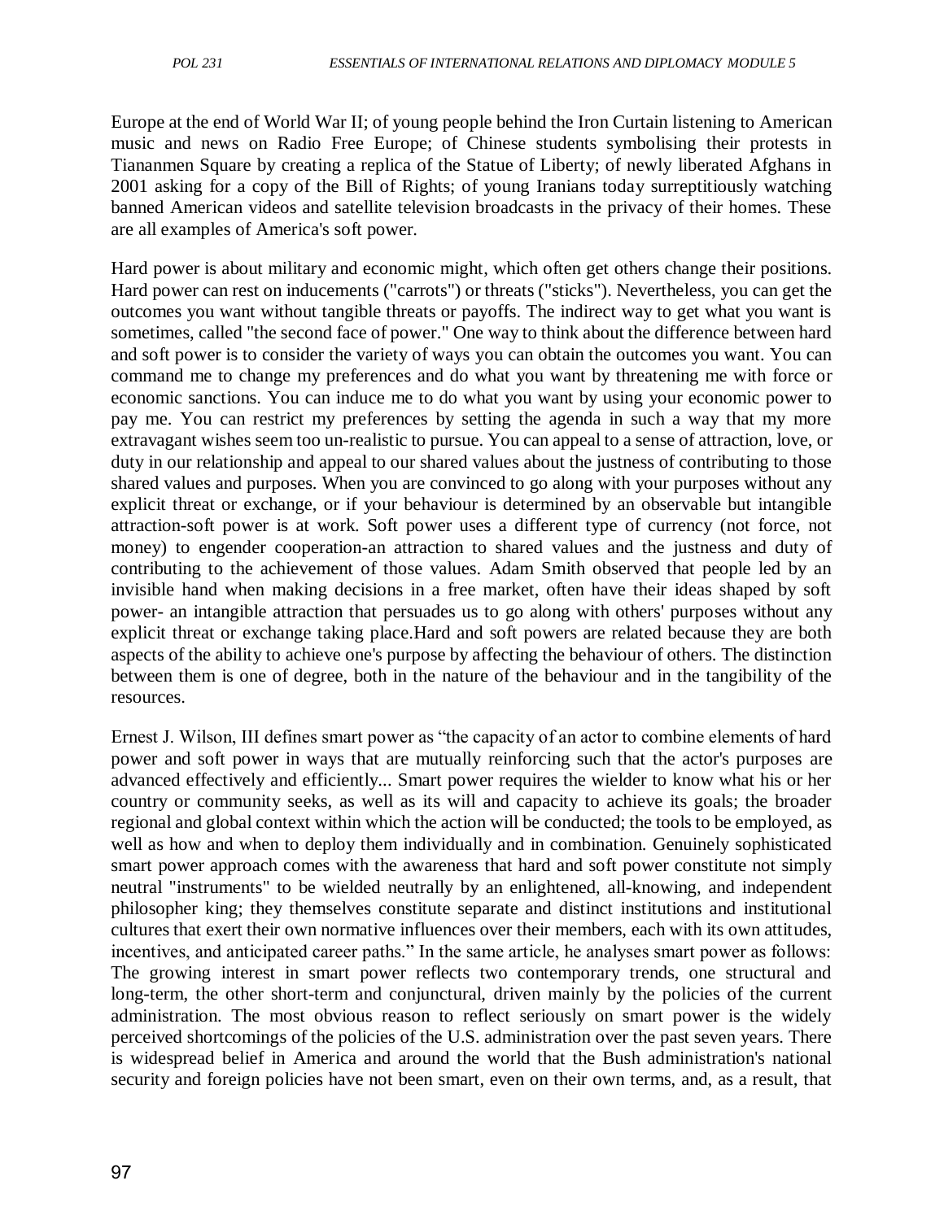Europe at the end of World War II; of young people behind the Iron Curtain listening to American music and news on Radio Free Europe; of Chinese students symbolising their protests in Tiananmen Square by creating a replica of the Statue of Liberty; of newly liberated Afghans in 2001 asking for a copy of the Bill of Rights; of young Iranians today surreptitiously watching banned American videos and satellite television broadcasts in the privacy of their homes. These are all examples of America's soft power.

Hard power is about military and economic might, which often get others change their positions. Hard power can rest on inducements ("carrots") or threats ("sticks"). Nevertheless, you can get the outcomes you want without tangible threats or payoffs. The indirect way to get what you want is sometimes, called "the second face of power." One way to think about the difference between hard and soft power is to consider the variety of ways you can obtain the outcomes you want. You can command me to change my preferences and do what you want by threatening me with force or economic sanctions. You can induce me to do what you want by using your economic power to pay me. You can restrict my preferences by setting the agenda in such a way that my more extravagant wishes seem too un-realistic to pursue. You can appeal to a sense of attraction, love, or duty in our relationship and appeal to our shared values about the justness of contributing to those shared values and purposes. When you are convinced to go along with your purposes without any explicit threat or exchange, or if your behaviour is determined by an observable but intangible attraction-soft power is at work. Soft power uses a different type of currency (not force, not money) to engender cooperation-an attraction to shared values and the justness and duty of contributing to the achievement of those values. Adam Smith observed that people led by an invisible hand when making decisions in a free market, often have their ideas shaped by soft power- an intangible attraction that persuades us to go along with others' purposes without any explicit threat or exchange taking place.Hard and soft powers are related because they are both aspects of the ability to achieve one's purpose by affecting the behaviour of others. The distinction between them is one of degree, both in the nature of the behaviour and in the tangibility of the resources.

Ernest J. Wilson, III defines smart power as "the capacity of an actor to combine elements of hard power and soft power in ways that are mutually reinforcing such that the actor's purposes are advanced effectively and efficiently... Smart power requires the wielder to know what his or her country or community seeks, as well as its will and capacity to achieve its goals; the broader regional and global context within which the action will be conducted; the tools to be employed, as well as how and when to deploy them individually and in combination. Genuinely sophisticated smart power approach comes with the awareness that hard and soft power constitute not simply neutral "instruments" to be wielded neutrally by an enlightened, all-knowing, and independent philosopher king; they themselves constitute separate and distinct institutions and institutional cultures that exert their own normative influences over their members, each with its own attitudes, incentives, and anticipated career paths." In the same article, he analyses smart power as follows: The growing interest in smart power reflects two contemporary trends, one structural and long-term, the other short-term and conjunctural, driven mainly by the policies of the current administration. The most obvious reason to reflect seriously on smart power is the widely perceived shortcomings of the policies of the U.S. administration over the past seven years. There is widespread belief in America and around the world that the Bush administration's national security and foreign policies have not been smart, even on their own terms, and, as a result, that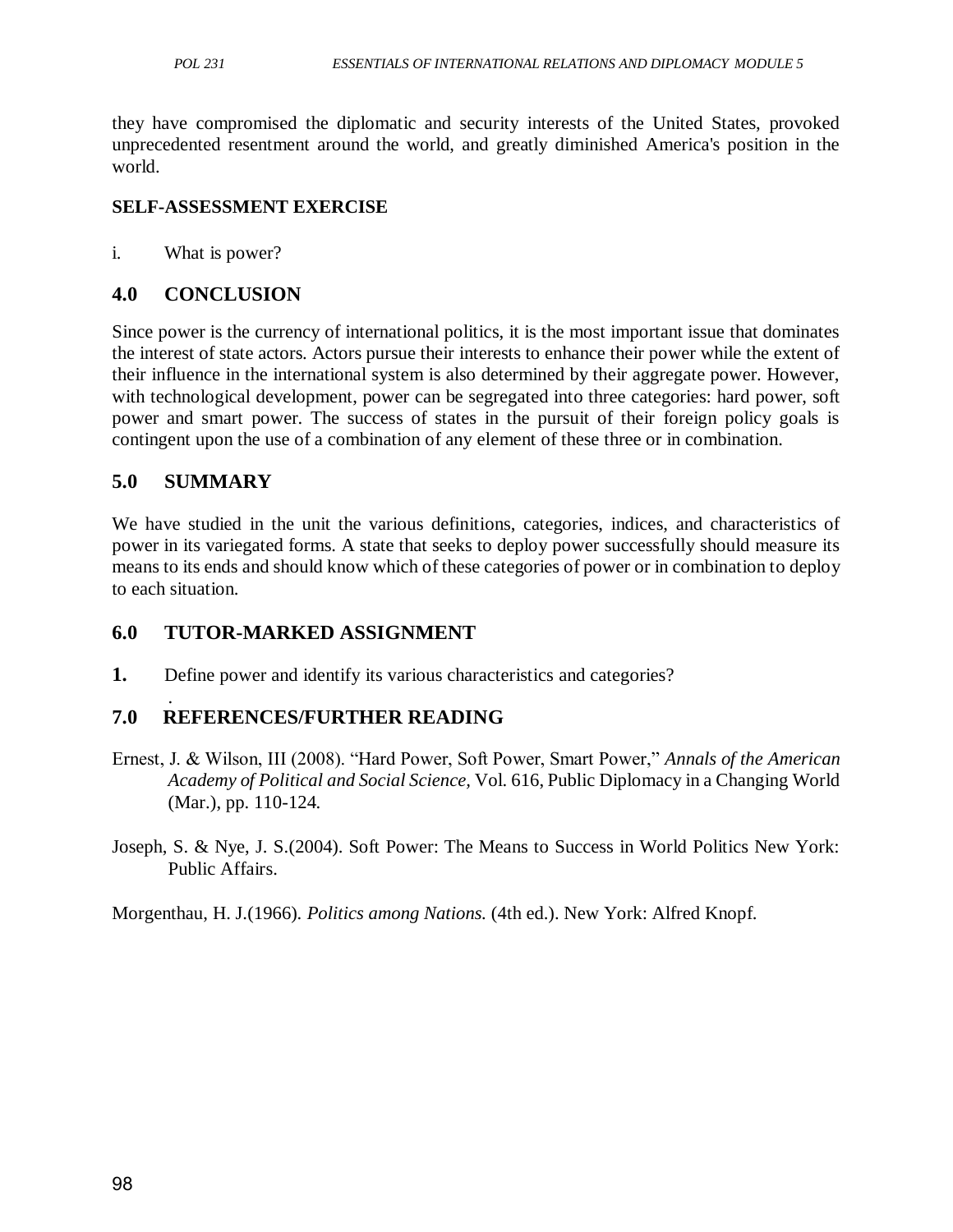they have compromised the diplomatic and security interests of the United States, provoked unprecedented resentment around the world, and greatly diminished America's position in the world.

**SELF-ASSESSMENT EXERCISE**

i. What is power?

## 4.0 CONCLUSION

Since power is the currency of international politics, it is the most important issue that dominates the interest of state actors. Actors pursue their interests to enhance their power while the extent of their influence in the international system is also determined by their aggregate power. However, with technological development, power can be segregated into three categories: hard power, soft power and smart power. The success of states in the pursuit of their foreign policy goals is contingent upon the use of a combination of any element of these three or in combination.

## 5.0 SUMMARY

We have studied in the unit the various definitions, categories, indices, and characteristics of power in its variegated forms. A state that seeks to deploy power successfully should measure its means to its ends and should know which of these categories of power or in combination to deploy to each situation.

## 6.0 TUTOR-MARKED ASSIGNMENT

**1.** Define power and identify its various characteristics and categories?

## 7.0 REFERENCES/FURTHER READING

Ernest, J. & Wilson, III (2008). "Hard Power, Soft Power, Smart Power," *Annals of the American Academy of Political and Social Science,* Vol. 616, Public Diplomacy in a Changing World (Mar.), pp. 110-124.

Joseph, S. & Nye, J. S.(2004). Soft Power: The Means to Success in World Politics New York: Public Affairs.

Morgenthau, H. J.(1966). *Politics among Nations.* (4th ed.). New York: Alfred Knopf.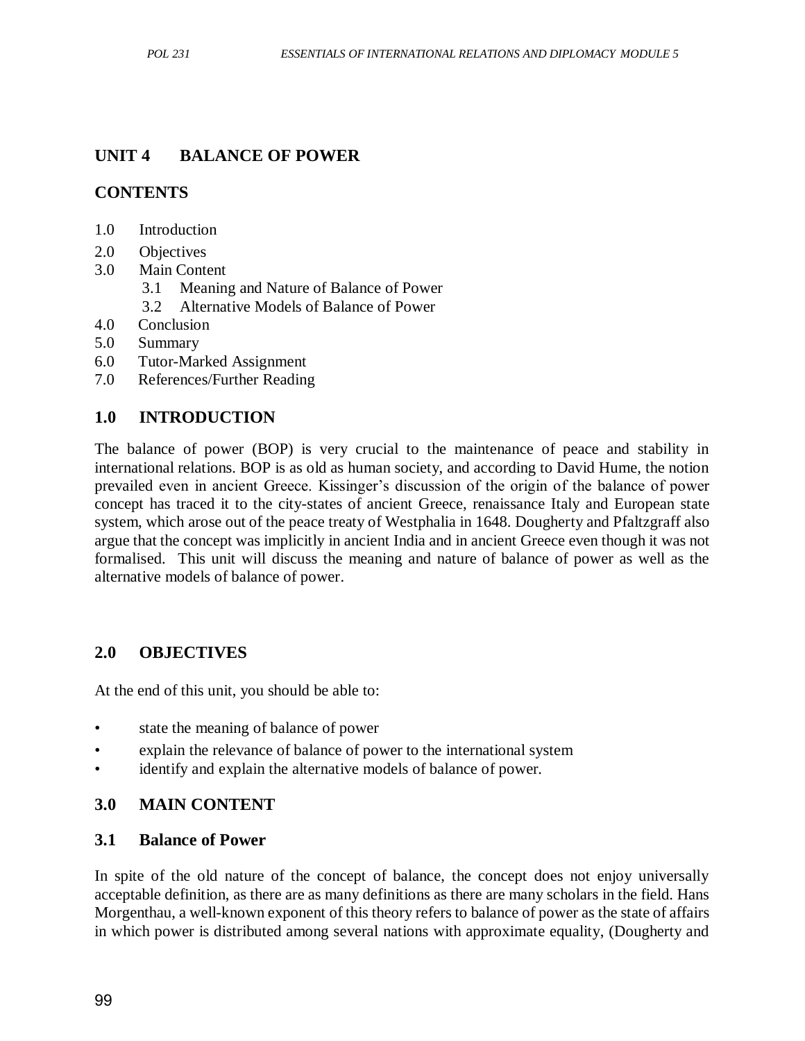## UNIT 4 BALANCE OF POWER

### CONTENTS

1.0 Introduction
2.0 Objectives
3.0 Main Content
    3.1 Meaning and Nature of Balance of Power
    3.2 Alternative Models of Balance of Power
4.0 Conclusion
5.0 Summary
6.0 Tutor-Marked Assignment
7.0 References/Further Reading

### 1.0 INTRODUCTION

The balance of power (BOP) is very crucial to the maintenance of peace and stability in international relations. BOP is as old as human society, and according to David Hume, the notion prevailed even in ancient Greece. Kissinger's discussion of the origin of the balance of power concept has traced it to the city-states of ancient Greece, renaissance Italy and European state system, which arose out of the peace treaty of Westphalia in 1648. Dougherty and Pfaltzgraff also argue that the concept was implicitly in ancient India and in ancient Greece even though it was not formalised. This unit will discuss the meaning and nature of balance of power as well as the alternative models of balance of power.

### 2.0 OBJECTIVES

At the end of this unit, you should be able to:

- state the meaning of balance of power
- explain the relevance of balance of power to the international system
- identify and explain the alternative models of balance of power.

### 3.0 MAIN CONTENT

### 3.1 Balance of Power

In spite of the old nature of the concept of balance, the concept does not enjoy universally acceptable definition, as there are as many definitions as there are many scholars in the field. Hans Morgenthau, a well-known exponent of this theory refers to balance of power as the state of affairs in which power is distributed among several nations with approximate equality, (Dougherty and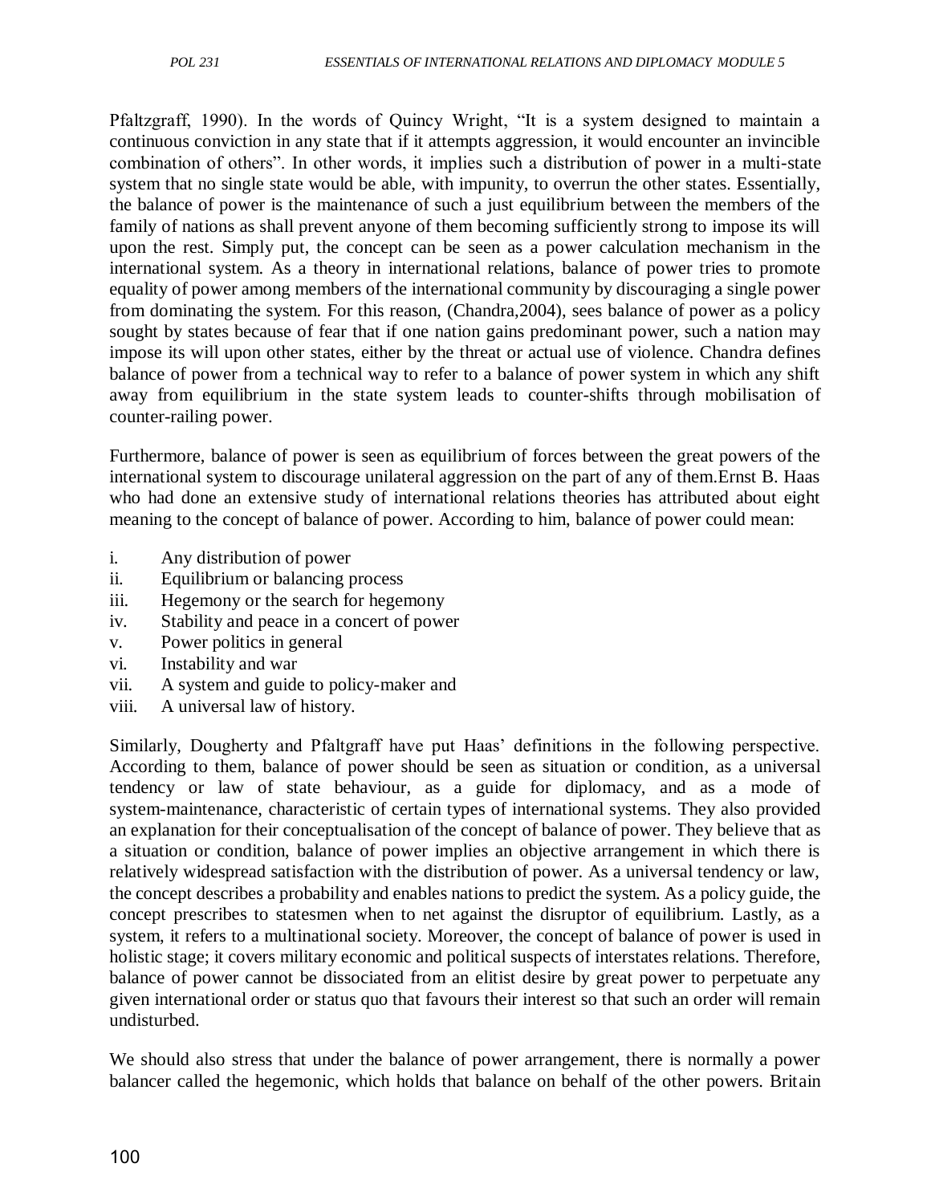Pfaltzgraff, 1990). In the words of Quincy Wright, "It is a system designed to maintain a continuous conviction in any state that if it attempts aggression, it would encounter an invincible combination of others". In other words, it implies such a distribution of power in a multi-state system that no single state would be able, with impunity, to overrun the other states. Essentially, the balance of power is the maintenance of such a just equilibrium between the members of the family of nations as shall prevent anyone of them becoming sufficiently strong to impose its will upon the rest. Simply put, the concept can be seen as a power calculation mechanism in the international system. As a theory in international relations, balance of power tries to promote equality of power among members of the international community by discouraging a single power from dominating the system. For this reason, (Chandra,2004), sees balance of power as a policy sought by states because of fear that if one nation gains predominant power, such a nation may impose its will upon other states, either by the threat or actual use of violence. Chandra defines balance of power from a technical way to refer to a balance of power system in which any shift away from equilibrium in the state system leads to counter-shifts through mobilisation of counter-railing power.

Furthermore, balance of power is seen as equilibrium of forces between the great powers of the international system to discourage unilateral aggression on the part of any of them.Ernst B. Haas who had done an extensive study of international relations theories has attributed about eight meaning to the concept of balance of power. According to him, balance of power could mean:

i. Any distribution of power
ii. Equilibrium or balancing process
iii. Hegemony or the search for hegemony
iv. Stability and peace in a concert of power
v. Power politics in general
vi. Instability and war
vii. A system and guide to policy-maker and
viii. A universal law of history.

Similarly, Dougherty and Pfaltgraff have put Haas' definitions in the following perspective. According to them, balance of power should be seen as situation or condition, as a universal tendency or law of state behaviour, as a guide for diplomacy, and as a mode of system-maintenance, characteristic of certain types of international systems. They also provided an explanation for their conceptualisation of the concept of balance of power. They believe that as a situation or condition, balance of power implies an objective arrangement in which there is relatively widespread satisfaction with the distribution of power. As a universal tendency or law, the concept describes a probability and enables nations to predict the system. As a policy guide, the concept prescribes to statesmen when to net against the disruptor of equilibrium. Lastly, as a system, it refers to a multinational society. Moreover, the concept of balance of power is used in holistic stage; it covers military economic and political suspects of interstates relations. Therefore, balance of power cannot be dissociated from an elitist desire by great power to perpetuate any given international order or status quo that favours their interest so that such an order will remain undisturbed.

We should also stress that under the balance of power arrangement, there is normally a power balancer called the hegemonic, which holds that balance on behalf of the other powers. Britain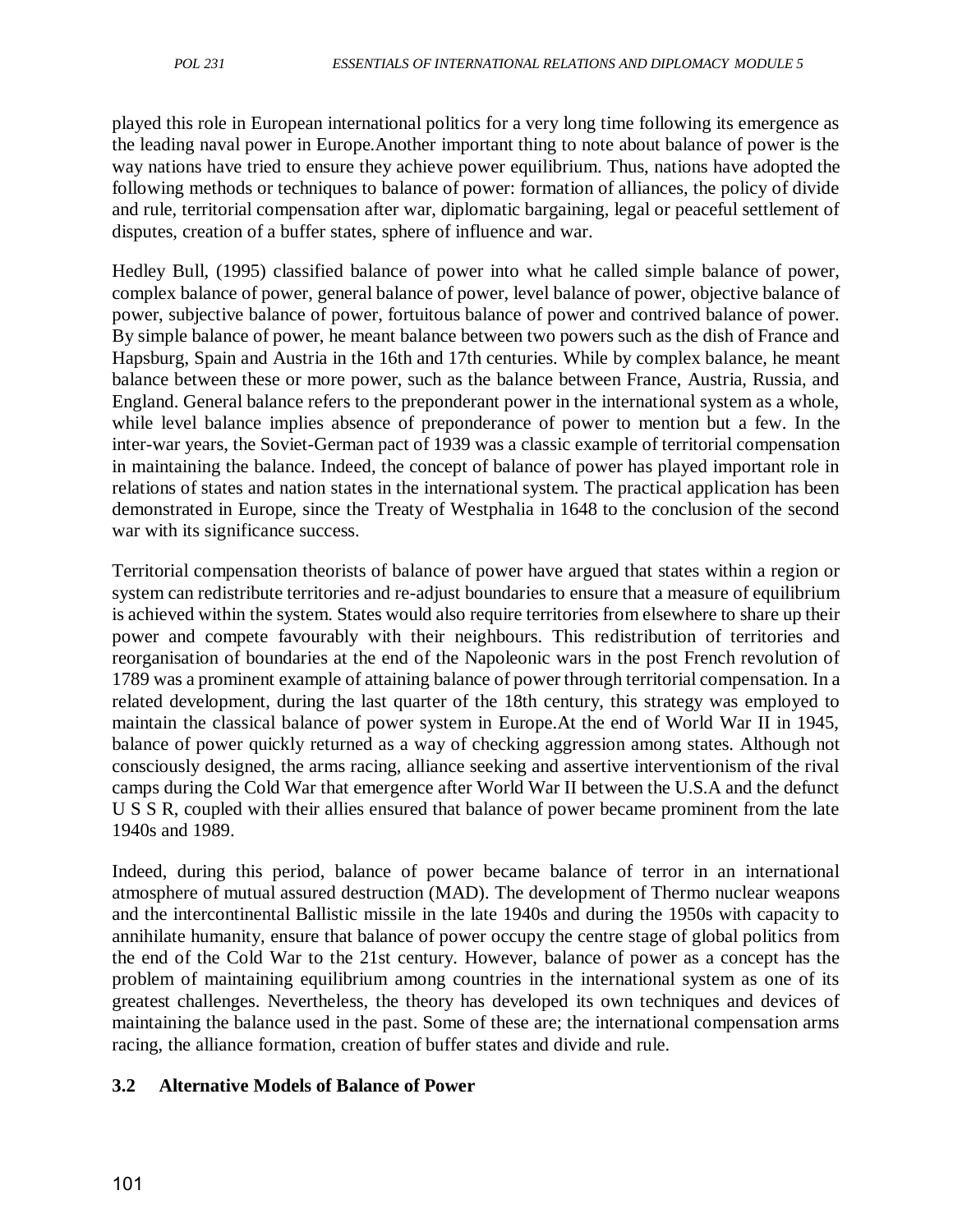played this role in European international politics for a very long time following its emergence as the leading naval power in Europe.Another important thing to note about balance of power is the way nations have tried to ensure they achieve power equilibrium. Thus, nations have adopted the following methods or techniques to balance of power: formation of alliances, the policy of divide and rule, territorial compensation after war, diplomatic bargaining, legal or peaceful settlement of disputes, creation of a buffer states, sphere of influence and war.

Hedley Bull, (1995) classified balance of power into what he called simple balance of power, complex balance of power, general balance of power, level balance of power, objective balance of power, subjective balance of power, fortuitous balance of power and contrived balance of power. By simple balance of power, he meant balance between two powers such as the dish of France and Hapsburg, Spain and Austria in the 16th and 17th centuries. While by complex balance, he meant balance between these or more power, such as the balance between France, Austria, Russia, and England. General balance refers to the preponderant power in the international system as a whole, while level balance implies absence of preponderance of power to mention but a few. In the inter-war years, the Soviet-German pact of 1939 was a classic example of territorial compensation in maintaining the balance. Indeed, the concept of balance of power has played important role in relations of states and nation states in the international system. The practical application has been demonstrated in Europe, since the Treaty of Westphalia in 1648 to the conclusion of the second war with its significance success.

Territorial compensation theorists of balance of power have argued that states within a region or system can redistribute territories and re-adjust boundaries to ensure that a measure of equilibrium is achieved within the system. States would also require territories from elsewhere to share up their power and compete favourably with their neighbours. This redistribution of territories and reorganisation of boundaries at the end of the Napoleonic wars in the post French revolution of 1789 was a prominent example of attaining balance of power through territorial compensation. In a related development, during the last quarter of the 18th century, this strategy was employed to maintain the classical balance of power system in Europe.At the end of World War II in 1945, balance of power quickly returned as a way of checking aggression among states. Although not consciously designed, the arms racing, alliance seeking and assertive interventionism of the rival camps during the Cold War that emergence after World War II between the U.S.A and the defunct U S S R, coupled with their allies ensured that balance of power became prominent from the late 1940s and 1989.

Indeed, during this period, balance of power became balance of terror in an international atmosphere of mutual assured destruction (MAD). The development of Thermo nuclear weapons and the intercontinental Ballistic missile in the late 1940s and during the 1950s with capacity to annihilate humanity, ensure that balance of power occupy the centre stage of global politics from the end of the Cold War to the 21st century. However, balance of power as a concept has the problem of maintaining equilibrium among countries in the international system as one of its greatest challenges. Nevertheless, the theory has developed its own techniques and devices of maintaining the balance used in the past. Some of these are; the international compensation arms racing, the alliance formation, creation of buffer states and divide and rule.

### 3.2 Alternative Models of Balance of Power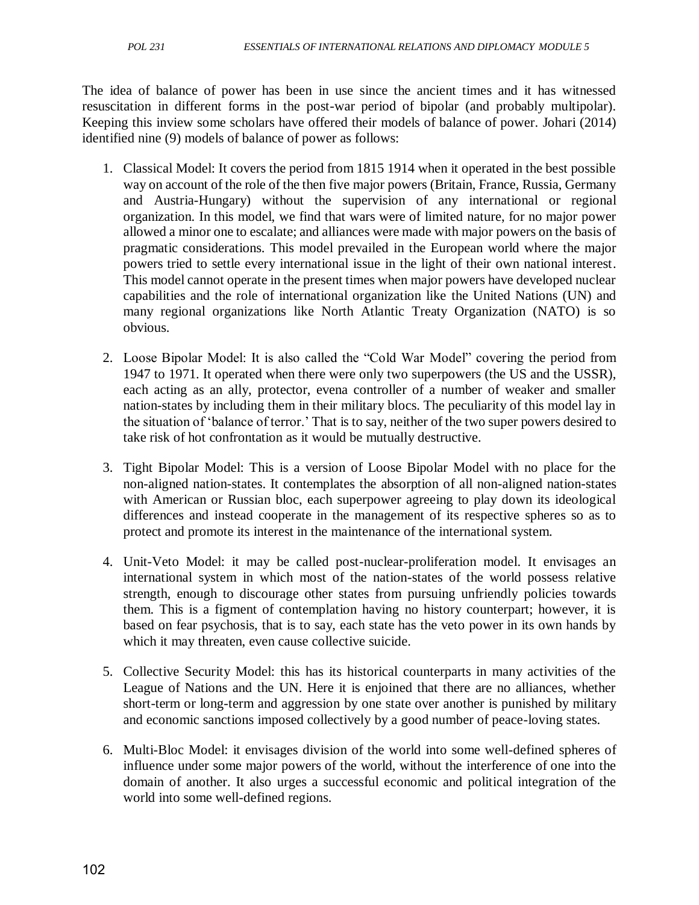The idea of balance of power has been in use since the ancient times and it has witnessed resuscitation in different forms in the post-war period of bipolar (and probably multipolar). Keeping this inview some scholars have offered their models of balance of power. Johari (2014) identified nine (9) models of balance of power as follows:

1. Classical Model: It covers the period from 1815 1914 when it operated in the best possible way on account of the role of the then five major powers (Britain, France, Russia, Germany and Austria-Hungary) without the supervision of any international or regional organization. In this model, we find that wars were of limited nature, for no major power allowed a minor one to escalate; and alliances were made with major powers on the basis of pragmatic considerations. This model prevailed in the European world where the major powers tried to settle every international issue in the light of their own national interest. This model cannot operate in the present times when major powers have developed nuclear capabilities and the role of international organization like the United Nations (UN) and many regional organizations like North Atlantic Treaty Organization (NATO) is so obvious.

2. Loose Bipolar Model: It is also called the "Cold War Model" covering the period from 1947 to 1971. It operated when there were only two superpowers (the US and the USSR), each acting as an ally, protector, evena controller of a number of weaker and smaller nation-states by including them in their military blocs. The peculiarity of this model lay in the situation of 'balance of terror.' That is to say, neither of the two super powers desired to take risk of hot confrontation as it would be mutually destructive.

3. Tight Bipolar Model: This is a version of Loose Bipolar Model with no place for the non-aligned nation-states. It contemplates the absorption of all non-aligned nation-states with American or Russian bloc, each superpower agreeing to play down its ideological differences and instead cooperate in the management of its respective spheres so as to protect and promote its interest in the maintenance of the international system.

4. Unit-Veto Model: it may be called post-nuclear-proliferation model. It envisages an international system in which most of the nation-states of the world possess relative strength, enough to discourage other states from pursuing unfriendly policies towards them. This is a figment of contemplation having no history counterpart; however, it is based on fear psychosis, that is to say, each state has the veto power in its own hands by which it may threaten, even cause collective suicide.

5. Collective Security Model: this has its historical counterparts in many activities of the League of Nations and the UN. Here it is enjoined that there are no alliances, whether short-term or long-term and aggression by one state over another is punished by military and economic sanctions imposed collectively by a good number of peace-loving states.

6. Multi-Bloc Model: it envisages division of the world into some well-defined spheres of influence under some major powers of the world, without the interference of one into the domain of another. It also urges a successful economic and political integration of the world into some well-defined regions.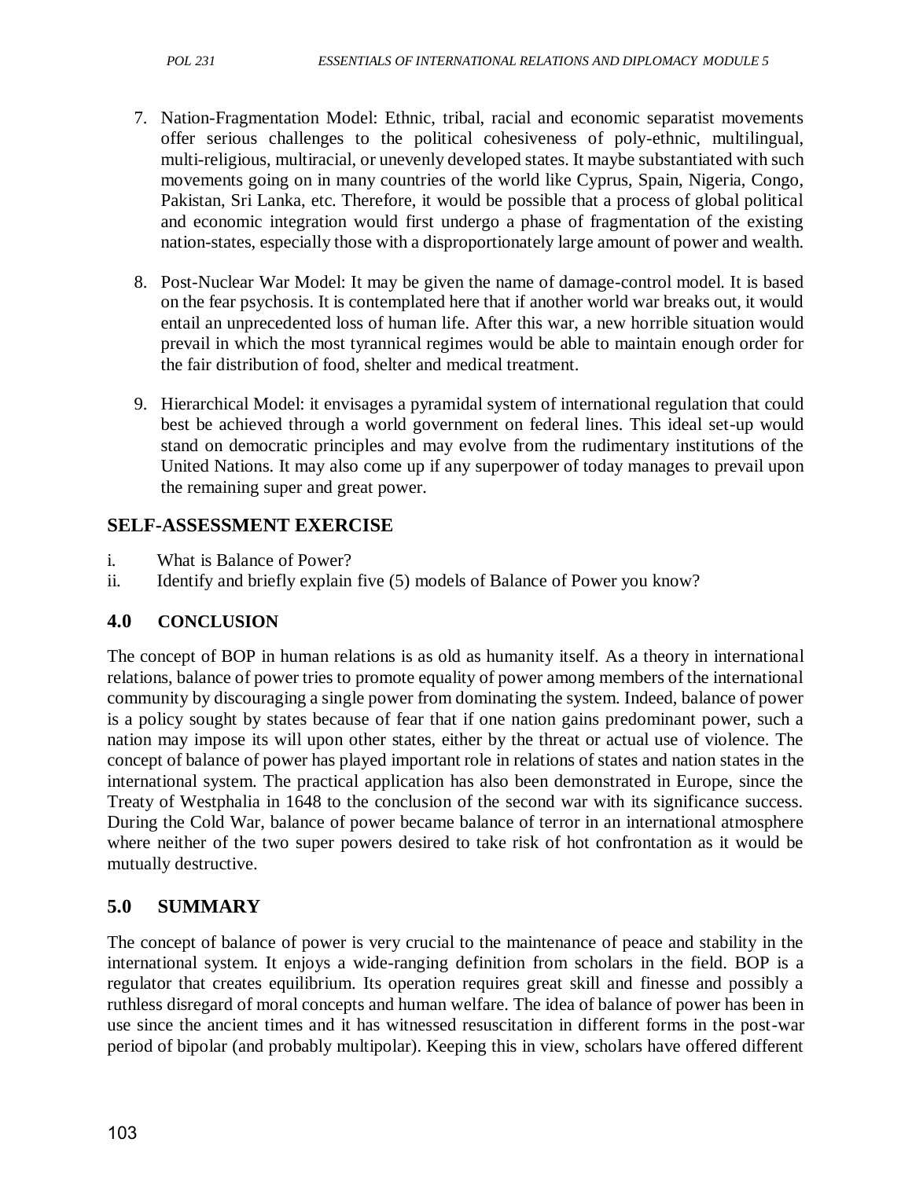7. Nation-Fragmentation Model: Ethnic, tribal, racial and economic separatist movements offer serious challenges to the political cohesiveness of poly-ethnic, multilingual, multi-religious, multiracial, or unevenly developed states. It maybe substantiated with such movements going on in many countries of the world like Cyprus, Spain, Nigeria, Congo, Pakistan, Sri Lanka, etc. Therefore, it would be possible that a process of global political and economic integration would first undergo a phase of fragmentation of the existing nation-states, especially those with a disproportionately large amount of power and wealth.

8. Post-Nuclear War Model: It may be given the name of damage-control model. It is based on the fear psychosis. It is contemplated here that if another world war breaks out, it would entail an unprecedented loss of human life. After this war, a new horrible situation would prevail in which the most tyrannical regimes would be able to maintain enough order for the fair distribution of food, shelter and medical treatment.

9. Hierarchical Model: it envisages a pyramidal system of international regulation that could best be achieved through a world government on federal lines. This ideal set-up would stand on democratic principles and may evolve from the rudimentary institutions of the United Nations. It may also come up if any superpower of today manages to prevail upon the remaining super and great power.

## SELF-ASSESSMENT EXERCISE

i. What is Balance of Power?
ii. Identify and briefly explain five (5) models of Balance of Power you know?

## 4.0 CONCLUSION

The concept of BOP in human relations is as old as humanity itself. As a theory in international relations, balance of power tries to promote equality of power among members of the international community by discouraging a single power from dominating the system. Indeed, balance of power is a policy sought by states because of fear that if one nation gains predominant power, such a nation may impose its will upon other states, either by the threat or actual use of violence. The concept of balance of power has played important role in relations of states and nation states in the international system. The practical application has also been demonstrated in Europe, since the Treaty of Westphalia in 1648 to the conclusion of the second war with its significance success. During the Cold War, balance of power became balance of terror in an international atmosphere where neither of the two super powers desired to take risk of hot confrontation as it would be mutually destructive.

## 5.0 SUMMARY

The concept of balance of power is very crucial to the maintenance of peace and stability in the international system. It enjoys a wide-ranging definition from scholars in the field. BOP is a regulator that creates equilibrium. Its operation requires great skill and finesse and possibly a ruthless disregard of moral concepts and human welfare. The idea of balance of power has been in use since the ancient times and it has witnessed resuscitation in different forms in the post-war period of bipolar (and probably multipolar). Keeping this in view, scholars have offered different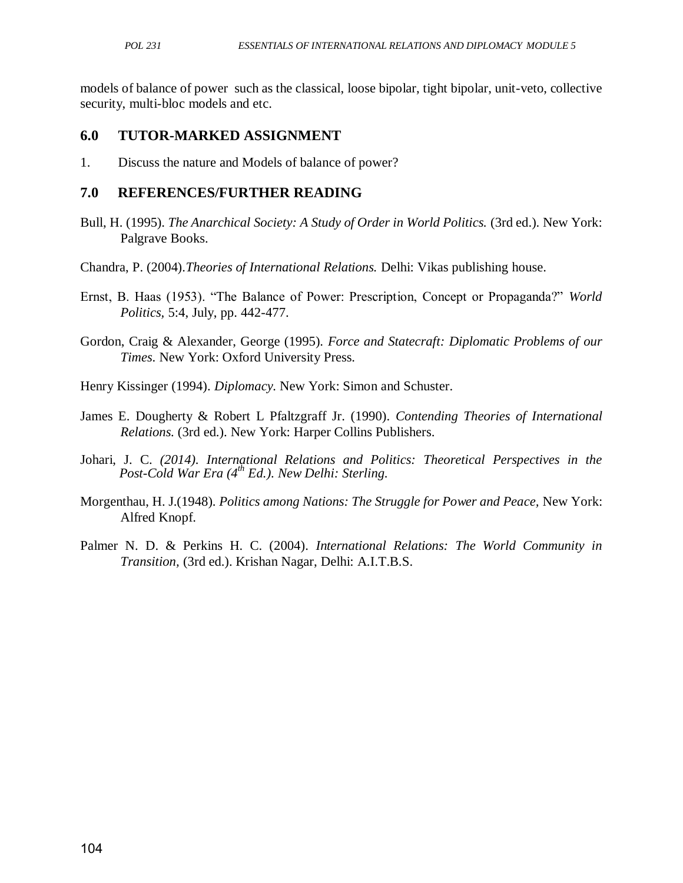models of balance of power such as the classical, loose bipolar, tight bipolar, unit-veto, collective security, multi-bloc models and etc.

## 6.0 TUTOR-MARKED ASSIGNMENT

1. Discuss the nature and Models of balance of power?

## 7.0 REFERENCES/FURTHER READING

Bull, H. (1995). *The Anarchical Society: A Study of Order in World Politics.* (3rd ed.). New York: Palgrave Books.

Chandra, P. (2004).*Theories of International Relations.* Delhi: Vikas publishing house.

Ernst, B. Haas (1953). "The Balance of Power: Prescription, Concept or Propaganda?" *World Politics,* 5:4, July, pp. 442-477.

Gordon, Craig & Alexander, George (1995). *Force and Statecraft: Diplomatic Problems of our Times.* New York: Oxford University Press.

Henry Kissinger (1994). *Diplomacy.* New York: Simon and Schuster.

James E. Dougherty & Robert L Pfaltzgraff Jr. (1990). *Contending Theories of International Relations.* (3rd ed.). New York: Harper Collins Publishers.

Johari, J. C. *(2014). International Relations and Politics: Theoretical Perspectives in the Post-Cold War Era (4th Ed.). New Delhi: Sterling.*

Morgenthau, H. J.(1948). *Politics among Nations: The Struggle for Power and Peace,* New York: Alfred Knopf.

Palmer N. D. & Perkins H. C. (2004). *International Relations: The World Community in Transition,* (3rd ed.). Krishan Nagar, Delhi: A.I.T.B.S.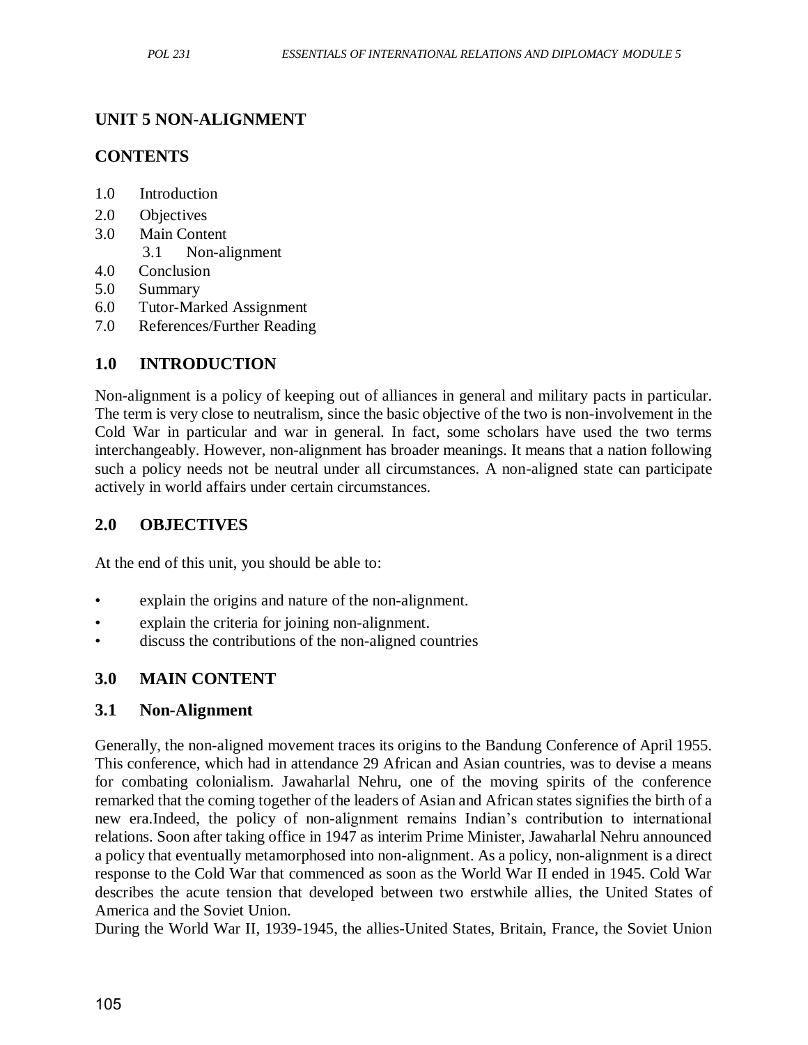## UNIT 5 NON-ALIGNMENT

## CONTENTS

1.0 Introduction
2.0 Objectives
3.0 Main Content
    3.1 Non-alignment
4.0 Conclusion
5.0 Summary
6.0 Tutor-Marked Assignment
7.0 References/Further Reading

## 1.0 INTRODUCTION

Non-alignment is a policy of keeping out of alliances in general and military pacts in particular. The term is very close to neutralism, since the basic objective of the two is non-involvement in the Cold War in particular and war in general. In fact, some scholars have used the two terms interchangeably. However, non-alignment has broader meanings. It means that a nation following such a policy needs not be neutral under all circumstances. A non-aligned state can participate actively in world affairs under certain circumstances.

## 2.0 OBJECTIVES

At the end of this unit, you should be able to:

- explain the origins and nature of the non-alignment.
- explain the criteria for joining non-alignment.
- discuss the contributions of the non-aligned countries

## 3.0 MAIN CONTENT

### 3.1 Non-Alignment

Generally, the non-aligned movement traces its origins to the Bandung Conference of April 1955. This conference, which had in attendance 29 African and Asian countries, was to devise a means for combating colonialism. Jawaharlal Nehru, one of the moving spirits of the conference remarked that the coming together of the leaders of Asian and African states signifies the birth of a new era.Indeed, the policy of non-alignment remains Indian's contribution to international relations. Soon after taking office in 1947 as interim Prime Minister, Jawaharlal Nehru announced a policy that eventually metamorphosed into non-alignment. As a policy, non-alignment is a direct response to the Cold War that commenced as soon as the World War II ended in 1945. Cold War describes the acute tension that developed between two erstwhile allies, the United States of America and the Soviet Union.

During the World War II, 1939-1945, the allies-United States, Britain, France, the Soviet Union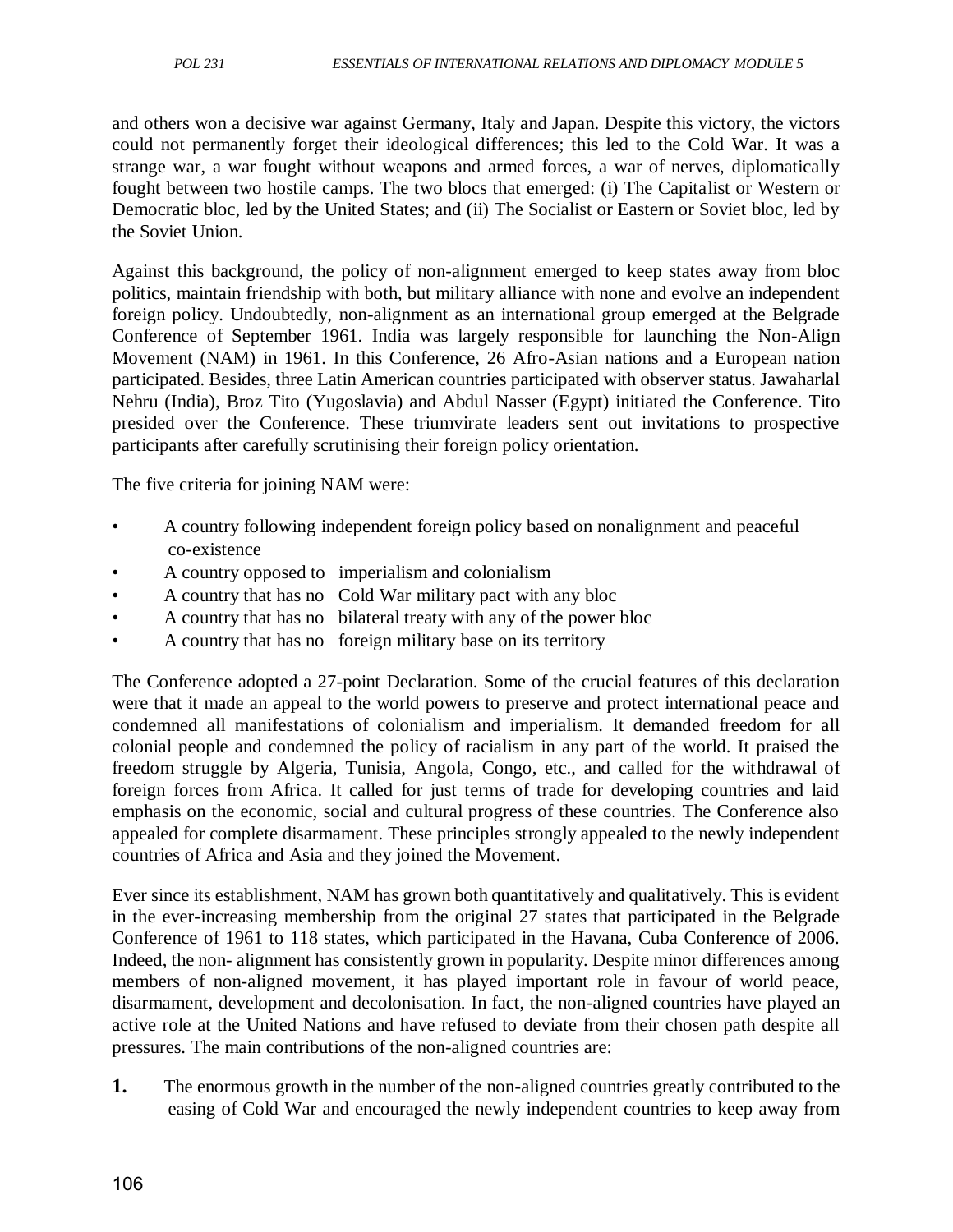and others won a decisive war against Germany, Italy and Japan. Despite this victory, the victors could not permanently forget their ideological differences; this led to the Cold War. It was a strange war, a war fought without weapons and armed forces, a war of nerves, diplomatically fought between two hostile camps. The two blocs that emerged: (i) The Capitalist or Western or Democratic bloc, led by the United States; and (ii) The Socialist or Eastern or Soviet bloc, led by the Soviet Union.

Against this background, the policy of non-alignment emerged to keep states away from bloc politics, maintain friendship with both, but military alliance with none and evolve an independent foreign policy. Undoubtedly, non-alignment as an international group emerged at the Belgrade Conference of September 1961. India was largely responsible for launching the Non-Align Movement (NAM) in 1961. In this Conference, 26 Afro-Asian nations and a European nation participated. Besides, three Latin American countries participated with observer status. Jawaharlal Nehru (India), Broz Tito (Yugoslavia) and Abdul Nasser (Egypt) initiated the Conference. Tito presided over the Conference. These triumvirate leaders sent out invitations to prospective participants after carefully scrutinising their foreign policy orientation.

The five criteria for joining NAM were:

- A country following independent foreign policy based on nonalignment and peaceful co-existence
- A country opposed to imperialism and colonialism
- A country that has no Cold War military pact with any bloc
- A country that has no bilateral treaty with any of the power bloc
- A country that has no foreign military base on its territory

The Conference adopted a 27-point Declaration. Some of the crucial features of this declaration were that it made an appeal to the world powers to preserve and protect international peace and condemned all manifestations of colonialism and imperialism. It demanded freedom for all colonial people and condemned the policy of racialism in any part of the world. It praised the freedom struggle by Algeria, Tunisia, Angola, Congo, etc., and called for the withdrawal of foreign forces from Africa. It called for just terms of trade for developing countries and laid emphasis on the economic, social and cultural progress of these countries. The Conference also appealed for complete disarmament. These principles strongly appealed to the newly independent countries of Africa and Asia and they joined the Movement.

Ever since its establishment, NAM has grown both quantitatively and qualitatively. This is evident in the ever-increasing membership from the original 27 states that participated in the Belgrade Conference of 1961 to 118 states, which participated in the Havana, Cuba Conference of 2006. Indeed, the non- alignment has consistently grown in popularity. Despite minor differences among members of non-aligned movement, it has played important role in favour of world peace, disarmament, development and decolonisation. In fact, the non-aligned countries have played an active role at the United Nations and have refused to deviate from their chosen path despite all pressures. The main contributions of the non-aligned countries are:

1. The enormous growth in the number of the non-aligned countries greatly contributed to the easing of Cold War and encouraged the newly independent countries to keep away from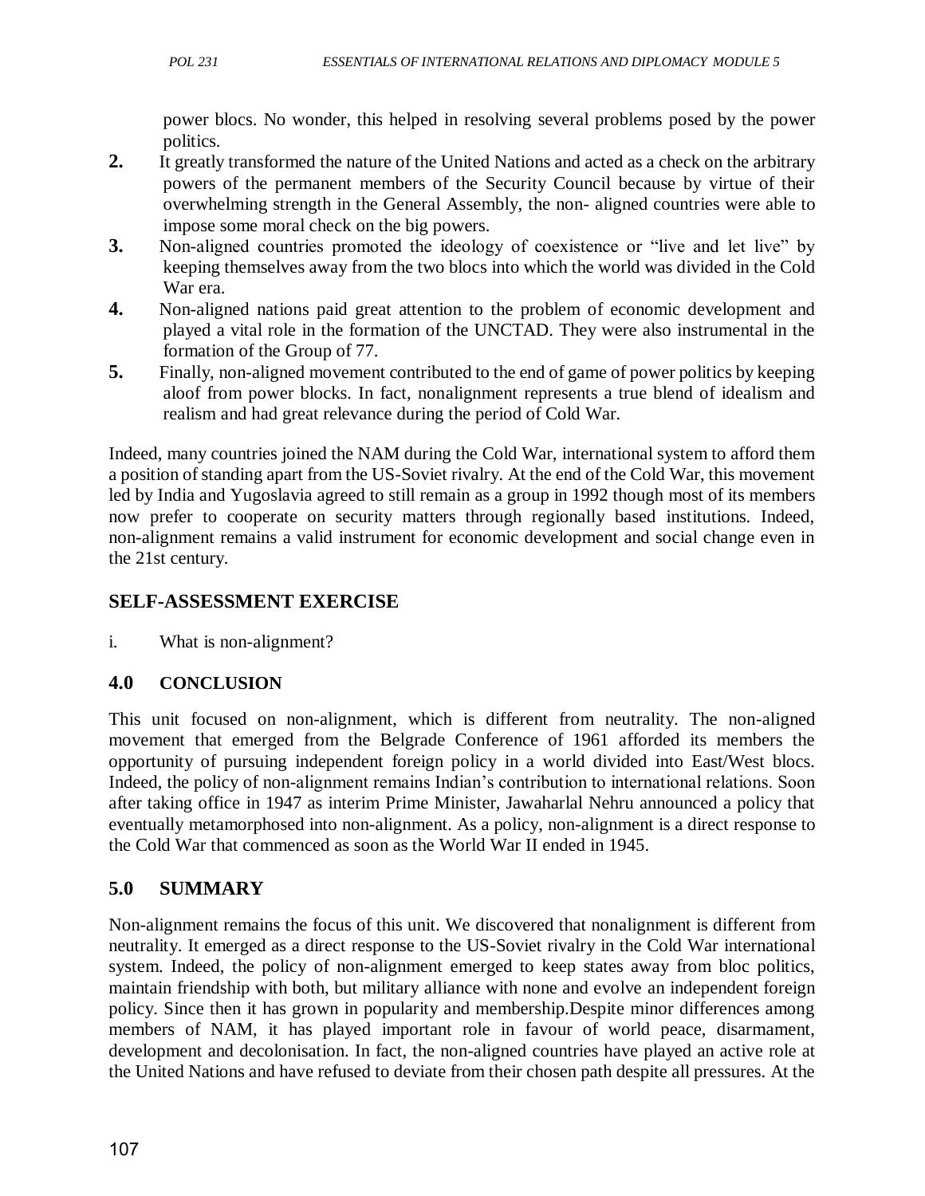power blocs. No wonder, this helped in resolving several problems posed by the power politics.

2. It greatly transformed the nature of the United Nations and acted as a check on the arbitrary powers of the permanent members of the Security Council because by virtue of their overwhelming strength in the General Assembly, the non- aligned countries were able to impose some moral check on the big powers.
3. Non-aligned countries promoted the ideology of coexistence or “live and let live” by keeping themselves away from the two blocs into which the world was divided in the Cold War era.
4. Non-aligned nations paid great attention to the problem of economic development and played a vital role in the formation of the UNCTAD. They were also instrumental in the formation of the Group of 77.
5. Finally, non-aligned movement contributed to the end of game of power politics by keeping aloof from power blocks. In fact, nonalignment represents a true blend of idealism and realism and had great relevance during the period of Cold War.

Indeed, many countries joined the NAM during the Cold War, international system to afford them a position of standing apart from the US-Soviet rivalry. At the end of the Cold War, this movement led by India and Yugoslavia agreed to still remain as a group in 1992 though most of its members now prefer to cooperate on security matters through regionally based institutions. Indeed, non-alignment remains a valid instrument for economic development and social change even in the 21st century.

## SELF-ASSESSMENT EXERCISE

i. What is non-alignment?

## 4.0 CONCLUSION

This unit focused on non-alignment, which is different from neutrality. The non-aligned movement that emerged from the Belgrade Conference of 1961 afforded its members the opportunity of pursuing independent foreign policy in a world divided into East/West blocs. Indeed, the policy of non-alignment remains Indian’s contribution to international relations. Soon after taking office in 1947 as interim Prime Minister, Jawaharlal Nehru announced a policy that eventually metamorphosed into non-alignment. As a policy, non-alignment is a direct response to the Cold War that commenced as soon as the World War II ended in 1945.

## 5.0 SUMMARY

Non-alignment remains the focus of this unit. We discovered that nonalignment is different from neutrality. It emerged as a direct response to the US-Soviet rivalry in the Cold War international system. Indeed, the policy of non-alignment emerged to keep states away from bloc politics, maintain friendship with both, but military alliance with none and evolve an independent foreign policy. Since then it has grown in popularity and membership.Despite minor differences among members of NAM, it has played important role in favour of world peace, disarmament, development and decolonisation. In fact, the non-aligned countries have played an active role at the United Nations and have refused to deviate from their chosen path despite all pressures. At the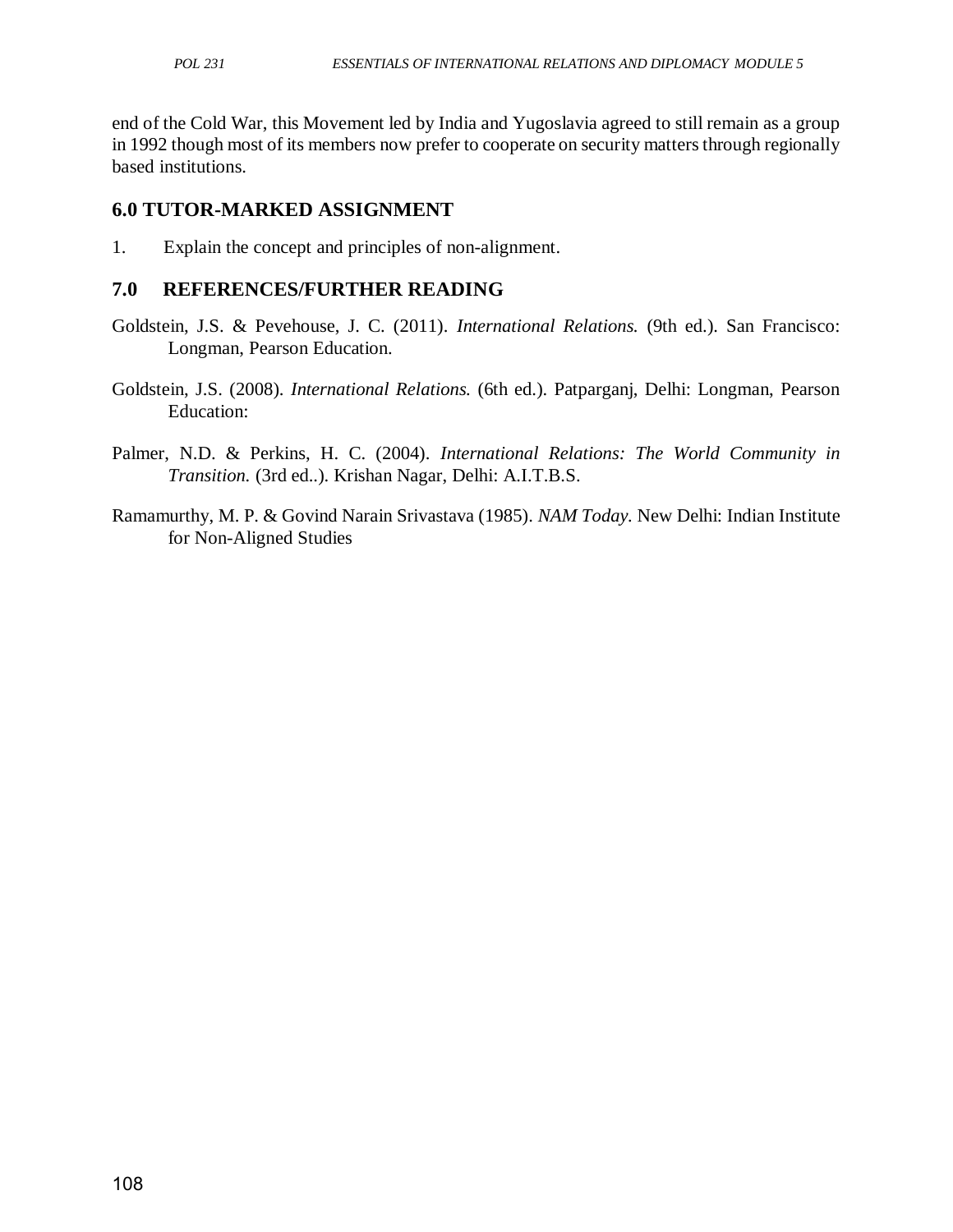end of the Cold War, this Movement led by India and Yugoslavia agreed to still remain as a group in 1992 though most of its members now prefer to cooperate on security matters through regionally based institutions.

## 6.0 TUTOR-MARKED ASSIGNMENT

1. Explain the concept and principles of non-alignment.

## 7.0 REFERENCES/FURTHER READING

Goldstein, J.S. & Pevehouse, J. C. (2011). *International Relations.* (9th ed.). San Francisco: Longman, Pearson Education.

Goldstein, J.S. (2008). *International Relations.* (6th ed.). Patparganj, Delhi: Longman, Pearson Education:

Palmer, N.D. & Perkins, H. C. (2004). *International Relations: The World Community in Transition.* (3rd ed..). Krishan Nagar, Delhi: A.I.T.B.S.

Ramamurthy, M. P. & Govind Narain Srivastava (1985). *NAM Today*. New Delhi: Indian Institute for Non-Aligned Studies